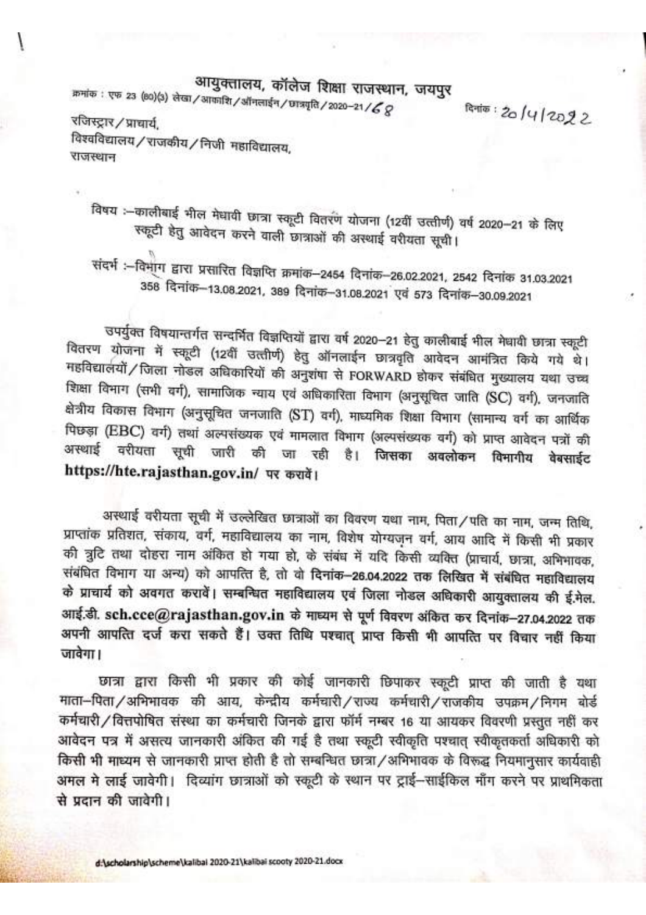# आयुक्तालय, कॉलेज शिक्षा राजस्थान, जयपुर

क्रमांक : एफ 23 (80)(3) लेखा/आकाशि/ऑनलाईन/छात्रवृति/2020-21/68 दिनांक : 20/4/2022

रजिस्ट्रार/प्राचार्य,
विश्वविद्यालय/राजकीय/निजी महाविद्यालय,
राजस्थान

विषय :–कालीबाई भील मेधावी छात्रा स्कूटी वितरण योजना (12वीं उत्तीर्ण) वर्ष 2020–21 के लिए स्कूटी हेतु आवेदन करने वाली छात्राओं की अस्थाई वरीयता सूची।

संदर्भ :–विभाग द्वारा प्रसारित विज्ञप्ति क्रमांक–2454 दिनांक–26.02.2021, 2542 दिनांक 31.03.2021 358 दिनांक–13.08.2021, 389 दिनांक–31.08.2021 एवं 573 दिनांक–30.09.2021

उपर्युक्त विषयान्तर्गत सन्दर्भित विज्ञप्तियों द्वारा वर्ष 2020–21 हेतु कालीबाई भील मेधावी छात्रा स्कूटी वितरण योजना में स्कूटी (12वीं उत्तीर्ण) हेतु ऑनलाईन छात्रवृति आवेदन आमंत्रित किये गये थे। महविद्यालयों/जिला नोडल अधिकारियों की अनुशंषा से FORWARD होकर संबंधित मुख्यालय यथा उच्च शिक्षा विभाग (सभी वर्ग), सामाजिक न्याय एवं अधिकारिता विभाग (अनुसूचित जाति (SC) वर्ग), जनजाति क्षेत्रीय विकास विभाग (अनुसूचित जनजाति (ST) वर्ग), माध्यमिक शिक्षा विभाग (सामान्य वर्ग का आर्थिक पिछड़ा (EBC) वर्ग) तथा अल्पसंख्यक एवं मामलात विभाग (अल्पसंख्यक वर्ग) को प्राप्त आवेदन पत्रों की अस्थाई वरीयता सूची जारी की जा रही है। **जिसका अवलोकन विभागीय वेबसाईट https://hte.rajasthan.gov.in/ पर करावें।**

अस्थाई वरीयता सूची में उल्लेखित छात्राओं का विवरण यथा नाम, पिता/पति का नाम, जन्म तिथि, प्राप्तांक प्रतिशत, संकाय, वर्ग, महाविद्यालय का नाम, विशेष योग्यजन वर्ग, आय आदि में किसी भी प्रकार की त्रुटि तथा दोहरा नाम अंकित हो गया हो, के संबंध में यदि किसी व्यक्ति (प्राचार्य, छात्रा, अभिभावक, संबंधित विभाग या अन्य) को आपत्ति है, तो वो **दिनांक–26.04.2022 तक लिखित में संबंधित महाविद्यालय के प्राचार्य को अवगत करावें। सम्बन्धित महाविद्यालय एवं जिला नोडल अधिकारी आयुक्तालय की ई.मेल. आई.डी. sch.cce@rajasthan.gov.in के माध्यम से पूर्ण विवरण अंकित कर दिनांक–27.04.2022 तक अपनी आपत्ति दर्ज करा सकते हैं। उक्त तिथि पश्चात् प्राप्त किसी भी आपत्ति पर विचार नहीं किया जावेगा।**

छात्रा द्वारा किसी भी प्रकार की कोई जानकारी छिपाकर स्कूटी प्राप्त की जाती है यथा माता–पिता/अभिभावक की आय, केन्द्रीय कर्मचारी/राज्य कर्मचारी/राजकीय उपक्रम/निगम बोर्ड कर्मचारी/वित्तपोषित संस्था का कर्मचारी जिनके द्वारा फॉर्म नम्बर 16 या आयकर विवरणी प्रस्तुत नहीं कर आवेदन पत्र में असत्य जानकारी अंकित की गई है तथा स्कूटी स्वीकृति पश्चात् स्वीकृतकर्ता अधिकारी को किसी भी माध्यम से जानकारी प्राप्त होती है तो सम्बन्धित छात्रा/अभिभावक के विरूद्ध नियमानुसार कार्यवाही अमल मे लाई जावेगी। दिव्यांग छात्राओं को स्कूटी के स्थान पर ट्राई–साईकिल माँग करने पर प्राथमिकता से प्रदान की जावेगी।

d:\scholarship\scheme\kalibai 2020-21\kalibai scooty 2020-21.docx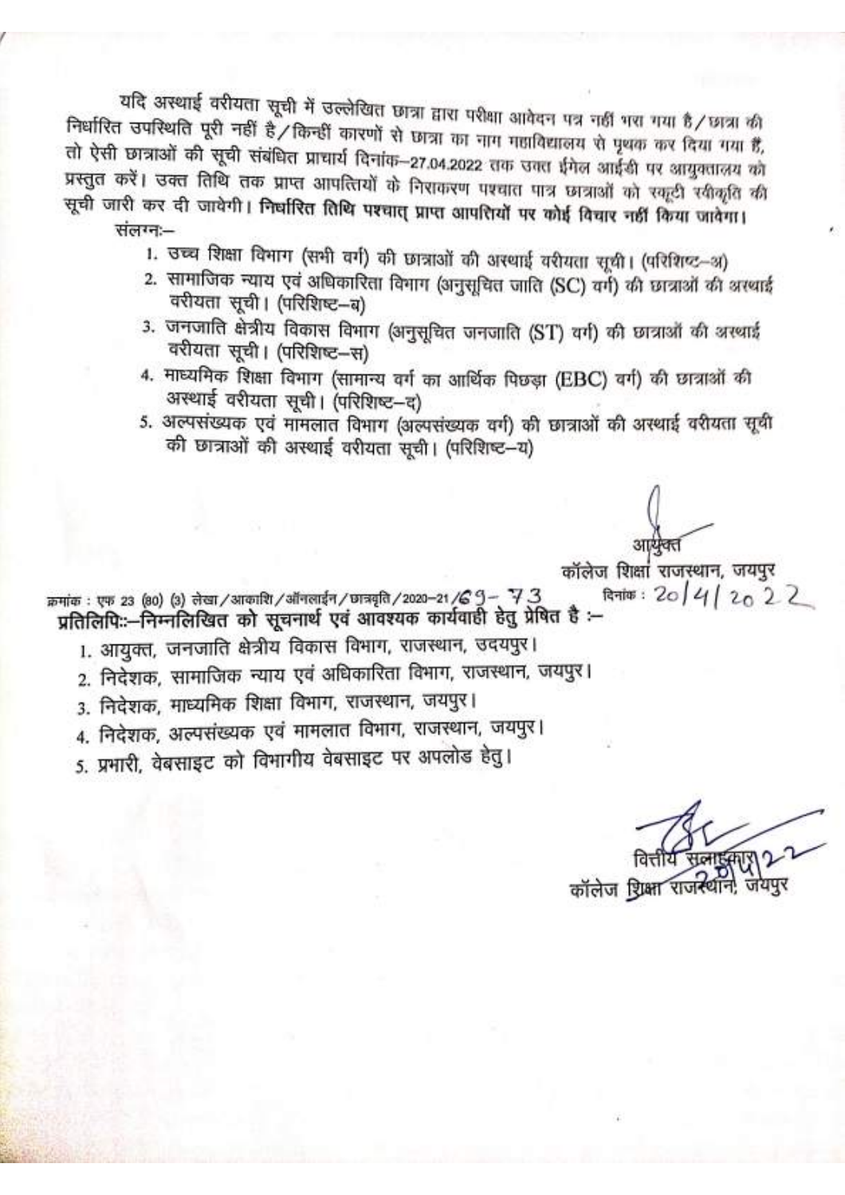यदि अस्थाई वरीयता सूची में उल्लेखित छात्रा द्वारा परीक्षा आवेदन पत्र नहीं भरा गया है/छात्रा की निर्धारित उपस्थिति पूरी नहीं है/किन्हीं कारणों से छात्रा का नाम महाविद्यालय से पृथक कर दिया गया हैं, तो ऐसी छात्राओं की सूची संबंधित प्राचार्य दिनांक–27.04.2022 तक उक्त ईमेल आईडी पर आयुक्तालय को प्रस्तुत करें। उक्त तिथि तक प्राप्त आपत्तियों के निराकरण पश्चात पात्र छात्राओं को स्कूटी स्वीकृति की सूची जारी कर दी जावेगी। **निर्धारित तिथि पश्चात् प्राप्त आपत्तियों पर कोई विचार नहीं किया जावेगा।**

संलग्नः–

1. उच्च शिक्षा विभाग (सभी वर्ग) की छात्राओं की अस्थाई वरीयता सूची। (परिशिष्ट–अ)
2. सामाजिक न्याय एवं अधिकारिता विभाग (अनुसूचित जाति (SC) वर्ग) की छात्राओं की अस्थाई वरीयता सूची। (परिशिष्ट–ब)
3. जनजाति क्षेत्रीय विकास विभाग (अनुसूचित जनजाति (ST) वर्ग) की छात्राओं की अस्थाई वरीयता सूची। (परिशिष्ट–स)
4. माध्यमिक शिक्षा विभाग (सामान्य वर्ग का आर्थिक पिछड़ा (EBC) वर्ग) की छात्राओं की अस्थाई वरीयता सूची। (परिशिष्ट–द)
5. अल्पसंख्यक एवं मामलात विभाग (अल्पसंख्यक वर्ग) की छात्राओं की अस्थाई वरीयता सूची की छात्राओं की अस्थाई वरीयता सूची। (परिशिष्ट–य)

आयुक्त
कॉलेज शिक्षा राजस्थान, जयपुर

क्रमांक : एफ 23 (80) (3) लेखा/आकाशि/ऑनलाईन/छात्रवृति/2020–21/69–73 दिनांक : 20/4/2022

**प्रतिलिपिः–निम्नलिखित को सूचनार्थ एवं आवश्यक कार्यवाही हेतु प्रेषित है :–**

1. आयुक्त, जनजाति क्षेत्रीय विकास विभाग, राजस्थान, उदयपुर।
2. निदेशक, सामाजिक न्याय एवं अधिकारिता विभाग, राजस्थान, जयपुर।
3. निदेशक, माध्यमिक शिक्षा विभाग, राजस्थान, जयपुर।
4. निदेशक, अल्पसंख्यक एवं मामलात विभाग, राजस्थान, जयपुर।
5. प्रभारी, वेबसाइट को विभागीय वेबसाइट पर अपलोड हेतु।

वित्तीय सलाहकार
कॉलेज शिक्षा राजस्थान, जयपुर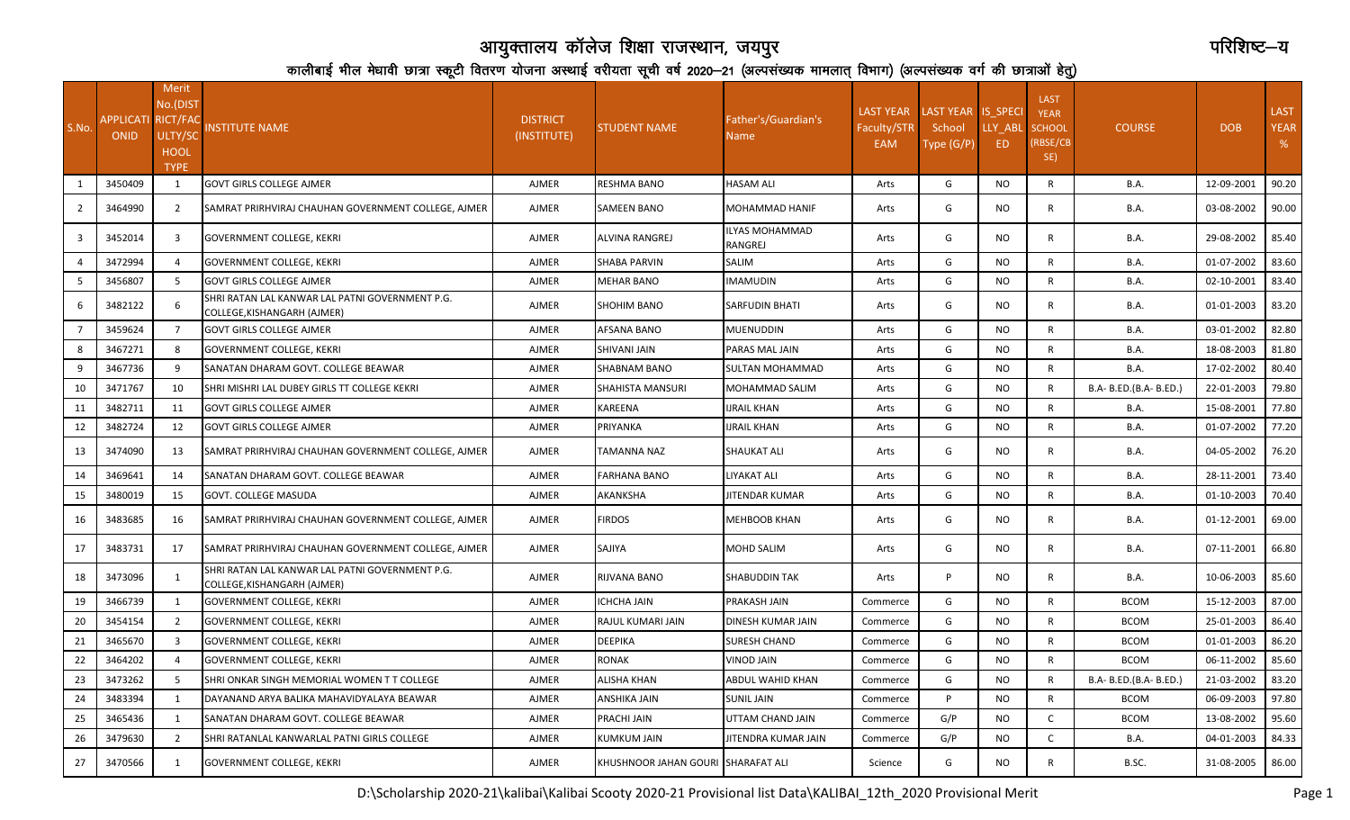# आयुक्तालय कॉलेज शिक्षा राजस्थान, जयपुर

परिशिष्ट–य

## कालीबाई भील मेधावी छात्रा स्कूटी वितरण योजना अस्थाई वरीयता सूची वर्ष 2020–21 (अल्पसंख्यक मामलात् विभाग) (अल्पसंख्यक वर्ग की छात्राओं हेतु)

| S.No. | APPLICATIONID | Merit No.(DISTRICT/FACULTY/SCHOOL TYPE | INSTITUTE NAME | DISTRICT (INSTITUTE) | STUDENT NAME | Father's/Guardian's Name | LAST YEAR Faculty/STREAM | LAST YEAR School Type (G/P) | IS_SPECIALLY_ABLED | LAST YEAR SCHOOL (RBSE/CBSE) | COURSE | DOB | LAST YEAR % |
|---|---|---|---|---|---|---|---|---|---|---|---|---|---|
| 1 | 3450409 | 1 | GOVT GIRLS COLLEGE AJMER | AJMER | RESHMA BANO | HASAM ALI | Arts | G | NO | R | B.A. | 12-09-2001 | 90.20 |
| 2 | 3464990 | 2 | SAMRAT PRIRHVIRAJ CHAUHAN GOVERNMENT COLLEGE, AJMER | AJMER | SAMEEN BANO | MOHAMMAD HANIF | Arts | G | NO | R | B.A. | 03-08-2002 | 90.00 |
| 3 | 3452014 | 3 | GOVERNMENT COLLEGE, KEKRI | AJMER | ALVINA RANGREJ | ILYAS MOHAMMAD RANGREJ | Arts | G | NO | R | B.A. | 29-08-2002 | 85.40 |
| 4 | 3472994 | 4 | GOVERNMENT COLLEGE, KEKRI | AJMER | SHABA PARVIN | SALIM | Arts | G | NO | R | B.A. | 01-07-2002 | 83.60 |
| 5 | 3456807 | 5 | GOVT GIRLS COLLEGE AJMER | AJMER | MEHAR BANO | IMAMUDIN | Arts | G | NO | R | B.A. | 02-10-2001 | 83.40 |
| 6 | 3482122 | 6 | SHRI RATAN LAL KANWAR LAL PATNI GOVERNMENT P.G. COLLEGE,KISHANGARH (AJMER) | AJMER | SHOHIM BANO | SARFUDIN BHATI | Arts | G | NO | R | B.A. | 01-01-2003 | 83.20 |
| 7 | 3459624 | 7 | GOVT GIRLS COLLEGE AJMER | AJMER | AFSANA BANO | MUENUDDIN | Arts | G | NO | R | B.A. | 03-01-2002 | 82.80 |
| 8 | 3467271 | 8 | GOVERNMENT COLLEGE, KEKRI | AJMER | SHIVANI JAIN | PARAS MAL JAIN | Arts | G | NO | R | B.A. | 18-08-2003 | 81.80 |
| 9 | 3467736 | 9 | SANATAN DHARAM GOVT. COLLEGE BEAWAR | AJMER | SHABNAM BANO | SULTAN MOHAMMAD | Arts | G | NO | R | B.A. | 17-02-2002 | 80.40 |
| 10 | 3471767 | 10 | SHRI MISHRI LAL DUBEY GIRLS TT COLLEGE KEKRI | AJMER | SHAHISTA MANSURI | MOHAMMAD SALIM | Arts | G | NO | R | B.A- B.ED.(B.A- B.ED.) | 22-01-2003 | 79.80 |
| 11 | 3482711 | 11 | GOVT GIRLS COLLEGE AJMER | AJMER | KAREENA | IJRAIL KHAN | Arts | G | NO | R | B.A. | 15-08-2001 | 77.80 |
| 12 | 3482724 | 12 | GOVT GIRLS COLLEGE AJMER | AJMER | PRIYANKA | IJRAIL KHAN | Arts | G | NO | R | B.A. | 01-07-2002 | 77.20 |
| 13 | 3474090 | 13 | SAMRAT PRIRHVIRAJ CHAUHAN GOVERNMENT COLLEGE, AJMER | AJMER | TAMANNA NAZ | SHAUKAT ALI | Arts | G | NO | R | B.A. | 04-05-2002 | 76.20 |
| 14 | 3469641 | 14 | SANATAN DHARAM GOVT. COLLEGE BEAWAR | AJMER | FARHANA BANO | LIYAKAT ALI | Arts | G | NO | R | B.A. | 28-11-2001 | 73.40 |
| 15 | 3480019 | 15 | GOVT. COLLEGE MASUDA | AJMER | AKANKSHA | JITENDAR KUMAR | Arts | G | NO | R | B.A. | 01-10-2003 | 70.40 |
| 16 | 3483685 | 16 | SAMRAT PRIRHVIRAJ CHAUHAN GOVERNMENT COLLEGE, AJMER | AJMER | FIRDOS | MEHBOOB KHAN | Arts | G | NO | R | B.A. | 01-12-2001 | 69.00 |
| 17 | 3483731 | 17 | SAMRAT PRIRHVIRAJ CHAUHAN GOVERNMENT COLLEGE, AJMER | AJMER | SAJIYA | MOHD SALIM | Arts | G | NO | R | B.A. | 07-11-2001 | 66.80 |
| 18 | 3473096 | 1 | SHRI RATAN LAL KANWAR LAL PATNI GOVERNMENT P.G. COLLEGE,KISHANGARH (AJMER) | AJMER | RIJVANA BANO | SHABUDDIN TAK | Arts | P | NO | R | B.A. | 10-06-2003 | 85.60 |
| 19 | 3466739 | 1 | GOVERNMENT COLLEGE, KEKRI | AJMER | ICHCHA JAIN | PRAKASH JAIN | Commerce | G | NO | R | BCOM | 15-12-2003 | 87.00 |
| 20 | 3454154 | 2 | GOVERNMENT COLLEGE, KEKRI | AJMER | RAJUL KUMARI JAIN | DINESH KUMAR JAIN | Commerce | G | NO | R | BCOM | 25-01-2003 | 86.40 |
| 21 | 3465670 | 3 | GOVERNMENT COLLEGE, KEKRI | AJMER | DEEPIKA | SURESH CHAND | Commerce | G | NO | R | BCOM | 01-01-2003 | 86.20 |
| 22 | 3464202 | 4 | GOVERNMENT COLLEGE, KEKRI | AJMER | RONAK | VINOD JAIN | Commerce | G | NO | R | BCOM | 06-11-2002 | 85.60 |
| 23 | 3473262 | 5 | SHRI ONKAR SINGH MEMORIAL WOMEN T T COLLEGE | AJMER | ALISHA KHAN | ABDUL WAHID KHAN | Commerce | G | NO | R | B.A- B.ED.(B.A- B.ED.) | 21-03-2002 | 83.20 |
| 24 | 3483394 | 1 | DAYANAND ARYA BALIKA MAHAVIDYALAYA BEAWAR | AJMER | ANSHIKA JAIN | SUNIL JAIN | Commerce | P | NO | R | BCOM | 06-09-2003 | 97.80 |
| 25 | 3465436 | 1 | SANATAN DHARAM GOVT. COLLEGE BEAWAR | AJMER | PRACHI JAIN | UTTAM CHAND JAIN | Commerce | G/P | NO | C | BCOM | 13-08-2002 | 95.60 |
| 26 | 3479630 | 2 | SHRI RATANLAL KANWARLAL PATNI GIRLS COLLEGE | AJMER | KUMKUM JAIN | JITENDRA KUMAR JAIN | Commerce | G/P | NO | C | B.A. | 04-01-2003 | 84.33 |
| 27 | 3470566 | 1 | GOVERNMENT COLLEGE, KEKRI | AJMER | KHUSHNOOR JAHAN GOURI | SHARAFAT ALI | Science | G | NO | R | B.SC. | 31-08-2005 | 86.00 |

D:\Scholarship 2020-21\kalibai\Kalibai Scooty 2020-21 Provisional list Data\KALIBAI_12th_2020 Provisional Merit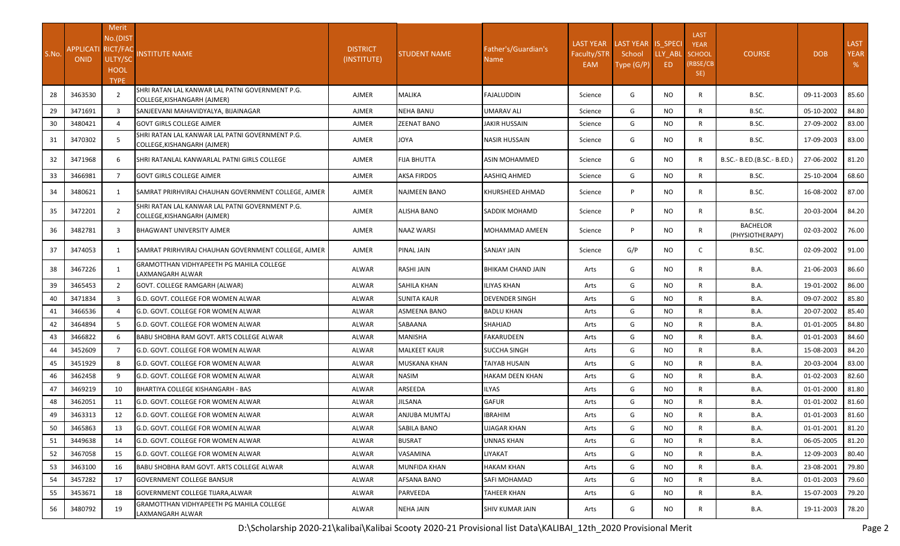| S.No. | APPLICATIONID | Merit No.(DISTRICT/FACULTY/SCHOOL TYPE | INSTITUTE NAME | DISTRICT (INSTITUTE) | STUDENT NAME | Father's/Guardian's Name | LAST YEAR Faculty/STREAM | LAST YEAR School Type (G/P) | IS_SPECIALLY_ABLED | LAST YEAR SCHOOL (RBSE/CBSE) | COURSE | DOB | LAST YEAR % |
|---|---|---|---|---|---|---|---|---|---|---|---|---|---|
| 28 | 3463530 | 2 | SHRI RATAN LAL KANWAR LAL PATNI GOVERNMENT P.G. COLLEGE,KISHANGARH (AJMER) | AJMER | MALIKA | FAJALUDDIN | Science | G | NO | R | B.SC. | 09-11-2003 | 85.60 |
| 29 | 3471691 | 3 | SANJEEVANI MAHAVIDYALYA, BIJAINAGAR | AJMER | NEHA BANU | UMARAV ALI | Science | G | NO | R | B.SC. | 05-10-2002 | 84.80 |
| 30 | 3480421 | 4 | GOVT GIRLS COLLEGE AJMER | AJMER | ZEENAT BANO | JAKIR HUSSAIN | Science | G | NO | R | B.SC. | 27-09-2002 | 83.00 |
| 31 | 3470302 | 5 | SHRI RATAN LAL KANWAR LAL PATNI GOVERNMENT P.G. COLLEGE,KISHANGARH (AJMER) | AJMER | JOYA | NASIR HUSSAIN | Science | G | NO | R | B.SC. | 17-09-2003 | 83.00 |
| 32 | 3471968 | 6 | SHRI RATANLAL KANWARLAL PATNI GIRLS COLLEGE | AJMER | FIJA BHUTTA | ASIN MOHAMMED | Science | G | NO | R | B.SC.- B.ED.(B.SC.- B.ED.) | 27-06-2002 | 81.20 |
| 33 | 3466981 | 7 | GOVT GIRLS COLLEGE AJMER | AJMER | AKSA FIRDOS | AASHIQ AHMED | Science | G | NO | R | B.SC. | 25-10-2004 | 68.60 |
| 34 | 3480621 | 1 | SAMRAT PRIRHVIRAJ CHAUHAN GOVERNMENT COLLEGE, AJMER | AJMER | NAJMEEN BANO | KHURSHEED AHMAD | Science | P | NO | R | B.SC. | 16-08-2002 | 87.00 |
| 35 | 3472201 | 2 | SHRI RATAN LAL KANWAR LAL PATNI GOVERNMENT P.G. COLLEGE,KISHANGARH (AJMER) | AJMER | ALISHA BANO | SADDIK MOHAMD | Science | P | NO | R | B.SC. | 20-03-2004 | 84.20 |
| 36 | 3482781 | 3 | BHAGWANT UNIVERSITY AJMER | AJMER | NAAZ WARSI | MOHAMMAD AMEEN | Science | P | NO | R | BACHELOR (PHYSIOTHERAPY) | 02-03-2002 | 76.00 |
| 37 | 3474053 | 1 | SAMRAT PRIRHVIRAJ CHAUHAN GOVERNMENT COLLEGE, AJMER | AJMER | PINAL JAIN | SANJAY JAIN | Science | G/P | NO | C | B.SC. | 02-09-2002 | 91.00 |
| 38 | 3467226 | 1 | GRAMOTTHAN VIDHYAPEETH PG MAHILA COLLEGE LAXMANGARH ALWAR | ALWAR | RASHI JAIN | BHIKAM CHAND JAIN | Arts | G | NO | R | B.A. | 21-06-2003 | 86.60 |
| 39 | 3465453 | 2 | GOVT. COLLEGE RAMGARH (ALWAR) | ALWAR | SAHILA KHAN | ILIYAS KHAN | Arts | G | NO | R | B.A. | 19-01-2002 | 86.00 |
| 40 | 3471834 | 3 | G.D. GOVT. COLLEGE FOR WOMEN ALWAR | ALWAR | SUNITA KAUR | DEVENDER SINGH | Arts | G | NO | R | B.A. | 09-07-2002 | 85.80 |
| 41 | 3466536 | 4 | G.D. GOVT. COLLEGE FOR WOMEN ALWAR | ALWAR | ASMEENA BANO | BADLU KHAN | Arts | G | NO | R | B.A. | 20-07-2002 | 85.40 |
| 42 | 3464894 | 5 | G.D. GOVT. COLLEGE FOR WOMEN ALWAR | ALWAR | SABAANA | SHAHJAD | Arts | G | NO | R | B.A. | 01-01-2005 | 84.80 |
| 43 | 3466822 | 6 | BABU SHOBHA RAM GOVT. ARTS COLLEGE ALWAR | ALWAR | MANISHA | FAKARUDEEN | Arts | G | NO | R | B.A. | 01-01-2003 | 84.60 |
| 44 | 3452609 | 7 | G.D. GOVT. COLLEGE FOR WOMEN ALWAR | ALWAR | MALKEET KAUR | SUCCHA SINGH | Arts | G | NO | R | B.A. | 15-08-2003 | 84.20 |
| 45 | 3451929 | 8 | G.D. GOVT. COLLEGE FOR WOMEN ALWAR | ALWAR | MUSKANA KHAN | TAIYAB HUSAIN | Arts | G | NO | R | B.A. | 20-03-2004 | 83.00 |
| 46 | 3462458 | 9 | G.D. GOVT. COLLEGE FOR WOMEN ALWAR | ALWAR | NASIM | HAKAM DEEN KHAN | Arts | G | NO | R | B.A. | 01-02-2003 | 82.60 |
| 47 | 3469219 | 10 | BHARTIYA COLLEGE KISHANGARH - BAS | ALWAR | ARSEEDA | ILYAS | Arts | G | NO | R | B.A. | 01-01-2000 | 81.80 |
| 48 | 3462051 | 11 | G.D. GOVT. COLLEGE FOR WOMEN ALWAR | ALWAR | JILSANA | GAFUR | Arts | G | NO | R | B.A. | 01-01-2002 | 81.60 |
| 49 | 3463313 | 12 | G.D. GOVT. COLLEGE FOR WOMEN ALWAR | ALWAR | ANJUBA MUMTAJ | IBRAHIM | Arts | G | NO | R | B.A. | 01-01-2003 | 81.60 |
| 50 | 3465863 | 13 | G.D. GOVT. COLLEGE FOR WOMEN ALWAR | ALWAR | SABILA BANO | UJAGAR KHAN | Arts | G | NO | R | B.A. | 01-01-2001 | 81.20 |
| 51 | 3449638 | 14 | G.D. GOVT. COLLEGE FOR WOMEN ALWAR | ALWAR | BUSRAT | UNNAS KHAN | Arts | G | NO | R | B.A. | 06-05-2005 | 81.20 |
| 52 | 3467058 | 15 | G.D. GOVT. COLLEGE FOR WOMEN ALWAR | ALWAR | VASAMINA | LIYAKAT | Arts | G | NO | R | B.A. | 12-09-2003 | 80.40 |
| 53 | 3463100 | 16 | BABU SHOBHA RAM GOVT. ARTS COLLEGE ALWAR | ALWAR | MUNFIDA KHAN | HAKAM KHAN | Arts | G | NO | R | B.A. | 23-08-2001 | 79.80 |
| 54 | 3457282 | 17 | GOVERNMENT COLLEGE BANSUR | ALWAR | AFSANA BANO | SAFI MOHAMAD | Arts | G | NO | R | B.A. | 01-01-2003 | 79.60 |
| 55 | 3453671 | 18 | GOVERNMENT COLLEGE TIJARA,ALWAR | ALWAR | PARVEEDA | TAHEER KHAN | Arts | G | NO | R | B.A. | 15-07-2003 | 79.20 |
| 56 | 3480792 | 19 | GRAMOTTHAN VIDHYAPEETH PG MAHILA COLLEGE LAXMANGARH ALWAR | ALWAR | NEHA JAIN | SHIV KUMAR JAIN | Arts | G | NO | R | B.A. | 19-11-2003 | 78.20 |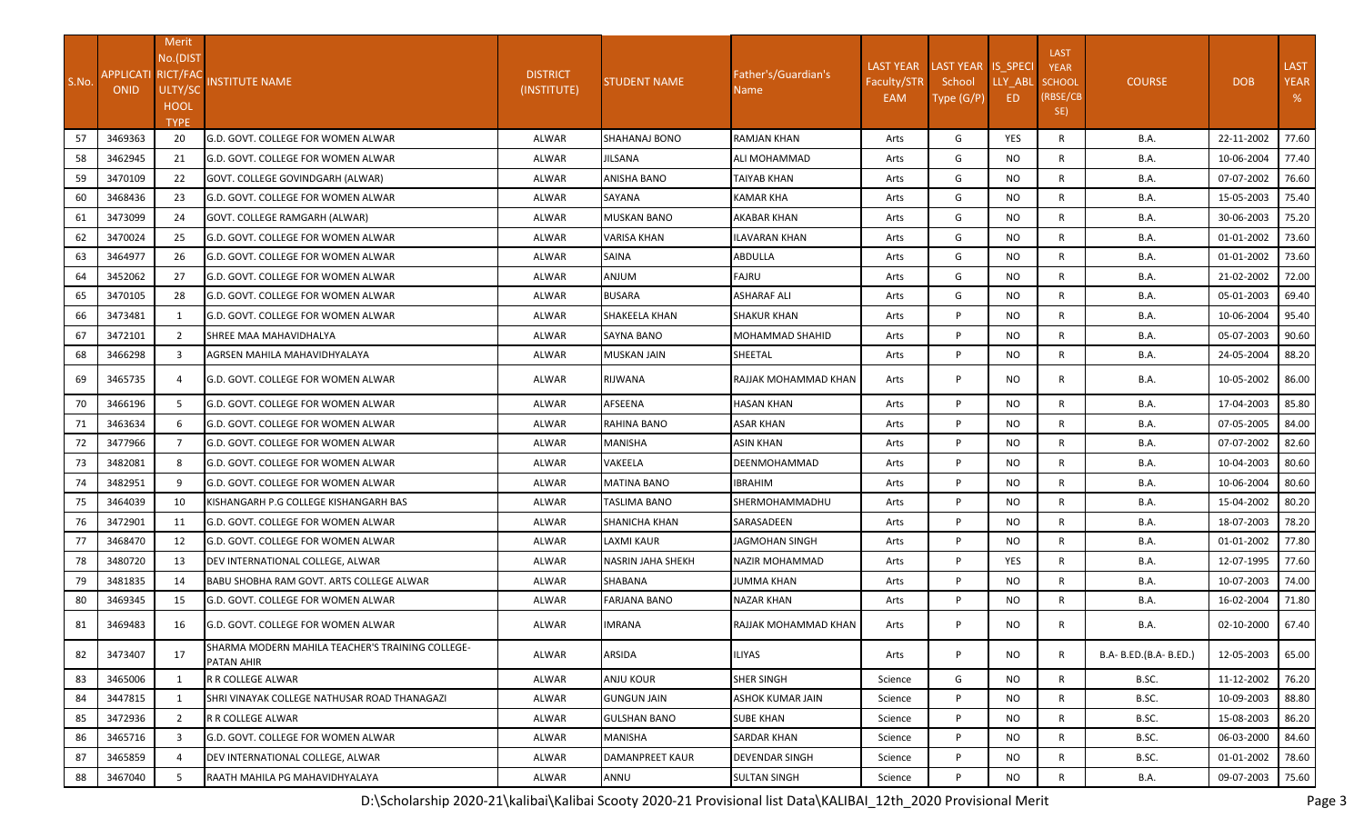| S.No. | APPLICATIONID | Merit No.(DISTRICT/FACULTY/SCHOOL TYPE | INSTITUTE NAME | DISTRICT (INSTITUTE) | STUDENT NAME | Father's/Guardian's Name | LAST YEAR Faculty/STREAM | LAST YEAR School Type (G/P) | IS_SPECIALLY_ABLED | LAST YEAR SCHOOL (RBSE/CBSE) | COURSE | DOB | LAST YEAR % |
|---|---|---|---|---|---|---|---|---|---|---|---|---|---|
| 57 | 3469363 | 20 | G.D. GOVT. COLLEGE FOR WOMEN ALWAR | ALWAR | SHAHANAJ BONO | RAMJAN KHAN | Arts | G | YES | R | B.A. | 22-11-2002 | 77.60 |
| 58 | 3462945 | 21 | G.D. GOVT. COLLEGE FOR WOMEN ALWAR | ALWAR | JILSANA | ALI MOHAMMAD | Arts | G | NO | R | B.A. | 10-06-2004 | 77.40 |
| 59 | 3470109 | 22 | GOVT. COLLEGE GOVINDGARH (ALWAR) | ALWAR | ANISHA BANO | TAIYAB KHAN | Arts | G | NO | R | B.A. | 07-07-2002 | 76.60 |
| 60 | 3468436 | 23 | G.D. GOVT. COLLEGE FOR WOMEN ALWAR | ALWAR | SAYANA | KAMAR KHA | Arts | G | NO | R | B.A. | 15-05-2003 | 75.40 |
| 61 | 3473099 | 24 | GOVT. COLLEGE RAMGARH (ALWAR) | ALWAR | MUSKAN BANO | AKABAR KHAN | Arts | G | NO | R | B.A. | 30-06-2003 | 75.20 |
| 62 | 3470024 | 25 | G.D. GOVT. COLLEGE FOR WOMEN ALWAR | ALWAR | VARISA KHAN | ILAVARAN KHAN | Arts | G | NO | R | B.A. | 01-01-2002 | 73.60 |
| 63 | 3464977 | 26 | G.D. GOVT. COLLEGE FOR WOMEN ALWAR | ALWAR | SAINA | ABDULLA | Arts | G | NO | R | B.A. | 01-01-2002 | 73.60 |
| 64 | 3452062 | 27 | G.D. GOVT. COLLEGE FOR WOMEN ALWAR | ALWAR | ANJUM | FAJRU | Arts | G | NO | R | B.A. | 21-02-2002 | 72.00 |
| 65 | 3470105 | 28 | G.D. GOVT. COLLEGE FOR WOMEN ALWAR | ALWAR | BUSARA | ASHARAF ALI | Arts | G | NO | R | B.A. | 05-01-2003 | 69.40 |
| 66 | 3473481 | 1 | G.D. GOVT. COLLEGE FOR WOMEN ALWAR | ALWAR | SHAKEELA KHAN | SHAKUR KHAN | Arts | P | NO | R | B.A. | 10-06-2004 | 95.40 |
| 67 | 3472101 | 2 | SHREE MAA MAHAVIDHALYA | ALWAR | SAYNA BANO | MOHAMMAD SHAHID | Arts | P | NO | R | B.A. | 05-07-2003 | 90.60 |
| 68 | 3466298 | 3 | AGRSEN MAHILA MAHAVIDHYALAYA | ALWAR | MUSKAN JAIN | SHEETAL | Arts | P | NO | R | B.A. | 24-05-2004 | 88.20 |
| 69 | 3465735 | 4 | G.D. GOVT. COLLEGE FOR WOMEN ALWAR | ALWAR | RIJWANA | RAJJAK MOHAMMAD KHAN | Arts | P | NO | R | B.A. | 10-05-2002 | 86.00 |
| 70 | 3466196 | 5 | G.D. GOVT. COLLEGE FOR WOMEN ALWAR | ALWAR | AFSEENA | HASAN KHAN | Arts | P | NO | R | B.A. | 17-04-2003 | 85.80 |
| 71 | 3463634 | 6 | G.D. GOVT. COLLEGE FOR WOMEN ALWAR | ALWAR | RAHINA BANO | ASAR KHAN | Arts | P | NO | R | B.A. | 07-05-2005 | 84.00 |
| 72 | 3477966 | 7 | G.D. GOVT. COLLEGE FOR WOMEN ALWAR | ALWAR | MANISHA | ASIN KHAN | Arts | P | NO | R | B.A. | 07-07-2002 | 82.60 |
| 73 | 3482081 | 8 | G.D. GOVT. COLLEGE FOR WOMEN ALWAR | ALWAR | VAKEELA | DEENMOHAMMAD | Arts | P | NO | R | B.A. | 10-04-2003 | 80.60 |
| 74 | 3482951 | 9 | G.D. GOVT. COLLEGE FOR WOMEN ALWAR | ALWAR | MATINA BANO | IBRAHIM | Arts | P | NO | R | B.A. | 10-06-2004 | 80.60 |
| 75 | 3464039 | 10 | KISHANGARH P.G COLLEGE KISHANGARH BAS | ALWAR | TASLIMA BANO | SHERMOHAMMADHU | Arts | P | NO | R | B.A. | 15-04-2002 | 80.20 |
| 76 | 3472901 | 11 | G.D. GOVT. COLLEGE FOR WOMEN ALWAR | ALWAR | SHANICHA KHAN | SARASADEEN | Arts | P | NO | R | B.A. | 18-07-2003 | 78.20 |
| 77 | 3468470 | 12 | G.D. GOVT. COLLEGE FOR WOMEN ALWAR | ALWAR | LAXMI KAUR | JAGMOHAN SINGH | Arts | P | NO | R | B.A. | 01-01-2002 | 77.80 |
| 78 | 3480720 | 13 | DEV INTERNATIONAL COLLEGE, ALWAR | ALWAR | NASRIN JAHA SHEKH | NAZIR MOHAMMAD | Arts | P | YES | R | B.A. | 12-07-1995 | 77.60 |
| 79 | 3481835 | 14 | BABU SHOBHA RAM GOVT. ARTS COLLEGE ALWAR | ALWAR | SHABANA | JUMMA KHAN | Arts | P | NO | R | B.A. | 10-07-2003 | 74.00 |
| 80 | 3469345 | 15 | G.D. GOVT. COLLEGE FOR WOMEN ALWAR | ALWAR | FARJANA BANO | NAZAR KHAN | Arts | P | NO | R | B.A. | 16-02-2004 | 71.80 |
| 81 | 3469483 | 16 | G.D. GOVT. COLLEGE FOR WOMEN ALWAR | ALWAR | IMRANA | RAJJAK MOHAMMAD KHAN | Arts | P | NO | R | B.A. | 02-10-2000 | 67.40 |
| 82 | 3473407 | 17 | SHARMA MODERN MAHILA TEACHER'S TRAINING COLLEGE-PATAN AHIR | ALWAR | ARSIDA | ILIYAS | Arts | P | NO | R | B.A- B.ED.(B.A- B.ED.) | 12-05-2003 | 65.00 |
| 83 | 3465006 | 1 | R R COLLEGE ALWAR | ALWAR | ANJU KOUR | SHER SINGH | Science | G | NO | R | B.SC. | 11-12-2002 | 76.20 |
| 84 | 3447815 | 1 | SHRI VINAYAK COLLEGE NATHUSAR ROAD THANAGAZI | ALWAR | GUNGUN JAIN | ASHOK KUMAR JAIN | Science | P | NO | R | B.SC. | 10-09-2003 | 88.80 |
| 85 | 3472936 | 2 | R R COLLEGE ALWAR | ALWAR | GULSHAN BANO | SUBE KHAN | Science | P | NO | R | B.SC. | 15-08-2003 | 86.20 |
| 86 | 3465716 | 3 | G.D. GOVT. COLLEGE FOR WOMEN ALWAR | ALWAR | MANISHA | SARDAR KHAN | Science | P | NO | R | B.SC. | 06-03-2000 | 84.60 |
| 87 | 3465859 | 4 | DEV INTERNATIONAL COLLEGE, ALWAR | ALWAR | DAMANPREET KAUR | DEVENDAR SINGH | Science | P | NO | R | B.SC. | 01-01-2002 | 78.60 |
| 88 | 3467040 | 5 | RAATH MAHILA PG MAHAVIDHYALAYA | ALWAR | ANNU | SULTAN SINGH | Science | P | NO | R | B.A. | 09-07-2003 | 75.60 |

D:\Scholarship 2020-21\kalibai\Kalibai Scooty 2020-21 Provisional list Data\KALIBAI_12th_2020 Provisional Merit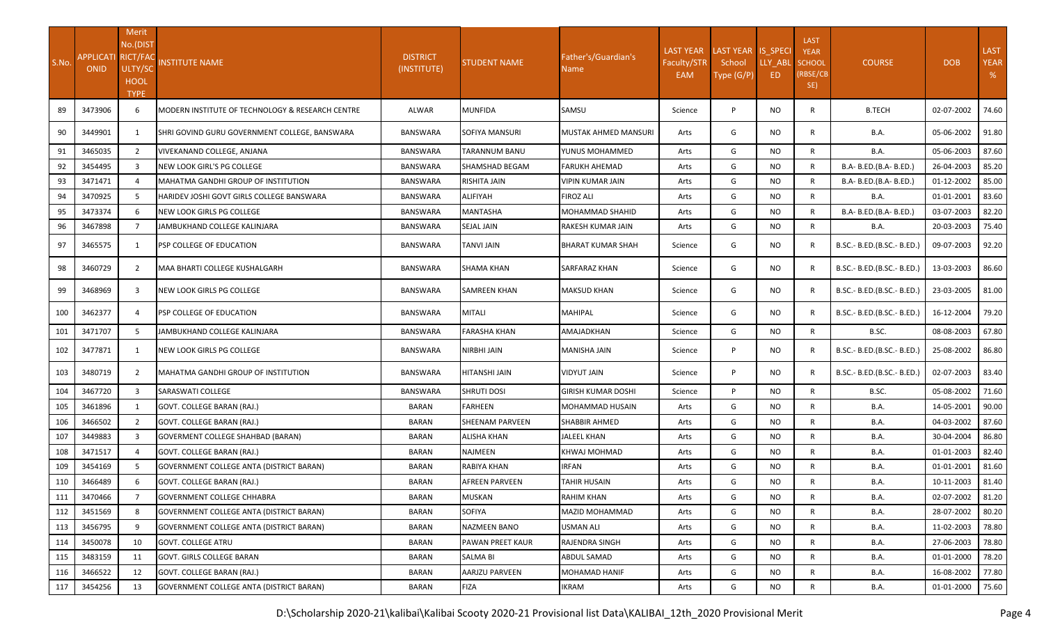| S.No. | APPLICATIONID | Merit No.(DISTRICT/FACULTY/SCHOOL TYPE | INSTITUTE NAME | DISTRICT (INSTITUTE) | STUDENT NAME | Father's/Guardian's Name | LAST YEAR Faculty/STREAM | LAST YEAR School Type (G/P) | IS_SPECIALLY_ABLED | LAST YEAR SCHOOL (RBSE/CBSE) | COURSE | DOB | LAST YEAR % |
|---|---|---|---|---|---|---|---|---|---|---|---|---|---|
| 89 | 3473906 | 6 | MODERN INSTITUTE OF TECHNOLOGY & RESEARCH CENTRE | ALWAR | MUNFIDA | SAMSU | Science | P | NO | R | B.TECH | 02-07-2002 | 74.60 |
| 90 | 3449901 | 1 | SHRI GOVIND GURU GOVERNMENT COLLEGE, BANSWARA | BANSWARA | SOFIYA MANSURI | MUSTAK AHMED MANSURI | Arts | G | NO | R | B.A. | 05-06-2002 | 91.80 |
| 91 | 3465035 | 2 | VIVEKANAND COLLEGE, ANJANA | BANSWARA | TARANNUM BANU | YUNUS MOHAMMED | Arts | G | NO | R | B.A. | 05-06-2003 | 87.60 |
| 92 | 3454495 | 3 | NEW LOOK GIRL'S PG COLLEGE | BANSWARA | SHAMSHAD BEGAM | FARUKH AHEMAD | Arts | G | NO | R | B.A- B.ED.(B.A- B.ED.) | 26-04-2003 | 85.20 |
| 93 | 3471471 | 4 | MAHATMA GANDHI GROUP OF INSTITUTION | BANSWARA | RISHITA JAIN | VIPIN KUMAR JAIN | Arts | G | NO | R | B.A- B.ED.(B.A- B.ED.) | 01-12-2002 | 85.00 |
| 94 | 3470925 | 5 | HARIDEV JOSHI GOVT GIRLS COLLEGE BANSWARA | BANSWARA | ALIFIYAH | FIROZ ALI | Arts | G | NO | R | B.A. | 01-01-2001 | 83.60 |
| 95 | 3473374 | 6 | NEW LOOK GIRLS PG COLLEGE | BANSWARA | MANTASHA | MOHAMMAD SHAHID | Arts | G | NO | R | B.A- B.ED.(B.A- B.ED.) | 03-07-2003 | 82.20 |
| 96 | 3467898 | 7 | JAMBUKHAND COLLEGE KALINJARA | BANSWARA | SEJAL JAIN | RAKESH KUMAR JAIN | Arts | G | NO | R | B.A. | 20-03-2003 | 75.40 |
| 97 | 3465575 | 1 | PSP COLLEGE OF EDUCATION | BANSWARA | TANVI JAIN | BHARAT KUMAR SHAH | Science | G | NO | R | B.SC.- B.ED.(B.SC.- B.ED.) | 09-07-2003 | 92.20 |
| 98 | 3460729 | 2 | MAA BHARTI COLLEGE KUSHALGARH | BANSWARA | SHAMA KHAN | SARFARAZ KHAN | Science | G | NO | R | B.SC.- B.ED.(B.SC.- B.ED.) | 13-03-2003 | 86.60 |
| 99 | 3468969 | 3 | NEW LOOK GIRLS PG COLLEGE | BANSWARA | SAMREEN KHAN | MAKSUD KHAN | Science | G | NO | R | B.SC.- B.ED.(B.SC.- B.ED.) | 23-03-2005 | 81.00 |
| 100 | 3462377 | 4 | PSP COLLEGE OF EDUCATION | BANSWARA | MITALI | MAHIPAL | Science | G | NO | R | B.SC.- B.ED.(B.SC.- B.ED.) | 16-12-2004 | 79.20 |
| 101 | 3471707 | 5 | JAMBUKHAND COLLEGE KALINJARA | BANSWARA | FARASHA KHAN | AMAJADKHAN | Science | G | NO | R | B.SC. | 08-08-2003 | 67.80 |
| 102 | 3477871 | 1 | NEW LOOK GIRLS PG COLLEGE | BANSWARA | NIRBHI JAIN | MANISHA JAIN | Science | P | NO | R | B.SC.- B.ED.(B.SC.- B.ED.) | 25-08-2002 | 86.80 |
| 103 | 3480719 | 2 | MAHATMA GANDHI GROUP OF INSTITUTION | BANSWARA | HITANSHI JAIN | VIDYUT JAIN | Science | P | NO | R | B.SC.- B.ED.(B.SC.- B.ED.) | 02-07-2003 | 83.40 |
| 104 | 3467720 | 3 | SARASWATI COLLEGE | BANSWARA | SHRUTI DOSI | GIRISH KUMAR DOSHI | Science | P | NO | R | B.SC. | 05-08-2002 | 71.60 |
| 105 | 3461896 | 1 | GOVT. COLLEGE BARAN (RAJ.) | BARAN | FARHEEN | MOHAMMAD HUSAIN | Arts | G | NO | R | B.A. | 14-05-2001 | 90.00 |
| 106 | 3466502 | 2 | GOVT. COLLEGE BARAN (RAJ.) | BARAN | SHEENAM PARVEEN | SHABBIR AHMED | Arts | G | NO | R | B.A. | 04-03-2002 | 87.60 |
| 107 | 3449883 | 3 | GOVERMENT COLLEGE SHAHBAD (BARAN) | BARAN | ALISHA KHAN | JALEEL KHAN | Arts | G | NO | R | B.A. | 30-04-2004 | 86.80 |
| 108 | 3471517 | 4 | GOVT. COLLEGE BARAN (RAJ.) | BARAN | NAJMEEN | KHWAJ MOHMAD | Arts | G | NO | R | B.A. | 01-01-2003 | 82.40 |
| 109 | 3454169 | 5 | GOVERNMENT COLLEGE ANTA (DISTRICT BARAN) | BARAN | RABIYA KHAN | IRFAN | Arts | G | NO | R | B.A. | 01-01-2001 | 81.60 |
| 110 | 3466489 | 6 | GOVT. COLLEGE BARAN (RAJ.) | BARAN | AFREEN PARVEEN | TAHIR HUSAIN | Arts | G | NO | R | B.A. | 10-11-2003 | 81.40 |
| 111 | 3470466 | 7 | GOVERNMENT COLLEGE CHHABRA | BARAN | MUSKAN | RAHIM KHAN | Arts | G | NO | R | B.A. | 02-07-2002 | 81.20 |
| 112 | 3451569 | 8 | GOVERNMENT COLLEGE ANTA (DISTRICT BARAN) | BARAN | SOFIYA | MAZID MOHAMMAD | Arts | G | NO | R | B.A. | 28-07-2002 | 80.20 |
| 113 | 3456795 | 9 | GOVERNMENT COLLEGE ANTA (DISTRICT BARAN) | BARAN | NAZMEEN BANO | USMAN ALI | Arts | G | NO | R | B.A. | 11-02-2003 | 78.80 |
| 114 | 3450078 | 10 | GOVT. COLLEGE ATRU | BARAN | PAWAN PREET KAUR | RAJENDRA SINGH | Arts | G | NO | R | B.A. | 27-06-2003 | 78.80 |
| 115 | 3483159 | 11 | GOVT. GIRLS COLLEGE BARAN | BARAN | SALMA BI | ABDUL SAMAD | Arts | G | NO | R | B.A. | 01-01-2000 | 78.20 |
| 116 | 3466522 | 12 | GOVT. COLLEGE BARAN (RAJ.) | BARAN | AARJZU PARVEEN | MOHAMAD HANIF | Arts | G | NO | R | B.A. | 16-08-2002 | 77.80 |
| 117 | 3454256 | 13 | GOVERNMENT COLLEGE ANTA (DISTRICT BARAN) | BARAN | FIZA | IKRAM | Arts | G | NO | R | B.A. | 01-01-2000 | 75.60 |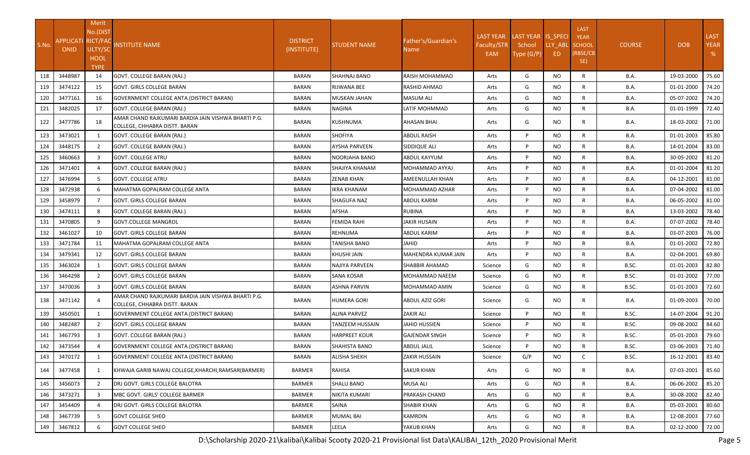| S.No. | APPLICATIONID | Merit No.(DISTRICT/FACULTY/SCHOOL TYPE | INSTITUTE NAME | DISTRICT (INSTITUTE) | STUDENT NAME | Father's/Guardian's Name | LAST YEAR Faculty/STREAM | LAST YEAR School Type (G/P) | IS_SPECIALLY_ABLED | LAST YEAR SCHOOL (RBSE/CBSE) | COURSE | DOB | LAST YEAR % |
|---|---|---|---|---|---|---|---|---|---|---|---|---|---|
| 118 | 3448987 | 14 | GOVT. COLLEGE BARAN (RAJ.) | BARAN | SHAHNAJ BANO | RAISH MOHAMMAD | Arts | G | NO | R | B.A. | 19-03-2000 | 75.60 |
| 119 | 3474122 | 15 | GOVT. GIRLS COLLEGE BARAN | BARAN | RIJWANA BEE | RASHID AHMAD | Arts | G | NO | R | B.A. | 01-01-2000 | 74.20 |
| 120 | 3477161 | 16 | GOVERNMENT COLLEGE ANTA (DISTRICT BARAN) | BARAN | MUSKAN JAHAN | MASUM ALI | Arts | G | NO | R | B.A. | 05-07-2002 | 74.20 |
| 121 | 3482025 | 17 | GOVT. COLLEGE BARAN (RAJ.) | BARAN | NAGINA | LATIF MOHMMAD | Arts | G | NO | R | B.A. | 01-01-1999 | 72.40 |
| 122 | 3477786 | 18 | AMAR CHAND RAJKUMARI BARDIA JAIN VISHWA BHARTI P.G. COLLEGE, CHHABRA DISTT. BARAN | BARAN | KUSHNUMA | AHASAN BHAI | Arts | G | NO | R | B.A. | 18-03-2002 | 71.00 |
| 123 | 3473021 | 1 | GOVT. COLLEGE BARAN (RAJ.) | BARAN | SHOFIYA | ABDUL RAISH | Arts | P | NO | R | B.A. | 01-01-2003 | 85.80 |
| 124 | 3448175 | 2 | GOVT. COLLEGE BARAN (RAJ.) | BARAN | AYSHA PARVEEN | SIDDIQUE ALI | Arts | P | NO | R | B.A. | 14-01-2004 | 83.00 |
| 125 | 3460663 | 3 | GOVT. COLLEGE ATRU | BARAN | NOORJAHA BANO | ABDUL KAYYUM | Arts | P | NO | R | B.A. | 30-05-2002 | 81.20 |
| 126 | 3471401 | 4 | GOVT. COLLEGE BARAN (RAJ.) | BARAN | SHAJIYA KHANAM | MOHAMMAD AYYAJ | Arts | P | NO | R | B.A. | 01-01-2004 | 81.20 |
| 127 | 3476994 | 5 | GOVT. COLLEGE ATRU | BARAN | ZENAB KHAN | AMEENULLAH KHAN | Arts | P | NO | R | B.A. | 04-12-2001 | 81.00 |
| 128 | 3472938 | 6 | MAHATMA GOPALRAM COLLEGE ANTA | BARAN | IKRA KHANAM | MOHAMMAD AZHAR | Arts | P | NO | R | B.A. | 07-04-2002 | 81.00 |
| 129 | 3458979 | 7 | GOVT. GIRLS COLLEGE BARAN | BARAN | SHAGUFA NAZ | ABDUL KARIM | Arts | P | NO | R | B.A. | 06-05-2002 | 81.00 |
| 130 | 3474111 | 8 | GOVT. COLLEGE BARAN (RAJ.) | BARAN | AFSHA | RUBINA | Arts | P | NO | R | B.A. | 13-03-2002 | 78.40 |
| 131 | 3470805 | 9 | GOVT.COLLEGE MANGROL | BARAN | FEMIDA RAHI | JAKIR HUSAIN | Arts | P | NO | R | B.A. | 07-07-2002 | 78.40 |
| 132 | 3461027 | 10 | GOVT. GIRLS COLLEGE BARAN | BARAN | REHNUMA | ABDUL KARIM | Arts | P | NO | R | B.A. | 03-07-2003 | 76.00 |
| 133 | 3471784 | 11 | MAHATMA GOPALRAM COLLEGE ANTA | BARAN | TANISHA BANO | JAHID | Arts | P | NO | R | B.A. | 01-01-2002 | 72.80 |
| 134 | 3479341 | 12 | GOVT. GIRLS COLLEGE BARAN | BARAN | KHUSHI JAIN | MAHENDRA KUMAR JAIN | Arts | P | NO | R | B.A. | 02-04-2001 | 69.80 |
| 135 | 3463024 | 1 | GOVT. GIRLS COLLEGE BARAN | BARAN | NAJIYA PARVEEN | SHABBIR AHAMAD | Science | G | NO | R | B.SC. | 01-01-2003 | 82.80 |
| 136 | 3464298 | 2 | GOVT. GIRLS COLLEGE BARAN | BARAN | SANA KOSAR | MOHAMMAD NAEEM | Science | G | NO | R | B.SC. | 01-01-2002 | 77.00 |
| 137 | 3470036 | 3 | GOVT. GIRLS COLLEGE BARAN | BARAN | ASHNA PARVIN | MOHAMMAD AMIN | Science | G | NO | R | B.SC. | 01-01-2003 | 72.60 |
| 138 | 3471142 | 4 | AMAR CHAND RAJKUMARI BARDIA JAIN VISHWA BHARTI P.G. COLLEGE, CHHABRA DISTT. BARAN | BARAN | HUMERA GORI | ABDUL AZIZ GORI | Science | G | NO | R | B.A. | 01-09-2003 | 70.00 |
| 139 | 3450501 | 1 | GOVERNMENT COLLEGE ANTA (DISTRICT BARAN) | BARAN | ALINA PARVEZ | ZAKIR ALI | Science | P | NO | R | B.SC. | 14-07-2004 | 91.20 |
| 140 | 3482487 | 2 | GOVT. GIRLS COLLEGE BARAN | BARAN | TANZEEM HUSSAIN | JAHID HUSSIEN | Science | P | NO | R | B.SC. | 09-08-2002 | 84.60 |
| 141 | 3467793 | 3 | GOVT. COLLEGE BARAN (RAJ.) | BARAN | HARPREET KOUR | GAJENDAR SINGH | Science | P | NO | R | B.SC. | 05-01-2003 | 79.60 |
| 142 | 3473544 | 4 | GOVERNMENT COLLEGE ANTA (DISTRICT BARAN) | BARAN | SHAHISTA BANO | ABDUL JALIL | Science | P | NO | R | B.SC. | 03-06-2003 | 71.40 |
| 143 | 3470172 | 1 | GOVERNMENT COLLEGE ANTA (DISTRICT BARAN) | BARAN | ALISHA SHEKH | ZAKIR HUSSAIN | Science | G/P | NO | C | B.SC. | 16-12-2001 | 83.40 |
| 144 | 3477458 | 1 | KHWAJA GARIB NAWAJ COLLEGE,KHARCHI,RAMSAR(BARMER) | BARMER | RAHISA | SAKUR KHAN | Arts | G | NO | R | B.A. | 07-03-2001 | 85.60 |
| 145 | 3456073 | 2 | DRJ GOVT. GIRLS COLLEGE BALOTRA | BARMER | SHALU BANO | MUSA ALI | Arts | G | NO | R | B.A. | 06-06-2002 | 85.20 |
| 146 | 3473271 | 3 | MBC GOVT. GIRLS' COLLEGE BARMER | BARMER | NIKITA KUMARI | PRAKASH CHAND | Arts | G | NO | R | B.A. | 30-08-2002 | 82.40 |
| 147 | 3454409 | 4 | DRJ GOVT. GIRLS COLLEGE BALOTRA | BARMER | SAINA | SHABIR KHAN | Arts | G | NO | R | B.A. | 05-03-2001 | 80.60 |
| 148 | 3467739 | 5 | GOVT COLLEGE SHEO | BARMER | MUMAL BAI | KAMRDIN | Arts | G | NO | R | B.A. | 12-08-2003 | 77.60 |
| 149 | 3467812 | 6 | GOVT COLLEGE SHEO | BARMER | LEELA | YAKUB KHAN | Arts | G | NO | R | B.A. | 02-12-2000 | 72.00 |

D:\Scholarship 2020-21\kalibai\Kalibai Scooty 2020-21 Provisional list Data\KALIBAI_12th_2020 Provisional Merit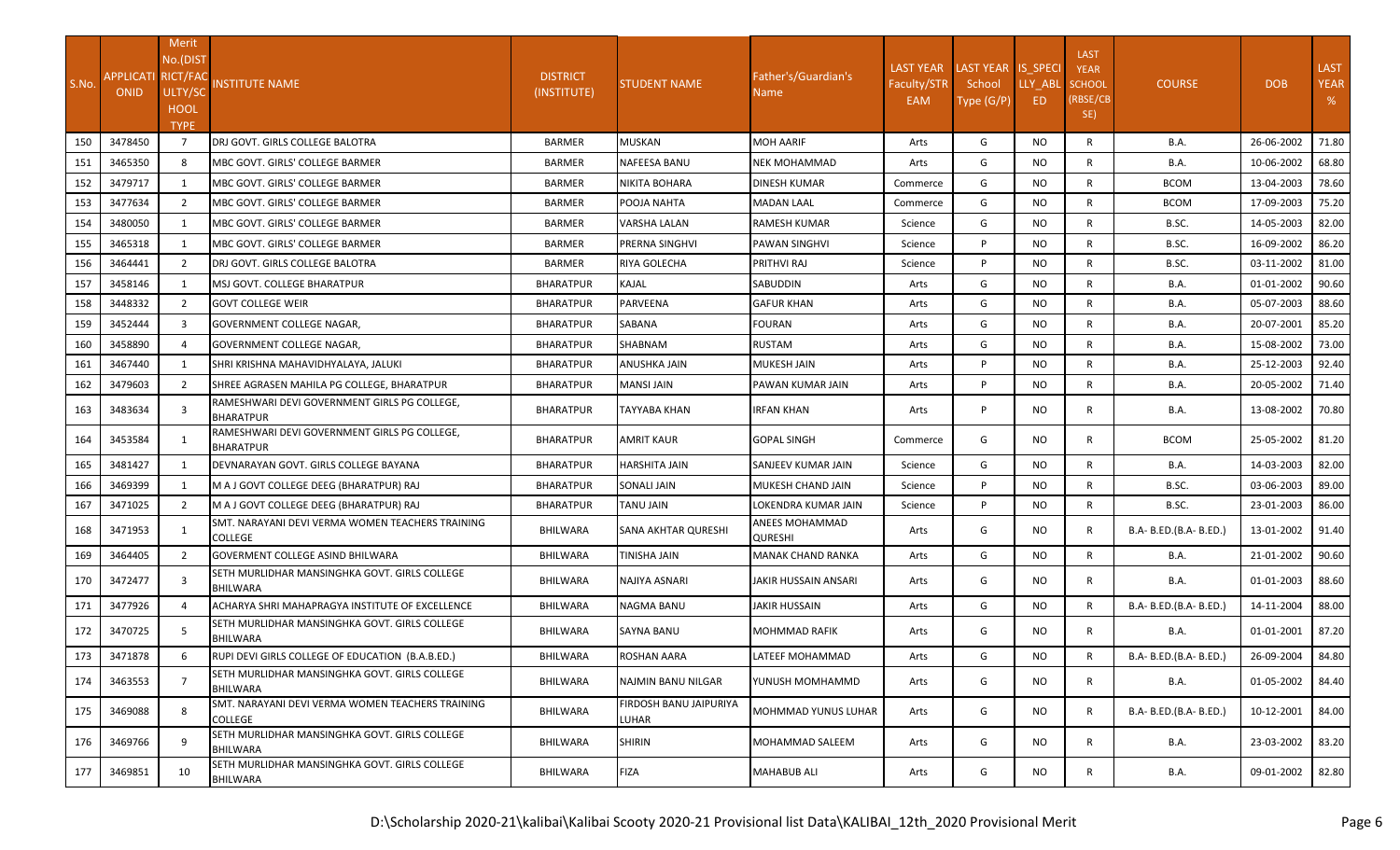| S.No. | APPLICATIONID | Merit No.(DISTRICT/FACULTY/SCHOOL TYPE) | INSTITUTE NAME | DISTRICT (INSTITUTE) | STUDENT NAME | Father's/Guardian's Name | LAST YEAR Faculty/STREAM | LAST YEAR School Type (G/P) | IS_SPECIALLY_ABLED | LAST YEAR SCHOOL (RBSE/CBSE) | COURSE | DOB | LAST YEAR % |
|---|---|---|---|---|---|---|---|---|---|---|---|---|---|
| 150 | 3478450 | 7 | DRJ GOVT. GIRLS COLLEGE BALOTRA | BARMER | MUSKAN | MOH AARIF | Arts | G | NO | R | B.A. | 26-06-2002 | 71.80 |
| 151 | 3465350 | 8 | MBC GOVT. GIRLS' COLLEGE BARMER | BARMER | NAFEESA BANU | NEK MOHAMMAD | Arts | G | NO | R | B.A. | 10-06-2002 | 68.80 |
| 152 | 3479717 | 1 | MBC GOVT. GIRLS' COLLEGE BARMER | BARMER | NIKITA BOHARA | DINESH KUMAR | Commerce | G | NO | R | BCOM | 13-04-2003 | 78.60 |
| 153 | 3477634 | 2 | MBC GOVT. GIRLS' COLLEGE BARMER | BARMER | POOJA NAHTA | MADAN LAAL | Commerce | G | NO | R | BCOM | 17-09-2003 | 75.20 |
| 154 | 3480050 | 1 | MBC GOVT. GIRLS' COLLEGE BARMER | BARMER | VARSHA LALAN | RAMESH KUMAR | Science | G | NO | R | B.SC. | 14-05-2003 | 82.00 |
| 155 | 3465318 | 1 | MBC GOVT. GIRLS' COLLEGE BARMER | BARMER | PRERNA SINGHVI | PAWAN SINGHVI | Science | P | NO | R | B.SC. | 16-09-2002 | 86.20 |
| 156 | 3464441 | 2 | DRJ GOVT. GIRLS COLLEGE BALOTRA | BARMER | RIYA GOLECHA | PRITHVI RAJ | Science | P | NO | R | B.SC. | 03-11-2002 | 81.00 |
| 157 | 3458146 | 1 | MSJ GOVT. COLLEGE BHARATPUR | BHARATPUR | KAJAL | SABUDDIN | Arts | G | NO | R | B.A. | 01-01-2002 | 90.60 |
| 158 | 3448332 | 2 | GOVT COLLEGE WEIR | BHARATPUR | PARVEENA | GAFUR KHAN | Arts | G | NO | R | B.A. | 05-07-2003 | 88.60 |
| 159 | 3452444 | 3 | GOVERNMENT COLLEGE NAGAR, | BHARATPUR | SABANA | FOURAN | Arts | G | NO | R | B.A. | 20-07-2001 | 85.20 |
| 160 | 3458890 | 4 | GOVERNMENT COLLEGE NAGAR, | BHARATPUR | SHABNAM | RUSTAM | Arts | G | NO | R | B.A. | 15-08-2002 | 73.00 |
| 161 | 3467440 | 1 | SHRI KRISHNA MAHAVIDHYALAYA, JALUKI | BHARATPUR | ANUSHKA JAIN | MUKESH JAIN | Arts | P | NO | R | B.A. | 25-12-2003 | 92.40 |
| 162 | 3479603 | 2 | SHREE AGRASEN MAHILA PG COLLEGE, BHARATPUR | BHARATPUR | MANSI JAIN | PAWAN KUMAR JAIN | Arts | P | NO | R | B.A. | 20-05-2002 | 71.40 |
| 163 | 3483634 | 3 | RAMESHWARI DEVI GOVERNMENT GIRLS PG COLLEGE, BHARATPUR | BHARATPUR | TAYYABA KHAN | IRFAN KHAN | Arts | P | NO | R | B.A. | 13-08-2002 | 70.80 |
| 164 | 3453584 | 1 | RAMESHWARI DEVI GOVERNMENT GIRLS PG COLLEGE, BHARATPUR | BHARATPUR | AMRIT KAUR | GOPAL SINGH | Commerce | G | NO | R | BCOM | 25-05-2002 | 81.20 |
| 165 | 3481427 | 1 | DEVNARAYAN GOVT. GIRLS COLLEGE BAYANA | BHARATPUR | HARSHITA JAIN | SANJEEV KUMAR JAIN | Science | G | NO | R | B.A. | 14-03-2003 | 82.00 |
| 166 | 3469399 | 1 | M A J GOVT COLLEGE DEEG (BHARATPUR) RAJ | BHARATPUR | SONALI JAIN | MUKESH CHAND JAIN | Science | P | NO | R | B.SC. | 03-06-2003 | 89.00 |
| 167 | 3471025 | 2 | M A J GOVT COLLEGE DEEG (BHARATPUR) RAJ | BHARATPUR | TANU JAIN | LOKENDRA KUMAR JAIN | Science | P | NO | R | B.SC. | 23-01-2003 | 86.00 |
| 168 | 3471953 | 1 | SMT. NARAYANI DEVI VERMA WOMEN TEACHERS TRAINING COLLEGE | BHILWARA | SANA AKHTAR QURESHI | ANEES MOHAMMAD QURESHI | Arts | G | NO | R | B.A- B.ED.(B.A- B.ED.) | 13-01-2002 | 91.40 |
| 169 | 3464405 | 2 | GOVERMENT COLLEGE ASIND BHILWARA | BHILWARA | TINISHA JAIN | MANAK CHAND RANKA | Arts | G | NO | R | B.A. | 21-01-2002 | 90.60 |
| 170 | 3472477 | 3 | SETH MURLIDHAR MANSINGHKA GOVT. GIRLS COLLEGE BHILWARA | BHILWARA | NAJIYA ASNARI | JAKIR HUSSAIN ANSARI | Arts | G | NO | R | B.A. | 01-01-2003 | 88.60 |
| 171 | 3477926 | 4 | ACHARYA SHRI MAHAPRAGYA INSTITUTE OF EXCELLENCE | BHILWARA | NAGMA BANU | JAKIR HUSSAIN | Arts | G | NO | R | B.A- B.ED.(B.A- B.ED.) | 14-11-2004 | 88.00 |
| 172 | 3470725 | 5 | SETH MURLIDHAR MANSINGHKA GOVT. GIRLS COLLEGE BHILWARA | BHILWARA | SAYNA BANU | MOHMMAD RAFIK | Arts | G | NO | R | B.A. | 01-01-2001 | 87.20 |
| 173 | 3471878 | 6 | RUPI DEVI GIRLS COLLEGE OF EDUCATION (B.A.B.ED.) | BHILWARA | ROSHAN AARA | LATEEF MOHAMMAD | Arts | G | NO | R | B.A- B.ED.(B.A- B.ED.) | 26-09-2004 | 84.80 |
| 174 | 3463553 | 7 | SETH MURLIDHAR MANSINGHKA GOVT. GIRLS COLLEGE BHILWARA | BHILWARA | NAJMIN BANU NILGAR | YUNUSH MOMHAMMD | Arts | G | NO | R | B.A. | 01-05-2002 | 84.40 |
| 175 | 3469088 | 8 | SMT. NARAYANI DEVI VERMA WOMEN TEACHERS TRAINING COLLEGE | BHILWARA | FIRDOSH BANU JAIPURIYA LUHAR | MOHMMAD YUNUS LUHAR | Arts | G | NO | R | B.A- B.ED.(B.A- B.ED.) | 10-12-2001 | 84.00 |
| 176 | 3469766 | 9 | SETH MURLIDHAR MANSINGHKA GOVT. GIRLS COLLEGE BHILWARA | BHILWARA | SHIRIN | MOHAMMAD SALEEM | Arts | G | NO | R | B.A. | 23-03-2002 | 83.20 |
| 177 | 3469851 | 10 | SETH MURLIDHAR MANSINGHKA GOVT. GIRLS COLLEGE BHILWARA | BHILWARA | FIZA | MAHABUB ALI | Arts | G | NO | R | B.A. | 09-01-2002 | 82.80 |

D:\Scholarship 2020-21\kalibai\Kalibai Scooty 2020-21 Provisional list Data\KALIBAI_12th_2020 Provisional Merit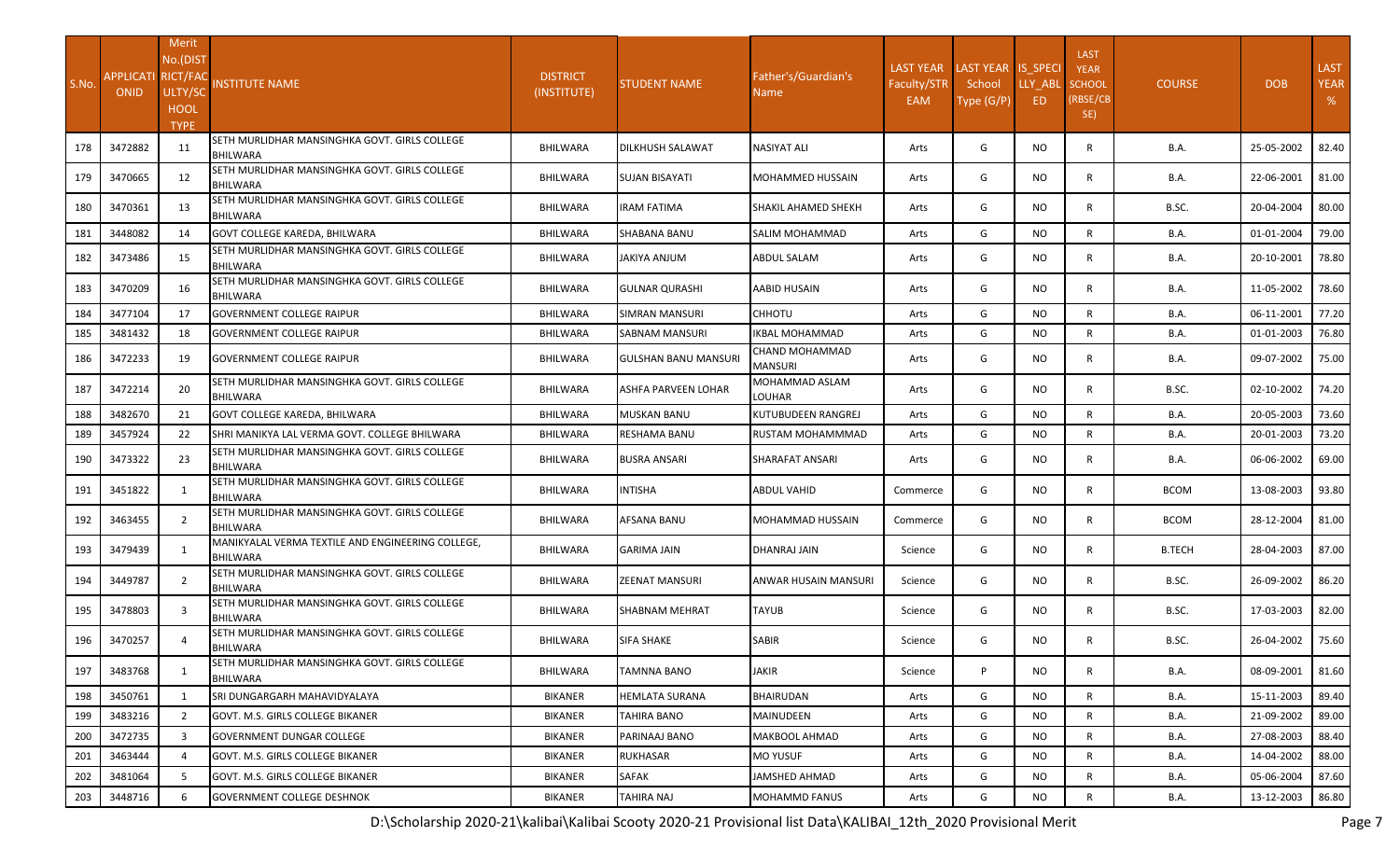| S.No. | APPLICATIONID | Merit No.(DISTRICT/FACULTY/SCHOOL TYPE) | INSTITUTE NAME | DISTRICT (INSTITUTE) | STUDENT NAME | Father's/Guardian's Name | LAST YEAR Faculty/STREAM | LAST YEAR School Type (G/P) | IS_SPECIALLY_ABLED | LAST YEAR SCHOOL (RBSE/CBSE) | COURSE | DOB | LAST YEAR % |
|---|---|---|---|---|---|---|---|---|---|---|---|---|---|
| 178 | 3472882 | 11 | SETH MURLIDHAR MANSINGHKA GOVT. GIRLS COLLEGE BHILWARA | BHILWARA | DILKHUSH SALAWAT | NASIYAT ALI | Arts | G | NO | R | B.A. | 25-05-2002 | 82.40 |
| 179 | 3470665 | 12 | SETH MURLIDHAR MANSINGHKA GOVT. GIRLS COLLEGE BHILWARA | BHILWARA | SUJAN BISAYATI | MOHAMMED HUSSAIN | Arts | G | NO | R | B.A. | 22-06-2001 | 81.00 |
| 180 | 3470361 | 13 | SETH MURLIDHAR MANSINGHKA GOVT. GIRLS COLLEGE BHILWARA | BHILWARA | IRAM FATIMA | SHAKIL AHAMED SHEKH | Arts | G | NO | R | B.SC. | 20-04-2004 | 80.00 |
| 181 | 3448082 | 14 | GOVT COLLEGE KAREDA, BHILWARA | BHILWARA | SHABANA BANU | SALIM MOHAMMAD | Arts | G | NO | R | B.A. | 01-01-2004 | 79.00 |
| 182 | 3473486 | 15 | SETH MURLIDHAR MANSINGHKA GOVT. GIRLS COLLEGE BHILWARA | BHILWARA | JAKIYA ANJUM | ABDUL SALAM | Arts | G | NO | R | B.A. | 20-10-2001 | 78.80 |
| 183 | 3470209 | 16 | SETH MURLIDHAR MANSINGHKA GOVT. GIRLS COLLEGE BHILWARA | BHILWARA | GULNAR QURASHI | AABID HUSAIN | Arts | G | NO | R | B.A. | 11-05-2002 | 78.60 |
| 184 | 3477104 | 17 | GOVERNMENT COLLEGE RAIPUR | BHILWARA | SIMRAN MANSURI | CHHOTU | Arts | G | NO | R | B.A. | 06-11-2001 | 77.20 |
| 185 | 3481432 | 18 | GOVERNMENT COLLEGE RAIPUR | BHILWARA | SABNAM MANSURI | IKBAL MOHAMMAD | Arts | G | NO | R | B.A. | 01-01-2003 | 76.80 |
| 186 | 3472233 | 19 | GOVERNMENT COLLEGE RAIPUR | BHILWARA | GULSHAN BANU MANSURI | CHAND MOHAMMAD MANSURI | Arts | G | NO | R | B.A. | 09-07-2002 | 75.00 |
| 187 | 3472214 | 20 | SETH MURLIDHAR MANSINGHKA GOVT. GIRLS COLLEGE BHILWARA | BHILWARA | ASHFA PARVEEN LOHAR | MOHAMMAD ASLAM LOUHAR | Arts | G | NO | R | B.SC. | 02-10-2002 | 74.20 |
| 188 | 3482670 | 21 | GOVT COLLEGE KAREDA, BHILWARA | BHILWARA | MUSKAN BANU | KUTUBUDEEN RANGREJ | Arts | G | NO | R | B.A. | 20-05-2003 | 73.60 |
| 189 | 3457924 | 22 | SHRI MANIKYA LAL VERMA GOVT. COLLEGE BHILWARA | BHILWARA | RESHAMA BANU | RUSTAM MOHAMMMAD | Arts | G | NO | R | B.A. | 20-01-2003 | 73.20 |
| 190 | 3473322 | 23 | SETH MURLIDHAR MANSINGHKA GOVT. GIRLS COLLEGE BHILWARA | BHILWARA | BUSRA ANSARI | SHARAFAT ANSARI | Arts | G | NO | R | B.A. | 06-06-2002 | 69.00 |
| 191 | 3451822 | 1 | SETH MURLIDHAR MANSINGHKA GOVT. GIRLS COLLEGE BHILWARA | BHILWARA | INTISHA | ABDUL VAHID | Commerce | G | NO | R | BCOM | 13-08-2003 | 93.80 |
| 192 | 3463455 | 2 | SETH MURLIDHAR MANSINGHKA GOVT. GIRLS COLLEGE BHILWARA | BHILWARA | AFSANA BANU | MOHAMMAD HUSSAIN | Commerce | G | NO | R | BCOM | 28-12-2004 | 81.00 |
| 193 | 3479439 | 1 | MANIKYALAL VERMA TEXTILE AND ENGINEERING COLLEGE, BHILWARA | BHILWARA | GARIMA JAIN | DHANRAJ JAIN | Science | G | NO | R | B.TECH | 28-04-2003 | 87.00 |
| 194 | 3449787 | 2 | SETH MURLIDHAR MANSINGHKA GOVT. GIRLS COLLEGE BHILWARA | BHILWARA | ZEENAT MANSURI | ANWAR HUSAIN MANSURI | Science | G | NO | R | B.SC. | 26-09-2002 | 86.20 |
| 195 | 3478803 | 3 | SETH MURLIDHAR MANSINGHKA GOVT. GIRLS COLLEGE BHILWARA | BHILWARA | SHABNAM MEHRAT | TAYUB | Science | G | NO | R | B.SC. | 17-03-2003 | 82.00 |
| 196 | 3470257 | 4 | SETH MURLIDHAR MANSINGHKA GOVT. GIRLS COLLEGE BHILWARA | BHILWARA | SIFA SHAKE | SABIR | Science | G | NO | R | B.SC. | 26-04-2002 | 75.60 |
| 197 | 3483768 | 1 | SETH MURLIDHAR MANSINGHKA GOVT. GIRLS COLLEGE BHILWARA | BHILWARA | TAMNNA BANO | JAKIR | Science | P | NO | R | B.A. | 08-09-2001 | 81.60 |
| 198 | 3450761 | 1 | SRI DUNGARGARH MAHAVIDYALAYA | BIKANER | HEMLATA SURANA | BHAIRUDAN | Arts | G | NO | R | B.A. | 15-11-2003 | 89.40 |
| 199 | 3483216 | 2 | GOVT. M.S. GIRLS COLLEGE BIKANER | BIKANER | TAHIRA BANO | MAINUDEEN | Arts | G | NO | R | B.A. | 21-09-2002 | 89.00 |
| 200 | 3472735 | 3 | GOVERNMENT DUNGAR COLLEGE | BIKANER | PARINAAJ BANO | MAKBOOL AHMAD | Arts | G | NO | R | B.A. | 27-08-2003 | 88.40 |
| 201 | 3463444 | 4 | GOVT. M.S. GIRLS COLLEGE BIKANER | BIKANER | RUKHASAR | MO YUSUF | Arts | G | NO | R | B.A. | 14-04-2002 | 88.00 |
| 202 | 3481064 | 5 | GOVT. M.S. GIRLS COLLEGE BIKANER | BIKANER | SAFAK | JAMSHED AHMAD | Arts | G | NO | R | B.A. | 05-06-2004 | 87.60 |
| 203 | 3448716 | 6 | GOVERNMENT COLLEGE DESHNOK | BIKANER | TAHIRA NAJ | MOHAMMD FANUS | Arts | G | NO | R | B.A. | 13-12-2003 | 86.80 |

D:\Scholarship 2020-21\kalibai\Kalibai Scooty 2020-21 Provisional list Data\KALIBAI_12th_2020 Provisional Merit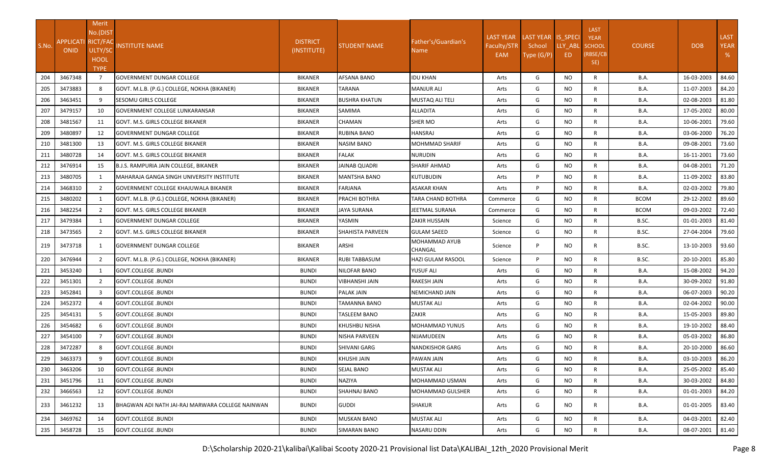| S.No. | APPLICATION | Merit No.(DISTRICT/FACULTY/SCHOOL TYPE) | INSTITUTE NAME | DISTRICT (INSTITUTE) | STUDENT NAME | Father's/Guardian's Name | LAST YEAR Faculty/STREAM | LAST YEAR School Type (G/P) | IS_SPECIALLY_ABLED | LAST YEAR SCHOOL (RBSE/CBSE) | COURSE | DOB | LAST YEAR % |
|---|---|---|---|---|---|---|---|---|---|---|---|---|---|
| 204 | 3467348 | 7 | GOVERNMENT DUNGAR COLLEGE | BIKANER | AFSANA BANO | IDU KHAN | Arts | G | NO | R | B.A. | 16-03-2003 | 84.60 |
| 205 | 3473883 | 8 | GOVT. M.L.B. (P.G.) COLLEGE, NOKHA (BIKANER) | BIKANER | TARANA | MANJUR ALI | Arts | G | NO | R | B.A. | 11-07-2003 | 84.20 |
| 206 | 3463451 | 9 | SESOMU GIRLS COLLEGE | BIKANER | BUSHRA KHATUN | MUSTAQ ALI TELI | Arts | G | NO | R | B.A. | 02-08-2003 | 81.80 |
| 207 | 3479157 | 10 | GOVERNMENT COLLEGE LUNKARANSAR | BIKANER | SAMIMA | ALLADITA | Arts | G | NO | R | B.A. | 17-05-2002 | 80.00 |
| 208 | 3481567 | 11 | GOVT. M.S. GIRLS COLLEGE BIKANER | BIKANER | CHAMAN | SHER MO | Arts | G | NO | R | B.A. | 10-06-2001 | 79.60 |
| 209 | 3480897 | 12 | GOVERNMENT DUNGAR COLLEGE | BIKANER | RUBINA BANO | HANSRAJ | Arts | G | NO | R | B.A. | 03-06-2000 | 76.20 |
| 210 | 3481300 | 13 | GOVT. M.S. GIRLS COLLEGE BIKANER | BIKANER | NASIM BANO | MOHMMAD SHARIF | Arts | G | NO | R | B.A. | 09-08-2001 | 73.60 |
| 211 | 3480728 | 14 | GOVT. M.S. GIRLS COLLEGE BIKANER | BIKANER | FALAK | NURUDIN | Arts | G | NO | R | B.A. | 16-11-2001 | 73.60 |
| 212 | 3476914 | 15 | B.J.S. RAMPURIA JAIN COLLEGE, BIKANER | BIKANER | JAINAB QUADRI | SHARIF AHMAD | Arts | G | NO | R | B.A. | 04-08-2001 | 71.20 |
| 213 | 3480705 | 1 | MAHARAJA GANGA SINGH UNIVERSITY INSTITUTE | BIKANER | MANTSHA BANO | KUTUBUDIN | Arts | P | NO | R | B.A. | 11-09-2002 | 83.80 |
| 214 | 3468310 | 2 | GOVERNMENT COLLEGE KHAJUWALA BIKANER | BIKANER | FARJANA | ASAKAR KHAN | Arts | P | NO | R | B.A. | 02-03-2002 | 79.80 |
| 215 | 3480202 | 1 | GOVT. M.L.B. (P.G.) COLLEGE, NOKHA (BIKANER) | BIKANER | PRACHI BOTHRA | TARA CHAND BOTHRA | Commerce | G | NO | R | BCOM | 29-12-2002 | 89.60 |
| 216 | 3482254 | 2 | GOVT. M.S. GIRLS COLLEGE BIKANER | BIKANER | JAYA SURANA | JEETMAL SURANA | Commerce | G | NO | R | BCOM | 09-03-2002 | 72.40 |
| 217 | 3479384 | 1 | GOVERNMENT DUNGAR COLLEGE | BIKANER | YASMIN | ZAKIR HUSSAIN | Science | G | NO | R | B.SC. | 01-01-2003 | 81.40 |
| 218 | 3473565 | 2 | GOVT. M.S. GIRLS COLLEGE BIKANER | BIKANER | SHAHISTA PARVEEN | GULAM SAEED | Science | G | NO | R | B.SC. | 27-04-2004 | 79.60 |
| 219 | 3473718 | 1 | GOVERNMENT DUNGAR COLLEGE | BIKANER | ARSHI | MOHAMMAD AYUB CHANGAL | Science | P | NO | R | B.SC. | 13-10-2003 | 93.60 |
| 220 | 3476944 | 2 | GOVT. M.L.B. (P.G.) COLLEGE, NOKHA (BIKANER) | BIKANER | RUBI TABBASUM | HAZI GULAM RASOOL | Science | P | NO | R | B.SC. | 20-10-2001 | 85.80 |
| 221 | 3453240 | 1 | GOVT.COLLEGE .BUNDI | BUNDI | NILOFAR BANO | YUSUF ALI | Arts | G | NO | R | B.A. | 15-08-2002 | 94.20 |
| 222 | 3451301 | 2 | GOVT.COLLEGE .BUNDI | BUNDI | VIBHANSHI JAIN | RAKESH JAIN | Arts | G | NO | R | B.A. | 30-09-2002 | 91.80 |
| 223 | 3452841 | 3 | GOVT.COLLEGE .BUNDI | BUNDI | PALAK JAIN | NEMICHAND JAIN | Arts | G | NO | R | B.A. | 06-07-2003 | 90.20 |
| 224 | 3452372 | 4 | GOVT.COLLEGE .BUNDI | BUNDI | TAMANNA BANO | MUSTAK ALI | Arts | G | NO | R | B.A. | 02-04-2002 | 90.00 |
| 225 | 3454131 | 5 | GOVT.COLLEGE .BUNDI | BUNDI | TASLEEM BANO | ZAKIR | Arts | G | NO | R | B.A. | 15-05-2003 | 89.80 |
| 226 | 3454682 | 6 | GOVT.COLLEGE .BUNDI | BUNDI | KHUSHBU NISHA | MOHAMMAD YUNUS | Arts | G | NO | R | B.A. | 19-10-2002 | 88.40 |
| 227 | 3454100 | 7 | GOVT.COLLEGE .BUNDI | BUNDI | NISHA PARVEEN | NIJAMUDEEN | Arts | G | NO | R | B.A. | 05-03-2002 | 86.80 |
| 228 | 3472287 | 8 | GOVT.COLLEGE .BUNDI | BUNDI | SHIVANI GARG | NANDKISHOR GARG | Arts | G | NO | R | B.A. | 20-10-2000 | 86.60 |
| 229 | 3463373 | 9 | GOVT.COLLEGE .BUNDI | BUNDI | KHUSHI JAIN | PAWAN JAIN | Arts | G | NO | R | B.A. | 03-10-2003 | 86.20 |
| 230 | 3463206 | 10 | GOVT.COLLEGE .BUNDI | BUNDI | SEJAL BANO | MUSTAK ALI | Arts | G | NO | R | B.A. | 25-05-2002 | 85.40 |
| 231 | 3451796 | 11 | GOVT.COLLEGE .BUNDI | BUNDI | NAZIYA | MOHAMMAD USMAN | Arts | G | NO | R | B.A. | 30-03-2002 | 84.80 |
| 232 | 3466563 | 12 | GOVT.COLLEGE .BUNDI | BUNDI | SHAHNAJ BANO | MOHAMMAD GULSHER | Arts | G | NO | R | B.A. | 01-01-2003 | 84.20 |
| 233 | 3461232 | 13 | BHAGWAN ADI NATH JAI-RAJ MARWARA COLLEGE NAINWAN | BUNDI | GUDDI | SHAKUR | Arts | G | NO | R | B.A. | 01-01-2005 | 83.40 |
| 234 | 3469762 | 14 | GOVT.COLLEGE .BUNDI | BUNDI | MUSKAN BANO | MUSTAK ALI | Arts | G | NO | R | B.A. | 04-03-2001 | 82.40 |
| 235 | 3458728 | 15 | GOVT.COLLEGE .BUNDI | BUNDI | SIMARAN BANO | NASARU DDIN | Arts | G | NO | R | B.A. | 08-07-2001 | 81.40 |

D:\Scholarship 2020-21\kalibai\Kalibai Scooty 2020-21 Provisional list Data\KALIBAI_12th_2020 Provisional Merit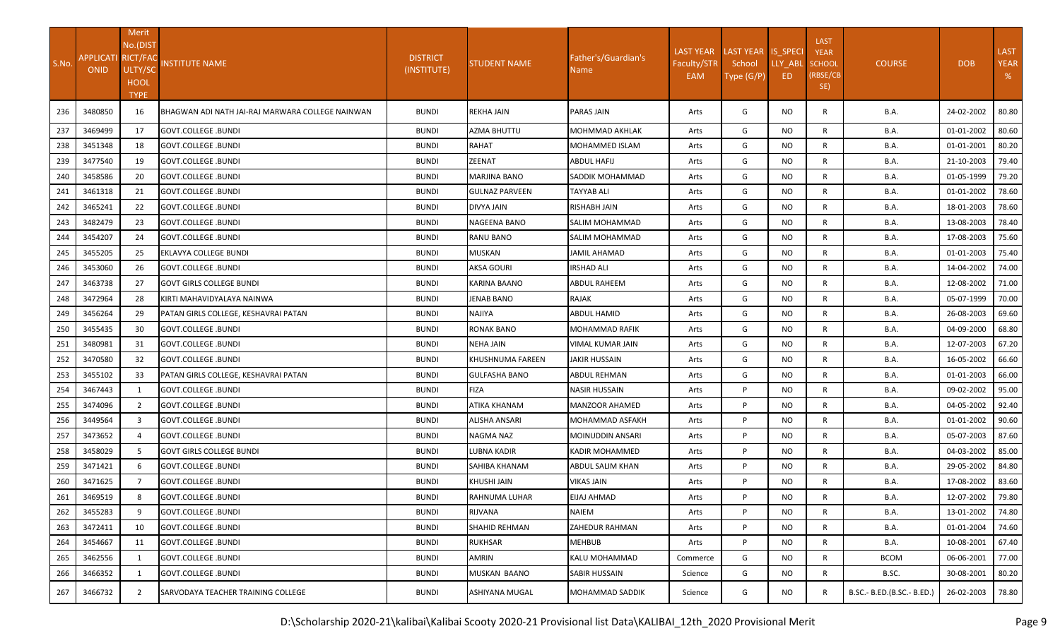| S.No. | APPLICATI ONID | Merit No.(DISTRICT/FACULTY/SCHOOL TYPE | INSTITUTE NAME | DISTRICT (INSTITUTE) | STUDENT NAME | Father's/Guardian's Name | LAST YEAR Faculty/STREAM | LAST YEAR School Type (G/P) | IS_SPECIALLY_ABLED | LAST YEAR SCHOOL (RBSE/CBSE) | COURSE | DOB | LAST YEAR % |
|---|---|---|---|---|---|---|---|---|---|---|---|---|---|
| 236 | 3480850 | 16 | BHAGWAN ADI NATH JAI-RAJ MARWARA COLLEGE NAINWAN | BUNDI | REKHA JAIN | PARAS JAIN | Arts | G | NO | R | B.A. | 24-02-2002 | 80.80 |
| 237 | 3469499 | 17 | GOVT.COLLEGE .BUNDI | BUNDI | AZMA BHUTTU | MOHMMAD AKHLAK | Arts | G | NO | R | B.A. | 01-01-2002 | 80.60 |
| 238 | 3451348 | 18 | GOVT.COLLEGE .BUNDI | BUNDI | RAHAT | MOHAMMED ISLAM | Arts | G | NO | R | B.A. | 01-01-2001 | 80.20 |
| 239 | 3477540 | 19 | GOVT.COLLEGE .BUNDI | BUNDI | ZEENAT | ABDUL HAFIJ | Arts | G | NO | R | B.A. | 21-10-2003 | 79.40 |
| 240 | 3458586 | 20 | GOVT.COLLEGE .BUNDI | BUNDI | MARJINA BANO | SADDIK MOHAMMAD | Arts | G | NO | R | B.A. | 01-05-1999 | 79.20 |
| 241 | 3461318 | 21 | GOVT.COLLEGE .BUNDI | BUNDI | GULNAZ PARVEEN | TAYYAB ALI | Arts | G | NO | R | B.A. | 01-01-2002 | 78.60 |
| 242 | 3465241 | 22 | GOVT.COLLEGE .BUNDI | BUNDI | DIVYA JAIN | RISHABH JAIN | Arts | G | NO | R | B.A. | 18-01-2003 | 78.60 |
| 243 | 3482479 | 23 | GOVT.COLLEGE .BUNDI | BUNDI | NAGEENA BANO | SALIM MOHAMMAD | Arts | G | NO | R | B.A. | 13-08-2003 | 78.40 |
| 244 | 3454207 | 24 | GOVT.COLLEGE .BUNDI | BUNDI | RANU BANO | SALIM MOHAMMAD | Arts | G | NO | R | B.A. | 17-08-2003 | 75.60 |
| 245 | 3455205 | 25 | EKLAVYA COLLEGE BUNDI | BUNDI | MUSKAN | JAMIL AHAMAD | Arts | G | NO | R | B.A. | 01-01-2003 | 75.40 |
| 246 | 3453060 | 26 | GOVT.COLLEGE .BUNDI | BUNDI | AKSA GOURI | IRSHAD ALI | Arts | G | NO | R | B.A. | 14-04-2002 | 74.00 |
| 247 | 3463738 | 27 | GOVT GIRLS COLLEGE BUNDI | BUNDI | KARINA BAANO | ABDUL RAHEEM | Arts | G | NO | R | B.A. | 12-08-2002 | 71.00 |
| 248 | 3472964 | 28 | KIRTI MAHAVIDYALAYA NAINWA | BUNDI | JENAB BANO | RAJAK | Arts | G | NO | R | B.A. | 05-07-1999 | 70.00 |
| 249 | 3456264 | 29 | PATAN GIRLS COLLEGE, KESHAVRAI PATAN | BUNDI | NAJIYA | ABDUL HAMID | Arts | G | NO | R | B.A. | 26-08-2003 | 69.60 |
| 250 | 3455435 | 30 | GOVT.COLLEGE .BUNDI | BUNDI | RONAK BANO | MOHAMMAD RAFIK | Arts | G | NO | R | B.A. | 04-09-2000 | 68.80 |
| 251 | 3480981 | 31 | GOVT.COLLEGE .BUNDI | BUNDI | NEHA JAIN | VIMAL KUMAR JAIN | Arts | G | NO | R | B.A. | 12-07-2003 | 67.20 |
| 252 | 3470580 | 32 | GOVT.COLLEGE .BUNDI | BUNDI | KHUSHNUMA FAREEN | JAKIR HUSSAIN | Arts | G | NO | R | B.A. | 16-05-2002 | 66.60 |
| 253 | 3455102 | 33 | PATAN GIRLS COLLEGE, KESHAVRAI PATAN | BUNDI | GULFASHA BANO | ABDUL REHMAN | Arts | G | NO | R | B.A. | 01-01-2003 | 66.00 |
| 254 | 3467443 | 1 | GOVT.COLLEGE .BUNDI | BUNDI | FIZA | NASIR HUSSAIN | Arts | P | NO | R | B.A. | 09-02-2002 | 95.00 |
| 255 | 3474096 | 2 | GOVT.COLLEGE .BUNDI | BUNDI | ATIKA KHANAM | MANZOOR AHAMED | Arts | P | NO | R | B.A. | 04-05-2002 | 92.40 |
| 256 | 3449564 | 3 | GOVT.COLLEGE .BUNDI | BUNDI | ALISHA ANSARI | MOHAMMAD ASFAKH | Arts | P | NO | R | B.A. | 01-01-2002 | 90.60 |
| 257 | 3473652 | 4 | GOVT.COLLEGE .BUNDI | BUNDI | NAGMA NAZ | MOINUDDIN ANSARI | Arts | P | NO | R | B.A. | 05-07-2003 | 87.60 |
| 258 | 3458029 | 5 | GOVT GIRLS COLLEGE BUNDI | BUNDI | LUBNA KADIR | KADIR MOHAMMED | Arts | P | NO | R | B.A. | 04-03-2002 | 85.00 |
| 259 | 3471421 | 6 | GOVT.COLLEGE .BUNDI | BUNDI | SAHIBA KHANAM | ABDUL SALIM KHAN | Arts | P | NO | R | B.A. | 29-05-2002 | 84.80 |
| 260 | 3471625 | 7 | GOVT.COLLEGE .BUNDI | BUNDI | KHUSHI JAIN | VIKAS JAIN | Arts | P | NO | R | B.A. | 17-08-2002 | 83.60 |
| 261 | 3469519 | 8 | GOVT.COLLEGE .BUNDI | BUNDI | RAHNUMA LUHAR | EIJAJ AHMAD | Arts | P | NO | R | B.A. | 12-07-2002 | 79.80 |
| 262 | 3455283 | 9 | GOVT.COLLEGE .BUNDI | BUNDI | RIJVANA | NAIEM | Arts | P | NO | R | B.A. | 13-01-2002 | 74.80 |
| 263 | 3472411 | 10 | GOVT.COLLEGE .BUNDI | BUNDI | SHAHID REHMAN | ZAHEDUR RAHMAN | Arts | P | NO | R | B.A. | 01-01-2004 | 74.60 |
| 264 | 3454667 | 11 | GOVT.COLLEGE .BUNDI | BUNDI | RUKHSAR | MEHBUB | Arts | P | NO | R | B.A. | 10-08-2001 | 67.40 |
| 265 | 3462556 | 1 | GOVT.COLLEGE .BUNDI | BUNDI | AMRIN | KALU MOHAMMAD | Commerce | G | NO | R | BCOM | 06-06-2001 | 77.00 |
| 266 | 3466352 | 1 | GOVT.COLLEGE .BUNDI | BUNDI | MUSKAN BAANO | SABIR HUSSAIN | Science | G | NO | R | B.SC. | 30-08-2001 | 80.20 |
| 267 | 3466732 | 2 | SARVODAYA TEACHER TRAINING COLLEGE | BUNDI | ASHIYANA MUGAL | MOHAMMAD SADDIK | Science | G | NO | R | B.SC.- B.ED.(B.SC.- B.ED.) | 26-02-2003 | 78.80 |

D:\Scholarship 2020-21\kalibai\Kalibai Scooty 2020-21 Provisional list Data\KALIBAI_12th_2020 Provisional Merit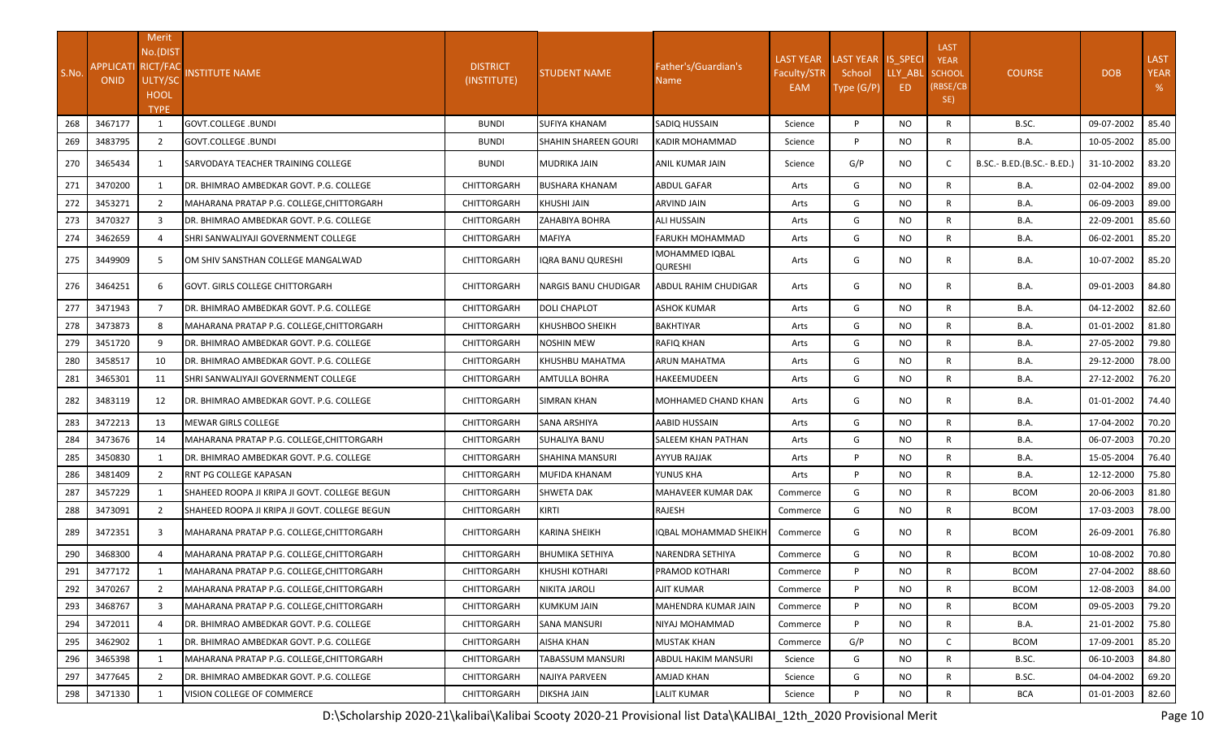| S.No. | APPLICATI ONID | Merit No.(DISTRICT/FACULTY/SCHOOL TYPE) | INSTITUTE NAME | DISTRICT (INSTITUTE) | STUDENT NAME | Father's/Guardian's Name | LAST YEAR Faculty/STREAM | LAST YEAR School Type (G/P) | IS_SPECI LLY_ABLED | LAST YEAR SCHOOL (RBSE/CBSE) | COURSE | DOB | LAST YEAR % |
|---|---|---|---|---|---|---|---|---|---|---|---|---|---|
| 268 | 3467177 | 1 | GOVT.COLLEGE .BUNDI | BUNDI | SUFIYA KHANAM | SADIQ HUSSAIN | Science | P | NO | R | B.SC. | 09-07-2002 | 85.40 |
| 269 | 3483795 | 2 | GOVT.COLLEGE .BUNDI | BUNDI | SHAHIN SHAREEN GOURI | KADIR MOHAMMAD | Science | P | NO | R | B.A. | 10-05-2002 | 85.00 |
| 270 | 3465434 | 1 | SARVODAYA TEACHER TRAINING COLLEGE | BUNDI | MUDRIKA JAIN | ANIL KUMAR JAIN | Science | G/P | NO | C | B.SC.- B.ED.(B.SC.- B.ED.) | 31-10-2002 | 83.20 |
| 271 | 3470200 | 1 | DR. BHIMRAO AMBEDKAR GOVT. P.G. COLLEGE | CHITTORGARH | BUSHARA KHANAM | ABDUL GAFAR | Arts | G | NO | R | B.A. | 02-04-2002 | 89.00 |
| 272 | 3453271 | 2 | MAHARANA PRATAP P.G. COLLEGE,CHITTORGARH | CHITTORGARH | KHUSHI JAIN | ARVIND JAIN | Arts | G | NO | R | B.A. | 06-09-2003 | 89.00 |
| 273 | 3470327 | 3 | DR. BHIMRAO AMBEDKAR GOVT. P.G. COLLEGE | CHITTORGARH | ZAHABIYA BOHRA | ALI HUSSAIN | Arts | G | NO | R | B.A. | 22-09-2001 | 85.60 |
| 274 | 3462659 | 4 | SHRI SANWALIYAJI GOVERNMENT COLLEGE | CHITTORGARH | MAFIYA | FARUKH MOHAMMAD | Arts | G | NO | R | B.A. | 06-02-2001 | 85.20 |
| 275 | 3449909 | 5 | OM SHIV SANSTHAN COLLEGE MANGALWAD | CHITTORGARH | IQRA BANU QURESHI | MOHAMMED IQBAL QURESHI | Arts | G | NO | R | B.A. | 10-07-2002 | 85.20 |
| 276 | 3464251 | 6 | GOVT. GIRLS COLLEGE CHITTORGARH | CHITTORGARH | NARGIS BANU CHUDIGAR | ABDUL RAHIM CHUDIGAR | Arts | G | NO | R | B.A. | 09-01-2003 | 84.80 |
| 277 | 3471943 | 7 | DR. BHIMRAO AMBEDKAR GOVT. P.G. COLLEGE | CHITTORGARH | DOLI CHAPLOT | ASHOK KUMAR | Arts | G | NO | R | B.A. | 04-12-2002 | 82.60 |
| 278 | 3473873 | 8 | MAHARANA PRATAP P.G. COLLEGE,CHITTORGARH | CHITTORGARH | KHUSHBOO SHEIKH | BAKHTIYAR | Arts | G | NO | R | B.A. | 01-01-2002 | 81.80 |
| 279 | 3451720 | 9 | DR. BHIMRAO AMBEDKAR GOVT. P.G. COLLEGE | CHITTORGARH | NOSHIN MEW | RAFIQ KHAN | Arts | G | NO | R | B.A. | 27-05-2002 | 79.80 |
| 280 | 3458517 | 10 | DR. BHIMRAO AMBEDKAR GOVT. P.G. COLLEGE | CHITTORGARH | KHUSHBU MAHATMA | ARUN MAHATMA | Arts | G | NO | R | B.A. | 29-12-2000 | 78.00 |
| 281 | 3465301 | 11 | SHRI SANWALIYAJI GOVERNMENT COLLEGE | CHITTORGARH | AMTULLA BOHRA | HAKEEMUDEEN | Arts | G | NO | R | B.A. | 27-12-2002 | 76.20 |
| 282 | 3483119 | 12 | DR. BHIMRAO AMBEDKAR GOVT. P.G. COLLEGE | CHITTORGARH | SIMRAN KHAN | MOHHAMED CHAND KHAN | Arts | G | NO | R | B.A. | 01-01-2002 | 74.40 |
| 283 | 3472213 | 13 | MEWAR GIRLS COLLEGE | CHITTORGARH | SANA ARSHIYA | AABID HUSSAIN | Arts | G | NO | R | B.A. | 17-04-2002 | 70.20 |
| 284 | 3473676 | 14 | MAHARANA PRATAP P.G. COLLEGE,CHITTORGARH | CHITTORGARH | SUHALIYA BANU | SALEEM KHAN PATHAN | Arts | G | NO | R | B.A. | 06-07-2003 | 70.20 |
| 285 | 3450830 | 1 | DR. BHIMRAO AMBEDKAR GOVT. P.G. COLLEGE | CHITTORGARH | SHAHINA MANSURI | AYYUB RAJJAK | Arts | P | NO | R | B.A. | 15-05-2004 | 76.40 |
| 286 | 3481409 | 2 | RNT PG COLLEGE KAPASAN | CHITTORGARH | MUFIDA KHANAM | YUNUS KHA | Arts | P | NO | R | B.A. | 12-12-2000 | 75.80 |
| 287 | 3457229 | 1 | SHAHEED ROOPA JI KRIPA JI GOVT. COLLEGE BEGUN | CHITTORGARH | SHWETA DAK | MAHAVEER KUMAR DAK | Commerce | G | NO | R | BCOM | 20-06-2003 | 81.80 |
| 288 | 3473091 | 2 | SHAHEED ROOPA JI KRIPA JI GOVT. COLLEGE BEGUN | CHITTORGARH | KIRTI | RAJESH | Commerce | G | NO | R | BCOM | 17-03-2003 | 78.00 |
| 289 | 3472351 | 3 | MAHARANA PRATAP P.G. COLLEGE,CHITTORGARH | CHITTORGARH | KARINA SHEIKH | IQBAL MOHAMMAD SHEIKH | Commerce | G | NO | R | BCOM | 26-09-2001 | 76.80 |
| 290 | 3468300 | 4 | MAHARANA PRATAP P.G. COLLEGE,CHITTORGARH | CHITTORGARH | BHUMIKA SETHIYA | NARENDRA SETHIYA | Commerce | G | NO | R | BCOM | 10-08-2002 | 70.80 |
| 291 | 3477172 | 1 | MAHARANA PRATAP P.G. COLLEGE,CHITTORGARH | CHITTORGARH | KHUSHI KOTHARI | PRAMOD KOTHARI | Commerce | P | NO | R | BCOM | 27-04-2002 | 88.60 |
| 292 | 3470267 | 2 | MAHARANA PRATAP P.G. COLLEGE,CHITTORGARH | CHITTORGARH | NIKITA JAROLI | AJIT KUMAR | Commerce | P | NO | R | BCOM | 12-08-2003 | 84.00 |
| 293 | 3468767 | 3 | MAHARANA PRATAP P.G. COLLEGE,CHITTORGARH | CHITTORGARH | KUMKUM JAIN | MAHENDRA KUMAR JAIN | Commerce | P | NO | R | BCOM | 09-05-2003 | 79.20 |
| 294 | 3472011 | 4 | DR. BHIMRAO AMBEDKAR GOVT. P.G. COLLEGE | CHITTORGARH | SANA MANSURI | NIYAJ MOHAMMAD | Commerce | P | NO | R | B.A. | 21-01-2002 | 75.80 |
| 295 | 3462902 | 1 | DR. BHIMRAO AMBEDKAR GOVT. P.G. COLLEGE | CHITTORGARH | AISHA KHAN | MUSTAK KHAN | Commerce | G/P | NO | C | BCOM | 17-09-2001 | 85.20 |
| 296 | 3465398 | 1 | MAHARANA PRATAP P.G. COLLEGE,CHITTORGARH | CHITTORGARH | TABASSUM MANSURI | ABDUL HAKIM MANSURI | Science | G | NO | R | B.SC. | 06-10-2003 | 84.80 |
| 297 | 3477645 | 2 | DR. BHIMRAO AMBEDKAR GOVT. P.G. COLLEGE | CHITTORGARH | NAJIYA PARVEEN | AMJAD KHAN | Science | G | NO | R | B.SC. | 04-04-2002 | 69.20 |
| 298 | 3471330 | 1 | VISION COLLEGE OF COMMERCE | CHITTORGARH | DIKSHA JAIN | LALIT KUMAR | Science | P | NO | R | BCA | 01-01-2003 | 82.60 |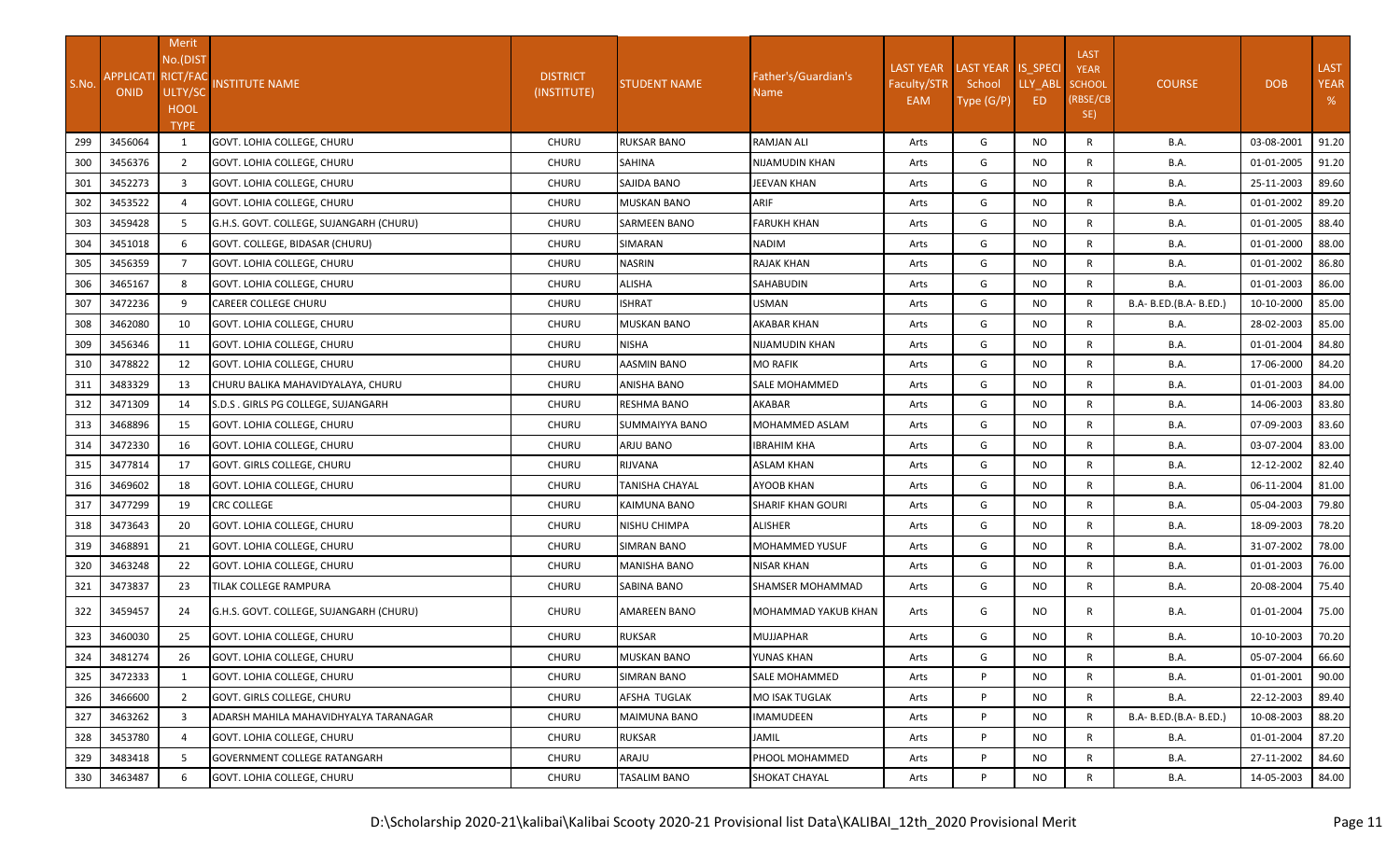| S.No. | APPLICATIONID | Merit No.(DISTRICT/FACULTY/SCHOOL TYPE) | INSTITUTE NAME | DISTRICT (INSTITUTE) | STUDENT NAME | Father's/Guardian's Name | LAST YEAR Faculty/STREAM | LAST YEAR School Type (G/P) | IS_SPECIALLY_ABLED | LAST YEAR SCHOOL (RBSE/CBSE) | COURSE | DOB | LAST YEAR % |
|---|---|---|---|---|---|---|---|---|---|---|---|---|---|
| 299 | 3456064 | 1 | GOVT. LOHIA COLLEGE, CHURU | CHURU | RUKSAR BANO | RAMJAN ALI | Arts | G | NO | R | B.A. | 03-08-2001 | 91.20 |
| 300 | 3456376 | 2 | GOVT. LOHIA COLLEGE, CHURU | CHURU | SAHINA | NIJAMUDIN KHAN | Arts | G | NO | R | B.A. | 01-01-2005 | 91.20 |
| 301 | 3452273 | 3 | GOVT. LOHIA COLLEGE, CHURU | CHURU | SAJIDA BANO | JEEVAN KHAN | Arts | G | NO | R | B.A. | 25-11-2003 | 89.60 |
| 302 | 3453522 | 4 | GOVT. LOHIA COLLEGE, CHURU | CHURU | MUSKAN BANO | ARIF | Arts | G | NO | R | B.A. | 01-01-2002 | 89.20 |
| 303 | 3459428 | 5 | G.H.S. GOVT. COLLEGE, SUJANGARH (CHURU) | CHURU | SARMEEN BANO | FARUKH KHAN | Arts | G | NO | R | B.A. | 01-01-2005 | 88.40 |
| 304 | 3451018 | 6 | GOVT. COLLEGE, BIDASAR (CHURU) | CHURU | SIMARAN | NADIM | Arts | G | NO | R | B.A. | 01-01-2000 | 88.00 |
| 305 | 3456359 | 7 | GOVT. LOHIA COLLEGE, CHURU | CHURU | NASRIN | RAJAK KHAN | Arts | G | NO | R | B.A. | 01-01-2002 | 86.80 |
| 306 | 3465167 | 8 | GOVT. LOHIA COLLEGE, CHURU | CHURU | ALISHA | SAHABUDIN | Arts | G | NO | R | B.A. | 01-01-2003 | 86.00 |
| 307 | 3472236 | 9 | CAREER COLLEGE CHURU | CHURU | ISHRAT | USMAN | Arts | G | NO | R | B.A- B.ED.(B.A- B.ED.) | 10-10-2000 | 85.00 |
| 308 | 3462080 | 10 | GOVT. LOHIA COLLEGE, CHURU | CHURU | MUSKAN BANO | AKABAR KHAN | Arts | G | NO | R | B.A. | 28-02-2003 | 85.00 |
| 309 | 3456346 | 11 | GOVT. LOHIA COLLEGE, CHURU | CHURU | NISHA | NIJAMUDIN KHAN | Arts | G | NO | R | B.A. | 01-01-2004 | 84.80 |
| 310 | 3478822 | 12 | GOVT. LOHIA COLLEGE, CHURU | CHURU | AASMIN BANO | MO RAFIK | Arts | G | NO | R | B.A. | 17-06-2000 | 84.20 |
| 311 | 3483329 | 13 | CHURU BALIKA MAHAVIDYALAYA, CHURU | CHURU | ANISHA BANO | SALE MOHAMMED | Arts | G | NO | R | B.A. | 01-01-2003 | 84.00 |
| 312 | 3471309 | 14 | S.D.S . GIRLS PG COLLEGE, SUJANGARH | CHURU | RESHMA BANO | AKABAR | Arts | G | NO | R | B.A. | 14-06-2003 | 83.80 |
| 313 | 3468896 | 15 | GOVT. LOHIA COLLEGE, CHURU | CHURU | SUMMAIYYA BANO | MOHAMMED ASLAM | Arts | G | NO | R | B.A. | 07-09-2003 | 83.60 |
| 314 | 3472330 | 16 | GOVT. LOHIA COLLEGE, CHURU | CHURU | ARJU BANO | IBRAHIM KHA | Arts | G | NO | R | B.A. | 03-07-2004 | 83.00 |
| 315 | 3477814 | 17 | GOVT. GIRLS COLLEGE, CHURU | CHURU | RIJVANA | ASLAM KHAN | Arts | G | NO | R | B.A. | 12-12-2002 | 82.40 |
| 316 | 3469602 | 18 | GOVT. LOHIA COLLEGE, CHURU | CHURU | TANISHA CHAYAL | AYOOB KHAN | Arts | G | NO | R | B.A. | 06-11-2004 | 81.00 |
| 317 | 3477299 | 19 | CRC COLLEGE | CHURU | KAIMUNA BANO | SHARIF KHAN GOURI | Arts | G | NO | R | B.A. | 05-04-2003 | 79.80 |
| 318 | 3473643 | 20 | GOVT. LOHIA COLLEGE, CHURU | CHURU | NISHU CHIMPA | ALISHER | Arts | G | NO | R | B.A. | 18-09-2003 | 78.20 |
| 319 | 3468891 | 21 | GOVT. LOHIA COLLEGE, CHURU | CHURU | SIMRAN BANO | MOHAMMED YUSUF | Arts | G | NO | R | B.A. | 31-07-2002 | 78.00 |
| 320 | 3463248 | 22 | GOVT. LOHIA COLLEGE, CHURU | CHURU | MANISHA BANO | NISAR KHAN | Arts | G | NO | R | B.A. | 01-01-2003 | 76.00 |
| 321 | 3473837 | 23 | TILAK COLLEGE RAMPURA | CHURU | SABINA BANO | SHAMSER MOHAMMAD | Arts | G | NO | R | B.A. | 20-08-2004 | 75.40 |
| 322 | 3459457 | 24 | G.H.S. GOVT. COLLEGE, SUJANGARH (CHURU) | CHURU | AMAREEN BANO | MOHAMMAD YAKUB KHAN | Arts | G | NO | R | B.A. | 01-01-2004 | 75.00 |
| 323 | 3460030 | 25 | GOVT. LOHIA COLLEGE, CHURU | CHURU | RUKSAR | MUJJAPHAR | Arts | G | NO | R | B.A. | 10-10-2003 | 70.20 |
| 324 | 3481274 | 26 | GOVT. LOHIA COLLEGE, CHURU | CHURU | MUSKAN BANO | YUNAS KHAN | Arts | G | NO | R | B.A. | 05-07-2004 | 66.60 |
| 325 | 3472333 | 1 | GOVT. LOHIA COLLEGE, CHURU | CHURU | SIMRAN BANO | SALE MOHAMMED | Arts | P | NO | R | B.A. | 01-01-2001 | 90.00 |
| 326 | 3466600 | 2 | GOVT. GIRLS COLLEGE, CHURU | CHURU | AFSHA TUGLAK | MO ISAK TUGLAK | Arts | P | NO | R | B.A. | 22-12-2003 | 89.40 |
| 327 | 3463262 | 3 | ADARSH MAHILA MAHAVIDHYALYA TARANAGAR | CHURU | MAIMUNA BANO | IMAMUDEEN | Arts | P | NO | R | B.A- B.ED.(B.A- B.ED.) | 10-08-2003 | 88.20 |
| 328 | 3453780 | 4 | GOVT. LOHIA COLLEGE, CHURU | CHURU | RUKSAR | JAMIL | Arts | P | NO | R | B.A. | 01-01-2004 | 87.20 |
| 329 | 3483418 | 5 | GOVERNMENT COLLEGE RATANGARH | CHURU | ARAJU | PHOOL MOHAMMED | Arts | P | NO | R | B.A. | 27-11-2002 | 84.60 |
| 330 | 3463487 | 6 | GOVT. LOHIA COLLEGE, CHURU | CHURU | TASALIM BANO | SHOKAT CHAYAL | Arts | P | NO | R | B.A. | 14-05-2003 | 84.00 |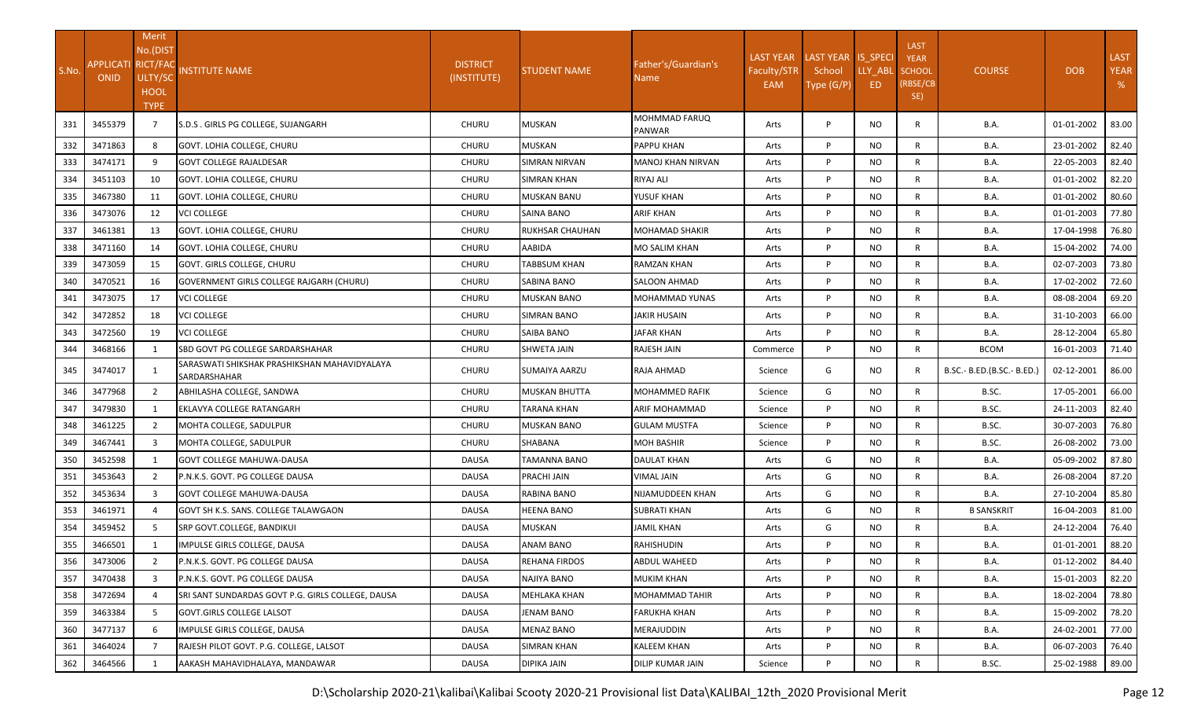| S.No. | APPLICATIONID | Merit No.(DISTRICT/FACULTY/SCHOOL TYPE) | INSTITUTE NAME | DISTRICT (INSTITUTE) | STUDENT NAME | Father's/Guardian's Name | LAST YEAR Faculty/STREAM | LAST YEAR School Type (G/P) | IS_SPECIALLY_ABLED | LAST YEAR SCHOOL (RBSE/CBSE) | COURSE | DOB | LAST YEAR % |
|---|---|---|---|---|---|---|---|---|---|---|---|---|---|
| 331 | 3455379 | 7 | S.D.S . GIRLS PG COLLEGE, SUJANGARH | CHURU | MUSKAN | MOHMMAD FARUQ PANWAR | Arts | P | NO | R | B.A. | 01-01-2002 | 83.00 |
| 332 | 3471863 | 8 | GOVT. LOHIA COLLEGE, CHURU | CHURU | MUSKAN | PAPPU KHAN | Arts | P | NO | R | B.A. | 23-01-2002 | 82.40 |
| 333 | 3474171 | 9 | GOVT COLLEGE RAJALDESAR | CHURU | SIMRAN NIRVAN | MANOJ KHAN NIRVAN | Arts | P | NO | R | B.A. | 22-05-2003 | 82.40 |
| 334 | 3451103 | 10 | GOVT. LOHIA COLLEGE, CHURU | CHURU | SIMRAN KHAN | RIYAJ ALI | Arts | P | NO | R | B.A. | 01-01-2002 | 82.20 |
| 335 | 3467380 | 11 | GOVT. LOHIA COLLEGE, CHURU | CHURU | MUSKAN BANU | YUSUF KHAN | Arts | P | NO | R | B.A. | 01-01-2002 | 80.60 |
| 336 | 3473076 | 12 | VCI COLLEGE | CHURU | SAINA BANO | ARIF KHAN | Arts | P | NO | R | B.A. | 01-01-2003 | 77.80 |
| 337 | 3461381 | 13 | GOVT. LOHIA COLLEGE, CHURU | CHURU | RUKHSAR CHAUHAN | MOHAMAD SHAKIR | Arts | P | NO | R | B.A. | 17-04-1998 | 76.80 |
| 338 | 3471160 | 14 | GOVT. LOHIA COLLEGE, CHURU | CHURU | AABIDA | MO SALIM KHAN | Arts | P | NO | R | B.A. | 15-04-2002 | 74.00 |
| 339 | 3473059 | 15 | GOVT. GIRLS COLLEGE, CHURU | CHURU | TABBSUM KHAN | RAMZAN KHAN | Arts | P | NO | R | B.A. | 02-07-2003 | 73.80 |
| 340 | 3470521 | 16 | GOVERNMENT GIRLS COLLEGE RAJGARH (CHURU) | CHURU | SABINA BANO | SALOON AHMAD | Arts | P | NO | R | B.A. | 17-02-2002 | 72.60 |
| 341 | 3473075 | 17 | VCI COLLEGE | CHURU | MUSKAN BANO | MOHAMMAD YUNAS | Arts | P | NO | R | B.A. | 08-08-2004 | 69.20 |
| 342 | 3472852 | 18 | VCI COLLEGE | CHURU | SIMRAN BANO | JAKIR HUSAIN | Arts | P | NO | R | B.A. | 31-10-2003 | 66.00 |
| 343 | 3472560 | 19 | VCI COLLEGE | CHURU | SAIBA BANO | JAFAR KHAN | Arts | P | NO | R | B.A. | 28-12-2004 | 65.80 |
| 344 | 3468166 | 1 | SBD GOVT PG COLLEGE SARDARSHAHAR | CHURU | SHWETA JAIN | RAJESH JAIN | Commerce | P | NO | R | BCOM | 16-01-2003 | 71.40 |
| 345 | 3474017 | 1 | SARASWATI SHIKSHAK PRASHIKSHAN MAHAVIDYALAYA SARDARSHAHAR | CHURU | SUMAIYA AARZU | RAJA AHMAD | Science | G | NO | R | B.SC.- B.ED.(B.SC.- B.ED.) | 02-12-2001 | 86.00 |
| 346 | 3477968 | 2 | ABHILASHA COLLEGE, SANDWA | CHURU | MUSKAN BHUTTA | MOHAMMED RAFIK | Science | G | NO | R | B.SC. | 17-05-2001 | 66.00 |
| 347 | 3479830 | 1 | EKLAVYA COLLEGE RATANGARH | CHURU | TARANA KHAN | ARIF MOHAMMAD | Science | P | NO | R | B.SC. | 24-11-2003 | 82.40 |
| 348 | 3461225 | 2 | MOHTA COLLEGE, SADULPUR | CHURU | MUSKAN BANO | GULAM MUSTFA | Science | P | NO | R | B.SC. | 30-07-2003 | 76.80 |
| 349 | 3467441 | 3 | MOHTA COLLEGE, SADULPUR | CHURU | SHABANA | MOH BASHIR | Science | P | NO | R | B.SC. | 26-08-2002 | 73.00 |
| 350 | 3452598 | 1 | GOVT COLLEGE MAHUWA-DAUSA | DAUSA | TAMANNA BANO | DAULAT KHAN | Arts | G | NO | R | B.A. | 05-09-2002 | 87.80 |
| 351 | 3453643 | 2 | P.N.K.S. GOVT. PG COLLEGE DAUSA | DAUSA | PRACHI JAIN | VIMAL JAIN | Arts | G | NO | R | B.A. | 26-08-2004 | 87.20 |
| 352 | 3453634 | 3 | GOVT COLLEGE MAHUWA-DAUSA | DAUSA | RABINA BANO | NIJAMUDDEEN KHAN | Arts | G | NO | R | B.A. | 27-10-2004 | 85.80 |
| 353 | 3461971 | 4 | GOVT SH K.S. SANS. COLLEGE TALAWGAON | DAUSA | HEENA BANO | SUBRATI KHAN | Arts | G | NO | R | B SANSKRIT | 16-04-2003 | 81.00 |
| 354 | 3459452 | 5 | SRP GOVT.COLLEGE, BANDIKUI | DAUSA | MUSKAN | JAMIL KHAN | Arts | G | NO | R | B.A. | 24-12-2004 | 76.40 |
| 355 | 3466501 | 1 | IMPULSE GIRLS COLLEGE, DAUSA | DAUSA | ANAM BANO | RAHISHUDIN | Arts | P | NO | R | B.A. | 01-01-2001 | 88.20 |
| 356 | 3473006 | 2 | P.N.K.S. GOVT. PG COLLEGE DAUSA | DAUSA | REHANA FIRDOS | ABDUL WAHEED | Arts | P | NO | R | B.A. | 01-12-2002 | 84.40 |
| 357 | 3470438 | 3 | P.N.K.S. GOVT. PG COLLEGE DAUSA | DAUSA | NAJIYA BANO | MUKIM KHAN | Arts | P | NO | R | B.A. | 15-01-2003 | 82.20 |
| 358 | 3472694 | 4 | SRI SANT SUNDARDAS GOVT P.G. GIRLS COLLEGE, DAUSA | DAUSA | MEHLAKA KHAN | MOHAMMAD TAHIR | Arts | P | NO | R | B.A. | 18-02-2004 | 78.80 |
| 359 | 3463384 | 5 | GOVT.GIRLS COLLEGE LALSOT | DAUSA | JENAM BANO | FARUKHA KHAN | Arts | P | NO | R | B.A. | 15-09-2002 | 78.20 |
| 360 | 3477137 | 6 | IMPULSE GIRLS COLLEGE, DAUSA | DAUSA | MENAZ BANO | MERAJUDDIN | Arts | P | NO | R | B.A. | 24-02-2001 | 77.00 |
| 361 | 3464024 | 7 | RAJESH PILOT GOVT. P.G. COLLEGE, LALSOT | DAUSA | SIMRAN KHAN | KALEEM KHAN | Arts | P | NO | R | B.A. | 06-07-2003 | 76.40 |
| 362 | 3464566 | 1 | AAKASH MAHAVIDHALAYA, MANDAWAR | DAUSA | DIPIKA JAIN | DILIP KUMAR JAIN | Science | P | NO | R | B.SC. | 25-02-1988 | 89.00 |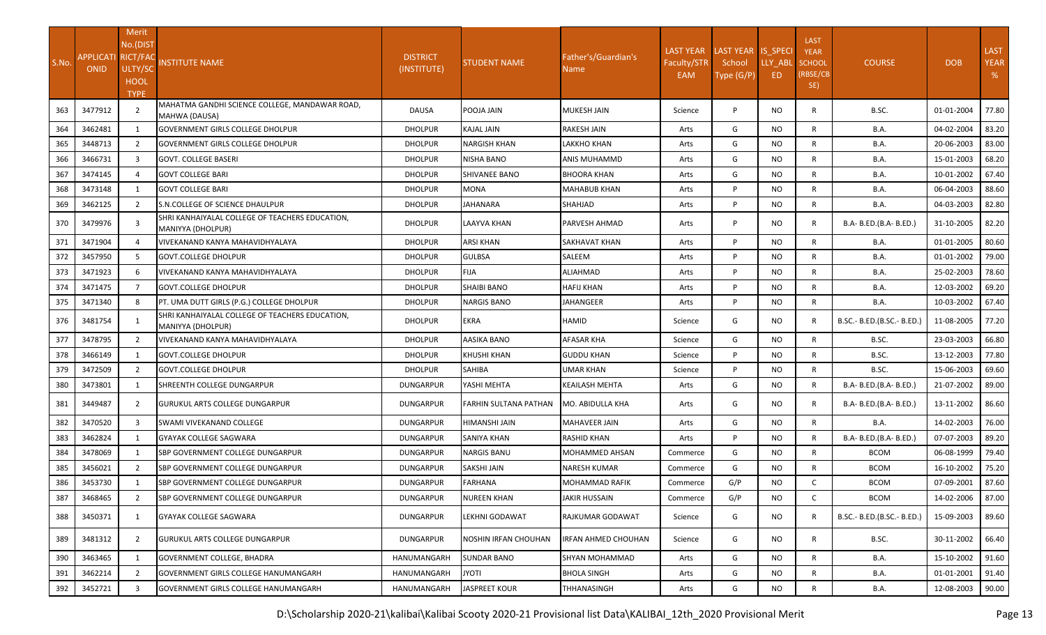| S.No. | APPLICATION ID | Merit No.(DISTRICT/FACULTY/SCHOOL TYPE) | INSTITUTE NAME | DISTRICT (INSTITUTE) | STUDENT NAME | Father's/Guardian's Name | LAST YEAR Faculty/STREAM | LAST YEAR School Type (G/P) | IS_SPECIALLY_ABLED | LAST YEAR SCHOOL (RBSE/CBSE) | COURSE | DOB | LAST YEAR % |
|---|---|---|---|---|---|---|---|---|---|---|---|---|---|
| 363 | 3477912 | 2 | MAHATMA GANDHI SCIENCE COLLEGE, MANDAWAR ROAD, MAHWA (DAUSA) | DAUSA | POOJA JAIN | MUKESH JAIN | Science | P | NO | R | B.SC. | 01-01-2004 | 77.80 |
| 364 | 3462481 | 1 | GOVERNMENT GIRLS COLLEGE DHOLPUR | DHOLPUR | KAJAL JAIN | RAKESH JAIN | Arts | G | NO | R | B.A. | 04-02-2004 | 83.20 |
| 365 | 3448713 | 2 | GOVERNMENT GIRLS COLLEGE DHOLPUR | DHOLPUR | NARGISH KHAN | LAKKHO KHAN | Arts | G | NO | R | B.A. | 20-06-2003 | 83.00 |
| 366 | 3466731 | 3 | GOVT. COLLEGE BASERI | DHOLPUR | NISHA BANO | ANIS MUHAMMD | Arts | G | NO | R | B.A. | 15-01-2003 | 68.20 |
| 367 | 3474145 | 4 | GOVT COLLEGE BARI | DHOLPUR | SHIVANEE BANO | BHOORA KHAN | Arts | G | NO | R | B.A. | 10-01-2002 | 67.40 |
| 368 | 3473148 | 1 | GOVT COLLEGE BARI | DHOLPUR | MONA | MAHABUB KHAN | Arts | P | NO | R | B.A. | 06-04-2003 | 88.60 |
| 369 | 3462125 | 2 | S.N.COLLEGE OF SCIENCE DHAULPUR | DHOLPUR | JAHANARA | SHAHJAD | Arts | P | NO | R | B.A. | 04-03-2003 | 82.80 |
| 370 | 3479976 | 3 | SHRI KANHAIYALAL COLLEGE OF TEACHERS EDUCATION, MANIYYA (DHOLPUR) | DHOLPUR | LAAYVA KHAN | PARVESH AHMAD | Arts | P | NO | R | B.A- B.ED.(B.A- B.ED.) | 31-10-2005 | 82.20 |
| 371 | 3471904 | 4 | VIVEKANAND KANYA MAHAVIDHYALAYA | DHOLPUR | ARSI KHAN | SAKHAVAT KHAN | Arts | P | NO | R | B.A. | 01-01-2005 | 80.60 |
| 372 | 3457950 | 5 | GOVT.COLLEGE DHOLPUR | DHOLPUR | GULBSA | SALEEM | Arts | P | NO | R | B.A. | 01-01-2002 | 79.00 |
| 373 | 3471923 | 6 | VIVEKANAND KANYA MAHAVIDHYALAYA | DHOLPUR | FIJA | ALIAHMAD | Arts | P | NO | R | B.A. | 25-02-2003 | 78.60 |
| 374 | 3471475 | 7 | GOVT.COLLEGE DHOLPUR | DHOLPUR | SHAIBI BANO | HAFIJ KHAN | Arts | P | NO | R | B.A. | 12-03-2002 | 69.20 |
| 375 | 3471340 | 8 | PT. UMA DUTT GIRLS (P.G.) COLLEGE DHOLPUR | DHOLPUR | NARGIS BANO | JAHANGEER | Arts | P | NO | R | B.A. | 10-03-2002 | 67.40 |
| 376 | 3481754 | 1 | SHRI KANHAIYALAL COLLEGE OF TEACHERS EDUCATION, MANIYYA (DHOLPUR) | DHOLPUR | EKRA | HAMID | Science | G | NO | R | B.SC.- B.ED.(B.SC.- B.ED.) | 11-08-2005 | 77.20 |
| 377 | 3478795 | 2 | VIVEKANAND KANYA MAHAVIDHYALAYA | DHOLPUR | AASIKA BANO | AFASAR KHA | Science | G | NO | R | B.SC. | 23-03-2003 | 66.80 |
| 378 | 3466149 | 1 | GOVT.COLLEGE DHOLPUR | DHOLPUR | KHUSHI KHAN | GUDDU KHAN | Science | P | NO | R | B.SC. | 13-12-2003 | 77.80 |
| 379 | 3472509 | 2 | GOVT.COLLEGE DHOLPUR | DHOLPUR | SAHIBA | UMAR KHAN | Science | P | NO | R | B.SC. | 15-06-2003 | 69.60 |
| 380 | 3473801 | 1 | SHREENTH COLLEGE DUNGARPUR | DUNGARPUR | YASHI MEHTA | KEAILASH MEHTA | Arts | G | NO | R | B.A- B.ED.(B.A- B.ED.) | 21-07-2002 | 89.00 |
| 381 | 3449487 | 2 | GURUKUL ARTS COLLEGE DUNGARPUR | DUNGARPUR | FARHIN SULTANA PATHAN | MO. ABIDULLA KHA | Arts | G | NO | R | B.A- B.ED.(B.A- B.ED.) | 13-11-2002 | 86.60 |
| 382 | 3470520 | 3 | SWAMI VIVEKANAND COLLEGE | DUNGARPUR | HIMANSHI JAIN | MAHAVEER JAIN | Arts | G | NO | R | B.A. | 14-02-2003 | 76.00 |
| 383 | 3462824 | 1 | GYAYAK COLLEGE SAGWARA | DUNGARPUR | SANIYA KHAN | RASHID KHAN | Arts | P | NO | R | B.A- B.ED.(B.A- B.ED.) | 07-07-2003 | 89.20 |
| 384 | 3478069 | 1 | SBP GOVERNMENT COLLEGE DUNGARPUR | DUNGARPUR | NARGIS BANU | MOHAMMED AHSAN | Commerce | G | NO | R | BCOM | 06-08-1999 | 79.40 |
| 385 | 3456021 | 2 | SBP GOVERNMENT COLLEGE DUNGARPUR | DUNGARPUR | SAKSHI JAIN | NARESH KUMAR | Commerce | G | NO | R | BCOM | 16-10-2002 | 75.20 |
| 386 | 3453730 | 1 | SBP GOVERNMENT COLLEGE DUNGARPUR | DUNGARPUR | FARHANA | MOHAMMAD RAFIK | Commerce | G/P | NO | C | BCOM | 07-09-2001 | 87.60 |
| 387 | 3468465 | 2 | SBP GOVERNMENT COLLEGE DUNGARPUR | DUNGARPUR | NUREEN KHAN | JAKIR HUSSAIN | Commerce | G/P | NO | C | BCOM | 14-02-2006 | 87.00 |
| 388 | 3450371 | 1 | GYAYAK COLLEGE SAGWARA | DUNGARPUR | LEKHNI GODAWAT | RAJKUMAR GODAWAT | Science | G | NO | R | B.SC.- B.ED.(B.SC.- B.ED.) | 15-09-2003 | 89.60 |
| 389 | 3481312 | 2 | GURUKUL ARTS COLLEGE DUNGARPUR | DUNGARPUR | NOSHIN IRFAN CHOUHAN | IRFAN AHMED CHOUHAN | Science | G | NO | R | B.SC. | 30-11-2002 | 66.40 |
| 390 | 3463465 | 1 | GOVERNMENT COLLEGE, BHADRA | HANUMANGARH | SUNDAR BANO | SHYAN MOHAMMAD | Arts | G | NO | R | B.A. | 15-10-2002 | 91.60 |
| 391 | 3462214 | 2 | GOVERNMENT GIRLS COLLEGE HANUMANGARH | HANUMANGARH | JYOTI | BHOLA SINGH | Arts | G | NO | R | B.A. | 01-01-2001 | 91.40 |
| 392 | 3452721 | 3 | GOVERNMENT GIRLS COLLEGE HANUMANGARH | HANUMANGARH | JASPREET KOUR | THHANASINGH | Arts | G | NO | R | B.A. | 12-08-2003 | 90.00 |

D:\Scholarship 2020-21\kalibai\Kalibai Scooty 2020-21 Provisional list Data\KALIBAI_12th_2020 Provisional Merit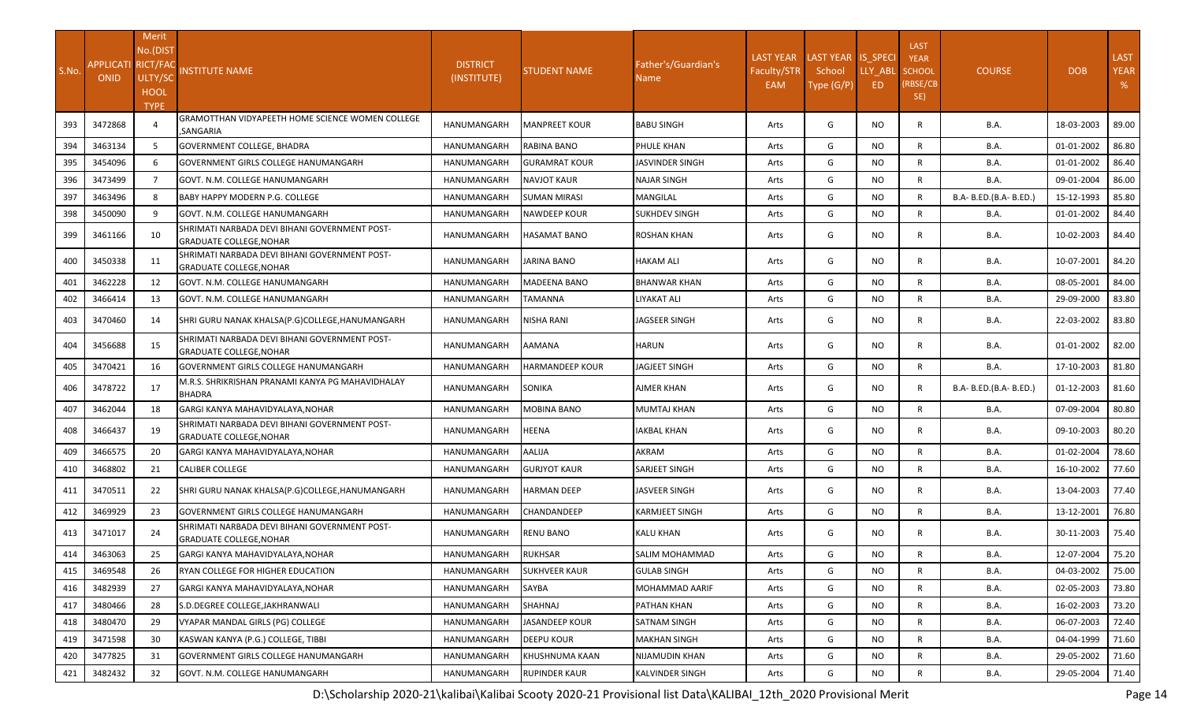| S.No. | APPLICATIONID | Merit No.(DISTRICT/FACULTY/SCHOOL TYPE | INSTITUTE NAME | DISTRICT (INSTITUTE) | STUDENT NAME | Father's/Guardian's Name | LAST YEAR Faculty/STREAM | LAST YEAR School Type (G/P) | IS_SPECIALLY_ABLED | LAST YEAR SCHOOL (RBSE/CBSE) | COURSE | DOB | LAST YEAR % |
|---|---|---|---|---|---|---|---|---|---|---|---|---|---|
| 393 | 3472868 | 4 | GRAMOTTHAN VIDYAPEETH HOME SCIENCE WOMEN COLLEGE ,SANGARIA | HANUMANGARH | MANPREET KOUR | BABU SINGH | Arts | G | NO | R | B.A. | 18-03-2003 | 89.00 |
| 394 | 3463134 | 5 | GOVERNMENT COLLEGE, BHADRA | HANUMANGARH | RABINA BANO | PHULE KHAN | Arts | G | NO | R | B.A. | 01-01-2002 | 86.80 |
| 395 | 3454096 | 6 | GOVERNMENT GIRLS COLLEGE HANUMANGARH | HANUMANGARH | GURAMRAT KOUR | JASVINDER SINGH | Arts | G | NO | R | B.A. | 01-01-2002 | 86.40 |
| 396 | 3473499 | 7 | GOVT. N.M. COLLEGE HANUMANGARH | HANUMANGARH | NAVJOT KAUR | NAJAR SINGH | Arts | G | NO | R | B.A. | 09-01-2004 | 86.00 |
| 397 | 3463496 | 8 | BABY HAPPY MODERN P.G. COLLEGE | HANUMANGARH | SUMAN MIRASI | MANGILAL | Arts | G | NO | R | B.A- B.ED.(B.A- B.ED.) | 15-12-1993 | 85.80 |
| 398 | 3450090 | 9 | GOVT. N.M. COLLEGE HANUMANGARH | HANUMANGARH | NAWDEEP KOUR | SUKHDEV SINGH | Arts | G | NO | R | B.A. | 01-01-2002 | 84.40 |
| 399 | 3461166 | 10 | SHRIMATI NARBADA DEVI BIHANI GOVERNMENT POST-GRADUATE COLLEGE,NOHAR | HANUMANGARH | HASAMAT BANO | ROSHAN KHAN | Arts | G | NO | R | B.A. | 10-02-2003 | 84.40 |
| 400 | 3450338 | 11 | SHRIMATI NARBADA DEVI BIHANI GOVERNMENT POST-GRADUATE COLLEGE,NOHAR | HANUMANGARH | JARINA BANO | HAKAM ALI | Arts | G | NO | R | B.A. | 10-07-2001 | 84.20 |
| 401 | 3462228 | 12 | GOVT. N.M. COLLEGE HANUMANGARH | HANUMANGARH | MADEENA BANO | BHANWAR KHAN | Arts | G | NO | R | B.A. | 08-05-2001 | 84.00 |
| 402 | 3466414 | 13 | GOVT. N.M. COLLEGE HANUMANGARH | HANUMANGARH | TAMANNA | LIYAKAT ALI | Arts | G | NO | R | B.A. | 29-09-2000 | 83.80 |
| 403 | 3470460 | 14 | SHRI GURU NANAK KHALSA(P.G)COLLEGE,HANUMANGARH | HANUMANGARH | NISHA RANI | JAGSEER SINGH | Arts | G | NO | R | B.A. | 22-03-2002 | 83.80 |
| 404 | 3456688 | 15 | SHRIMATI NARBADA DEVI BIHANI GOVERNMENT POST-GRADUATE COLLEGE,NOHAR | HANUMANGARH | AAMANA | HARUN | Arts | G | NO | R | B.A. | 01-01-2002 | 82.00 |
| 405 | 3470421 | 16 | GOVERNMENT GIRLS COLLEGE HANUMANGARH | HANUMANGARH | HARMANDEEP KOUR | JAGJEET SINGH | Arts | G | NO | R | B.A. | 17-10-2003 | 81.80 |
| 406 | 3478722 | 17 | M.R.S. SHRIKRISHAN PRANAMI KANYA PG MAHAVIDHALAY BHADRA | HANUMANGARH | SONIKA | AJMER KHAN | Arts | G | NO | R | B.A- B.ED.(B.A- B.ED.) | 01-12-2003 | 81.60 |
| 407 | 3462044 | 18 | GARGI KANYA MAHAVIDYALAYA,NOHAR | HANUMANGARH | MOBINA BANO | MUMTAJ KHAN | Arts | G | NO | R | B.A. | 07-09-2004 | 80.80 |
| 408 | 3466437 | 19 | SHRIMATI NARBADA DEVI BIHANI GOVERNMENT POST-GRADUATE COLLEGE,NOHAR | HANUMANGARH | HEENA | IAKBAL KHAN | Arts | G | NO | R | B.A. | 09-10-2003 | 80.20 |
| 409 | 3466575 | 20 | GARGI KANYA MAHAVIDYALAYA,NOHAR | HANUMANGARH | AALIJA | AKRAM | Arts | G | NO | R | B.A. | 01-02-2004 | 78.60 |
| 410 | 3468802 | 21 | CALIBER COLLEGE | HANUMANGARH | GURJYOT KAUR | SARJEET SINGH | Arts | G | NO | R | B.A. | 16-10-2002 | 77.60 |
| 411 | 3470511 | 22 | SHRI GURU NANAK KHALSA(P.G)COLLEGE,HANUMANGARH | HANUMANGARH | HARMAN DEEP | JASVEER SINGH | Arts | G | NO | R | B.A. | 13-04-2003 | 77.40 |
| 412 | 3469929 | 23 | GOVERNMENT GIRLS COLLEGE HANUMANGARH | HANUMANGARH | CHANDANDEEP | KARMJEET SINGH | Arts | G | NO | R | B.A. | 13-12-2001 | 76.80 |
| 413 | 3471017 | 24 | SHRIMATI NARBADA DEVI BIHANI GOVERNMENT POST-GRADUATE COLLEGE,NOHAR | HANUMANGARH | RENU BANO | KALU KHAN | Arts | G | NO | R | B.A. | 30-11-2003 | 75.40 |
| 414 | 3463063 | 25 | GARGI KANYA MAHAVIDYALAYA,NOHAR | HANUMANGARH | RUKHSAR | SALIM MOHAMMAD | Arts | G | NO | R | B.A. | 12-07-2004 | 75.20 |
| 415 | 3469548 | 26 | RYAN COLLEGE FOR HIGHER EDUCATION | HANUMANGARH | SUKHVEER KAUR | GULAB SINGH | Arts | G | NO | R | B.A. | 04-03-2002 | 75.00 |
| 416 | 3482939 | 27 | GARGI KANYA MAHAVIDYALAYA,NOHAR | HANUMANGARH | SAYBA | MOHAMMAD AARIF | Arts | G | NO | R | B.A. | 02-05-2003 | 73.80 |
| 417 | 3480466 | 28 | S.D.DEGREE COLLEGE,JAKHRANWALI | HANUMANGARH | SHAHNAJ | PATHAN KHAN | Arts | G | NO | R | B.A. | 16-02-2003 | 73.20 |
| 418 | 3480470 | 29 | VYAPAR MANDAL GIRLS (PG) COLLEGE | HANUMANGARH | JASANDEEP KOUR | SATNAM SINGH | Arts | G | NO | R | B.A. | 06-07-2003 | 72.40 |
| 419 | 3471598 | 30 | KASWAN KANYA (P.G.) COLLEGE, TIBBI | HANUMANGARH | DEEPU KOUR | MAKHAN SINGH | Arts | G | NO | R | B.A. | 04-04-1999 | 71.60 |
| 420 | 3477825 | 31 | GOVERNMENT GIRLS COLLEGE HANUMANGARH | HANUMANGARH | KHUSHNUMA KAAN | NIJAMUDIN KHAN | Arts | G | NO | R | B.A. | 29-05-2002 | 71.60 |
| 421 | 3482432 | 32 | GOVT. N.M. COLLEGE HANUMANGARH | HANUMANGARH | RUPINDER KAUR | KALVINDER SINGH | Arts | G | NO | R | B.A. | 29-05-2004 | 71.40 |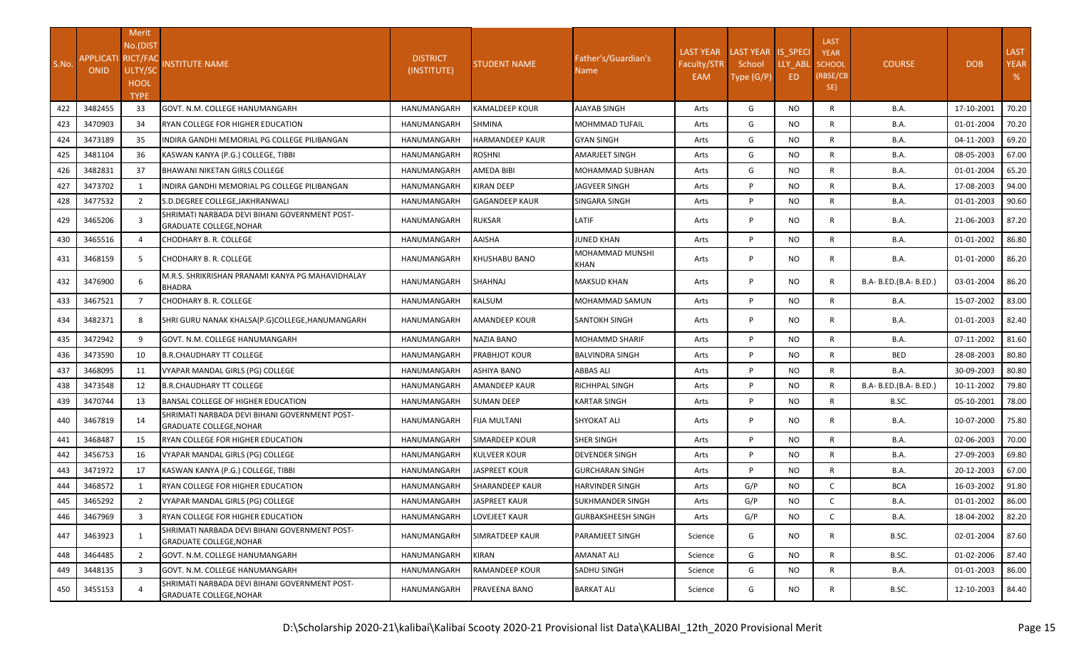| S.No. | APPLICATIONID | Merit No.(DISTRICT/FACULTY/SCHOOL TYPE) | INSTITUTE NAME | DISTRICT (INSTITUTE) | STUDENT NAME | Father's/Guardian's Name | LAST YEAR Faculty/STREAM | LAST YEAR School Type (G/P) | IS_SPECIALLY_ABLED | LAST YEAR SCHOOL (RBSE/CBSE) | COURSE | DOB | LAST YEAR % |
|---|---|---|---|---|---|---|---|---|---|---|---|---|---|
| 422 | 3482455 | 33 | GOVT. N.M. COLLEGE HANUMANGARH | HANUMANGARH | KAMALDEEP KOUR | AJAYAB SINGH | Arts | G | NO | R | B.A. | 17-10-2001 | 70.20 |
| 423 | 3470903 | 34 | RYAN COLLEGE FOR HIGHER EDUCATION | HANUMANGARH | SHMINA | MOHMMAD TUFAIL | Arts | G | NO | R | B.A. | 01-01-2004 | 70.20 |
| 424 | 3473189 | 35 | INDIRA GANDHI MEMORIAL PG COLLEGE PILIBANGAN | HANUMANGARH | HARMANDEEP KAUR | GYAN SINGH | Arts | G | NO | R | B.A. | 04-11-2003 | 69.20 |
| 425 | 3481104 | 36 | KASWAN KANYA (P.G.) COLLEGE, TIBBI | HANUMANGARH | ROSHNI | AMARJEET SINGH | Arts | G | NO | R | B.A. | 08-05-2003 | 67.00 |
| 426 | 3482831 | 37 | BHAWANI NIKETAN GIRLS COLLEGE | HANUMANGARH | AMEDA BIBI | MOHAMMAD SUBHAN | Arts | G | NO | R | B.A. | 01-01-2004 | 65.20 |
| 427 | 3473702 | 1 | INDIRA GANDHI MEMORIAL PG COLLEGE PILIBANGAN | HANUMANGARH | KIRAN DEEP | JAGVEER SINGH | Arts | P | NO | R | B.A. | 17-08-2003 | 94.00 |
| 428 | 3477532 | 2 | S.D.DEGREE COLLEGE,JAKHRANWALI | HANUMANGARH | GAGANDEEP KAUR | SINGARA SINGH | Arts | P | NO | R | B.A. | 01-01-2003 | 90.60 |
| 429 | 3465206 | 3 | SHRIMATI NARBADA DEVI BIHANI GOVERNMENT POST-GRADUATE COLLEGE,NOHAR | HANUMANGARH | RUKSAR | LATIF | Arts | P | NO | R | B.A. | 21-06-2003 | 87.20 |
| 430 | 3465516 | 4 | CHODHARY B. R. COLLEGE | HANUMANGARH | AAISHA | JUNED KHAN | Arts | P | NO | R | B.A. | 01-01-2002 | 86.80 |
| 431 | 3468159 | 5 | CHODHARY B. R. COLLEGE | HANUMANGARH | KHUSHABU BANO | MOHAMMAD MUNSHI KHAN | Arts | P | NO | R | B.A. | 01-01-2000 | 86.20 |
| 432 | 3476900 | 6 | M.R.S. SHRIKRISHAN PRANAMI KANYA PG MAHAVIDHALAY BHADRA | HANUMANGARH | SHAHNAJ | MAKSUD KHAN | Arts | P | NO | R | B.A- B.ED.(B.A- B.ED.) | 03-01-2004 | 86.20 |
| 433 | 3467521 | 7 | CHODHARY B. R. COLLEGE | HANUMANGARH | KALSUM | MOHAMMAD SAMUN | Arts | P | NO | R | B.A. | 15-07-2002 | 83.00 |
| 434 | 3482371 | 8 | SHRI GURU NANAK KHALSA(P.G)COLLEGE,HANUMANGARH | HANUMANGARH | AMANDEEP KOUR | SANTOKH SINGH | Arts | P | NO | R | B.A. | 01-01-2003 | 82.40 |
| 435 | 3472942 | 9 | GOVT. N.M. COLLEGE HANUMANGARH | HANUMANGARH | NAZIA BANO | MOHAMMD SHARIF | Arts | P | NO | R | B.A. | 07-11-2002 | 81.60 |
| 436 | 3473590 | 10 | B.R.CHAUDHARY TT COLLEGE | HANUMANGARH | PRABHJOT KOUR | BALVINDRA SINGH | Arts | P | NO | R | BED | 28-08-2003 | 80.80 |
| 437 | 3468095 | 11 | VYAPAR MANDAL GIRLS (PG) COLLEGE | HANUMANGARH | ASHIYA BANO | ABBAS ALI | Arts | P | NO | R | B.A. | 30-09-2003 | 80.80 |
| 438 | 3473548 | 12 | B.R.CHAUDHARY TT COLLEGE | HANUMANGARH | AMANDEEP KAUR | RICHHPAL SINGH | Arts | P | NO | R | B.A- B.ED.(B.A- B.ED.) | 10-11-2002 | 79.80 |
| 439 | 3470744 | 13 | BANSAL COLLEGE OF HIGHER EDUCATION | HANUMANGARH | SUMAN DEEP | KARTAR SINGH | Arts | P | NO | R | B.SC. | 05-10-2001 | 78.00 |
| 440 | 3467819 | 14 | SHRIMATI NARBADA DEVI BIHANI GOVERNMENT POST-GRADUATE COLLEGE,NOHAR | HANUMANGARH | FIJA MULTANI | SHYOKAT ALI | Arts | P | NO | R | B.A. | 10-07-2000 | 75.80 |
| 441 | 3468487 | 15 | RYAN COLLEGE FOR HIGHER EDUCATION | HANUMANGARH | SIMARDEEP KOUR | SHER SINGH | Arts | P | NO | R | B.A. | 02-06-2003 | 70.00 |
| 442 | 3456753 | 16 | VYAPAR MANDAL GIRLS (PG) COLLEGE | HANUMANGARH | KULVEER KOUR | DEVENDER SINGH | Arts | P | NO | R | B.A. | 27-09-2003 | 69.80 |
| 443 | 3471972 | 17 | KASWAN KANYA (P.G.) COLLEGE, TIBBI | HANUMANGARH | JASPREET KOUR | GURCHARAN SINGH | Arts | P | NO | R | B.A. | 20-12-2003 | 67.00 |
| 444 | 3468572 | 1 | RYAN COLLEGE FOR HIGHER EDUCATION | HANUMANGARH | SHARANDEEP KAUR | HARVINDER SINGH | Arts | G/P | NO | C | BCA | 16-03-2002 | 91.80 |
| 445 | 3465292 | 2 | VYAPAR MANDAL GIRLS (PG) COLLEGE | HANUMANGARH | JASPREET KAUR | SUKHMANDER SINGH | Arts | G/P | NO | C | B.A. | 01-01-2002 | 86.00 |
| 446 | 3467969 | 3 | RYAN COLLEGE FOR HIGHER EDUCATION | HANUMANGARH | LOVEJEET KAUR | GURBAKSHEESH SINGH | Arts | G/P | NO | C | B.A. | 18-04-2002 | 82.20 |
| 447 | 3463923 | 1 | SHRIMATI NARBADA DEVI BIHANI GOVERNMENT POST-GRADUATE COLLEGE,NOHAR | HANUMANGARH | SIMRATDEEP KAUR | PARAMJEET SINGH | Science | G | NO | R | B.SC. | 02-01-2004 | 87.60 |
| 448 | 3464485 | 2 | GOVT. N.M. COLLEGE HANUMANGARH | HANUMANGARH | KIRAN | AMANAT ALI | Science | G | NO | R | B.SC. | 01-02-2006 | 87.40 |
| 449 | 3448135 | 3 | GOVT. N.M. COLLEGE HANUMANGARH | HANUMANGARH | RAMANDEEP KOUR | SADHU SINGH | Science | G | NO | R | B.A. | 01-01-2003 | 86.00 |
| 450 | 3455153 | 4 | SHRIMATI NARBADA DEVI BIHANI GOVERNMENT POST-GRADUATE COLLEGE,NOHAR | HANUMANGARH | PRAVEENA BANO | BARKAT ALI | Science | G | NO | R | B.SC. | 12-10-2003 | 84.40 |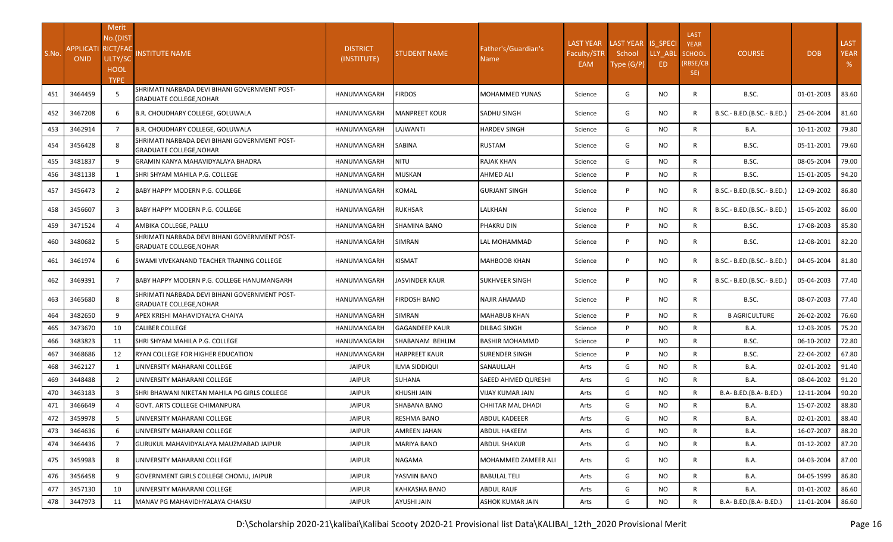| S.No. | APPLICATIONID | Merit No.(DISTRICT/FACULTY/SCHOOL TYPE) | INSTITUTE NAME | DISTRICT (INSTITUTE) | STUDENT NAME | Father's/Guardian's Name | LAST YEAR Faculty/STREAM | LAST YEAR School Type (G/P) | IS_SPECIALLY_ABLED | LAST YEAR SCHOOL (RBSE/CBSE) | COURSE | DOB | LAST YEAR % |
|---|---|---|---|---|---|---|---|---|---|---|---|---|---|
| 451 | 3464459 | 5 | SHRIMATI NARBADA DEVI BIHANI GOVERNMENT POST-GRADUATE COLLEGE,NOHAR | HANUMANGARH | FIRDOS | MOHAMMED YUNAS | Science | G | NO | R | B.SC. | 01-01-2003 | 83.60 |
| 452 | 3467208 | 6 | B.R. CHOUDHARY COLLEGE, GOLUWALA | HANUMANGARH | MANPREET KOUR | SADHU SINGH | Science | G | NO | R | B.SC.- B.ED.(B.SC.- B.ED.) | 25-04-2004 | 81.60 |
| 453 | 3462914 | 7 | B.R. CHOUDHARY COLLEGE, GOLUWALA | HANUMANGARH | LAJWANTI | HARDEV SINGH | Science | G | NO | R | B.A. | 10-11-2002 | 79.80 |
| 454 | 3456428 | 8 | SHRIMATI NARBADA DEVI BIHANI GOVERNMENT POST-GRADUATE COLLEGE,NOHAR | HANUMANGARH | SABINA | RUSTAM | Science | G | NO | R | B.SC. | 05-11-2001 | 79.60 |
| 455 | 3481837 | 9 | GRAMIN KANYA MAHAVIDYALAYA BHADRA | HANUMANGARH | NITU | RAJAK KHAN | Science | G | NO | R | B.SC. | 08-05-2004 | 79.00 |
| 456 | 3481138 | 1 | SHRI SHYAM MAHILA P.G. COLLEGE | HANUMANGARH | MUSKAN | AHMED ALI | Science | P | NO | R | B.SC. | 15-01-2005 | 94.20 |
| 457 | 3456473 | 2 | BABY HAPPY MODERN P.G. COLLEGE | HANUMANGARH | KOMAL | GURJANT SINGH | Science | P | NO | R | B.SC.- B.ED.(B.SC.- B.ED.) | 12-09-2002 | 86.80 |
| 458 | 3456607 | 3 | BABY HAPPY MODERN P.G. COLLEGE | HANUMANGARH | RUKHSAR | LALKHAN | Science | P | NO | R | B.SC.- B.ED.(B.SC.- B.ED.) | 15-05-2002 | 86.00 |
| 459 | 3471524 | 4 | AMBIKA COLLEGE, PALLU | HANUMANGARH | SHAMINA BANO | PHAKRU DIN | Science | P | NO | R | B.SC. | 17-08-2003 | 85.80 |
| 460 | 3480682 | 5 | SHRIMATI NARBADA DEVI BIHANI GOVERNMENT POST-GRADUATE COLLEGE,NOHAR | HANUMANGARH | SIMRAN | LAL MOHAMMAD | Science | P | NO | R | B.SC. | 12-08-2001 | 82.20 |
| 461 | 3461974 | 6 | SWAMI VIVEKANAND TEACHER TRANING COLLEGE | HANUMANGARH | KISMAT | MAHBOOB KHAN | Science | P | NO | R | B.SC.- B.ED.(B.SC.- B.ED.) | 04-05-2004 | 81.80 |
| 462 | 3469391 | 7 | BABY HAPPY MODERN P.G. COLLEGE HANUMANGARH | HANUMANGARH | JASVINDER KAUR | SUKHVEER SINGH | Science | P | NO | R | B.SC.- B.ED.(B.SC.- B.ED.) | 05-04-2003 | 77.40 |
| 463 | 3465680 | 8 | SHRIMATI NARBADA DEVI BIHANI GOVERNMENT POST-GRADUATE COLLEGE,NOHAR | HANUMANGARH | FIRDOSH BANO | NAJIR AHAMAD | Science | P | NO | R | B.SC. | 08-07-2003 | 77.40 |
| 464 | 3482650 | 9 | APEX KRISHI MAHAVIDYALYA CHAIYA | HANUMANGARH | SIMRAN | MAHABUB KHAN | Science | P | NO | R | B AGRICULTURE | 26-02-2002 | 76.60 |
| 465 | 3473670 | 10 | CALIBER COLLEGE | HANUMANGARH | GAGANDEEP KAUR | DILBAG SINGH | Science | P | NO | R | B.A. | 12-03-2005 | 75.20 |
| 466 | 3483823 | 11 | SHRI SHYAM MAHILA P.G. COLLEGE | HANUMANGARH | SHABANAM BEHLIM | BASHIR MOHAMMD | Science | P | NO | R | B.SC. | 06-10-2002 | 72.80 |
| 467 | 3468686 | 12 | RYAN COLLEGE FOR HIGHER EDUCATION | HANUMANGARH | HARPREET KAUR | SURENDER SINGH | Science | P | NO | R | B.SC. | 22-04-2002 | 67.80 |
| 468 | 3462127 | 1 | UNIVERSITY MAHARANI COLLEGE | JAIPUR | ILMA SIDDIQUI | SANAULLAH | Arts | G | NO | R | B.A. | 02-01-2002 | 91.40 |
| 469 | 3448488 | 2 | UNIVERSITY MAHARANI COLLEGE | JAIPUR | SUHANA | SAEED AHMED QURESHI | Arts | G | NO | R | B.A. | 08-04-2002 | 91.20 |
| 470 | 3463183 | 3 | SHRI BHAWANI NIKETAN MAHILA PG GIRLS COLLEGE | JAIPUR | KHUSHI JAIN | VIJAY KUMAR JAIN | Arts | G | NO | R | B.A- B.ED.(B.A- B.ED.) | 12-11-2004 | 90.20 |
| 471 | 3466649 | 4 | GOVT. ARTS COLLEGE CHIMANPURA | JAIPUR | SHABANA BANO | CHHITAR MAL DHADI | Arts | G | NO | R | B.A. | 15-07-2002 | 88.80 |
| 472 | 3459978 | 5 | UNIVERSITY MAHARANI COLLEGE | JAIPUR | RESHMA BANO | ABDUL KADEEER | Arts | G | NO | R | B.A. | 02-01-2001 | 88.40 |
| 473 | 3464636 | 6 | UNIVERSITY MAHARANI COLLEGE | JAIPUR | AMREEN JAHAN | ABDUL HAKEEM | Arts | G | NO | R | B.A. | 16-07-2007 | 88.20 |
| 474 | 3464436 | 7 | GURUKUL MAHAVIDYALAYA MAUZMABAD JAIPUR | JAIPUR | MARIYA BANO | ABDUL SHAKUR | Arts | G | NO | R | B.A. | 01-12-2002 | 87.20 |
| 475 | 3459983 | 8 | UNIVERSITY MAHARANI COLLEGE | JAIPUR | NAGAMA | MOHAMMED ZAMEER ALI | Arts | G | NO | R | B.A. | 04-03-2004 | 87.00 |
| 476 | 3456458 | 9 | GOVERNMENT GIRLS COLLEGE CHOMU, JAIPUR | JAIPUR | YASMIN BANO | BABULAL TELI | Arts | G | NO | R | B.A. | 04-05-1999 | 86.80 |
| 477 | 3457130 | 10 | UNIVERSITY MAHARANI COLLEGE | JAIPUR | KAHKASHA BANO | ABDUL RAUF | Arts | G | NO | R | B.A. | 01-01-2002 | 86.60 |
| 478 | 3447973 | 11 | MANAV PG MAHAVIDHYALAYA CHAKSU | JAIPUR | AYUSHI JAIN | ASHOK KUMAR JAIN | Arts | G | NO | R | B.A- B.ED.(B.A- B.ED.) | 11-01-2004 | 86.60 |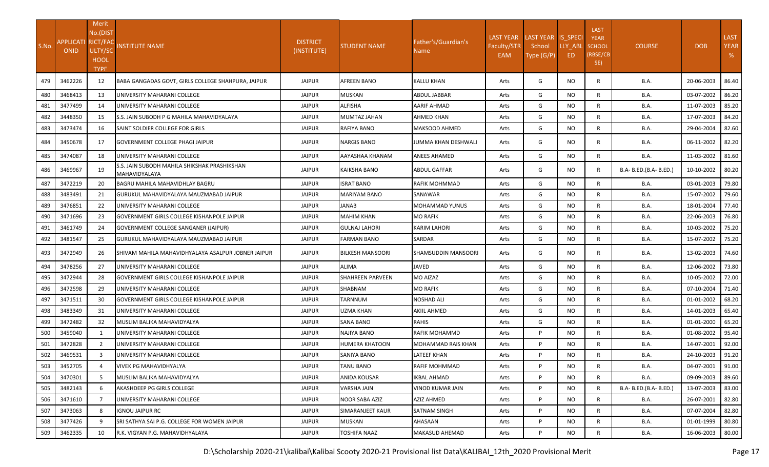| S.No. | APPLICATIONID | Merit No.(DISTRICT/FACULTY/SCHOOL TYPE) | INSTITUTE NAME | DISTRICT (INSTITUTE) | STUDENT NAME | Father's/Guardian's Name | LAST YEAR Faculty/STREAM | LAST YEAR School Type (G/P) | IS_SPECIALLY_ABLED | LAST YEAR SCHOOL (RBSE/CBSE) | COURSE | DOB | LAST YEAR % |
|---|---|---|---|---|---|---|---|---|---|---|---|---|---|
| 479 | 3462226 | 12 | BABA GANGADAS GOVT, GIRLS COLLEGE SHAHPURA, JAIPUR | JAIPUR | AFREEN BANO | KALLU KHAN | Arts | G | NO | R | B.A. | 20-06-2003 | 86.40 |
| 480 | 3468413 | 13 | UNIVERSITY MAHARANI COLLEGE | JAIPUR | MUSKAN | ABDUL JABBAR | Arts | G | NO | R | B.A. | 03-07-2002 | 86.20 |
| 481 | 3477499 | 14 | UNIVERSITY MAHARANI COLLEGE | JAIPUR | ALFISHA | AARIF AHMAD | Arts | G | NO | R | B.A. | 11-07-2003 | 85.20 |
| 482 | 3448350 | 15 | S.S. JAIN SUBODH P G MAHILA MAHAVIDYALAYA | JAIPUR | MUMTAZ JAHAN | AHMED KHAN | Arts | G | NO | R | B.A. | 17-07-2003 | 84.20 |
| 483 | 3473474 | 16 | SAINT SOLDIER COLLEGE FOR GIRLS | JAIPUR | RAFIYA BANO | MAKSOOD AHMED | Arts | G | NO | R | B.A. | 29-04-2004 | 82.60 |
| 484 | 3450678 | 17 | GOVERNMENT COLLEGE PHAGI JAIPUR | JAIPUR | NARGIS BANO | JUMMA KHAN DESHWALI | Arts | G | NO | R | B.A. | 06-11-2002 | 82.20 |
| 485 | 3474087 | 18 | UNIVERSITY MAHARANI COLLEGE | JAIPUR | AAYASHAA KHANAM | ANEES AHAMED | Arts | G | NO | R | B.A. | 11-03-2002 | 81.60 |
| 486 | 3469967 | 19 | S.S. JAIN SUBODH MAHILA SHIKSHAK PRASHIKSHAN MAHAVIDYALAYA | JAIPUR | KAIKSHA BANO | ABDUL GAFFAR | Arts | G | NO | R | B.A- B.ED.(B.A- B.ED.) | 10-10-2002 | 80.20 |
| 487 | 3472219 | 20 | BAGRU MAHILA MAHAVIDHLAY BAGRU | JAIPUR | ISRAT BANO | RAFIK MOHMMAD | Arts | G | NO | R | B.A. | 03-01-2003 | 79.80 |
| 488 | 3483491 | 21 | GURUKUL MAHAVIDYALAYA MAUZMABAD JAIPUR | JAIPUR | MARIYAM BANO | SANAWAR | Arts | G | NO | R | B.A. | 15-07-2002 | 79.60 |
| 489 | 3476851 | 22 | UNIVERSITY MAHARANI COLLEGE | JAIPUR | JANAB | MOHAMMAD YUNUS | Arts | G | NO | R | B.A. | 18-01-2004 | 77.40 |
| 490 | 3471696 | 23 | GOVERNMENT GIRLS COLLEGE KISHANPOLE JAIPUR | JAIPUR | MAHIM KHAN | MO RAFIK | Arts | G | NO | R | B.A. | 22-06-2003 | 76.80 |
| 491 | 3461749 | 24 | GOVERNMENT COLLEGE SANGANER (JAIPUR) | JAIPUR | GULNAJ LAHORI | KARIM LAHORI | Arts | G | NO | R | B.A. | 10-03-2002 | 75.20 |
| 492 | 3481547 | 25 | GURUKUL MAHAVIDYALAYA MAUZMABAD JAIPUR | JAIPUR | FARMAN BANO | SARDAR | Arts | G | NO | R | B.A. | 15-07-2002 | 75.20 |
| 493 | 3472949 | 26 | SHIVAM MAHILA MAHAVIDHYALAYA ASALPUR JOBNER JAIPUR | JAIPUR | BILKESH MANSOORI | SHAMSUDDIN MANSOORI | Arts | G | NO | R | B.A. | 13-02-2003 | 74.60 |
| 494 | 3478256 | 27 | UNIVERSITY MAHARANI COLLEGE | JAIPUR | ALIMA | JAVED | Arts | G | NO | R | B.A. | 12-06-2002 | 73.80 |
| 495 | 3472944 | 28 | GOVERNMENT GIRLS COLLEGE KISHANPOLE JAIPUR | JAIPUR | SHAHREEN PARVEEN | MO AIZAZ | Arts | G | NO | R | B.A. | 10-05-2002 | 72.00 |
| 496 | 3472598 | 29 | UNIVERSITY MAHARANI COLLEGE | JAIPUR | SHABNAM | MO RAFIK | Arts | G | NO | R | B.A. | 07-10-2004 | 71.40 |
| 497 | 3471511 | 30 | GOVERNMENT GIRLS COLLEGE KISHANPOLE JAIPUR | JAIPUR | TARNNUM | NOSHAD ALI | Arts | G | NO | R | B.A. | 01-01-2002 | 68.20 |
| 498 | 3483349 | 31 | UNIVERSITY MAHARANI COLLEGE | JAIPUR | UZMA KHAN | AKIIL AHMED | Arts | G | NO | R | B.A. | 14-01-2003 | 65.40 |
| 499 | 3472482 | 32 | MUSLIM BALIKA MAHAVIDYALYA | JAIPUR | SANA BANO | RAHIS | Arts | G | NO | R | B.A. | 01-01-2000 | 65.20 |
| 500 | 3459040 | 1 | UNIVERSITY MAHARANI COLLEGE | JAIPUR | NAJIYA BANO | RAFIK MOHAMMD | Arts | P | NO | R | B.A. | 01-08-2002 | 95.40 |
| 501 | 3472828 | 2 | UNIVERSITY MAHARANI COLLEGE | JAIPUR | HUMERA KHATOON | MOHAMMAD RAIS KHAN | Arts | P | NO | R | B.A. | 14-07-2001 | 92.00 |
| 502 | 3469531 | 3 | UNIVERSITY MAHARANI COLLEGE | JAIPUR | SANIYA BANO | LATEEF KHAN | Arts | P | NO | R | B.A. | 24-10-2003 | 91.20 |
| 503 | 3452705 | 4 | VIVEK PG MAHAVIDHYALYA | JAIPUR | TANU BANO | RAFIF MOHMMAD | Arts | P | NO | R | B.A. | 04-07-2001 | 91.00 |
| 504 | 3470301 | 5 | MUSLIM BALIKA MAHAVIDYALYA | JAIPUR | ANIDA KOUSAR | IKBAL AHMAD | Arts | P | NO | R | B.A. | 09-09-2003 | 89.60 |
| 505 | 3482143 | 6 | AKASHDEEP PG GIRLS COLLEGE | JAIPUR | VARSHA JAIN | VINOD KUMAR JAIN | Arts | P | NO | R | B.A- B.ED.(B.A- B.ED.) | 13-07-2003 | 83.00 |
| 506 | 3471610 | 7 | UNIVERSITY MAHARANI COLLEGE | JAIPUR | NOOR SABA AZIZ | AZIZ AHMED | Arts | P | NO | R | B.A. | 26-07-2001 | 82.80 |
| 507 | 3473063 | 8 | IGNOU JAIPUR RC | JAIPUR | SIMARANJEET KAUR | SATNAM SINGH | Arts | P | NO | R | B.A. | 07-07-2004 | 82.80 |
| 508 | 3477426 | 9 | SRI SATHYA SAI P.G. COLLEGE FOR WOMEN JAIPUR | JAIPUR | MUSKAN | AHASAAN | Arts | P | NO | R | B.A. | 01-01-1999 | 80.80 |
| 509 | 3462335 | 10 | R.K. VIGYAN P.G. MAHAVIDHYALAYA | JAIPUR | TOSHIFA NAAZ | MAKASUD AHEMAD | Arts | P | NO | R | B.A. | 16-06-2003 | 80.00 |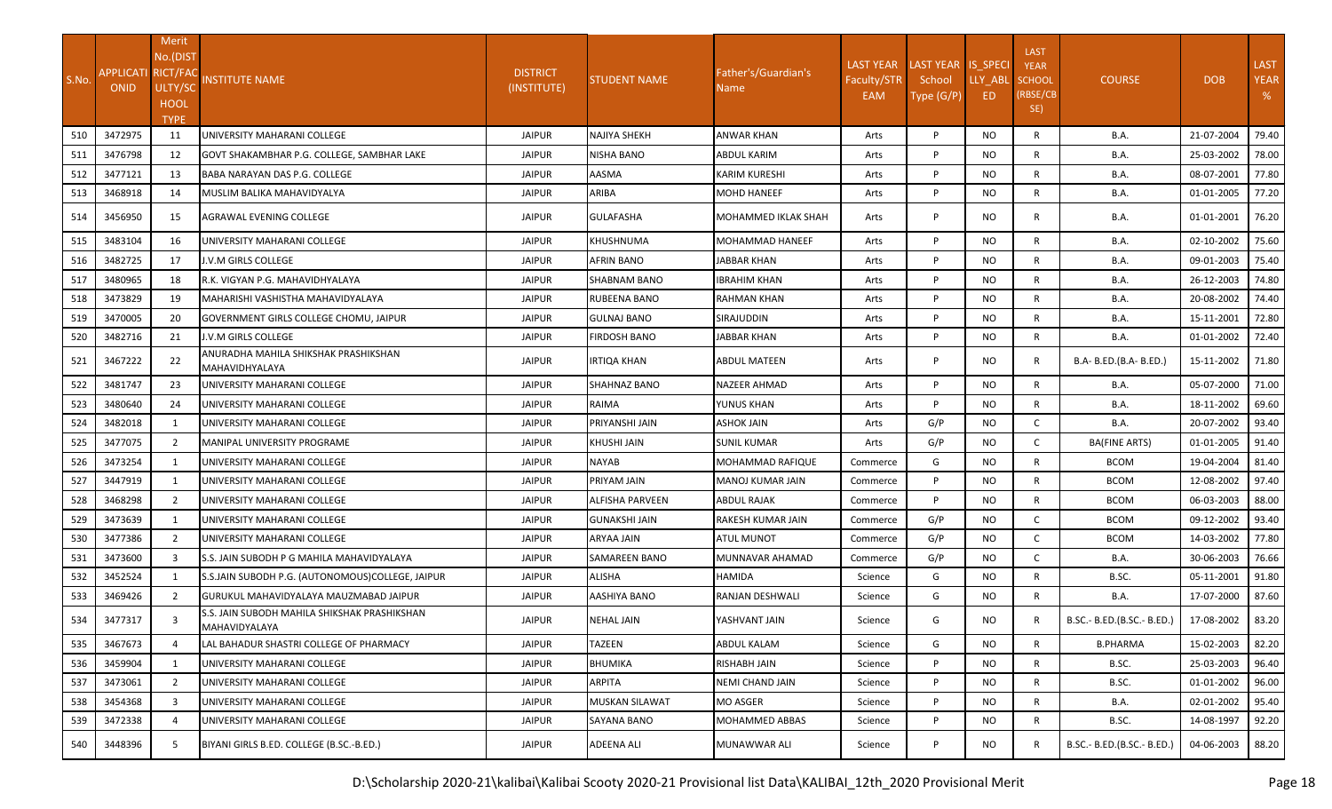| S.No. | APPLICATI ONID | Merit No.(DIST RICT/FAC ULTY/SC HOOL TYPE | INSTITUTE NAME | DISTRICT (INSTITUTE) | STUDENT NAME | Father's/Guardian's Name | LAST YEAR Faculty/STR EAM | LAST YEAR School Type (G/P) | IS_SPECI LLY_ABL ED | LAST YEAR SCHOOL (RBSE/CB SE) | COURSE | DOB | LAST YEAR % |
|---|---|---|---|---|---|---|---|---|---|---|---|---|---|
| 510 | 3472975 | 11 | UNIVERSITY MAHARANI COLLEGE | JAIPUR | NAJIYA SHEKH | ANWAR KHAN | Arts | P | NO | R | B.A. | 21-07-2004 | 79.40 |
| 511 | 3476798 | 12 | GOVT SHAKAMBHAR P.G. COLLEGE, SAMBHAR LAKE | JAIPUR | NISHA BANO | ABDUL KARIM | Arts | P | NO | R | B.A. | 25-03-2002 | 78.00 |
| 512 | 3477121 | 13 | BABA NARAYAN DAS P.G. COLLEGE | JAIPUR | AASMA | KARIM KURESHI | Arts | P | NO | R | B.A. | 08-07-2001 | 77.80 |
| 513 | 3468918 | 14 | MUSLIM BALIKA MAHAVIDYALYA | JAIPUR | ARIBA | MOHD HANEEF | Arts | P | NO | R | B.A. | 01-01-2005 | 77.20 |
| 514 | 3456950 | 15 | AGRAWAL EVENING COLLEGE | JAIPUR | GULAFASHA | MOHAMMED IKLAK SHAH | Arts | P | NO | R | B.A. | 01-01-2001 | 76.20 |
| 515 | 3483104 | 16 | UNIVERSITY MAHARANI COLLEGE | JAIPUR | KHUSHNUMA | MOHAMMAD HANEEF | Arts | P | NO | R | B.A. | 02-10-2002 | 75.60 |
| 516 | 3482725 | 17 | J.V.M GIRLS COLLEGE | JAIPUR | AFRIN BANO | JABBAR KHAN | Arts | P | NO | R | B.A. | 09-01-2003 | 75.40 |
| 517 | 3480965 | 18 | R.K. VIGYAN P.G. MAHAVIDHYALAYA | JAIPUR | SHABNAM BANO | IBRAHIM KHAN | Arts | P | NO | R | B.A. | 26-12-2003 | 74.80 |
| 518 | 3473829 | 19 | MAHARISHI VASHISTHA MAHAVIDYALAYA | JAIPUR | RUBEENA BANO | RAHMAN KHAN | Arts | P | NO | R | B.A. | 20-08-2002 | 74.40 |
| 519 | 3470005 | 20 | GOVERNMENT GIRLS COLLEGE CHOMU, JAIPUR | JAIPUR | GULNAJ BANO | SIRAJUDDIN | Arts | P | NO | R | B.A. | 15-11-2001 | 72.80 |
| 520 | 3482716 | 21 | J.V.M GIRLS COLLEGE | JAIPUR | FIRDOSH BANO | JABBAR KHAN | Arts | P | NO | R | B.A. | 01-01-2002 | 72.40 |
| 521 | 3467222 | 22 | ANURADHA MAHILA SHIKSHAK PRASHIKSHAN MAHAVIDHYALAYA | JAIPUR | IRTIQA KHAN | ABDUL MATEEN | Arts | P | NO | R | B.A- B.ED.(B.A- B.ED.) | 15-11-2002 | 71.80 |
| 522 | 3481747 | 23 | UNIVERSITY MAHARANI COLLEGE | JAIPUR | SHAHNAZ BANO | NAZEER AHMAD | Arts | P | NO | R | B.A. | 05-07-2000 | 71.00 |
| 523 | 3480640 | 24 | UNIVERSITY MAHARANI COLLEGE | JAIPUR | RAIMA | YUNUS KHAN | Arts | P | NO | R | B.A. | 18-11-2002 | 69.60 |
| 524 | 3482018 | 1 | UNIVERSITY MAHARANI COLLEGE | JAIPUR | PRIYANSHI JAIN | ASHOK JAIN | Arts | G/P | NO | C | B.A. | 20-07-2002 | 93.40 |
| 525 | 3477075 | 2 | MANIPAL UNIVERSITY PROGRAME | JAIPUR | KHUSHI JAIN | SUNIL KUMAR | Arts | G/P | NO | C | BA(FINE ARTS) | 01-01-2005 | 91.40 |
| 526 | 3473254 | 1 | UNIVERSITY MAHARANI COLLEGE | JAIPUR | NAYAB | MOHAMMAD RAFIQUE | Commerce | G | NO | R | BCOM | 19-04-2004 | 81.40 |
| 527 | 3447919 | 1 | UNIVERSITY MAHARANI COLLEGE | JAIPUR | PRIYAM JAIN | MANOJ KUMAR JAIN | Commerce | P | NO | R | BCOM | 12-08-2002 | 97.40 |
| 528 | 3468298 | 2 | UNIVERSITY MAHARANI COLLEGE | JAIPUR | ALFISHA PARVEEN | ABDUL RAJAK | Commerce | P | NO | R | BCOM | 06-03-2003 | 88.00 |
| 529 | 3473639 | 1 | UNIVERSITY MAHARANI COLLEGE | JAIPUR | GUNAKSHI JAIN | RAKESH KUMAR JAIN | Commerce | G/P | NO | C | BCOM | 09-12-2002 | 93.40 |
| 530 | 3477386 | 2 | UNIVERSITY MAHARANI COLLEGE | JAIPUR | ARYAA JAIN | ATUL MUNOT | Commerce | G/P | NO | C | BCOM | 14-03-2002 | 77.80 |
| 531 | 3473600 | 3 | S.S. JAIN SUBODH P G MAHILA MAHAVIDYALAYA | JAIPUR | SAMAREEN BANO | MUNNAVAR AHAMAD | Commerce | G/P | NO | C | B.A. | 30-06-2003 | 76.66 |
| 532 | 3452524 | 1 | S.S.JAIN SUBODH P.G. (AUTONOMOUS)COLLEGE, JAIPUR | JAIPUR | ALISHA | HAMIDA | Science | G | NO | R | B.SC. | 05-11-2001 | 91.80 |
| 533 | 3469426 | 2 | GURUKUL MAHAVIDYALAYA MAUZMABAD JAIPUR | JAIPUR | AASHIYA BANO | RANJAN DESHWALI | Science | G | NO | R | B.A. | 17-07-2000 | 87.60 |
| 534 | 3477317 | 3 | S.S. JAIN SUBODH MAHILA SHIKSHAK PRASHIKSHAN MAHAVIDYALAYA | JAIPUR | NEHAL JAIN | YASHVANT JAIN | Science | G | NO | R | B.SC.- B.ED.(B.SC.- B.ED.) | 17-08-2002 | 83.20 |
| 535 | 3467673 | 4 | LAL BAHADUR SHASTRI COLLEGE OF PHARMACY | JAIPUR | TAZEEN | ABDUL KALAM | Science | G | NO | R | B.PHARMA | 15-02-2003 | 82.20 |
| 536 | 3459904 | 1 | UNIVERSITY MAHARANI COLLEGE | JAIPUR | BHUMIKA | RISHABH JAIN | Science | P | NO | R | B.SC. | 25-03-2003 | 96.40 |
| 537 | 3473061 | 2 | UNIVERSITY MAHARANI COLLEGE | JAIPUR | ARPITA | NEMI CHAND JAIN | Science | P | NO | R | B.SC. | 01-01-2002 | 96.00 |
| 538 | 3454368 | 3 | UNIVERSITY MAHARANI COLLEGE | JAIPUR | MUSKAN SILAWAT | MO ASGER | Science | P | NO | R | B.A. | 02-01-2002 | 95.40 |
| 539 | 3472338 | 4 | UNIVERSITY MAHARANI COLLEGE | JAIPUR | SAYANA BANO | MOHAMMED ABBAS | Science | P | NO | R | B.SC. | 14-08-1997 | 92.20 |
| 540 | 3448396 | 5 | BIYANI GIRLS B.ED. COLLEGE (B.SC.-B.ED.) | JAIPUR | ADEENA ALI | MUNAWWAR ALI | Science | P | NO | R | B.SC.- B.ED.(B.SC.- B.ED.) | 04-06-2003 | 88.20 |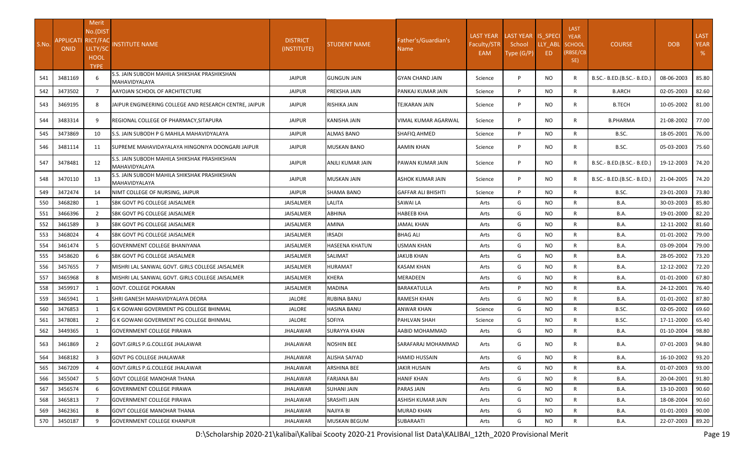| S.No. | APPLICATIONID | Merit No.(DISTRICT/FACULTY/SCHOOL TYPE | INSTITUTE NAME | DISTRICT (INSTITUTE) | STUDENT NAME | Father's/Guardian's Name | LAST YEAR Faculty/STREAM | LAST YEAR School Type (G/P) | IS_SPECILLY_ABLED | LAST YEAR SCHOOL (RBSE/CBSE) | COURSE | DOB | LAST YEAR % |
|---|---|---|---|---|---|---|---|---|---|---|---|---|---|
| 541 | 3481169 | 6 | S.S. JAIN SUBODH MAHILA SHIKSHAK PRASHIKSHAN MAHAVIDYALAYA | JAIPUR | GUNGUN JAIN | GYAN CHAND JAIN | Science | P | NO | R | B.SC.- B.ED.(B.SC.- B.ED.) | 08-06-2003 | 85.80 |
| 542 | 3473502 | 7 | AAYOJAN SCHOOL OF ARCHITECTURE | JAIPUR | PREKSHA JAIN | PANKAJ KUMAR JAIN | Science | P | NO | R | B.ARCH | 02-05-2003 | 82.60 |
| 543 | 3469195 | 8 | JAIPUR ENGINEERING COLLEGE AND RESEARCH CENTRE, JAIPUR | JAIPUR | RISHIKA JAIN | TEJKARAN JAIN | Science | P | NO | R | B.TECH | 10-05-2002 | 81.00 |
| 544 | 3483314 | 9 | REGIONAL COLLEGE OF PHARMACY,SITAPURA | JAIPUR | KANISHA JAIN | VIMAL KUMAR AGARWAL | Science | P | NO | R | B.PHARMA | 21-08-2002 | 77.00 |
| 545 | 3473869 | 10 | S.S. JAIN SUBODH P G MAHILA MAHAVIDYALAYA | JAIPUR | ALMAS BANO | SHAFIQ AHMED | Science | P | NO | R | B.SC. | 18-05-2001 | 76.00 |
| 546 | 3481114 | 11 | SUPREME MAHAVIDAYALAYA HINGONIYA DOONGARI JAIPUR | JAIPUR | MUSKAN BANO | AAMIN KHAN | Science | P | NO | R | B.SC. | 05-03-2003 | 75.60 |
| 547 | 3478481 | 12 | S.S. JAIN SUBODH MAHILA SHIKSHAK PRASHIKSHAN MAHAVIDYALAYA | JAIPUR | ANJLI KUMAR JAIN | PAWAN KUMAR JAIN | Science | P | NO | R | B.SC.- B.ED.(B.SC.- B.ED.) | 19-12-2003 | 74.20 |
| 548 | 3470110 | 13 | S.S. JAIN SUBODH MAHILA SHIKSHAK PRASHIKSHAN MAHAVIDYALAYA | JAIPUR | MUSKAN JAIN | ASHOK KUMAR JAIN | Science | P | NO | R | B.SC.- B.ED.(B.SC.- B.ED.) | 21-04-2005 | 74.20 |
| 549 | 3472474 | 14 | NIMT COLLEGE OF NURSING, JAIPUR | JAIPUR | SHAMA BANO | GAFFAR ALI BHISHTI | Science | P | NO | R | B.SC. | 23-01-2003 | 73.80 |
| 550 | 3468280 | 1 | SBK GOVT PG COLLEGE JAISALMER | JAISALMER | LALITA | SAWAI LA | Arts | G | NO | R | B.A. | 30-03-2003 | 85.80 |
| 551 | 3466396 | 2 | SBK GOVT PG COLLEGE JAISALMER | JAISALMER | ABHINA | HABEEB KHA | Arts | G | NO | R | B.A. | 19-01-2000 | 82.20 |
| 552 | 3461589 | 3 | SBK GOVT PG COLLEGE JAISALMER | JAISALMER | AMINA | JAMAL KHAN | Arts | G | NO | R | B.A. | 12-11-2002 | 81.60 |
| 553 | 3468024 | 4 | SBK GOVT PG COLLEGE JAISALMER | JAISALMER | IRSADI | BHAG ALI | Arts | G | NO | R | B.A. | 01-01-2002 | 79.00 |
| 554 | 3461474 | 5 | GOVERNMENT COLLEGE BHANIYANA | JAISALMER | HASEENA KHATUN | USMAN KHAN | Arts | G | NO | R | B.A. | 03-09-2004 | 79.00 |
| 555 | 3458620 | 6 | SBK GOVT PG COLLEGE JAISALMER | JAISALMER | SALIMAT | JAKUB KHAN | Arts | G | NO | R | B.A. | 28-05-2002 | 73.20 |
| 556 | 3457655 | 7 | MISHRI LAL SANWAL GOVT. GIRLS COLLEGE JAISALMER | JAISALMER | HURAMAT | KASAM KHAN | Arts | G | NO | R | B.A. | 12-12-2002 | 72.20 |
| 557 | 3465968 | 8 | MISHRI LAL SANWAL GOVT. GIRLS COLLEGE JAISALMER | JAISALMER | KHERA | MERADEEN | Arts | G | NO | R | B.A. | 01-01-2000 | 67.80 |
| 558 | 3459917 | 1 | GOVT. COLLEGE POKARAN | JAISALMER | MADINA | BARAKATULLA | Arts | P | NO | R | B.A. | 24-12-2001 | 76.40 |
| 559 | 3465941 | 1 | SHRI GANESH MAHAVIDYALAYA DEORA | JALORE | RUBINA BANU | RAMESH KHAN | Arts | G | NO | R | B.A. | 01-01-2002 | 87.80 |
| 560 | 3476853 | 1 | G K GOWANI GOVERMENT PG COLLEGE BHINMAL | JALORE | HASINA BANU | ANWAR KHAN | Science | G | NO | R | B.SC. | 02-05-2002 | 69.60 |
| 561 | 3478081 | 2 | G K GOWANI GOVERMENT PG COLLEGE BHINMAL | JALORE | SOFIYA | PAHLVAN SHAH | Science | G | NO | R | B.SC. | 17-11-2000 | 65.40 |
| 562 | 3449365 | 1 | GOVERNMENT COLLEGE PIRAWA | JHALAWAR | SURAYYA KHAN | AABID MOHAMMAD | Arts | G | NO | R | B.A. | 01-10-2004 | 98.80 |
| 563 | 3461869 | 2 | GOVT.GIRLS P.G.COLLEGE JHALAWAR | JHALAWAR | NOSHIN BEE | SARAFARAJ MOHAMMAD | Arts | G | NO | R | B.A. | 07-01-2003 | 94.80 |
| 564 | 3468182 | 3 | GOVT PG COLLEGE JHALAWAR | JHALAWAR | ALISHA SAIYAD | HAMID HUSSAIN | Arts | G | NO | R | B.A. | 16-10-2002 | 93.20 |
| 565 | 3467209 | 4 | GOVT.GIRLS P.G.COLLEGE JHALAWAR | JHALAWAR | ARSHINA BEE | JAKIR HUSAIN | Arts | G | NO | R | B.A. | 01-07-2003 | 93.00 |
| 566 | 3455047 | 5 | GOVT COLLEGE MANOHAR THANA | JHALAWAR | FARJANA BAI | HANIF KHAN | Arts | G | NO | R | B.A. | 20-04-2001 | 91.80 |
| 567 | 3456574 | 6 | GOVERNMENT COLLEGE PIRAWA | JHALAWAR | SUHANI JAIN | PARAS JAIN | Arts | G | NO | R | B.A. | 13-10-2003 | 90.60 |
| 568 | 3465813 | 7 | GOVERNMENT COLLEGE PIRAWA | JHALAWAR | SRASHTI JAIN | ASHISH KUMAR JAIN | Arts | G | NO | R | B.A. | 18-08-2004 | 90.60 |
| 569 | 3462361 | 8 | GOVT COLLEGE MANOHAR THANA | JHALAWAR | NAJIYA BI | MURAD KHAN | Arts | G | NO | R | B.A. | 01-01-2003 | 90.00 |
| 570 | 3450187 | 9 | GOVERNMENT COLLEGE KHANPUR | JHALAWAR | MUSKAN BEGUM | SUBARAATI | Arts | G | NO | R | B.A. | 22-07-2003 | 89.20 |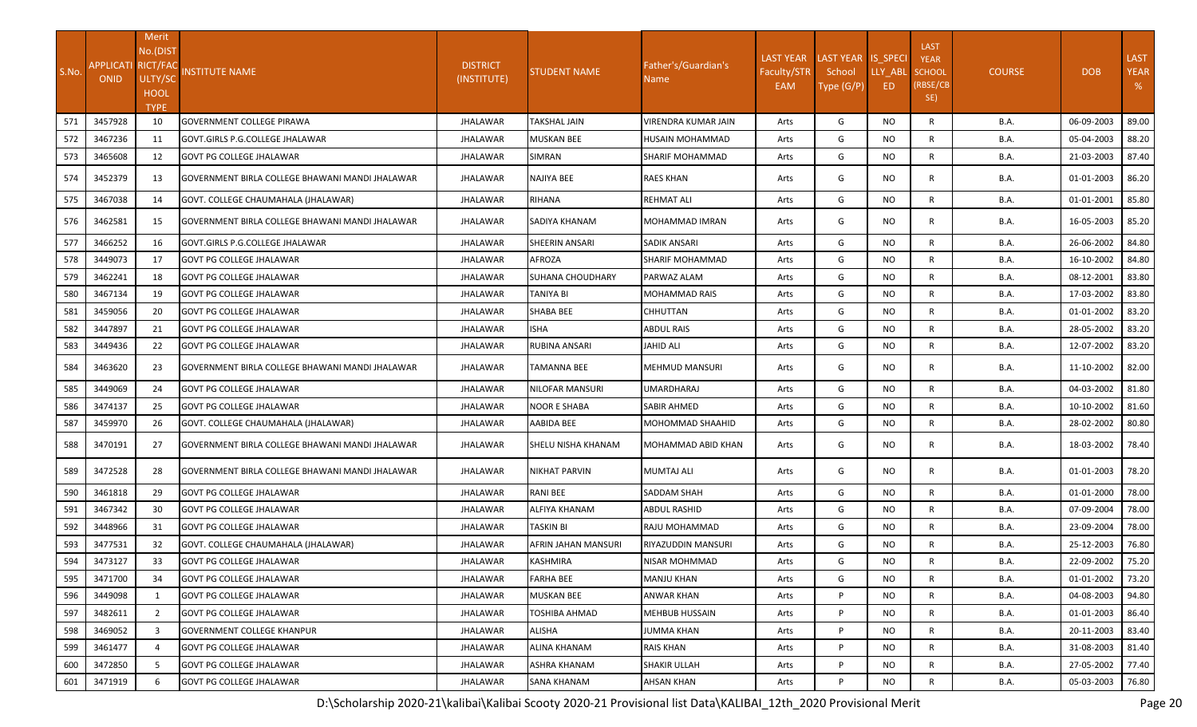| S.No. | APPLICATI ONID | Merit No.(DISTRICT/FACULTY/SCHOOL TYPE) | INSTITUTE NAME | DISTRICT (INSTITUTE) | STUDENT NAME | Father's/Guardian's Name | LAST YEAR Faculty/STREAM | LAST YEAR School Type (G/P) | IS_SPECIALLY_ABLED | LAST YEAR SCHOOL (RBSE/CBSE) | COURSE | DOB | LAST YEAR % |
|---|---|---|---|---|---|---|---|---|---|---|---|---|---|
| 571 | 3457928 | 10 | GOVERNMENT COLLEGE PIRAWA | JHALAWAR | TAKSHAL JAIN | VIRENDRA KUMAR JAIN | Arts | G | NO | R | B.A. | 06-09-2003 | 89.00 |
| 572 | 3467236 | 11 | GOVT.GIRLS P.G.COLLEGE JHALAWAR | JHALAWAR | MUSKAN BEE | HUSAIN MOHAMMAD | Arts | G | NO | R | B.A. | 05-04-2003 | 88.20 |
| 573 | 3465608 | 12 | GOVT PG COLLEGE JHALAWAR | JHALAWAR | SIMRAN | SHARIF MOHAMMAD | Arts | G | NO | R | B.A. | 21-03-2003 | 87.40 |
| 574 | 3452379 | 13 | GOVERNMENT BIRLA COLLEGE BHAWANI MANDI JHALAWAR | JHALAWAR | NAJIYA BEE | RAES KHAN | Arts | G | NO | R | B.A. | 01-01-2003 | 86.20 |
| 575 | 3467038 | 14 | GOVT. COLLEGE CHAUMAHALA (JHALAWAR) | JHALAWAR | RIHANA | REHMAT ALI | Arts | G | NO | R | B.A. | 01-01-2001 | 85.80 |
| 576 | 3462581 | 15 | GOVERNMENT BIRLA COLLEGE BHAWANI MANDI JHALAWAR | JHALAWAR | SADIYA KHANAM | MOHAMMAD IMRAN | Arts | G | NO | R | B.A. | 16-05-2003 | 85.20 |
| 577 | 3466252 | 16 | GOVT.GIRLS P.G.COLLEGE JHALAWAR | JHALAWAR | SHEERIN ANSARI | SADIK ANSARI | Arts | G | NO | R | B.A. | 26-06-2002 | 84.80 |
| 578 | 3449073 | 17 | GOVT PG COLLEGE JHALAWAR | JHALAWAR | AFROZA | SHARIF MOHAMMAD | Arts | G | NO | R | B.A. | 16-10-2002 | 84.80 |
| 579 | 3462241 | 18 | GOVT PG COLLEGE JHALAWAR | JHALAWAR | SUHANA CHOUDHARY | PARWAZ ALAM | Arts | G | NO | R | B.A. | 08-12-2001 | 83.80 |
| 580 | 3467134 | 19 | GOVT PG COLLEGE JHALAWAR | JHALAWAR | TANIYA BI | MOHAMMAD RAIS | Arts | G | NO | R | B.A. | 17-03-2002 | 83.80 |
| 581 | 3459056 | 20 | GOVT PG COLLEGE JHALAWAR | JHALAWAR | SHABA BEE | CHHUTTAN | Arts | G | NO | R | B.A. | 01-01-2002 | 83.20 |
| 582 | 3447897 | 21 | GOVT PG COLLEGE JHALAWAR | JHALAWAR | ISHA | ABDUL RAIS | Arts | G | NO | R | B.A. | 28-05-2002 | 83.20 |
| 583 | 3449436 | 22 | GOVT PG COLLEGE JHALAWAR | JHALAWAR | RUBINA ANSARI | JAHID ALI | Arts | G | NO | R | B.A. | 12-07-2002 | 83.20 |
| 584 | 3463620 | 23 | GOVERNMENT BIRLA COLLEGE BHAWANI MANDI JHALAWAR | JHALAWAR | TAMANNA BEE | MEHMUD MANSURI | Arts | G | NO | R | B.A. | 11-10-2002 | 82.00 |
| 585 | 3449069 | 24 | GOVT PG COLLEGE JHALAWAR | JHALAWAR | NILOFAR MANSURI | UMARDHARAJ | Arts | G | NO | R | B.A. | 04-03-2002 | 81.80 |
| 586 | 3474137 | 25 | GOVT PG COLLEGE JHALAWAR | JHALAWAR | NOOR E SHABA | SABIR AHMED | Arts | G | NO | R | B.A. | 10-10-2002 | 81.60 |
| 587 | 3459970 | 26 | GOVT. COLLEGE CHAUMAHALA (JHALAWAR) | JHALAWAR | AABIDA BEE | MOHOMMAD SHAAHID | Arts | G | NO | R | B.A. | 28-02-2002 | 80.80 |
| 588 | 3470191 | 27 | GOVERNMENT BIRLA COLLEGE BHAWANI MANDI JHALAWAR | JHALAWAR | SHELU NISHA KHANAM | MOHAMMAD ABID KHAN | Arts | G | NO | R | B.A. | 18-03-2002 | 78.40 |
| 589 | 3472528 | 28 | GOVERNMENT BIRLA COLLEGE BHAWANI MANDI JHALAWAR | JHALAWAR | NIKHAT PARVIN | MUMTAJ ALI | Arts | G | NO | R | B.A. | 01-01-2003 | 78.20 |
| 590 | 3461818 | 29 | GOVT PG COLLEGE JHALAWAR | JHALAWAR | RANI BEE | SADDAM SHAH | Arts | G | NO | R | B.A. | 01-01-2000 | 78.00 |
| 591 | 3467342 | 30 | GOVT PG COLLEGE JHALAWAR | JHALAWAR | ALFIYA KHANAM | ABDUL RASHID | Arts | G | NO | R | B.A. | 07-09-2004 | 78.00 |
| 592 | 3448966 | 31 | GOVT PG COLLEGE JHALAWAR | JHALAWAR | TASKIN BI | RAJU MOHAMMAD | Arts | G | NO | R | B.A. | 23-09-2004 | 78.00 |
| 593 | 3477531 | 32 | GOVT. COLLEGE CHAUMAHALA (JHALAWAR) | JHALAWAR | AFRIN JAHAN MANSURI | RIYAZUDDIN MANSURI | Arts | G | NO | R | B.A. | 25-12-2003 | 76.80 |
| 594 | 3473127 | 33 | GOVT PG COLLEGE JHALAWAR | JHALAWAR | KASHMIRA | NISAR MOHMMAD | Arts | G | NO | R | B.A. | 22-09-2002 | 75.20 |
| 595 | 3471700 | 34 | GOVT PG COLLEGE JHALAWAR | JHALAWAR | FARHA BEE | MANJU KHAN | Arts | G | NO | R | B.A. | 01-01-2002 | 73.20 |
| 596 | 3449098 | 1 | GOVT PG COLLEGE JHALAWAR | JHALAWAR | MUSKAN BEE | ANWAR KHAN | Arts | P | NO | R | B.A. | 04-08-2003 | 94.80 |
| 597 | 3482611 | 2 | GOVT PG COLLEGE JHALAWAR | JHALAWAR | TOSHIBA AHMAD | MEHBUB HUSSAIN | Arts | P | NO | R | B.A. | 01-01-2003 | 86.40 |
| 598 | 3469052 | 3 | GOVERNMENT COLLEGE KHANPUR | JHALAWAR | ALISHA | JUMMA KHAN | Arts | P | NO | R | B.A. | 20-11-2003 | 83.40 |
| 599 | 3461477 | 4 | GOVT PG COLLEGE JHALAWAR | JHALAWAR | ALINA KHANAM | RAIS KHAN | Arts | P | NO | R | B.A. | 31-08-2003 | 81.40 |
| 600 | 3472850 | 5 | GOVT PG COLLEGE JHALAWAR | JHALAWAR | ASHRA KHANAM | SHAKIR ULLAH | Arts | P | NO | R | B.A. | 27-05-2002 | 77.40 |
| 601 | 3471919 | 6 | GOVT PG COLLEGE JHALAWAR | JHALAWAR | SANA KHANAM | AHSAN KHAN | Arts | P | NO | R | B.A. | 05-03-2003 | 76.80 |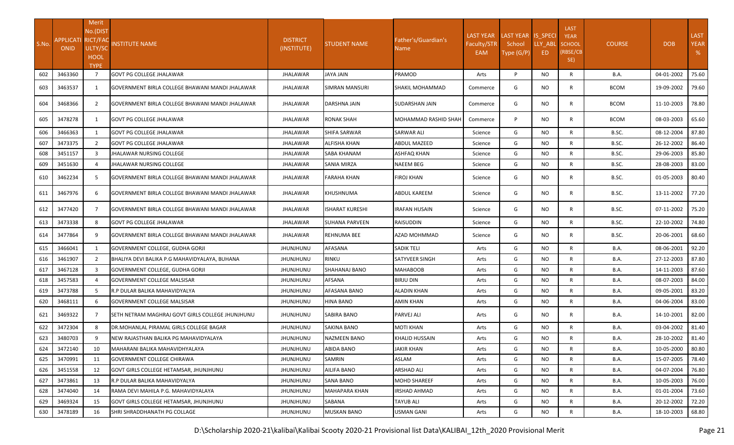| S.No. | APPLICATI ONID | Merit No.(DISTRICT/FACULTY/SCHOOL TYPE | INSTITUTE NAME | DISTRICT (INSTITUTE) | STUDENT NAME | Father's/Guardian's Name | LAST YEAR Faculty/STREAM | LAST YEAR School Type (G/P) | IS_SPECIALLY_ABLED | LAST YEAR SCHOOL (RBSE/CBSE) | COURSE | DOB | LAST YEAR % |
|---|---|---|---|---|---|---|---|---|---|---|---|---|---|
| 602 | 3463360 | 7 | GOVT PG COLLEGE JHALAWAR | JHALAWAR | JAYA JAIN | PRAMOD | Arts | P | NO | R | B.A. | 04-01-2002 | 75.60 |
| 603 | 3463537 | 1 | GOVERNMENT BIRLA COLLEGE BHAWANI MANDI JHALAWAR | JHALAWAR | SIMRAN MANSURI | SHAKIL MOHAMMAD | Commerce | G | NO | R | BCOM | 19-09-2002 | 79.60 |
| 604 | 3468366 | 2 | GOVERNMENT BIRLA COLLEGE BHAWANI MANDI JHALAWAR | JHALAWAR | DARSHNA JAIN | SUDARSHAN JAIN | Commerce | G | NO | R | BCOM | 11-10-2003 | 78.80 |
| 605 | 3478278 | 1 | GOVT PG COLLEGE JHALAWAR | JHALAWAR | RONAK SHAH | MOHAMMAD RASHID SHAH | Commerce | P | NO | R | BCOM | 08-03-2003 | 65.60 |
| 606 | 3466363 | 1 | GOVT PG COLLEGE JHALAWAR | JHALAWAR | SHIFA SARWAR | SARWAR ALI | Science | G | NO | R | B.SC. | 08-12-2004 | 87.80 |
| 607 | 3473375 | 2 | GOVT PG COLLEGE JHALAWAR | JHALAWAR | ALFISHA KHAN | ABDUL MAZEED | Science | G | NO | R | B.SC. | 26-12-2002 | 86.40 |
| 608 | 3451157 | 3 | JHALAWAR NURSING COLLEGE | JHALAWAR | SABA KHANAM | ASHFAQ KHAN | Science | G | NO | R | B.SC. | 29-06-2003 | 85.80 |
| 609 | 3451630 | 4 | JHALAWAR NURSING COLLEGE | JHALAWAR | SANIA MIRZA | NAEEM BEG | Science | G | NO | R | B.SC. | 28-08-2003 | 83.00 |
| 610 | 3462234 | 5 | GOVERNMENT BIRLA COLLEGE BHAWANI MANDI JHALAWAR | JHALAWAR | FARAHA KHAN | FIROJ KHAN | Science | G | NO | R | B.SC. | 01-05-2003 | 80.40 |
| 611 | 3467976 | 6 | GOVERNMENT BIRLA COLLEGE BHAWANI MANDI JHALAWAR | JHALAWAR | KHUSHNUMA | ABDUL KAREEM | Science | G | NO | R | B.SC. | 13-11-2002 | 77.20 |
| 612 | 3477420 | 7 | GOVERNMENT BIRLA COLLEGE BHAWANI MANDI JHALAWAR | JHALAWAR | ISHARAT KURESHI | IRAFAN HUSAIN | Science | G | NO | R | B.SC. | 07-11-2002 | 75.20 |
| 613 | 3473338 | 8 | GOVT PG COLLEGE JHALAWAR | JHALAWAR | SUHANA PARVEEN | RAISUDDIN | Science | G | NO | R | B.SC. | 22-10-2002 | 74.80 |
| 614 | 3477864 | 9 | GOVERNMENT BIRLA COLLEGE BHAWANI MANDI JHALAWAR | JHALAWAR | REHNUMA BEE | AZAD MOHMMAD | Science | G | NO | R | B.SC. | 20-06-2001 | 68.60 |
| 615 | 3466041 | 1 | GOVERNMENT COLLEGE, GUDHA GORJI | JHUNJHUNU | AFASANA | SADIK TELI | Arts | G | NO | R | B.A. | 08-06-2001 | 92.20 |
| 616 | 3461907 | 2 | BHALIYA DEVI BALIKA P.G MAHAVIDYALAYA, BUHANA | JHUNJHUNU | RINKU | SATYVEER SINGH | Arts | G | NO | R | B.A. | 27-12-2003 | 87.80 |
| 617 | 3467128 | 3 | GOVERNMENT COLLEGE, GUDHA GORJI | JHUNJHUNU | SHAHANAJ BANO | MAHABOOB | Arts | G | NO | R | B.A. | 14-11-2003 | 87.60 |
| 618 | 3457583 | 4 | GOVERNMENT COLLEGE MALSISAR | JHUNJHUNU | AFSANA | BIRJU DIN | Arts | G | NO | R | B.A. | 08-07-2003 | 84.00 |
| 619 | 3473788 | 5 | R.P DULAR BALIKA MAHAVIDYALYA | JHUNJHUNU | AFASANA BANO | ALADIN KHAN | Arts | G | NO | R | B.A. | 09-05-2001 | 83.20 |
| 620 | 3468111 | 6 | GOVERNMENT COLLEGE MALSISAR | JHUNJHUNU | HINA BANO | AMIN KHAN | Arts | G | NO | R | B.A. | 04-06-2004 | 83.00 |
| 621 | 3469322 | 7 | SETH NETRAM MAGHRAJ GOVT GIRLS COLLEGE JHUNJHUNU | JHUNJHUNU | SABIRA BANO | PARVEJ ALI | Arts | G | NO | R | B.A. | 14-10-2001 | 82.00 |
| 622 | 3472304 | 8 | DR.MOHANLAL PIRAMAL GIRLS COLLEGE BAGAR | JHUNJHUNU | SAKINA BANO | MOTI KHAN | Arts | G | NO | R | B.A. | 03-04-2002 | 81.40 |
| 623 | 3480703 | 9 | NEW RAJASTHAN BALIKA PG MAHAVIDYALAYA | JHUNJHUNU | NAZMEEN BANO | KHALID HUSSAIN | Arts | G | NO | R | B.A. | 28-10-2002 | 81.40 |
| 624 | 3472140 | 10 | MAHARANI BALIKA MAHAVIDHYALAYA | JHUNJHUNU | ABIDA BANO | JAKIR KHAN | Arts | G | NO | R | B.A. | 10-05-2000 | 80.80 |
| 625 | 3470991 | 11 | GOVERNMENT COLLEGE CHIRAWA | JHUNJHUNU | SAMRIN | ASLAM | Arts | G | NO | R | B.A. | 15-07-2005 | 78.40 |
| 626 | 3451558 | 12 | GOVT GIRLS COLLEGE HETAMSAR, JHUNJHUNU | JHUNJHUNU | AILIFA BANO | ARSHAD ALI | Arts | G | NO | R | B.A. | 04-07-2004 | 76.80 |
| 627 | 3473861 | 13 | R.P DULAR BALIKA MAHAVIDYALYA | JHUNJHUNU | SANA BANO | MOHD SHAREEF | Arts | G | NO | R | B.A. | 10-05-2003 | 76.00 |
| 628 | 3474040 | 14 | RAMA DEVI MAHILA P.G. MAHAVIDYALAYA | JHUNJHUNU | MAHAPARA KHAN | IRSHAD AHMAD | Arts | G | NO | R | B.A. | 01-01-2004 | 73.60 |
| 629 | 3469324 | 15 | GOVT GIRLS COLLEGE HETAMSAR, JHUNJHUNU | JHUNJHUNU | SABANA | TAYUB ALI | Arts | G | NO | R | B.A. | 20-12-2002 | 72.20 |
| 630 | 3478189 | 16 | SHRI SHRADDHANATH PG COLLAGE | JHUNJHUNU | MUSKAN BANO | USMAN GANI | Arts | G | NO | R | B.A. | 18-10-2003 | 68.80 |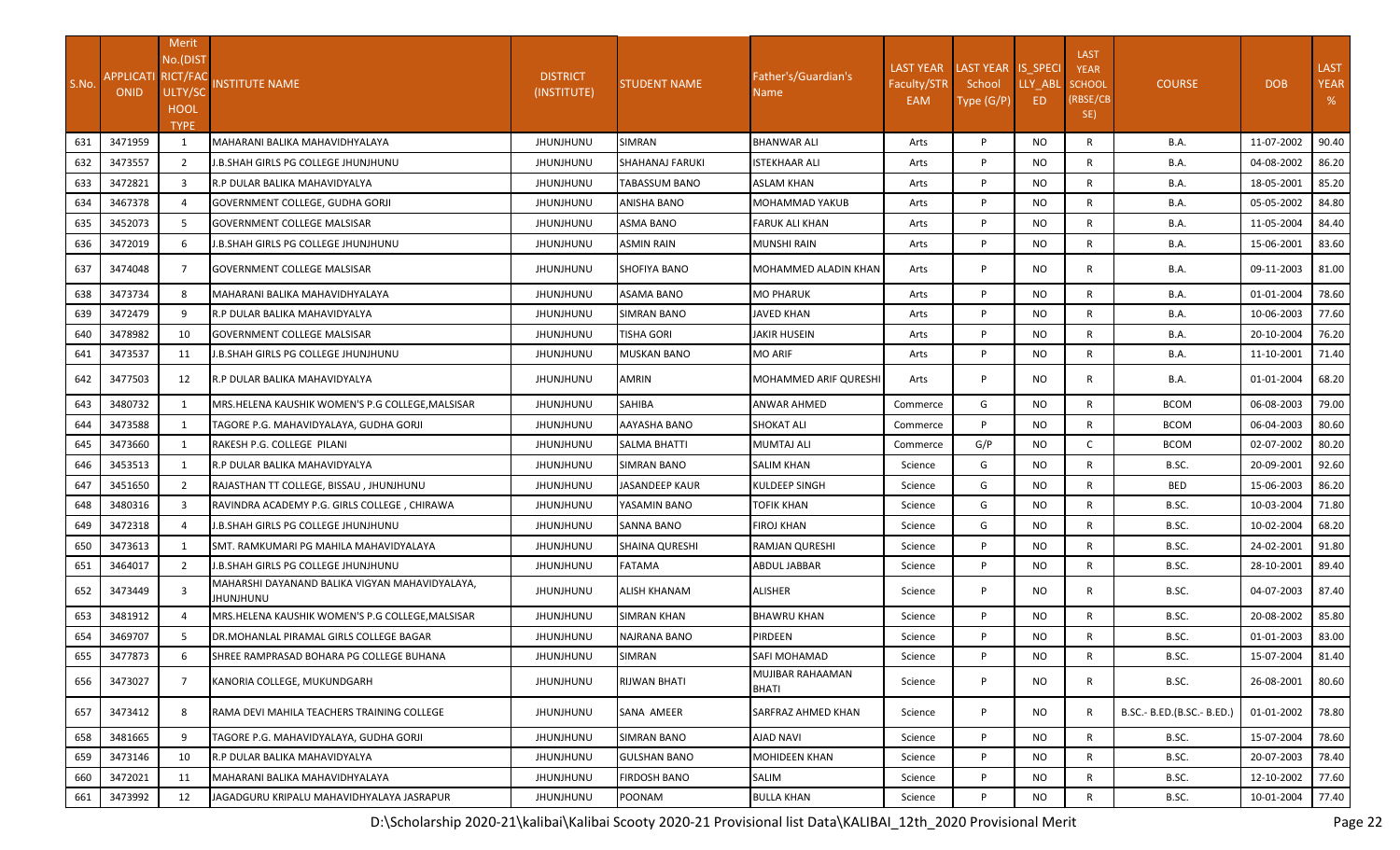| S.No. | APPLICATIONID | Merit No.(DISTRICT/FACULTY/SCHOOL TYPE | INSTITUTE NAME | DISTRICT (INSTITUTE) | STUDENT NAME | Father's/Guardian's Name | LAST YEAR Faculty/STREAM | LAST YEAR School Type (G/P) | IS_SPECIALLY_ABLED | LAST YEAR SCHOOL (RBSE/CBSE) | COURSE | DOB | LAST YEAR % |
|---|---|---|---|---|---|---|---|---|---|---|---|---|---|
| 631 | 3471959 | 1 | MAHARANI BALIKA MAHAVIDHYALAYA | JHUNJHUNU | SIMRAN | BHANWAR ALI | Arts | P | NO | R | B.A. | 11-07-2002 | 90.40 |
| 632 | 3473557 | 2 | J.B.SHAH GIRLS PG COLLEGE JHUNJHUNU | JHUNJHUNU | SHAHANAJ FARUKI | ISTEKHAAR ALI | Arts | P | NO | R | B.A. | 04-08-2002 | 86.20 |
| 633 | 3472821 | 3 | R.P DULAR BALIKA MAHAVIDYALYA | JHUNJHUNU | TABASSUM BANO | ASLAM KHAN | Arts | P | NO | R | B.A. | 18-05-2001 | 85.20 |
| 634 | 3467378 | 4 | GOVERNMENT COLLEGE, GUDHA GORJI | JHUNJHUNU | ANISHA BANO | MOHAMMAD YAKUB | Arts | P | NO | R | B.A. | 05-05-2002 | 84.80 |
| 635 | 3452073 | 5 | GOVERNMENT COLLEGE MALSISAR | JHUNJHUNU | ASMA BANO | FARUK ALI KHAN | Arts | P | NO | R | B.A. | 11-05-2004 | 84.40 |
| 636 | 3472019 | 6 | J.B.SHAH GIRLS PG COLLEGE JHUNJHUNU | JHUNJHUNU | ASMIN RAIN | MUNSHI RAIN | Arts | P | NO | R | B.A. | 15-06-2001 | 83.60 |
| 637 | 3474048 | 7 | GOVERNMENT COLLEGE MALSISAR | JHUNJHUNU | SHOFIYA BANO | MOHAMMED ALADIN KHAN | Arts | P | NO | R | B.A. | 09-11-2003 | 81.00 |
| 638 | 3473734 | 8 | MAHARANI BALIKA MAHAVIDHYALAYA | JHUNJHUNU | ASAMA BANO | MO PHARUK | Arts | P | NO | R | B.A. | 01-01-2004 | 78.60 |
| 639 | 3472479 | 9 | R.P DULAR BALIKA MAHAVIDYALYA | JHUNJHUNU | SIMRAN BANO | JAVED KHAN | Arts | P | NO | R | B.A. | 10-06-2003 | 77.60 |
| 640 | 3478982 | 10 | GOVERNMENT COLLEGE MALSISAR | JHUNJHUNU | TISHA GORI | JAKIR HUSEIN | Arts | P | NO | R | B.A. | 20-10-2004 | 76.20 |
| 641 | 3473537 | 11 | J.B.SHAH GIRLS PG COLLEGE JHUNJHUNU | JHUNJHUNU | MUSKAN BANO | MO ARIF | Arts | P | NO | R | B.A. | 11-10-2001 | 71.40 |
| 642 | 3477503 | 12 | R.P DULAR BALIKA MAHAVIDYALYA | JHUNJHUNU | AMRIN | MOHAMMED ARIF QURESHI | Arts | P | NO | R | B.A. | 01-01-2004 | 68.20 |
| 643 | 3480732 | 1 | MRS.HELENA KAUSHIK WOMEN'S P.G COLLEGE,MALSISAR | JHUNJHUNU | SAHIBA | ANWAR AHMED | Commerce | G | NO | R | BCOM | 06-08-2003 | 79.00 |
| 644 | 3473588 | 1 | TAGORE P.G. MAHAVIDYALAYA, GUDHA GORJI | JHUNJHUNU | AAYASHA BANO | SHOKAT ALI | Commerce | P | NO | R | BCOM | 06-04-2003 | 80.60 |
| 645 | 3473660 | 1 | RAKESH P.G. COLLEGE PILANI | JHUNJHUNU | SALMA BHATTI | MUMTAJ ALI | Commerce | G/P | NO | C | BCOM | 02-07-2002 | 80.20 |
| 646 | 3453513 | 1 | R.P DULAR BALIKA MAHAVIDYALYA | JHUNJHUNU | SIMRAN BANO | SALIM KHAN | Science | G | NO | R | B.SC. | 20-09-2001 | 92.60 |
| 647 | 3451650 | 2 | RAJASTHAN TT COLLEGE, BISSAU , JHUNJHUNU | JHUNJHUNU | JASANDEEP KAUR | KULDEEP SINGH | Science | G | NO | R | BED | 15-06-2003 | 86.20 |
| 648 | 3480316 | 3 | RAVINDRA ACADEMY P.G. GIRLS COLLEGE , CHIRAWA | JHUNJHUNU | YASAMIN BANO | TOFIK KHAN | Science | G | NO | R | B.SC. | 10-03-2004 | 71.80 |
| 649 | 3472318 | 4 | J.B.SHAH GIRLS PG COLLEGE JHUNJHUNU | JHUNJHUNU | SANNA BANO | FIROJ KHAN | Science | G | NO | R | B.SC. | 10-02-2004 | 68.20 |
| 650 | 3473613 | 1 | SMT. RAMKUMARI PG MAHILA MAHAVIDYALAYA | JHUNJHUNU | SHAINA QURESHI | RAMJAN QURESHI | Science | P | NO | R | B.SC. | 24-02-2001 | 91.80 |
| 651 | 3464017 | 2 | J.B.SHAH GIRLS PG COLLEGE JHUNJHUNU | JHUNJHUNU | FATAMA | ABDUL JABBAR | Science | P | NO | R | B.SC. | 28-10-2001 | 89.40 |
| 652 | 3473449 | 3 | MAHARSHI DAYANAND BALIKA VIGYAN MAHAVIDYALAYA, JHUNJHUNU | JHUNJHUNU | ALISH KHANAM | ALISHER | Science | P | NO | R | B.SC. | 04-07-2003 | 87.40 |
| 653 | 3481912 | 4 | MRS.HELENA KAUSHIK WOMEN'S P.G COLLEGE,MALSISAR | JHUNJHUNU | SIMRAN KHAN | BHAWRU KHAN | Science | P | NO | R | B.SC. | 20-08-2002 | 85.80 |
| 654 | 3469707 | 5 | DR.MOHANLAL PIRAMAL GIRLS COLLEGE BAGAR | JHUNJHUNU | NAJRANA BANO | PIRDEEN | Science | P | NO | R | B.SC. | 01-01-2003 | 83.00 |
| 655 | 3477873 | 6 | SHREE RAMPRASAD BOHARA PG COLLEGE BUHANA | JHUNJHUNU | SIMRAN | SAFI MOHAMAD | Science | P | NO | R | B.SC. | 15-07-2004 | 81.40 |
| 656 | 3473027 | 7 | KANORIA COLLEGE, MUKUNDGARH | JHUNJHUNU | RIJWAN BHATI | MUJIBAR RAHAAMAN BHATI | Science | P | NO | R | B.SC. | 26-08-2001 | 80.60 |
| 657 | 3473412 | 8 | RAMA DEVI MAHILA TEACHERS TRAINING COLLEGE | JHUNJHUNU | SANA AMEER | SARFRAZ AHMED KHAN | Science | P | NO | R | B.SC.- B.ED.(B.SC.- B.ED.) | 01-01-2002 | 78.80 |
| 658 | 3481665 | 9 | TAGORE P.G. MAHAVIDYALAYA, GUDHA GORJI | JHUNJHUNU | SIMRAN BANO | AJAD NAVI | Science | P | NO | R | B.SC. | 15-07-2004 | 78.60 |
| 659 | 3473146 | 10 | R.P DULAR BALIKA MAHAVIDYALYA | JHUNJHUNU | GULSHAN BANO | MOHIDEEN KHAN | Science | P | NO | R | B.SC. | 20-07-2003 | 78.40 |
| 660 | 3472021 | 11 | MAHARANI BALIKA MAHAVIDHYALAYA | JHUNJHUNU | FIRDOSH BANO | SALIM | Science | P | NO | R | B.SC. | 12-10-2002 | 77.60 |
| 661 | 3473992 | 12 | JAGADGURU KRIPALU MAHAVIDHYALAYA JASRAPUR | JHUNJHUNU | POONAM | BULLA KHAN | Science | P | NO | R | B.SC. | 10-01-2004 | 77.40 |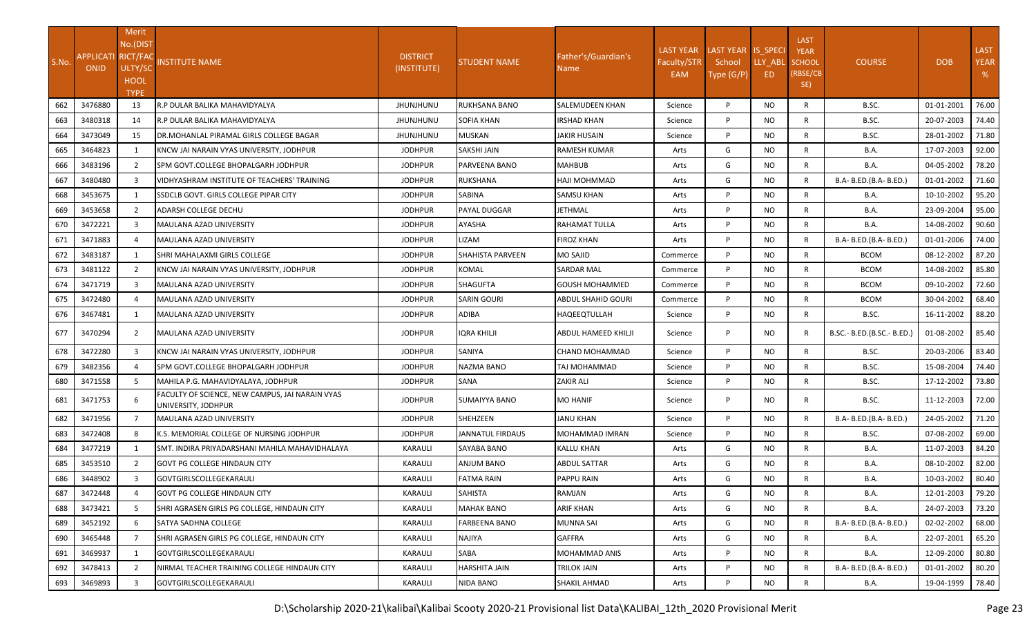| S.No. | APPLICATIONID | Merit No.(DISTRICT/FACULTY/SCHOOL TYPE | INSTITUTE NAME | DISTRICT (INSTITUTE) | STUDENT NAME | Father's/Guardian's Name | LAST YEAR Faculty/STREAM | LAST YEAR School Type (G/P) | IS_SPECIALLY_ABLED | LAST YEAR SCHOOL (RBSE/CBSE) | COURSE | DOB | LAST YEAR % |
|---|---|---|---|---|---|---|---|---|---|---|---|---|---|
| 662 | 3476880 | 13 | R.P DULAR BALIKA MAHAVIDYALYA | JHUNJHUNU | RUKHSANA BANO | SALEMUDEEN KHAN | Science | P | NO | R | B.SC. | 01-01-2001 | 76.00 |
| 663 | 3480318 | 14 | R.P DULAR BALIKA MAHAVIDYALYA | JHUNJHUNU | SOFIA KHAN | IRSHAD KHAN | Science | P | NO | R | B.SC. | 20-07-2003 | 74.40 |
| 664 | 3473049 | 15 | DR.MOHANLAL PIRAMAL GIRLS COLLEGE BAGAR | JHUNJHUNU | MUSKAN | JAKIR HUSAIN | Science | P | NO | R | B.SC. | 28-01-2002 | 71.80 |
| 665 | 3464823 | 1 | KNCW JAI NARAIN VYAS UNIVERSITY, JODHPUR | JODHPUR | SAKSHI JAIN | RAMESH KUMAR | Arts | G | NO | R | B.A. | 17-07-2003 | 92.00 |
| 666 | 3483196 | 2 | SPM GOVT.COLLEGE BHOPALGARH JODHPUR | JODHPUR | PARVEENA BANO | MAHBUB | Arts | G | NO | R | B.A. | 04-05-2002 | 78.20 |
| 667 | 3480480 | 3 | VIDHYASHRAM INSTITUTE OF TEACHERS' TRAINING | JODHPUR | RUKSHANA | HAJI MOHMMAD | Arts | G | NO | R | B.A- B.ED.(B.A- B.ED.) | 01-01-2002 | 71.60 |
| 668 | 3453675 | 1 | SSDCLB GOVT. GIRLS COLLEGE PIPAR CITY | JODHPUR | SABINA | SAMSU KHAN | Arts | P | NO | R | B.A. | 10-10-2002 | 95.20 |
| 669 | 3453658 | 2 | ADARSH COLLEGE DECHU | JODHPUR | PAYAL DUGGAR | JETHMAL | Arts | P | NO | R | B.A. | 23-09-2004 | 95.00 |
| 670 | 3472221 | 3 | MAULANA AZAD UNIVERSITY | JODHPUR | AYASHA | RAHAMAT TULLA | Arts | P | NO | R | B.A. | 14-08-2002 | 90.60 |
| 671 | 3471883 | 4 | MAULANA AZAD UNIVERSITY | JODHPUR | LIZAM | FIROZ KHAN | Arts | P | NO | R | B.A- B.ED.(B.A- B.ED.) | 01-01-2006 | 74.00 |
| 672 | 3483187 | 1 | SHRI MAHALAXMI GIRLS COLLEGE | JODHPUR | SHAHISTA PARVEEN | MO SAJID | Commerce | P | NO | R | BCOM | 08-12-2002 | 87.20 |
| 673 | 3481122 | 2 | KNCW JAI NARAIN VYAS UNIVERSITY, JODHPUR | JODHPUR | KOMAL | SARDAR MAL | Commerce | P | NO | R | BCOM | 14-08-2002 | 85.80 |
| 674 | 3471719 | 3 | MAULANA AZAD UNIVERSITY | JODHPUR | SHAGUFTA | GOUSH MOHAMMED | Commerce | P | NO | R | BCOM | 09-10-2002 | 72.60 |
| 675 | 3472480 | 4 | MAULANA AZAD UNIVERSITY | JODHPUR | SARIN GOURI | ABDUL SHAHID GOURI | Commerce | P | NO | R | BCOM | 30-04-2002 | 68.40 |
| 676 | 3467481 | 1 | MAULANA AZAD UNIVERSITY | JODHPUR | ADIBA | HAQEEQTULLAH | Science | P | NO | R | B.SC. | 16-11-2002 | 88.20 |
| 677 | 3470294 | 2 | MAULANA AZAD UNIVERSITY | JODHPUR | IQRA KHILJI | ABDUL HAMEED KHILJI | Science | P | NO | R | B.SC.- B.ED.(B.SC.- B.ED.) | 01-08-2002 | 85.40 |
| 678 | 3472280 | 3 | KNCW JAI NARAIN VYAS UNIVERSITY, JODHPUR | JODHPUR | SANIYA | CHAND MOHAMMAD | Science | P | NO | R | B.SC. | 20-03-2006 | 83.40 |
| 679 | 3482356 | 4 | SPM GOVT.COLLEGE BHOPALGARH JODHPUR | JODHPUR | NAZMA BANO | TAJ MOHAMMAD | Science | P | NO | R | B.SC. | 15-08-2004 | 74.40 |
| 680 | 3471558 | 5 | MAHILA P.G. MAHAVIDYALAYA, JODHPUR | JODHPUR | SANA | ZAKIR ALI | Science | P | NO | R | B.SC. | 17-12-2002 | 73.80 |
| 681 | 3471753 | 6 | FACULTY OF SCIENCE, NEW CAMPUS, JAI NARAIN VYAS UNIVERSITY, JODHPUR | JODHPUR | SUMAIYYA BANO | MO HANIF | Science | P | NO | R | B.SC. | 11-12-2003 | 72.00 |
| 682 | 3471956 | 7 | MAULANA AZAD UNIVERSITY | JODHPUR | SHEHZEEN | JANU KHAN | Science | P | NO | R | B.A- B.ED.(B.A- B.ED.) | 24-05-2002 | 71.20 |
| 683 | 3472408 | 8 | K.S. MEMORIAL COLLEGE OF NURSING JODHPUR | JODHPUR | JANNATUL FIRDAUS | MOHAMMAD IMRAN | Science | P | NO | R | B.SC. | 07-08-2002 | 69.00 |
| 684 | 3477219 | 1 | SMT. INDIRA PRIYADARSHANI MAHILA MAHAVIDHALAYA | KARAULI | SAYABA BANO | KALLU KHAN | Arts | G | NO | R | B.A. | 11-07-2003 | 84.20 |
| 685 | 3453510 | 2 | GOVT PG COLLEGE HINDAUN CITY | KARAULI | ANJUM BANO | ABDUL SATTAR | Arts | G | NO | R | B.A. | 08-10-2002 | 82.00 |
| 686 | 3448902 | 3 | GOVTGIRLSCOLLEGEKARAULI | KARAULI | FATMA RAIN | PAPPU RAIN | Arts | G | NO | R | B.A. | 10-03-2002 | 80.40 |
| 687 | 3472448 | 4 | GOVT PG COLLEGE HINDAUN CITY | KARAULI | SAHISTA | RAMJAN | Arts | G | NO | R | B.A. | 12-01-2003 | 79.20 |
| 688 | 3473421 | 5 | SHRI AGRASEN GIRLS PG COLLEGE, HINDAUN CITY | KARAULI | MAHAK BANO | ARIF KHAN | Arts | G | NO | R | B.A. | 24-07-2003 | 73.20 |
| 689 | 3452192 | 6 | SATYA SADHNA COLLEGE | KARAULI | FARBEENA BANO | MUNNA SAI | Arts | G | NO | R | B.A- B.ED.(B.A- B.ED.) | 02-02-2002 | 68.00 |
| 690 | 3465448 | 7 | SHRI AGRASEN GIRLS PG COLLEGE, HINDAUN CITY | KARAULI | NAJIYA | GAFFRA | Arts | G | NO | R | B.A. | 22-07-2001 | 65.20 |
| 691 | 3469937 | 1 | GOVTGIRLSCOLLEGEKARAULI | KARAULI | SABA | MOHAMMAD ANIS | Arts | P | NO | R | B.A. | 12-09-2000 | 80.80 |
| 692 | 3478413 | 2 | NIRMAL TEACHER TRAINING COLLEGE HINDAUN CITY | KARAULI | HARSHITA JAIN | TRILOK JAIN | Arts | P | NO | R | B.A- B.ED.(B.A- B.ED.) | 01-01-2002 | 80.20 |
| 693 | 3469893 | 3 | GOVTGIRLSCOLLEGEKARAULI | KARAULI | NIDA BANO | SHAKIL AHMAD | Arts | P | NO | R | B.A. | 19-04-1999 | 78.40 |

D:\Scholarship 2020-21\kalibai\Kalibai Scooty 2020-21 Provisional list Data\KALIBAI_12th_2020 Provisional Merit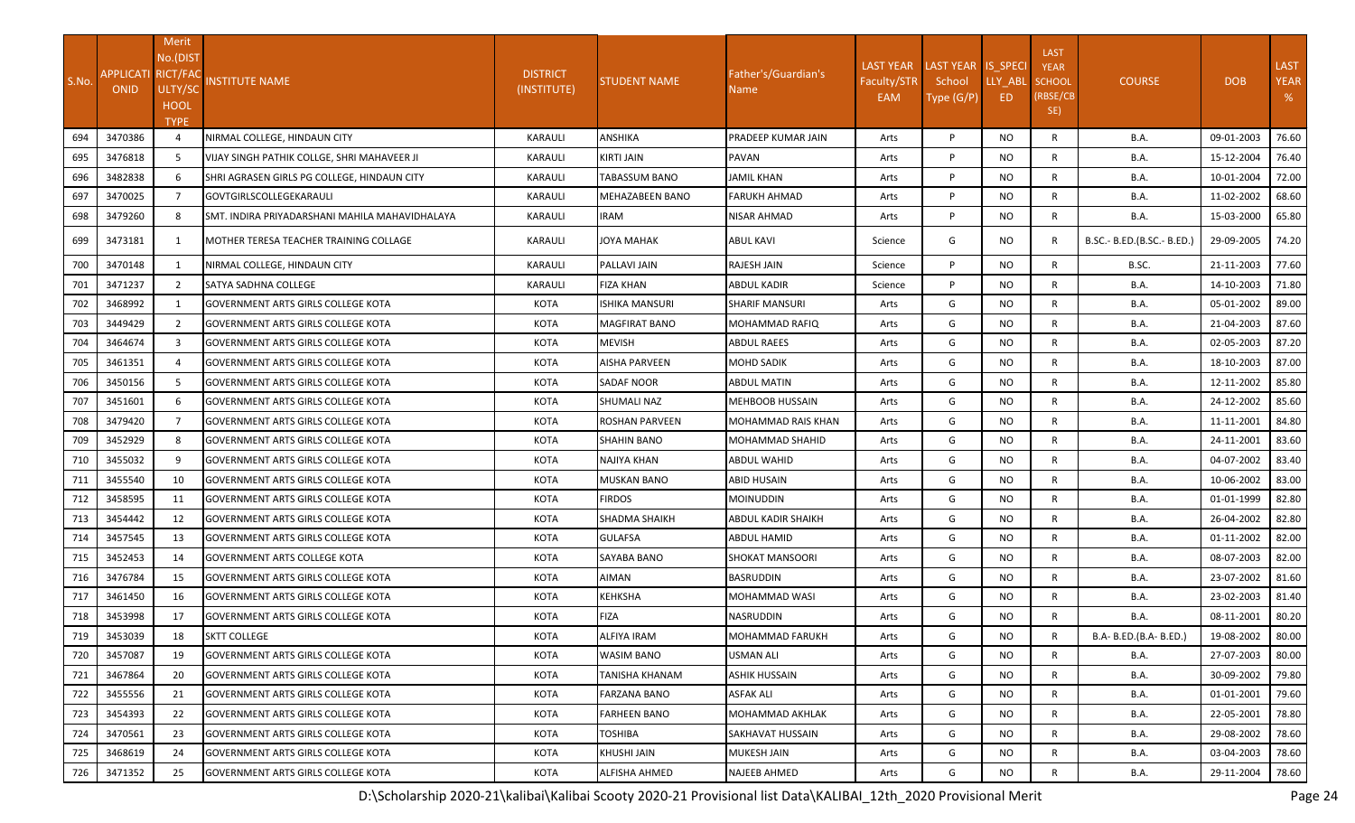| S.No. | APPLICATIONID | Merit No.(DISTRICT/FACULTY/SCHOOL TYPE) | INSTITUTE NAME | DISTRICT (INSTITUTE) | STUDENT NAME | Father's/Guardian's Name | LAST YEAR Faculty/STREAM | LAST YEAR School Type (G/P) | IS_SPECIALLY_ABLED | LAST YEAR SCHOOL (RBSE/CBSE) | COURSE | DOB | LAST YEAR % |
|---|---|---|---|---|---|---|---|---|---|---|---|---|---|
| 694 | 3470386 | 4 | NIRMAL COLLEGE, HINDAUN CITY | KARAULI | ANSHIKA | PRADEEP KUMAR JAIN | Arts | P | NO | R | B.A. | 09-01-2003 | 76.60 |
| 695 | 3476818 | 5 | VIJAY SINGH PATHIK COLLGE, SHRI MAHAVEER JI | KARAULI | KIRTI JAIN | PAVAN | Arts | P | NO | R | B.A. | 15-12-2004 | 76.40 |
| 696 | 3482838 | 6 | SHRI AGRASEN GIRLS PG COLLEGE, HINDAUN CITY | KARAULI | TABASSUM BANO | JAMIL KHAN | Arts | P | NO | R | B.A. | 10-01-2004 | 72.00 |
| 697 | 3470025 | 7 | GOVTGIRLSCOLLEGEKARAULI | KARAULI | MEHAZABEEN BANO | FARUKH AHMAD | Arts | P | NO | R | B.A. | 11-02-2002 | 68.60 |
| 698 | 3479260 | 8 | SMT. INDIRA PRIYADARSHANI MAHILA MAHAVIDHALAYA | KARAULI | IRAM | NISAR AHMAD | Arts | P | NO | R | B.A. | 15-03-2000 | 65.80 |
| 699 | 3473181 | 1 | MOTHER TERESA TEACHER TRAINING COLLAGE | KARAULI | JOYA MAHAK | ABUL KAVI | Science | G | NO | R | B.SC.- B.ED.(B.SC.- B.ED.) | 29-09-2005 | 74.20 |
| 700 | 3470148 | 1 | NIRMAL COLLEGE, HINDAUN CITY | KARAULI | PALLAVI JAIN | RAJESH JAIN | Science | P | NO | R | B.SC. | 21-11-2003 | 77.60 |
| 701 | 3471237 | 2 | SATYA SADHNA COLLEGE | KARAULI | FIZA KHAN | ABDUL KADIR | Science | P | NO | R | B.A. | 14-10-2003 | 71.80 |
| 702 | 3468992 | 1 | GOVERNMENT ARTS GIRLS COLLEGE KOTA | KOTA | ISHIKA MANSURI | SHARIF MANSURI | Arts | G | NO | R | B.A. | 05-01-2002 | 89.00 |
| 703 | 3449429 | 2 | GOVERNMENT ARTS GIRLS COLLEGE KOTA | KOTA | MAGFIRAT BANO | MOHAMMAD RAFIQ | Arts | G | NO | R | B.A. | 21-04-2003 | 87.60 |
| 704 | 3464674 | 3 | GOVERNMENT ARTS GIRLS COLLEGE KOTA | KOTA | MEVISH | ABDUL RAEES | Arts | G | NO | R | B.A. | 02-05-2003 | 87.20 |
| 705 | 3461351 | 4 | GOVERNMENT ARTS GIRLS COLLEGE KOTA | KOTA | AISHA PARVEEN | MOHD SADIK | Arts | G | NO | R | B.A. | 18-10-2003 | 87.00 |
| 706 | 3450156 | 5 | GOVERNMENT ARTS GIRLS COLLEGE KOTA | KOTA | SADAF NOOR | ABDUL MATIN | Arts | G | NO | R | B.A. | 12-11-2002 | 85.80 |
| 707 | 3451601 | 6 | GOVERNMENT ARTS GIRLS COLLEGE KOTA | KOTA | SHUMALI NAZ | MEHBOOB HUSSAIN | Arts | G | NO | R | B.A. | 24-12-2002 | 85.60 |
| 708 | 3479420 | 7 | GOVERNMENT ARTS GIRLS COLLEGE KOTA | KOTA | ROSHAN PARVEEN | MOHAMMAD RAIS KHAN | Arts | G | NO | R | B.A. | 11-11-2001 | 84.80 |
| 709 | 3452929 | 8 | GOVERNMENT ARTS GIRLS COLLEGE KOTA | KOTA | SHAHIN BANO | MOHAMMAD SHAHID | Arts | G | NO | R | B.A. | 24-11-2001 | 83.60 |
| 710 | 3455032 | 9 | GOVERNMENT ARTS GIRLS COLLEGE KOTA | KOTA | NAJIYA KHAN | ABDUL WAHID | Arts | G | NO | R | B.A. | 04-07-2002 | 83.40 |
| 711 | 3455540 | 10 | GOVERNMENT ARTS GIRLS COLLEGE KOTA | KOTA | MUSKAN BANO | ABID HUSAIN | Arts | G | NO | R | B.A. | 10-06-2002 | 83.00 |
| 712 | 3458595 | 11 | GOVERNMENT ARTS GIRLS COLLEGE KOTA | KOTA | FIRDOS | MOINUDDIN | Arts | G | NO | R | B.A. | 01-01-1999 | 82.80 |
| 713 | 3454442 | 12 | GOVERNMENT ARTS GIRLS COLLEGE KOTA | KOTA | SHADMA SHAIKH | ABDUL KADIR SHAIKH | Arts | G | NO | R | B.A. | 26-04-2002 | 82.80 |
| 714 | 3457545 | 13 | GOVERNMENT ARTS GIRLS COLLEGE KOTA | KOTA | GULAFSA | ABDUL HAMID | Arts | G | NO | R | B.A. | 01-11-2002 | 82.00 |
| 715 | 3452453 | 14 | GOVERNMENT ARTS COLLEGE KOTA | KOTA | SAYABA BANO | SHOKAT MANSOORI | Arts | G | NO | R | B.A. | 08-07-2003 | 82.00 |
| 716 | 3476784 | 15 | GOVERNMENT ARTS GIRLS COLLEGE KOTA | KOTA | AIMAN | BASRUDDIN | Arts | G | NO | R | B.A. | 23-07-2002 | 81.60 |
| 717 | 3461450 | 16 | GOVERNMENT ARTS GIRLS COLLEGE KOTA | KOTA | KEHKSHA | MOHAMMAD WASI | Arts | G | NO | R | B.A. | 23-02-2003 | 81.40 |
| 718 | 3453998 | 17 | GOVERNMENT ARTS GIRLS COLLEGE KOTA | KOTA | FIZA | NASRUDDIN | Arts | G | NO | R | B.A. | 08-11-2001 | 80.20 |
| 719 | 3453039 | 18 | SKTT COLLEGE | KOTA | ALFIYA IRAM | MOHAMMAD FARUKH | Arts | G | NO | R | B.A- B.ED.(B.A- B.ED.) | 19-08-2002 | 80.00 |
| 720 | 3457087 | 19 | GOVERNMENT ARTS GIRLS COLLEGE KOTA | KOTA | WASIM BANO | USMAN ALI | Arts | G | NO | R | B.A. | 27-07-2003 | 80.00 |
| 721 | 3467864 | 20 | GOVERNMENT ARTS GIRLS COLLEGE KOTA | KOTA | TANISHA KHANAM | ASHIK HUSSAIN | Arts | G | NO | R | B.A. | 30-09-2002 | 79.80 |
| 722 | 3455556 | 21 | GOVERNMENT ARTS GIRLS COLLEGE KOTA | KOTA | FARZANA BANO | ASFAK ALI | Arts | G | NO | R | B.A. | 01-01-2001 | 79.60 |
| 723 | 3454393 | 22 | GOVERNMENT ARTS GIRLS COLLEGE KOTA | KOTA | FARHEEN BANO | MOHAMMAD AKHLAK | Arts | G | NO | R | B.A. | 22-05-2001 | 78.80 |
| 724 | 3470561 | 23 | GOVERNMENT ARTS GIRLS COLLEGE KOTA | KOTA | TOSHIBA | SAKHAVAT HUSSAIN | Arts | G | NO | R | B.A. | 29-08-2002 | 78.60 |
| 725 | 3468619 | 24 | GOVERNMENT ARTS GIRLS COLLEGE KOTA | KOTA | KHUSHI JAIN | MUKESH JAIN | Arts | G | NO | R | B.A. | 03-04-2003 | 78.60 |
| 726 | 3471352 | 25 | GOVERNMENT ARTS GIRLS COLLEGE KOTA | KOTA | ALFISHA AHMED | NAJEEB AHMED | Arts | G | NO | R | B.A. | 29-11-2004 | 78.60 |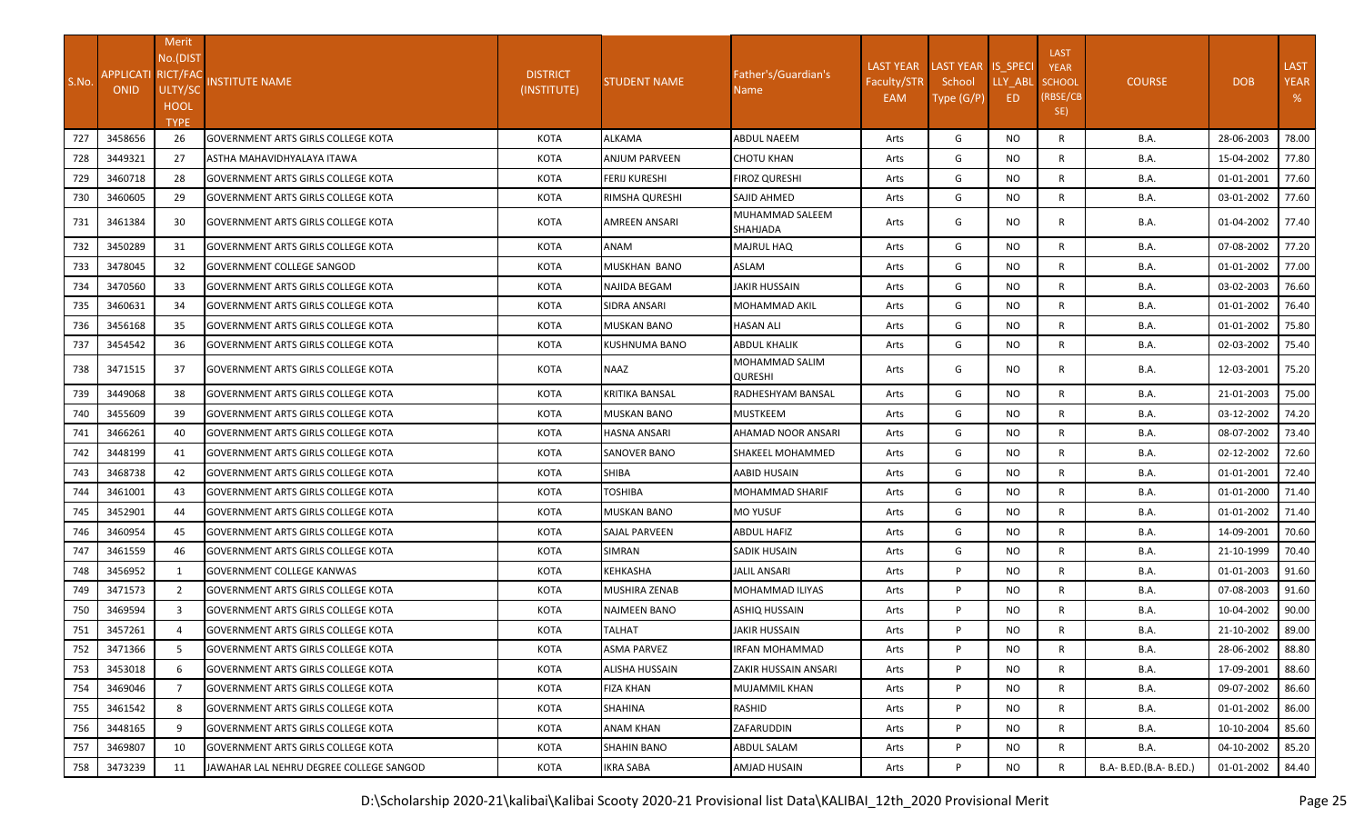| S.No. | APPLICATIONID | Merit No.(DISTRICT/FACULTY/SCHOOL TYPE | INSTITUTE NAME | DISTRICT (INSTITUTE) | STUDENT NAME | Father's/Guardian's Name | LAST YEAR Faculty/STREAM | LAST YEAR School Type (G/P) | IS_SPECIALLY_ABLED | LAST YEAR SCHOOL (RBSE/CBSE) | COURSE | DOB | LAST YEAR % |
|---|---|---|---|---|---|---|---|---|---|---|---|---|---|
| 727 | 3458656 | 26 | GOVERNMENT ARTS GIRLS COLLEGE KOTA | KOTA | ALKAMA | ABDUL NAEEM | Arts | G | NO | R | B.A. | 28-06-2003 | 78.00 |
| 728 | 3449321 | 27 | ASTHA MAHAVIDHYALAYA ITAWA | KOTA | ANJUM PARVEEN | CHOTU KHAN | Arts | G | NO | R | B.A. | 15-04-2002 | 77.80 |
| 729 | 3460718 | 28 | GOVERNMENT ARTS GIRLS COLLEGE KOTA | KOTA | FERIJ KURESHI | FIROZ QURESHI | Arts | G | NO | R | B.A. | 01-01-2001 | 77.60 |
| 730 | 3460605 | 29 | GOVERNMENT ARTS GIRLS COLLEGE KOTA | KOTA | RIMSHA QURESHI | SAJID AHMED | Arts | G | NO | R | B.A. | 03-01-2002 | 77.60 |
| 731 | 3461384 | 30 | GOVERNMENT ARTS GIRLS COLLEGE KOTA | KOTA | AMREEN ANSARI | MUHAMMAD SALEEM SHAHJADA | Arts | G | NO | R | B.A. | 01-04-2002 | 77.40 |
| 732 | 3450289 | 31 | GOVERNMENT ARTS GIRLS COLLEGE KOTA | KOTA | ANAM | MAJRUL HAQ | Arts | G | NO | R | B.A. | 07-08-2002 | 77.20 |
| 733 | 3478045 | 32 | GOVERNMENT COLLEGE SANGOD | KOTA | MUSKHAN BANO | ASLAM | Arts | G | NO | R | B.A. | 01-01-2002 | 77.00 |
| 734 | 3470560 | 33 | GOVERNMENT ARTS GIRLS COLLEGE KOTA | KOTA | NAJIDA BEGAM | JAKIR HUSSAIN | Arts | G | NO | R | B.A. | 03-02-2003 | 76.60 |
| 735 | 3460631 | 34 | GOVERNMENT ARTS GIRLS COLLEGE KOTA | KOTA | SIDRA ANSARI | MOHAMMAD AKIL | Arts | G | NO | R | B.A. | 01-01-2002 | 76.40 |
| 736 | 3456168 | 35 | GOVERNMENT ARTS GIRLS COLLEGE KOTA | KOTA | MUSKAN BANO | HASAN ALI | Arts | G | NO | R | B.A. | 01-01-2002 | 75.80 |
| 737 | 3454542 | 36 | GOVERNMENT ARTS GIRLS COLLEGE KOTA | KOTA | KUSHNUMA BANO | ABDUL KHALIK | Arts | G | NO | R | B.A. | 02-03-2002 | 75.40 |
| 738 | 3471515 | 37 | GOVERNMENT ARTS GIRLS COLLEGE KOTA | KOTA | NAAZ | MOHAMMAD SALIM QURESHI | Arts | G | NO | R | B.A. | 12-03-2001 | 75.20 |
| 739 | 3449068 | 38 | GOVERNMENT ARTS GIRLS COLLEGE KOTA | KOTA | KRITIKA BANSAL | RADHESHYAM BANSAL | Arts | G | NO | R | B.A. | 21-01-2003 | 75.00 |
| 740 | 3455609 | 39 | GOVERNMENT ARTS GIRLS COLLEGE KOTA | KOTA | MUSKAN BANO | MUSTKEEM | Arts | G | NO | R | B.A. | 03-12-2002 | 74.20 |
| 741 | 3466261 | 40 | GOVERNMENT ARTS GIRLS COLLEGE KOTA | KOTA | HASNA ANSARI | AHAMAD NOOR ANSARI | Arts | G | NO | R | B.A. | 08-07-2002 | 73.40 |
| 742 | 3448199 | 41 | GOVERNMENT ARTS GIRLS COLLEGE KOTA | KOTA | SANOVER BANO | SHAKEEL MOHAMMED | Arts | G | NO | R | B.A. | 02-12-2002 | 72.60 |
| 743 | 3468738 | 42 | GOVERNMENT ARTS GIRLS COLLEGE KOTA | KOTA | SHIBA | AABID HUSAIN | Arts | G | NO | R | B.A. | 01-01-2001 | 72.40 |
| 744 | 3461001 | 43 | GOVERNMENT ARTS GIRLS COLLEGE KOTA | KOTA | TOSHIBA | MOHAMMAD SHARIF | Arts | G | NO | R | B.A. | 01-01-2000 | 71.40 |
| 745 | 3452901 | 44 | GOVERNMENT ARTS GIRLS COLLEGE KOTA | KOTA | MUSKAN BANO | MO YUSUF | Arts | G | NO | R | B.A. | 01-01-2002 | 71.40 |
| 746 | 3460954 | 45 | GOVERNMENT ARTS GIRLS COLLEGE KOTA | KOTA | SAJAL PARVEEN | ABDUL HAFIZ | Arts | G | NO | R | B.A. | 14-09-2001 | 70.60 |
| 747 | 3461559 | 46 | GOVERNMENT ARTS GIRLS COLLEGE KOTA | KOTA | SIMRAN | SADIK HUSAIN | Arts | G | NO | R | B.A. | 21-10-1999 | 70.40 |
| 748 | 3456952 | 1 | GOVERNMENT COLLEGE KANWAS | KOTA | KEHKASHA | JALIL ANSARI | Arts | P | NO | R | B.A. | 01-01-2003 | 91.60 |
| 749 | 3471573 | 2 | GOVERNMENT ARTS GIRLS COLLEGE KOTA | KOTA | MUSHIRA ZENAB | MOHAMMAD ILIYAS | Arts | P | NO | R | B.A. | 07-08-2003 | 91.60 |
| 750 | 3469594 | 3 | GOVERNMENT ARTS GIRLS COLLEGE KOTA | KOTA | NAJMEEN BANO | ASHIQ HUSSAIN | Arts | P | NO | R | B.A. | 10-04-2002 | 90.00 |
| 751 | 3457261 | 4 | GOVERNMENT ARTS GIRLS COLLEGE KOTA | KOTA | TALHAT | JAKIR HUSSAIN | Arts | P | NO | R | B.A. | 21-10-2002 | 89.00 |
| 752 | 3471366 | 5 | GOVERNMENT ARTS GIRLS COLLEGE KOTA | KOTA | ASMA PARVEZ | IRFAN MOHAMMAD | Arts | P | NO | R | B.A. | 28-06-2002 | 88.80 |
| 753 | 3453018 | 6 | GOVERNMENT ARTS GIRLS COLLEGE KOTA | KOTA | ALISHA HUSSAIN | ZAKIR HUSSAIN ANSARI | Arts | P | NO | R | B.A. | 17-09-2001 | 88.60 |
| 754 | 3469046 | 7 | GOVERNMENT ARTS GIRLS COLLEGE KOTA | KOTA | FIZA KHAN | MUJAMMIL KHAN | Arts | P | NO | R | B.A. | 09-07-2002 | 86.60 |
| 755 | 3461542 | 8 | GOVERNMENT ARTS GIRLS COLLEGE KOTA | KOTA | SHAHINA | RASHID | Arts | P | NO | R | B.A. | 01-01-2002 | 86.00 |
| 756 | 3448165 | 9 | GOVERNMENT ARTS GIRLS COLLEGE KOTA | KOTA | ANAM KHAN | ZAFARUDDIN | Arts | P | NO | R | B.A. | 10-10-2004 | 85.60 |
| 757 | 3469807 | 10 | GOVERNMENT ARTS GIRLS COLLEGE KOTA | KOTA | SHAHIN BANO | ABDUL SALAM | Arts | P | NO | R | B.A. | 04-10-2002 | 85.20 |
| 758 | 3473239 | 11 | JAWAHAR LAL NEHRU DEGREE COLLEGE SANGOD | KOTA | IKRA SABA | AMJAD HUSAIN | Arts | P | NO | R | B.A- B.ED.(B.A- B.ED.) | 01-01-2002 | 84.40 |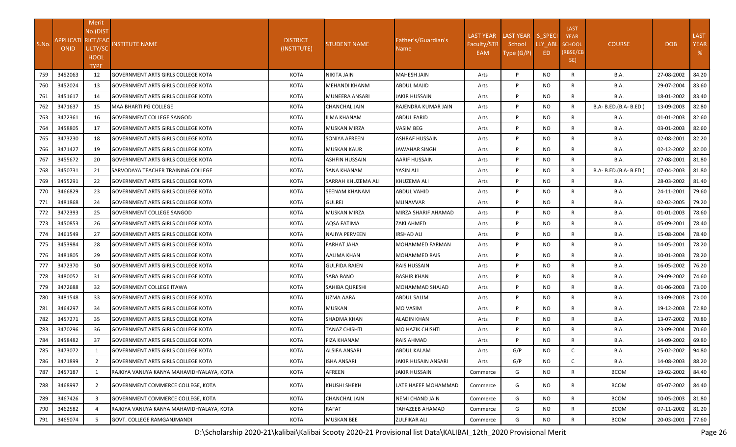| S.No. | APPLICATIONID | Merit No.(DISTRICT/FACULTY/SCHOOL TYPE | INSTITUTE NAME | DISTRICT (INSTITUTE) | STUDENT NAME | Father's/Guardian's Name | LAST YEAR Faculty/STREAM | LAST YEAR School Type (G/P) | IS_SPECIALLY_ABLED | LAST YEAR SCHOOL (RBSE/CBSE) | COURSE | DOB | LAST YEAR % |
|---|---|---|---|---|---|---|---|---|---|---|---|---|---|
| 759 | 3452063 | 12 | GOVERNMENT ARTS GIRLS COLLEGE KOTA | KOTA | NIKITA JAIN | MAHESH JAIN | Arts | P | NO | R | B.A. | 27-08-2002 | 84.20 |
| 760 | 3452024 | 13 | GOVERNMENT ARTS GIRLS COLLEGE KOTA | KOTA | MEHANDI KHANM | ABDUL MAJID | Arts | P | NO | R | B.A. | 29-07-2004 | 83.60 |
| 761 | 3451617 | 14 | GOVERNMENT ARTS GIRLS COLLEGE KOTA | KOTA | MUNEERA ANSARI | JAKIR HUSSAIN | Arts | P | NO | R | B.A. | 18-01-2002 | 83.40 |
| 762 | 3471637 | 15 | MAA BHARTI PG COLLEGE | KOTA | CHANCHAL JAIN | RAJENDRA KUMAR JAIN | Arts | P | NO | R | B.A- B.ED.(B.A- B.ED.) | 13-09-2003 | 82.80 |
| 763 | 3472361 | 16 | GOVERNMENT COLLEGE SANGOD | KOTA | ILMA KHANAM | ABDUL FARID | Arts | P | NO | R | B.A. | 01-01-2003 | 82.60 |
| 764 | 3458805 | 17 | GOVERNMENT ARTS GIRLS COLLEGE KOTA | KOTA | MUSKAN MIRZA | VASIM BEG | Arts | P | NO | R | B.A. | 03-01-2003 | 82.60 |
| 765 | 3473230 | 18 | GOVERNMENT ARTS GIRLS COLLEGE KOTA | KOTA | SONIYA AFREEN | ASHRAF HUSSAIN | Arts | P | NO | R | B.A. | 02-08-2001 | 82.20 |
| 766 | 3471427 | 19 | GOVERNMENT ARTS GIRLS COLLEGE KOTA | KOTA | MUSKAN KAUR | JAWAHAR SINGH | Arts | P | NO | R | B.A. | 02-12-2002 | 82.00 |
| 767 | 3455672 | 20 | GOVERNMENT ARTS GIRLS COLLEGE KOTA | KOTA | ASHFIN HUSSAIN | AARIF HUSSAIN | Arts | P | NO | R | B.A. | 27-08-2001 | 81.80 |
| 768 | 3450731 | 21 | SARVODAYA TEACHER TRAINING COLLEGE | KOTA | SANA KHANAM | YASIN ALI | Arts | P | NO | R | B.A- B.ED.(B.A- B.ED.) | 07-04-2003 | 81.80 |
| 769 | 3455291 | 22 | GOVERNMENT ARTS GIRLS COLLEGE KOTA | KOTA | SARRAH KHUZEMA ALI | KHUZEMA ALI | Arts | P | NO | R | B.A. | 28-03-2002 | 81.40 |
| 770 | 3466829 | 23 | GOVERNMENT ARTS GIRLS COLLEGE KOTA | KOTA | SEENAM KHANAM | ABDUL VAHID | Arts | P | NO | R | B.A. | 24-11-2001 | 79.60 |
| 771 | 3481868 | 24 | GOVERNMENT ARTS GIRLS COLLEGE KOTA | KOTA | GULREJ | MUNAVVAR | Arts | P | NO | R | B.A. | 02-02-2005 | 79.20 |
| 772 | 3472393 | 25 | GOVERNMENT COLLEGE SANGOD | KOTA | MUSKAN MIRZA | MIRZA SHARIF AHAMAD | Arts | P | NO | R | B.A. | 01-01-2003 | 78.60 |
| 773 | 3450853 | 26 | GOVERNMENT ARTS GIRLS COLLEGE KOTA | KOTA | AQSA FATIMA | ZAKI AHMED | Arts | P | NO | R | B.A. | 05-09-2001 | 78.40 |
| 774 | 3461549 | 27 | GOVERNMENT ARTS GIRLS COLLEGE KOTA | KOTA | NAJIYA PERVEEN | IRSHAD ALI | Arts | P | NO | R | B.A. | 15-08-2004 | 78.40 |
| 775 | 3453984 | 28 | GOVERNMENT ARTS GIRLS COLLEGE KOTA | KOTA | FARHAT JAHA | MOHAMMED FARMAN | Arts | P | NO | R | B.A. | 14-05-2001 | 78.20 |
| 776 | 3481805 | 29 | GOVERNMENT ARTS GIRLS COLLEGE KOTA | KOTA | AALIMA KHAN | MOHAMMED RAIS | Arts | P | NO | R | B.A. | 10-01-2003 | 78.20 |
| 777 | 3472370 | 30 | GOVERNMENT ARTS GIRLS COLLEGE KOTA | KOTA | GULFIDA RAIEN | RAIS HUSSAIN | Arts | P | NO | R | B.A. | 16-05-2002 | 76.20 |
| 778 | 3480052 | 31 | GOVERNMENT ARTS GIRLS COLLEGE KOTA | KOTA | SABA BANO | BASHIR KHAN | Arts | P | NO | R | B.A. | 29-09-2002 | 74.60 |
| 779 | 3472688 | 32 | GOVERNMENT COLLEGE ITAWA | KOTA | SAHIBA QURESHI | MOHAMMAD SHAJAD | Arts | P | NO | R | B.A. | 01-06-2003 | 73.00 |
| 780 | 3481548 | 33 | GOVERNMENT ARTS GIRLS COLLEGE KOTA | KOTA | UZMA AARA | ABDUL SALIM | Arts | P | NO | R | B.A. | 13-09-2003 | 73.00 |
| 781 | 3464297 | 34 | GOVERNMENT ARTS GIRLS COLLEGE KOTA | KOTA | MUSKAN | MO VASIM | Arts | P | NO | R | B.A. | 19-12-2003 | 72.80 |
| 782 | 3457271 | 35 | GOVERNMENT ARTS GIRLS COLLEGE KOTA | KOTA | SHADMA KHAN | ALADIN KHAN | Arts | P | NO | R | B.A. | 13-07-2002 | 70.80 |
| 783 | 3470296 | 36 | GOVERNMENT ARTS GIRLS COLLEGE KOTA | KOTA | TANAZ CHISHTI | MO HAZIK CHISHTI | Arts | P | NO | R | B.A. | 23-09-2004 | 70.60 |
| 784 | 3458482 | 37 | GOVERNMENT ARTS GIRLS COLLEGE KOTA | KOTA | FIZA KHANAM | RAIS AHMAD | Arts | P | NO | R | B.A. | 14-09-2002 | 69.80 |
| 785 | 3473072 | 1 | GOVERNMENT ARTS GIRLS COLLEGE KOTA | KOTA | ALSIFA ANSARI | ABDUL KALAM | Arts | G/P | NO | C | B.A. | 25-02-2002 | 94.80 |
| 786 | 3471899 | 2 | GOVERNMENT ARTS GIRLS COLLEGE KOTA | KOTA | ISHA ANSARI | JAKIR HUSAIN ANSARI | Arts | G/P | NO | C | B.A. | 14-08-2003 | 88.20 |
| 787 | 3457187 | 1 | RAJKIYA VANIJYA KANYA MAHAVIDHYALAYA, KOTA | KOTA | AFREEN | JAKIR HUSSAIN | Commerce | G | NO | R | BCOM | 19-02-2002 | 84.40 |
| 788 | 3468997 | 2 | GOVERNMENT COMMERCE COLLEGE, KOTA | KOTA | KHUSHI SHEKH | LATE HAEEF MOHAMMAD | Commerce | G | NO | R | BCOM | 05-07-2002 | 84.40 |
| 789 | 3467426 | 3 | GOVERNMENT COMMERCE COLLEGE, KOTA | KOTA | CHANCHAL JAIN | NEMI CHAND JAIN | Commerce | G | NO | R | BCOM | 10-05-2003 | 81.80 |
| 790 | 3462582 | 4 | RAJKIYA VANIJYA KANYA MAHAVIDHYALAYA, KOTA | KOTA | RAFAT | TAHAZEEB AHAMAD | Commerce | G | NO | R | BCOM | 07-11-2002 | 81.20 |
| 791 | 3465074 | 5 | GOVT. COLLEGE RAMGANJMANDI | KOTA | MUSKAN BEE | ZULFIKAR ALI | Commerce | G | NO | R | BCOM | 20-03-2001 | 77.60 |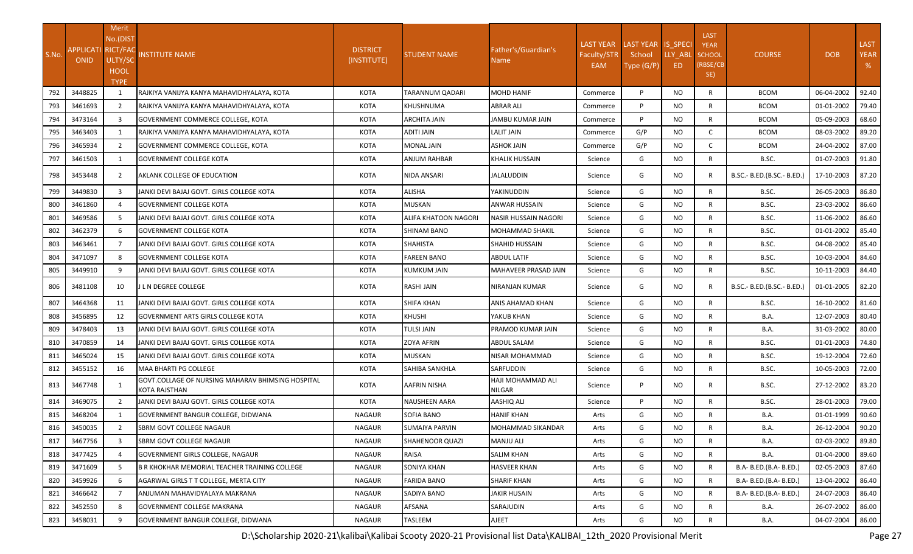| S.No. | APPLICATIONID | Merit No.(DISTRICT/FACULTY/SCHOOL TYPE | INSTITUTE NAME | DISTRICT (INSTITUTE) | STUDENT NAME | Father's/Guardian's Name | LAST YEAR Faculty/STREAM | LAST YEAR School Type (G/P) | IS_SPECIALLY_ABLED | LAST YEAR SCHOOL (RBSE/CBSE) | COURSE | DOB | LAST YEAR % |
|---|---|---|---|---|---|---|---|---|---|---|---|---|---|
| 792 | 3448825 | 1 | RAJKIYA VANIJYA KANYA MAHAVIDHYALAYA, KOTA | KOTA | TARANNUM QADARI | MOHD HANIF | Commerce | P | NO | R | BCOM | 06-04-2002 | 92.40 |
| 793 | 3461693 | 2 | RAJKIYA VANIJYA KANYA MAHAVIDHYALAYA, KOTA | KOTA | KHUSHNUMA | ABRAR ALI | Commerce | P | NO | R | BCOM | 01-01-2002 | 79.40 |
| 794 | 3473164 | 3 | GOVERNMENT COMMERCE COLLEGE, KOTA | KOTA | ARCHITA JAIN | JAMBU KUMAR JAIN | Commerce | P | NO | R | BCOM | 05-09-2003 | 68.60 |
| 795 | 3463403 | 1 | RAJKIYA VANIJYA KANYA MAHAVIDHYALAYA, KOTA | KOTA | ADITI JAIN | LALIT JAIN | Commerce | G/P | NO | C | BCOM | 08-03-2002 | 89.20 |
| 796 | 3465934 | 2 | GOVERNMENT COMMERCE COLLEGE, KOTA | KOTA | MONAL JAIN | ASHOK JAIN | Commerce | G/P | NO | C | BCOM | 24-04-2002 | 87.00 |
| 797 | 3461503 | 1 | GOVERNMENT COLLEGE KOTA | KOTA | ANJUM RAHBAR | KHALIK HUSSAIN | Science | G | NO | R | B.SC. | 01-07-2003 | 91.80 |
| 798 | 3453448 | 2 | AKLANK COLLEGE OF EDUCATION | KOTA | NIDA ANSARI | JALALUDDIN | Science | G | NO | R | B.SC.- B.ED.(B.SC.- B.ED.) | 17-10-2003 | 87.20 |
| 799 | 3449830 | 3 | JANKI DEVI BAJAJ GOVT. GIRLS COLLEGE KOTA | KOTA | ALISHA | YAKINUDDIN | Science | G | NO | R | B.SC. | 26-05-2003 | 86.80 |
| 800 | 3461860 | 4 | GOVERNMENT COLLEGE KOTA | KOTA | MUSKAN | ANWAR HUSSAIN | Science | G | NO | R | B.SC. | 23-03-2002 | 86.60 |
| 801 | 3469586 | 5 | JANKI DEVI BAJAJ GOVT. GIRLS COLLEGE KOTA | KOTA | ALIFA KHATOON NAGORI | NASIR HUSSAIN NAGORI | Science | G | NO | R | B.SC. | 11-06-2002 | 86.60 |
| 802 | 3462379 | 6 | GOVERNMENT COLLEGE KOTA | KOTA | SHINAM BANO | MOHAMMAD SHAKIL | Science | G | NO | R | B.SC. | 01-01-2002 | 85.40 |
| 803 | 3463461 | 7 | JANKI DEVI BAJAJ GOVT. GIRLS COLLEGE KOTA | KOTA | SHAHISTA | SHAHID HUSSAIN | Science | G | NO | R | B.SC. | 04-08-2002 | 85.40 |
| 804 | 3471097 | 8 | GOVERNMENT COLLEGE KOTA | KOTA | FAREEN BANO | ABDUL LATIF | Science | G | NO | R | B.SC. | 10-03-2004 | 84.60 |
| 805 | 3449910 | 9 | JANKI DEVI BAJAJ GOVT. GIRLS COLLEGE KOTA | KOTA | KUMKUM JAIN | MAHAVEER PRASAD JAIN | Science | G | NO | R | B.SC. | 10-11-2003 | 84.40 |
| 806 | 3481108 | 10 | J L N DEGREE COLLEGE | KOTA | RASHI JAIN | NIRANJAN KUMAR | Science | G | NO | R | B.SC.- B.ED.(B.SC.- B.ED.) | 01-01-2005 | 82.20 |
| 807 | 3464368 | 11 | JANKI DEVI BAJAJ GOVT. GIRLS COLLEGE KOTA | KOTA | SHIFA KHAN | ANIS AHAMAD KHAN | Science | G | NO | R | B.SC. | 16-10-2002 | 81.60 |
| 808 | 3456895 | 12 | GOVERNMENT ARTS GIRLS COLLEGE KOTA | KOTA | KHUSHI | YAKUB KHAN | Science | G | NO | R | B.A. | 12-07-2003 | 80.40 |
| 809 | 3478403 | 13 | JANKI DEVI BAJAJ GOVT. GIRLS COLLEGE KOTA | KOTA | TULSI JAIN | PRAMOD KUMAR JAIN | Science | G | NO | R | B.A. | 31-03-2002 | 80.00 |
| 810 | 3470859 | 14 | JANKI DEVI BAJAJ GOVT. GIRLS COLLEGE KOTA | KOTA | ZOYA AFRIN | ABDUL SALAM | Science | G | NO | R | B.SC. | 01-01-2003 | 74.80 |
| 811 | 3465024 | 15 | JANKI DEVI BAJAJ GOVT. GIRLS COLLEGE KOTA | KOTA | MUSKAN | NISAR MOHAMMAD | Science | G | NO | R | B.SC. | 19-12-2004 | 72.60 |
| 812 | 3455152 | 16 | MAA BHARTI PG COLLEGE | KOTA | SAHIBA SANKHLA | SARFUDDIN | Science | G | NO | R | B.SC. | 10-05-2003 | 72.00 |
| 813 | 3467748 | 1 | GOVT.COLLAGE OF NURSING MAHARAV BHIMSING HOSPITAL KOTA RAJSTHAN | KOTA | AAFRIN NISHA | HAJI MOHAMMAD ALI NILGAR | Science | P | NO | R | B.SC. | 27-12-2002 | 83.20 |
| 814 | 3469075 | 2 | JANKI DEVI BAJAJ GOVT. GIRLS COLLEGE KOTA | KOTA | NAUSHEEN AARA | AASHIQ ALI | Science | P | NO | R | B.SC. | 28-01-2003 | 79.00 |
| 815 | 3468204 | 1 | GOVERNMENT BANGUR COLLEGE, DIDWANA | NAGAUR | SOFIA BANO | HANIF KHAN | Arts | G | NO | R | B.A. | 01-01-1999 | 90.60 |
| 816 | 3450035 | 2 | SBRM GOVT COLLEGE NAGAUR | NAGAUR | SUMAIYA PARVIN | MOHAMMAD SIKANDAR | Arts | G | NO | R | B.A. | 26-12-2004 | 90.20 |
| 817 | 3467756 | 3 | SBRM GOVT COLLEGE NAGAUR | NAGAUR | SHAHENOOR QUAZI | MANJU ALI | Arts | G | NO | R | B.A. | 02-03-2002 | 89.80 |
| 818 | 3477425 | 4 | GOVERNMENT GIRLS COLLEGE, NAGAUR | NAGAUR | RAISA | SALIM KHAN | Arts | G | NO | R | B.A. | 01-04-2000 | 89.60 |
| 819 | 3471609 | 5 | B R KHOKHAR MEMORIAL TEACHER TRAINING COLLEGE | NAGAUR | SONIYA KHAN | HASVEER KHAN | Arts | G | NO | R | B.A- B.ED.(B.A- B.ED.) | 02-05-2003 | 87.60 |
| 820 | 3459926 | 6 | AGARWAL GIRLS T T COLLEGE, MERTA CITY | NAGAUR | FARIDA BANO | SHARIF KHAN | Arts | G | NO | R | B.A- B.ED.(B.A- B.ED.) | 13-04-2002 | 86.40 |
| 821 | 3466642 | 7 | ANJUMAN MAHAVIDYALAYA MAKRANA | NAGAUR | SADIYA BANO | JAKIR HUSAIN | Arts | G | NO | R | B.A- B.ED.(B.A- B.ED.) | 24-07-2003 | 86.40 |
| 822 | 3452550 | 8 | GOVERNMENT COLLEGE MAKRANA | NAGAUR | AFSANA | SARAJUDIN | Arts | G | NO | R | B.A. | 26-07-2002 | 86.00 |
| 823 | 3458031 | 9 | GOVERNMENT BANGUR COLLEGE, DIDWANA | NAGAUR | TASLEEM | AJEET | Arts | G | NO | R | B.A. | 04-07-2004 | 86.00 |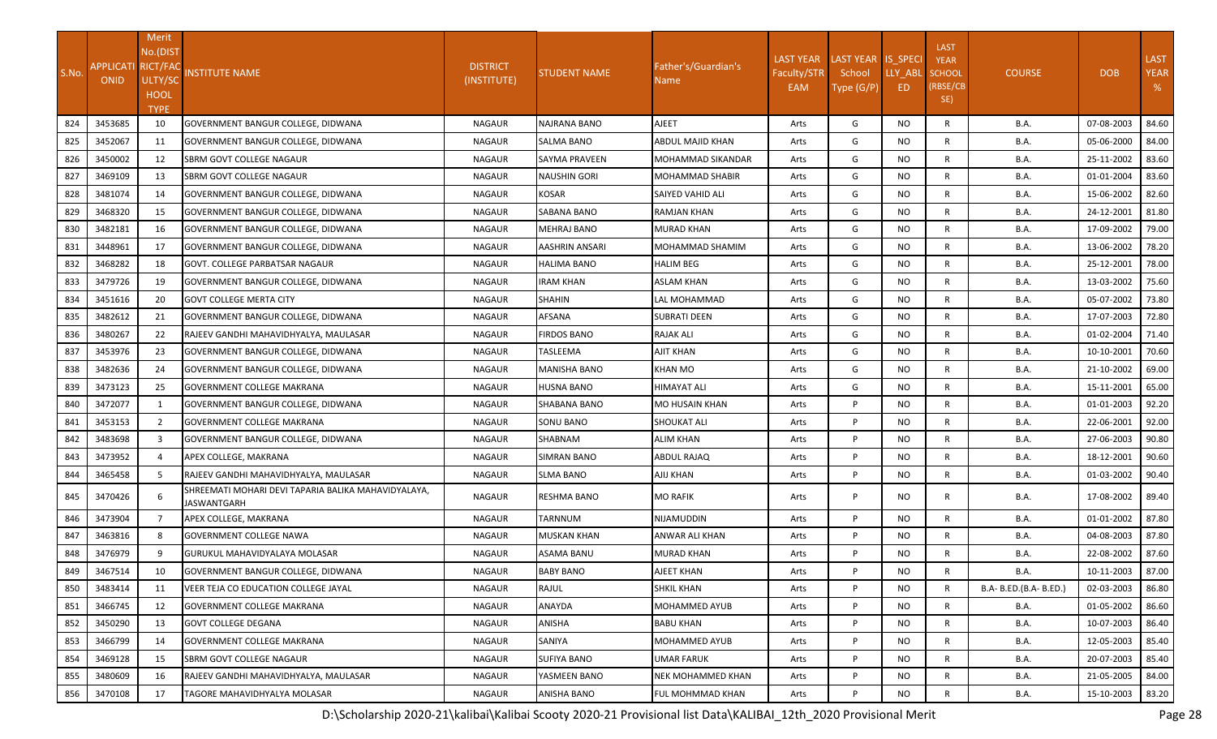| S.No. | APPLICATI ONID | Merit No.(DIST RICT/FAC ULTY/SC HOOL TYPE | INSTITUTE NAME | DISTRICT (INSTITUTE) | STUDENT NAME | Father's/Guardian's Name | LAST YEAR Faculty/STR EAM | LAST YEAR School Type (G/P) | IS_SPECI LLY_ABL ED | LAST YEAR SCHOOL (RBSE/CB SE) | COURSE | DOB | LAST YEAR % |
|---|---|---|---|---|---|---|---|---|---|---|---|---|---|
| 824 | 3453685 | 10 | GOVERNMENT BANGUR COLLEGE, DIDWANA | NAGAUR | NAJRANA BANO | AJEET | Arts | G | NO | R | B.A. | 07-08-2003 | 84.60 |
| 825 | 3452067 | 11 | GOVERNMENT BANGUR COLLEGE, DIDWANA | NAGAUR | SALMA BANO | ABDUL MAJID KHAN | Arts | G | NO | R | B.A. | 05-06-2000 | 84.00 |
| 826 | 3450002 | 12 | SBRM GOVT COLLEGE NAGAUR | NAGAUR | SAYMA PRAVEEN | MOHAMMAD SIKANDAR | Arts | G | NO | R | B.A. | 25-11-2002 | 83.60 |
| 827 | 3469109 | 13 | SBRM GOVT COLLEGE NAGAUR | NAGAUR | NAUSHIN GORI | MOHAMMAD SHABIR | Arts | G | NO | R | B.A. | 01-01-2004 | 83.60 |
| 828 | 3481074 | 14 | GOVERNMENT BANGUR COLLEGE, DIDWANA | NAGAUR | KOSAR | SAIYED VAHID ALI | Arts | G | NO | R | B.A. | 15-06-2002 | 82.60 |
| 829 | 3468320 | 15 | GOVERNMENT BANGUR COLLEGE, DIDWANA | NAGAUR | SABANA BANO | RAMJAN KHAN | Arts | G | NO | R | B.A. | 24-12-2001 | 81.80 |
| 830 | 3482181 | 16 | GOVERNMENT BANGUR COLLEGE, DIDWANA | NAGAUR | MEHRAJ BANO | MURAD KHAN | Arts | G | NO | R | B.A. | 17-09-2002 | 79.00 |
| 831 | 3448961 | 17 | GOVERNMENT BANGUR COLLEGE, DIDWANA | NAGAUR | AASHRIN ANSARI | MOHAMMAD SHAMIM | Arts | G | NO | R | B.A. | 13-06-2002 | 78.20 |
| 832 | 3468282 | 18 | GOVT. COLLEGE PARBATSAR NAGAUR | NAGAUR | HALIMA BANO | HALIM BEG | Arts | G | NO | R | B.A. | 25-12-2001 | 78.00 |
| 833 | 3479726 | 19 | GOVERNMENT BANGUR COLLEGE, DIDWANA | NAGAUR | IRAM KHAN | ASLAM KHAN | Arts | G | NO | R | B.A. | 13-03-2002 | 75.60 |
| 834 | 3451616 | 20 | GOVT COLLEGE MERTA CITY | NAGAUR | SHAHIN | LAL MOHAMMAD | Arts | G | NO | R | B.A. | 05-07-2002 | 73.80 |
| 835 | 3482612 | 21 | GOVERNMENT BANGUR COLLEGE, DIDWANA | NAGAUR | AFSANA | SUBRATI DEEN | Arts | G | NO | R | B.A. | 17-07-2003 | 72.80 |
| 836 | 3480267 | 22 | RAJEEV GANDHI MAHAVIDHYALYA, MAULASAR | NAGAUR | FIRDOS BANO | RAJAK ALI | Arts | G | NO | R | B.A. | 01-02-2004 | 71.40 |
| 837 | 3453976 | 23 | GOVERNMENT BANGUR COLLEGE, DIDWANA | NAGAUR | TASLEEMA | AJIT KHAN | Arts | G | NO | R | B.A. | 10-10-2001 | 70.60 |
| 838 | 3482636 | 24 | GOVERNMENT BANGUR COLLEGE, DIDWANA | NAGAUR | MANISHA BANO | KHAN MO | Arts | G | NO | R | B.A. | 21-10-2002 | 69.00 |
| 839 | 3473123 | 25 | GOVERNMENT COLLEGE MAKRANA | NAGAUR | HUSNA BANO | HIMAYAT ALI | Arts | G | NO | R | B.A. | 15-11-2001 | 65.00 |
| 840 | 3472077 | 1 | GOVERNMENT BANGUR COLLEGE, DIDWANA | NAGAUR | SHABANA BANO | MO HUSAIN KHAN | Arts | P | NO | R | B.A. | 01-01-2003 | 92.20 |
| 841 | 3453153 | 2 | GOVERNMENT COLLEGE MAKRANA | NAGAUR | SONU BANO | SHOUKAT ALI | Arts | P | NO | R | B.A. | 22-06-2001 | 92.00 |
| 842 | 3483698 | 3 | GOVERNMENT BANGUR COLLEGE, DIDWANA | NAGAUR | SHABNAM | ALIM KHAN | Arts | P | NO | R | B.A. | 27-06-2003 | 90.80 |
| 843 | 3473952 | 4 | APEX COLLEGE, MAKRANA | NAGAUR | SIMRAN BANO | ABDUL RAJAQ | Arts | P | NO | R | B.A. | 18-12-2001 | 90.60 |
| 844 | 3465458 | 5 | RAJEEV GANDHI MAHAVIDHYALYA, MAULASAR | NAGAUR | SLMA BANO | AJIJ KHAN | Arts | P | NO | R | B.A. | 01-03-2002 | 90.40 |
| 845 | 3470426 | 6 | SHREEMATI MOHARI DEVI TAPARIA BALIKA MAHAVIDYALAYA, JASWANTGARH | NAGAUR | RESHMA BANO | MO RAFIK | Arts | P | NO | R | B.A. | 17-08-2002 | 89.40 |
| 846 | 3473904 | 7 | APEX COLLEGE, MAKRANA | NAGAUR | TARNNUM | NIJAMUDDIN | Arts | P | NO | R | B.A. | 01-01-2002 | 87.80 |
| 847 | 3463816 | 8 | GOVERNMENT COLLEGE NAWA | NAGAUR | MUSKAN KHAN | ANWAR ALI KHAN | Arts | P | NO | R | B.A. | 04-08-2003 | 87.80 |
| 848 | 3476979 | 9 | GURUKUL MAHAVIDYALAYA MOLASAR | NAGAUR | ASAMA BANU | MURAD KHAN | Arts | P | NO | R | B.A. | 22-08-2002 | 87.60 |
| 849 | 3467514 | 10 | GOVERNMENT BANGUR COLLEGE, DIDWANA | NAGAUR | BABY BANO | AJEET KHAN | Arts | P | NO | R | B.A. | 10-11-2003 | 87.00 |
| 850 | 3483414 | 11 | VEER TEJA CO EDUCATION COLLEGE JAYAL | NAGAUR | RAJUL | SHKIL KHAN | Arts | P | NO | R | B.A- B.ED.(B.A- B.ED.) | 02-03-2003 | 86.80 |
| 851 | 3466745 | 12 | GOVERNMENT COLLEGE MAKRANA | NAGAUR | ANAYDA | MOHAMMED AYUB | Arts | P | NO | R | B.A. | 01-05-2002 | 86.60 |
| 852 | 3450290 | 13 | GOVT COLLEGE DEGANA | NAGAUR | ANISHA | BABU KHAN | Arts | P | NO | R | B.A. | 10-07-2003 | 86.40 |
| 853 | 3466799 | 14 | GOVERNMENT COLLEGE MAKRANA | NAGAUR | SANIYA | MOHAMMED AYUB | Arts | P | NO | R | B.A. | 12-05-2003 | 85.40 |
| 854 | 3469128 | 15 | SBRM GOVT COLLEGE NAGAUR | NAGAUR | SUFIYA BANO | UMAR FARUK | Arts | P | NO | R | B.A. | 20-07-2003 | 85.40 |
| 855 | 3480609 | 16 | RAJEEV GANDHI MAHAVIDHYALYA, MAULASAR | NAGAUR | YASMEEN BANO | NEK MOHAMMED KHAN | Arts | P | NO | R | B.A. | 21-05-2005 | 84.00 |
| 856 | 3470108 | 17 | TAGORE MAHAVIDHYALYA MOLASAR | NAGAUR | ANISHA BANO | FUL MOHMMAD KHAN | Arts | P | NO | R | B.A. | 15-10-2003 | 83.20 |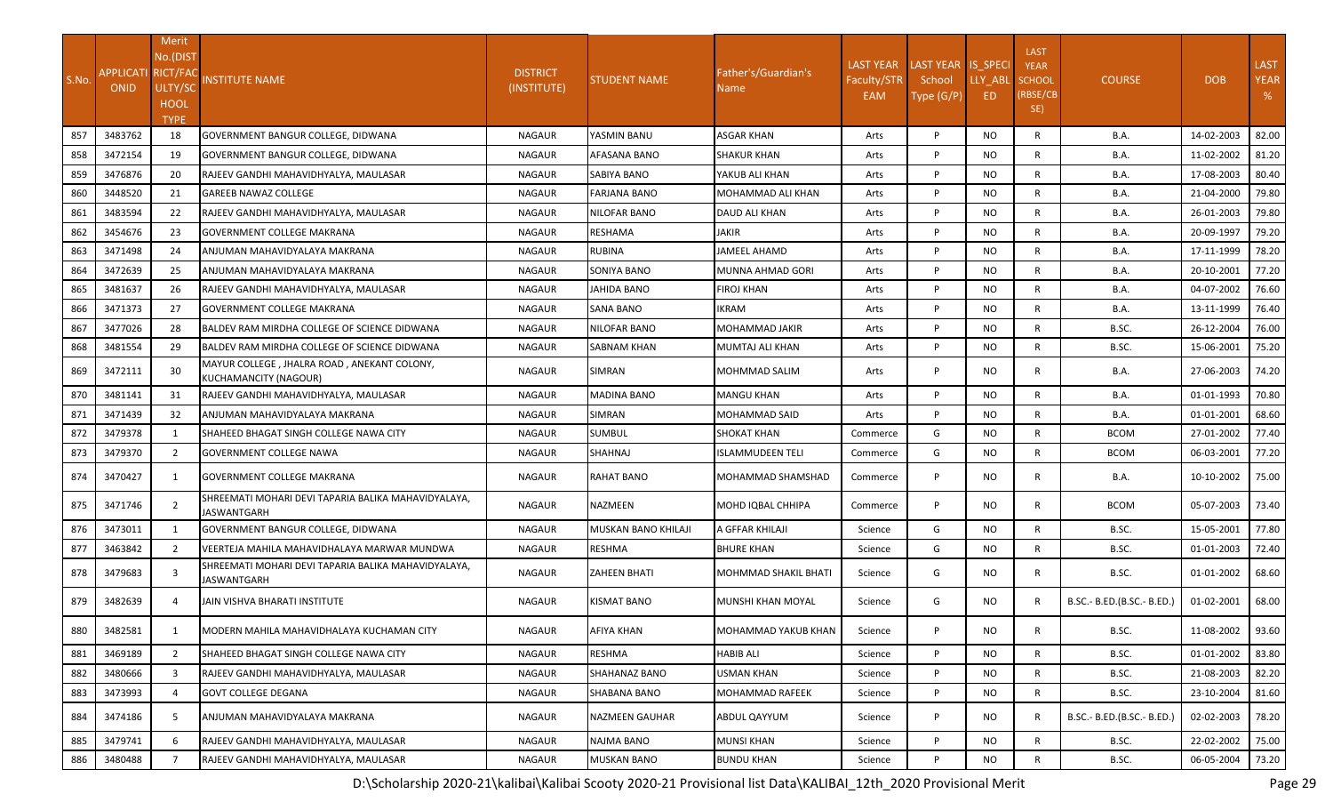| S.No. | APPLICATIONID | Merit No.(DISTRICT/FACULTY/SCHOOL TYPE) | INSTITUTE NAME | DISTRICT (INSTITUTE) | STUDENT NAME | Father's/Guardian's Name | LAST YEAR Faculty/STREAM | LAST YEAR School Type (G/P) | IS_SPECIALLY_ABLED | LAST YEAR SCHOOL (RBSE/CBSE) | COURSE | DOB | LAST YEAR % |
|---|---|---|---|---|---|---|---|---|---|---|---|---|---|
| 857 | 3483762 | 18 | GOVERNMENT BANGUR COLLEGE, DIDWANA | NAGAUR | YASMIN BANU | ASGAR KHAN | Arts | P | NO | R | B.A. | 14-02-2003 | 82.00 |
| 858 | 3472154 | 19 | GOVERNMENT BANGUR COLLEGE, DIDWANA | NAGAUR | AFASANA BANO | SHAKUR KHAN | Arts | P | NO | R | B.A. | 11-02-2002 | 81.20 |
| 859 | 3476876 | 20 | RAJEEV GANDHI MAHAVIDHYALYA, MAULASAR | NAGAUR | SABIYA BANO | YAKUB ALI KHAN | Arts | P | NO | R | B.A. | 17-08-2003 | 80.40 |
| 860 | 3448520 | 21 | GAREEB NAWAZ COLLEGE | NAGAUR | FARJANA BANO | MOHAMMAD ALI KHAN | Arts | P | NO | R | B.A. | 21-04-2000 | 79.80 |
| 861 | 3483594 | 22 | RAJEEV GANDHI MAHAVIDHYALYA, MAULASAR | NAGAUR | NILOFAR BANO | DAUD ALI KHAN | Arts | P | NO | R | B.A. | 26-01-2003 | 79.80 |
| 862 | 3454676 | 23 | GOVERNMENT COLLEGE MAKRANA | NAGAUR | RESHAMA | JAKIR | Arts | P | NO | R | B.A. | 20-09-1997 | 79.20 |
| 863 | 3471498 | 24 | ANJUMAN MAHAVIDYALAYA MAKRANA | NAGAUR | RUBINA | JAMEEL AHAMD | Arts | P | NO | R | B.A. | 17-11-1999 | 78.20 |
| 864 | 3472639 | 25 | ANJUMAN MAHAVIDYALAYA MAKRANA | NAGAUR | SONIYA BANO | MUNNA AHMAD GORI | Arts | P | NO | R | B.A. | 20-10-2001 | 77.20 |
| 865 | 3481637 | 26 | RAJEEV GANDHI MAHAVIDHYALYA, MAULASAR | NAGAUR | JAHIDA BANO | FIROJ KHAN | Arts | P | NO | R | B.A. | 04-07-2002 | 76.60 |
| 866 | 3471373 | 27 | GOVERNMENT COLLEGE MAKRANA | NAGAUR | SANA BANO | IKRAM | Arts | P | NO | R | B.A. | 13-11-1999 | 76.40 |
| 867 | 3477026 | 28 | BALDEV RAM MIRDHA COLLEGE OF SCIENCE DIDWANA | NAGAUR | NILOFAR BANO | MOHAMMAD JAKIR | Arts | P | NO | R | B.SC. | 26-12-2004 | 76.00 |
| 868 | 3481554 | 29 | BALDEV RAM MIRDHA COLLEGE OF SCIENCE DIDWANA | NAGAUR | SABNAM KHAN | MUMTAJ ALI KHAN | Arts | P | NO | R | B.SC. | 15-06-2001 | 75.20 |
| 869 | 3472111 | 30 | MAYUR COLLEGE , JHALRA ROAD , ANEKANT COLONY, KUCHAMANCITY (NAGOUR) | NAGAUR | SIMRAN | MOHMMAD SALIM | Arts | P | NO | R | B.A. | 27-06-2003 | 74.20 |
| 870 | 3481141 | 31 | RAJEEV GANDHI MAHAVIDHYALYA, MAULASAR | NAGAUR | MADINA BANO | MANGU KHAN | Arts | P | NO | R | B.A. | 01-01-1993 | 70.80 |
| 871 | 3471439 | 32 | ANJUMAN MAHAVIDYALAYA MAKRANA | NAGAUR | SIMRAN | MOHAMMAD SAID | Arts | P | NO | R | B.A. | 01-01-2001 | 68.60 |
| 872 | 3479378 | 1 | SHAHEED BHAGAT SINGH COLLEGE NAWA CITY | NAGAUR | SUMBUL | SHOKAT KHAN | Commerce | G | NO | R | BCOM | 27-01-2002 | 77.40 |
| 873 | 3479370 | 2 | GOVERNMENT COLLEGE NAWA | NAGAUR | SHAHNAJ | ISLAMMUDEEN TELI | Commerce | G | NO | R | BCOM | 06-03-2001 | 77.20 |
| 874 | 3470427 | 1 | GOVERNMENT COLLEGE MAKRANA | NAGAUR | RAHAT BANO | MOHAMMAD SHAMSHAD | Commerce | P | NO | R | B.A. | 10-10-2002 | 75.00 |
| 875 | 3471746 | 2 | SHREEMATI MOHARI DEVI TAPARIA BALIKA MAHAVIDYALAYA, JASWANTGARH | NAGAUR | NAZMEEN | MOHD IQBAL CHHIPA | Commerce | P | NO | R | BCOM | 05-07-2003 | 73.40 |
| 876 | 3473011 | 1 | GOVERNMENT BANGUR COLLEGE, DIDWANA | NAGAUR | MUSKAN BANO KHILAJI | A GFFAR KHILAJI | Science | G | NO | R | B.SC. | 15-05-2001 | 77.80 |
| 877 | 3463842 | 2 | VEERTEJA MAHILA MAHAVIDHALAYA MARWAR MUNDWA | NAGAUR | RESHMA | BHURE KHAN | Science | G | NO | R | B.SC. | 01-01-2003 | 72.40 |
| 878 | 3479683 | 3 | SHREEMATI MOHARI DEVI TAPARIA BALIKA MAHAVIDYALAYA, JASWANTGARH | NAGAUR | ZAHEEN BHATI | MOHMMAD SHAKIL BHATI | Science | G | NO | R | B.SC. | 01-01-2002 | 68.60 |
| 879 | 3482639 | 4 | JAIN VISHVA BHARATI INSTITUTE | NAGAUR | KISMAT BANO | MUNSHI KHAN MOYAL | Science | G | NO | R | B.SC.- B.ED.(B.SC.- B.ED.) | 01-02-2001 | 68.00 |
| 880 | 3482581 | 1 | MODERN MAHILA MAHAVIDHALAYA KUCHAMAN CITY | NAGAUR | AFIYA KHAN | MOHAMMAD YAKUB KHAN | Science | P | NO | R | B.SC. | 11-08-2002 | 93.60 |
| 881 | 3469189 | 2 | SHAHEED BHAGAT SINGH COLLEGE NAWA CITY | NAGAUR | RESHMA | HABIB ALI | Science | P | NO | R | B.SC. | 01-01-2002 | 83.80 |
| 882 | 3480666 | 3 | RAJEEV GANDHI MAHAVIDHYALYA, MAULASAR | NAGAUR | SHAHANAZ BANO | USMAN KHAN | Science | P | NO | R | B.SC. | 21-08-2003 | 82.20 |
| 883 | 3473993 | 4 | GOVT COLLEGE DEGANA | NAGAUR | SHABANA BANO | MOHAMMAD RAFEEK | Science | P | NO | R | B.SC. | 23-10-2004 | 81.60 |
| 884 | 3474186 | 5 | ANJUMAN MAHAVIDYALAYA MAKRANA | NAGAUR | NAZMEEN GAUHAR | ABDUL QAYYUM | Science | P | NO | R | B.SC.- B.ED.(B.SC.- B.ED.) | 02-02-2003 | 78.20 |
| 885 | 3479741 | 6 | RAJEEV GANDHI MAHAVIDHYALYA, MAULASAR | NAGAUR | NAJMA BANO | MUNSI KHAN | Science | P | NO | R | B.SC. | 22-02-2002 | 75.00 |
| 886 | 3480488 | 7 | RAJEEV GANDHI MAHAVIDHYALYA, MAULASAR | NAGAUR | MUSKAN BANO | BUNDU KHAN | Science | P | NO | R | B.SC. | 06-05-2004 | 73.20 |

D:\Scholarship 2020-21\kalibai\Kalibai Scooty 2020-21 Provisional list Data\KALIBAI_12th_2020 Provisional Merit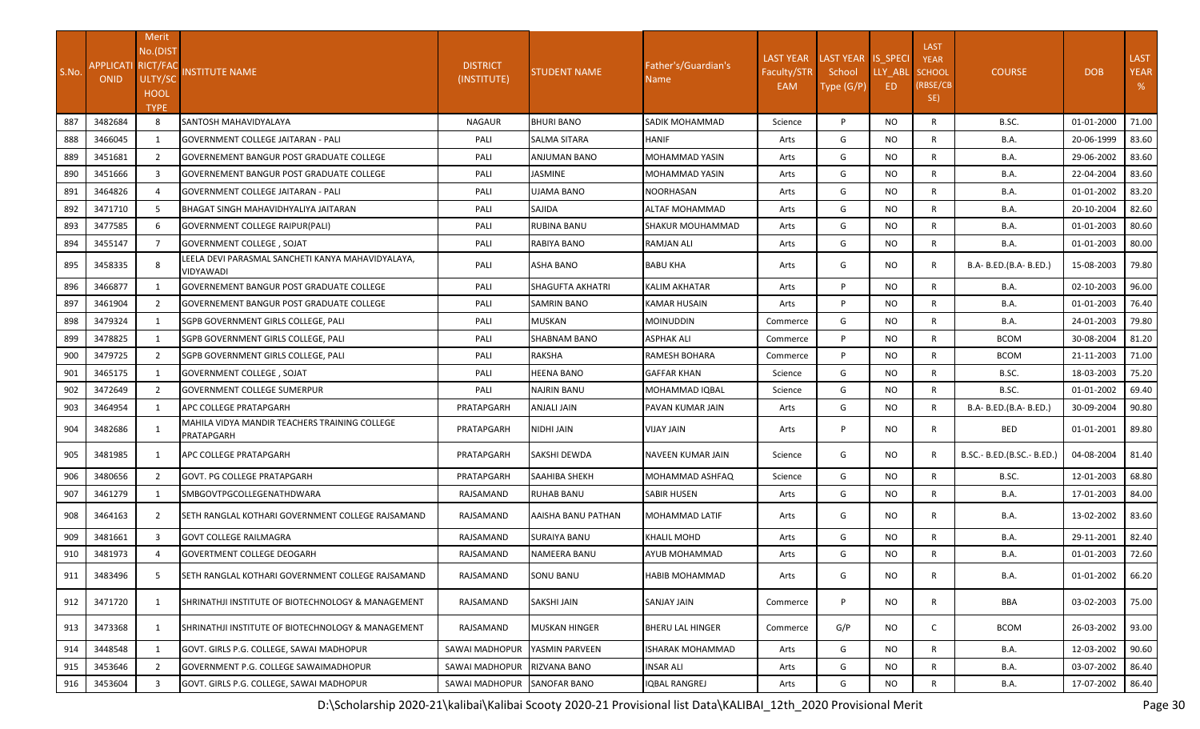| S.No. | APPLICATIONID | Merit No.(DISTRICT/FACULTY/SCHOOL TYPE) | INSTITUTE NAME | DISTRICT (INSTITUTE) | STUDENT NAME | Father's/Guardian's Name | LAST YEAR Faculty/STREAM | LAST YEAR School Type (G/P) | IS_SPECIALLY_ABLED | LAST YEAR SCHOOL (RBSE/CBSE) | COURSE | DOB | LAST YEAR % |
|---|---|---|---|---|---|---|---|---|---|---|---|---|---|
| 887 | 3482684 | 8 | SANTOSH MAHAVIDYALAYA | NAGAUR | BHURI BANO | SADIK MOHAMMAD | Science | P | NO | R | B.SC. | 01-01-2000 | 71.00 |
| 888 | 3466045 | 1 | GOVERNMENT COLLEGE JAITARAN - PALI | PALI | SALMA SITARA | HANIF | Arts | G | NO | R | B.A. | 20-06-1999 | 83.60 |
| 889 | 3451681 | 2 | GOVERNEMENT BANGUR POST GRADUATE COLLEGE | PALI | ANJUMAN BANO | MOHAMMAD YASIN | Arts | G | NO | R | B.A. | 29-06-2002 | 83.60 |
| 890 | 3451666 | 3 | GOVERNEMENT BANGUR POST GRADUATE COLLEGE | PALI | JASMINE | MOHAMMAD YASIN | Arts | G | NO | R | B.A. | 22-04-2004 | 83.60 |
| 891 | 3464826 | 4 | GOVERNMENT COLLEGE JAITARAN - PALI | PALI | UJAMA BANO | NOORHASAN | Arts | G | NO | R | B.A. | 01-01-2002 | 83.20 |
| 892 | 3471710 | 5 | BHAGAT SINGH MAHAVIDHYALIYA JAITARAN | PALI | SAJIDA | ALTAF MOHAMMAD | Arts | G | NO | R | B.A. | 20-10-2004 | 82.60 |
| 893 | 3477585 | 6 | GOVERNMENT COLLEGE RAIPUR(PALI) | PALI | RUBINA BANU | SHAKUR MOUHAMMAD | Arts | G | NO | R | B.A. | 01-01-2003 | 80.60 |
| 894 | 3455147 | 7 | GOVERNMENT COLLEGE , SOJAT | PALI | RABIYA BANO | RAMJAN ALI | Arts | G | NO | R | B.A. | 01-01-2003 | 80.00 |
| 895 | 3458335 | 8 | LEELA DEVI PARASMAL SANCHETI KANYA MAHAVIDYALAYA, VIDYAWADI | PALI | ASHA BANO | BABU KHA | Arts | G | NO | R | B.A- B.ED.(B.A- B.ED.) | 15-08-2003 | 79.80 |
| 896 | 3466877 | 1 | GOVERNEMENT BANGUR POST GRADUATE COLLEGE | PALI | SHAGUFTA AKHATRI | KALIM AKHATAR | Arts | P | NO | R | B.A. | 02-10-2003 | 96.00 |
| 897 | 3461904 | 2 | GOVERNEMENT BANGUR POST GRADUATE COLLEGE | PALI | SAMRIN BANO | KAMAR HUSAIN | Arts | P | NO | R | B.A. | 01-01-2003 | 76.40 |
| 898 | 3479324 | 1 | SGPB GOVERNMENT GIRLS COLLEGE, PALI | PALI | MUSKAN | MOINUDDIN | Commerce | G | NO | R | B.A. | 24-01-2003 | 79.80 |
| 899 | 3478825 | 1 | SGPB GOVERNMENT GIRLS COLLEGE, PALI | PALI | SHABNAM BANO | ASPHAK ALI | Commerce | P | NO | R | BCOM | 30-08-2004 | 81.20 |
| 900 | 3479725 | 2 | SGPB GOVERNMENT GIRLS COLLEGE, PALI | PALI | RAKSHA | RAMESH BOHARA | Commerce | P | NO | R | BCOM | 21-11-2003 | 71.00 |
| 901 | 3465175 | 1 | GOVERNMENT COLLEGE , SOJAT | PALI | HEENA BANO | GAFFAR KHAN | Science | G | NO | R | B.SC. | 18-03-2003 | 75.20 |
| 902 | 3472649 | 2 | GOVERNMENT COLLEGE SUMERPUR | PALI | NAJRIN BANU | MOHAMMAD IQBAL | Science | G | NO | R | B.SC. | 01-01-2002 | 69.40 |
| 903 | 3464954 | 1 | APC COLLEGE PRATAPGARH | PRATAPGARH | ANJALI JAIN | PAVAN KUMAR JAIN | Arts | G | NO | R | B.A- B.ED.(B.A- B.ED.) | 30-09-2004 | 90.80 |
| 904 | 3482686 | 1 | MAHILA VIDYA MANDIR TEACHERS TRAINING COLLEGE PRATAPGARH | PRATAPGARH | NIDHI JAIN | VIJAY JAIN | Arts | P | NO | R | BED | 01-01-2001 | 89.80 |
| 905 | 3481985 | 1 | APC COLLEGE PRATAPGARH | PRATAPGARH | SAKSHI DEWDA | NAVEEN KUMAR JAIN | Science | G | NO | R | B.SC.- B.ED.(B.SC.- B.ED.) | 04-08-2004 | 81.40 |
| 906 | 3480656 | 2 | GOVT. PG COLLEGE PRATAPGARH | PRATAPGARH | SAAHIBA SHEKH | MOHAMMAD ASHFAQ | Science | G | NO | R | B.SC. | 12-01-2003 | 68.80 |
| 907 | 3461279 | 1 | SMBGOVTPGCOLLEGENATHDWARA | RAJSAMAND | RUHAB BANU | SABIR HUSEN | Arts | G | NO | R | B.A. | 17-01-2003 | 84.00 |
| 908 | 3464163 | 2 | SETH RANGLAL KOTHARI GOVERNMENT COLLEGE RAJSAMAND | RAJSAMAND | AAISHA BANU PATHAN | MOHAMMAD LATIF | Arts | G | NO | R | B.A. | 13-02-2002 | 83.60 |
| 909 | 3481661 | 3 | GOVT COLLEGE RAILMAGRA | RAJSAMAND | SURAIYA BANU | KHALIL MOHD | Arts | G | NO | R | B.A. | 29-11-2001 | 82.40 |
| 910 | 3481973 | 4 | GOVERTMENT COLLEGE DEOGARH | RAJSAMAND | NAMEERA BANU | AYUB MOHAMMAD | Arts | G | NO | R | B.A. | 01-01-2003 | 72.60 |
| 911 | 3483496 | 5 | SETH RANGLAL KOTHARI GOVERNMENT COLLEGE RAJSAMAND | RAJSAMAND | SONU BANU | HABIB MOHAMMAD | Arts | G | NO | R | B.A. | 01-01-2002 | 66.20 |
| 912 | 3471720 | 1 | SHRINATHJI INSTITUTE OF BIOTECHNOLOGY & MANAGEMENT | RAJSAMAND | SAKSHI JAIN | SANJAY JAIN | Commerce | P | NO | R | BBA | 03-02-2003 | 75.00 |
| 913 | 3473368 | 1 | SHRINATHJI INSTITUTE OF BIOTECHNOLOGY & MANAGEMENT | RAJSAMAND | MUSKAN HINGER | BHERU LAL HINGER | Commerce | G/P | NO | C | BCOM | 26-03-2002 | 93.00 |
| 914 | 3448548 | 1 | GOVT. GIRLS P.G. COLLEGE, SAWAI MADHOPUR | SAWAI MADHOPUR | YASMIN PARVEEN | ISHARAK MOHAMMAD | Arts | G | NO | R | B.A. | 12-03-2002 | 90.60 |
| 915 | 3453646 | 2 | GOVERNMENT P.G. COLLEGE SAWAIMADHOPUR | SAWAI MADHOPUR | RIZVANA BANO | INSAR ALI | Arts | G | NO | R | B.A. | 03-07-2002 | 86.40 |
| 916 | 3453604 | 3 | GOVT. GIRLS P.G. COLLEGE, SAWAI MADHOPUR | SAWAI MADHOPUR | SANOFAR BANO | IQBAL RANGREJ | Arts | G | NO | R | B.A. | 17-07-2002 | 86.40 |

D:\Scholarship 2020-21\kalibai\Kalibai Scooty 2020-21 Provisional list Data\KALIBAI_12th_2020 Provisional Merit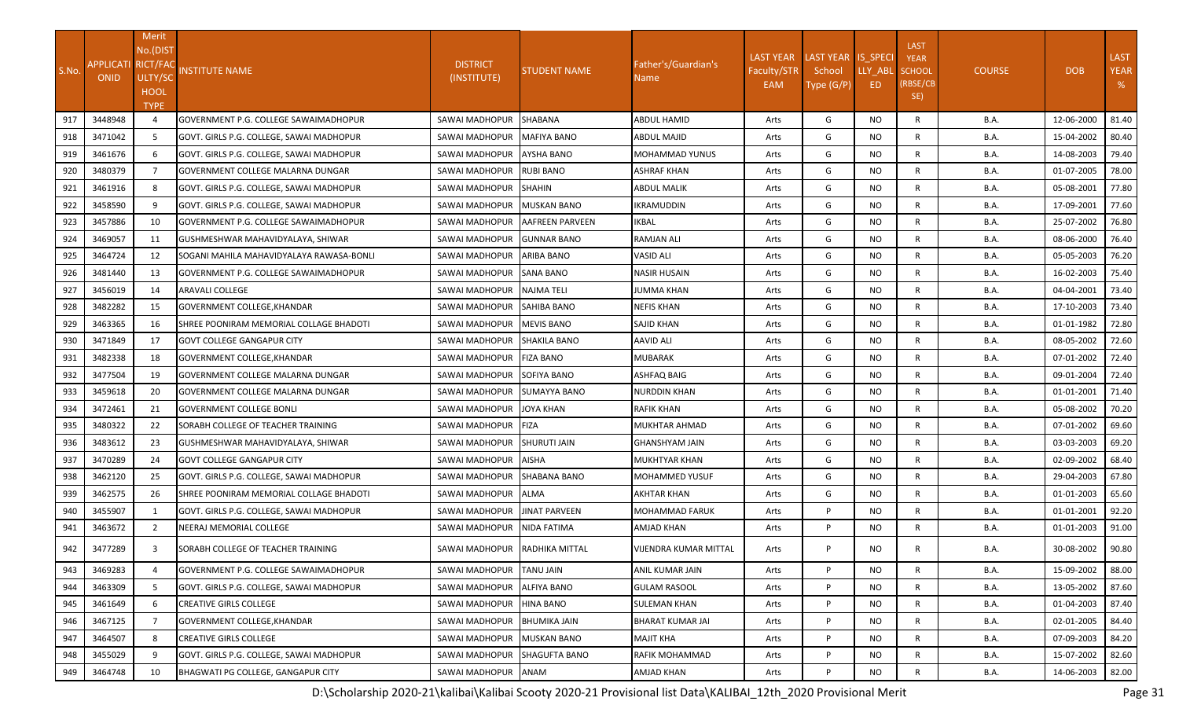| S.No. | APPLICATIONID | Merit No.(DISTRICT/FACULTY/SCHOOL TYPE) | INSTITUTE NAME | DISTRICT (INSTITUTE) | STUDENT NAME | Father's/Guardian's Name | LAST YEAR Faculty/STREAM | LAST YEAR School Type (G/P) | IS_SPECIALLY_ABLED | LAST YEAR SCHOOL (RBSE/CBSE) | COURSE | DOB | LAST YEAR % |
|---|---|---|---|---|---|---|---|---|---|---|---|---|---|
| 917 | 3448948 | 4 | GOVERNMENT P.G. COLLEGE SAWAIMADHOPUR | SAWAI MADHOPUR | SHABANA | ABDUL HAMID | Arts | G | NO | R | B.A. | 12-06-2000 | 81.40 |
| 918 | 3471042 | 5 | GOVT. GIRLS P.G. COLLEGE, SAWAI MADHOPUR | SAWAI MADHOPUR | MAFIYA BANO | ABDUL MAJID | Arts | G | NO | R | B.A. | 15-04-2002 | 80.40 |
| 919 | 3461676 | 6 | GOVT. GIRLS P.G. COLLEGE, SAWAI MADHOPUR | SAWAI MADHOPUR | AYSHA BANO | MOHAMMAD YUNUS | Arts | G | NO | R | B.A. | 14-08-2003 | 79.40 |
| 920 | 3480379 | 7 | GOVERNMENT COLLEGE MALARNA DUNGAR | SAWAI MADHOPUR | RUBI BANO | ASHRAF KHAN | Arts | G | NO | R | B.A. | 01-07-2005 | 78.00 |
| 921 | 3461916 | 8 | GOVT. GIRLS P.G. COLLEGE, SAWAI MADHOPUR | SAWAI MADHOPUR | SHAHIN | ABDUL MALIK | Arts | G | NO | R | B.A. | 05-08-2001 | 77.80 |
| 922 | 3458590 | 9 | GOVT. GIRLS P.G. COLLEGE, SAWAI MADHOPUR | SAWAI MADHOPUR | MUSKAN BANO | IKRAMUDDIN | Arts | G | NO | R | B.A. | 17-09-2001 | 77.60 |
| 923 | 3457886 | 10 | GOVERNMENT P.G. COLLEGE SAWAIMADHOPUR | SAWAI MADHOPUR | AAFREEN PARVEEN | IKBAL | Arts | G | NO | R | B.A. | 25-07-2002 | 76.80 |
| 924 | 3469057 | 11 | GUSHMESHWAR MAHAVIDYALAYA, SHIWAR | SAWAI MADHOPUR | GUNNAR BANO | RAMJAN ALI | Arts | G | NO | R | B.A. | 08-06-2000 | 76.40 |
| 925 | 3464724 | 12 | SOGANI MAHILA MAHAVIDYALAYA RAWASA-BONLI | SAWAI MADHOPUR | ARIBA BANO | VASID ALI | Arts | G | NO | R | B.A. | 05-05-2003 | 76.20 |
| 926 | 3481440 | 13 | GOVERNMENT P.G. COLLEGE SAWAIMADHOPUR | SAWAI MADHOPUR | SANA BANO | NASIR HUSAIN | Arts | G | NO | R | B.A. | 16-02-2003 | 75.40 |
| 927 | 3456019 | 14 | ARAVALI COLLEGE | SAWAI MADHOPUR | NAJMA TELI | JUMMA KHAN | Arts | G | NO | R | B.A. | 04-04-2001 | 73.40 |
| 928 | 3482282 | 15 | GOVERNMENT COLLEGE,KHANDAR | SAWAI MADHOPUR | SAHIBA BANO | NEFIS KHAN | Arts | G | NO | R | B.A. | 17-10-2003 | 73.40 |
| 929 | 3463365 | 16 | SHREE POONIRAM MEMORIAL COLLAGE BHADOTI | SAWAI MADHOPUR | MEVIS BANO | SAJID KHAN | Arts | G | NO | R | B.A. | 01-01-1982 | 72.80 |
| 930 | 3471849 | 17 | GOVT COLLEGE GANGAPUR CITY | SAWAI MADHOPUR | SHAKILA BANO | AAVID ALI | Arts | G | NO | R | B.A. | 08-05-2002 | 72.60 |
| 931 | 3482338 | 18 | GOVERNMENT COLLEGE,KHANDAR | SAWAI MADHOPUR | FIZA BANO | MUBARAK | Arts | G | NO | R | B.A. | 07-01-2002 | 72.40 |
| 932 | 3477504 | 19 | GOVERNMENT COLLEGE MALARNA DUNGAR | SAWAI MADHOPUR | SOFIYA BANO | ASHFAQ BAIG | Arts | G | NO | R | B.A. | 09-01-2004 | 72.40 |
| 933 | 3459618 | 20 | GOVERNMENT COLLEGE MALARNA DUNGAR | SAWAI MADHOPUR | SUMAYYA BANO | NURDDIN KHAN | Arts | G | NO | R | B.A. | 01-01-2001 | 71.40 |
| 934 | 3472461 | 21 | GOVERNMENT COLLEGE BONLI | SAWAI MADHOPUR | JOYA KHAN | RAFIK KHAN | Arts | G | NO | R | B.A. | 05-08-2002 | 70.20 |
| 935 | 3480322 | 22 | SORABH COLLEGE OF TEACHER TRAINING | SAWAI MADHOPUR | FIZA | MUKHTAR AHMAD | Arts | G | NO | R | B.A. | 07-01-2002 | 69.60 |
| 936 | 3483612 | 23 | GUSHMESHWAR MAHAVIDYALAYA, SHIWAR | SAWAI MADHOPUR | SHURUTI JAIN | GHANSHYAM JAIN | Arts | G | NO | R | B.A. | 03-03-2003 | 69.20 |
| 937 | 3470289 | 24 | GOVT COLLEGE GANGAPUR CITY | SAWAI MADHOPUR | AISHA | MUKHTYAR KHAN | Arts | G | NO | R | B.A. | 02-09-2002 | 68.40 |
| 938 | 3462120 | 25 | GOVT. GIRLS P.G. COLLEGE, SAWAI MADHOPUR | SAWAI MADHOPUR | SHABANA BANO | MOHAMMED YUSUF | Arts | G | NO | R | B.A. | 29-04-2003 | 67.80 |
| 939 | 3462575 | 26 | SHREE POONIRAM MEMORIAL COLLAGE BHADOTI | SAWAI MADHOPUR | ALMA | AKHTAR KHAN | Arts | G | NO | R | B.A. | 01-01-2003 | 65.60 |
| 940 | 3455907 | 1 | GOVT. GIRLS P.G. COLLEGE, SAWAI MADHOPUR | SAWAI MADHOPUR | JINAT PARVEEN | MOHAMMAD FARUK | Arts | P | NO | R | B.A. | 01-01-2001 | 92.20 |
| 941 | 3463672 | 2 | NEERAJ MEMORIAL COLLEGE | SAWAI MADHOPUR | NIDA FATIMA | AMJAD KHAN | Arts | P | NO | R | B.A. | 01-01-2003 | 91.00 |
| 942 | 3477289 | 3 | SORABH COLLEGE OF TEACHER TRAINING | SAWAI MADHOPUR | RADHIKA MITTAL | VIJENDRA KUMAR MITTAL | Arts | P | NO | R | B.A. | 30-08-2002 | 90.80 |
| 943 | 3469283 | 4 | GOVERNMENT P.G. COLLEGE SAWAIMADHOPUR | SAWAI MADHOPUR | TANU JAIN | ANIL KUMAR JAIN | Arts | P | NO | R | B.A. | 15-09-2002 | 88.00 |
| 944 | 3463309 | 5 | GOVT. GIRLS P.G. COLLEGE, SAWAI MADHOPUR | SAWAI MADHOPUR | ALFIYA BANO | GULAM RASOOL | Arts | P | NO | R | B.A. | 13-05-2002 | 87.60 |
| 945 | 3461649 | 6 | CREATIVE GIRLS COLLEGE | SAWAI MADHOPUR | HINA BANO | SULEMAN KHAN | Arts | P | NO | R | B.A. | 01-04-2003 | 87.40 |
| 946 | 3467125 | 7 | GOVERNMENT COLLEGE,KHANDAR | SAWAI MADHOPUR | BHUMIKA JAIN | BHARAT KUMAR JAI | Arts | P | NO | R | B.A. | 02-01-2005 | 84.40 |
| 947 | 3464507 | 8 | CREATIVE GIRLS COLLEGE | SAWAI MADHOPUR | MUSKAN BANO | MAJIT KHA | Arts | P | NO | R | B.A. | 07-09-2003 | 84.20 |
| 948 | 3455029 | 9 | GOVT. GIRLS P.G. COLLEGE, SAWAI MADHOPUR | SAWAI MADHOPUR | SHAGUFTA BANO | RAFIK MOHAMMAD | Arts | P | NO | R | B.A. | 15-07-2002 | 82.60 |
| 949 | 3464748 | 10 | BHAGWATI PG COLLEGE, GANGAPUR CITY | SAWAI MADHOPUR | ANAM | AMJAD KHAN | Arts | P | NO | R | B.A. | 14-06-2003 | 82.00 |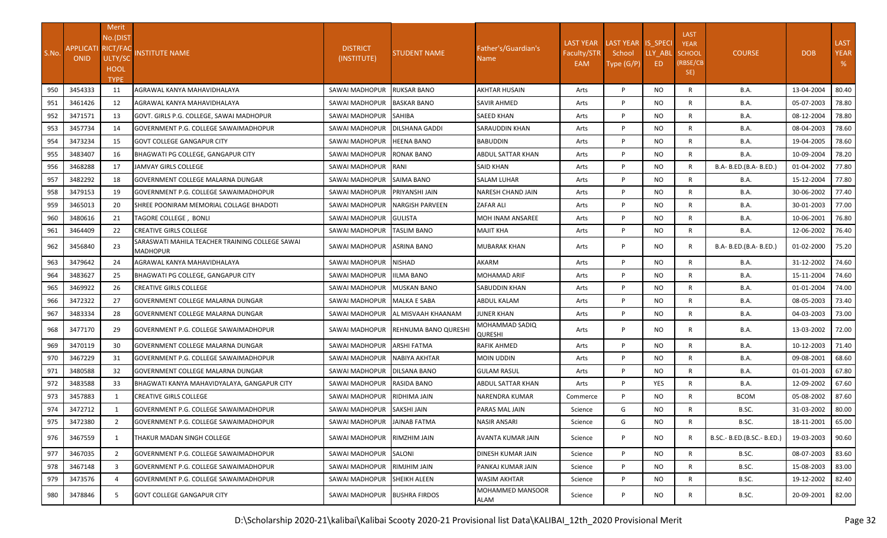| S.No. | APPLICATIONID | Merit No.(DISTRICT/FACULTY/SCHOOL TYPE | INSTITUTE NAME | DISTRICT (INSTITUTE) | STUDENT NAME | Father's/Guardian's Name | LAST YEAR Faculty/STREAM | LAST YEAR School Type (G/P) | IS_SPECIALLY_ABLED | LAST YEAR SCHOOL (RBSE/CBSE) | COURSE | DOB | LAST YEAR % |
|---|---|---|---|---|---|---|---|---|---|---|---|---|---|
| 950 | 3454333 | 11 | AGRAWAL KANYA MAHAVIDHALAYA | SAWAI MADHOPUR | RUKSAR BANO | AKHTAR HUSAIN | Arts | P | NO | R | B.A. | 13-04-2004 | 80.40 |
| 951 | 3461426 | 12 | AGRAWAL KANYA MAHAVIDHALAYA | SAWAI MADHOPUR | BASKAR BANO | SAVIR AHMED | Arts | P | NO | R | B.A. | 05-07-2003 | 78.80 |
| 952 | 3471571 | 13 | GOVT. GIRLS P.G. COLLEGE, SAWAI MADHOPUR | SAWAI MADHOPUR | SAHIBA | SAEED KHAN | Arts | P | NO | R | B.A. | 08-12-2004 | 78.80 |
| 953 | 3457734 | 14 | GOVERNMENT P.G. COLLEGE SAWAIMADHOPUR | SAWAI MADHOPUR | DILSHANA GADDI | SARAUDDIN KHAN | Arts | P | NO | R | B.A. | 08-04-2003 | 78.60 |
| 954 | 3473234 | 15 | GOVT COLLEGE GANGAPUR CITY | SAWAI MADHOPUR | HEENA BANO | BABUDDIN | Arts | P | NO | R | B.A. | 19-04-2005 | 78.60 |
| 955 | 3483407 | 16 | BHAGWATI PG COLLEGE, GANGAPUR CITY | SAWAI MADHOPUR | RONAK BANO | ABDUL SATTAR KHAN | Arts | P | NO | R | B.A. | 10-09-2004 | 78.20 |
| 956 | 3468288 | 17 | JAMVAY GIRLS COLLEGE | SAWAI MADHOPUR | RANI | SAID KHAN | Arts | P | NO | R | B.A- B.ED.(B.A- B.ED.) | 01-04-2002 | 77.80 |
| 957 | 3482292 | 18 | GOVERNMENT COLLEGE MALARNA DUNGAR | SAWAI MADHOPUR | SAIMA BANO | SALAM LUHAR | Arts | P | NO | R | B.A. | 15-12-2004 | 77.80 |
| 958 | 3479153 | 19 | GOVERNMENT P.G. COLLEGE SAWAIMADHOPUR | SAWAI MADHOPUR | PRIYANSHI JAIN | NARESH CHAND JAIN | Arts | P | NO | R | B.A. | 30-06-2002 | 77.40 |
| 959 | 3465013 | 20 | SHREE POONIRAM MEMORIAL COLLAGE BHADOTI | SAWAI MADHOPUR | NARGISH PARVEEN | ZAFAR ALI | Arts | P | NO | R | B.A. | 30-01-2003 | 77.00 |
| 960 | 3480616 | 21 | TAGORE COLLEGE , BONLI | SAWAI MADHOPUR | GULISTA | MOH INAM ANSAREE | Arts | P | NO | R | B.A. | 10-06-2001 | 76.80 |
| 961 | 3464409 | 22 | CREATIVE GIRLS COLLEGE | SAWAI MADHOPUR | TASLIM BANO | MAJIT KHA | Arts | P | NO | R | B.A. | 12-06-2002 | 76.40 |
| 962 | 3456840 | 23 | SARASWATI MAHILA TEACHER TRAINING COLLEGE SAWAI MADHOPUR | SAWAI MADHOPUR | ASRINA BANO | MUBARAK KHAN | Arts | P | NO | R | B.A- B.ED.(B.A- B.ED.) | 01-02-2000 | 75.20 |
| 963 | 3479642 | 24 | AGRAWAL KANYA MAHAVIDHALAYA | SAWAI MADHOPUR | NISHAD | AKARM | Arts | P | NO | R | B.A. | 31-12-2002 | 74.60 |
| 964 | 3483627 | 25 | BHAGWATI PG COLLEGE, GANGAPUR CITY | SAWAI MADHOPUR | IILMA BANO | MOHAMAD ARIF | Arts | P | NO | R | B.A. | 15-11-2004 | 74.60 |
| 965 | 3469922 | 26 | CREATIVE GIRLS COLLEGE | SAWAI MADHOPUR | MUSKAN BANO | SABUDDIN KHAN | Arts | P | NO | R | B.A. | 01-01-2004 | 74.00 |
| 966 | 3472322 | 27 | GOVERNMENT COLLEGE MALARNA DUNGAR | SAWAI MADHOPUR | MALKA E SABA | ABDUL KALAM | Arts | P | NO | R | B.A. | 08-05-2003 | 73.40 |
| 967 | 3483334 | 28 | GOVERNMENT COLLEGE MALARNA DUNGAR | SAWAI MADHOPUR | AL MISVAAH KHAANAM | JUNER KHAN | Arts | P | NO | R | B.A. | 04-03-2003 | 73.00 |
| 968 | 3477170 | 29 | GOVERNMENT P.G. COLLEGE SAWAIMADHOPUR | SAWAI MADHOPUR | REHNUMA BANO QURESHI | MOHAMMAD SADIQ QURESHI | Arts | P | NO | R | B.A. | 13-03-2002 | 72.00 |
| 969 | 3470119 | 30 | GOVERNMENT COLLEGE MALARNA DUNGAR | SAWAI MADHOPUR | ARSHI FATMA | RAFIK AHMED | Arts | P | NO | R | B.A. | 10-12-2003 | 71.40 |
| 970 | 3467229 | 31 | GOVERNMENT P.G. COLLEGE SAWAIMADHOPUR | SAWAI MADHOPUR | NABIYA AKHTAR | MOIN UDDIN | Arts | P | NO | R | B.A. | 09-08-2001 | 68.60 |
| 971 | 3480588 | 32 | GOVERNMENT COLLEGE MALARNA DUNGAR | SAWAI MADHOPUR | DILSANA BANO | GULAM RASUL | Arts | P | NO | R | B.A. | 01-01-2003 | 67.80 |
| 972 | 3483588 | 33 | BHAGWATI KANYA MAHAVIDYALAYA, GANGAPUR CITY | SAWAI MADHOPUR | RASIDA BANO | ABDUL SATTAR KHAN | Arts | P | YES | R | B.A. | 12-09-2002 | 67.60 |
| 973 | 3457883 | 1 | CREATIVE GIRLS COLLEGE | SAWAI MADHOPUR | RIDHIMA JAIN | NARENDRA KUMAR | Commerce | P | NO | R | BCOM | 05-08-2002 | 87.60 |
| 974 | 3472712 | 1 | GOVERNMENT P.G. COLLEGE SAWAIMADHOPUR | SAWAI MADHOPUR | SAKSHI JAIN | PARAS MAL JAIN | Science | G | NO | R | B.SC. | 31-03-2002 | 80.00 |
| 975 | 3472380 | 2 | GOVERNMENT P.G. COLLEGE SAWAIMADHOPUR | SAWAI MADHOPUR | JAINAB FATMA | NASIR ANSARI | Science | G | NO | R | B.SC. | 18-11-2001 | 65.00 |
| 976 | 3467559 | 1 | THAKUR MADAN SINGH COLLEGE | SAWAI MADHOPUR | RIMZHIM JAIN | AVANTA KUMAR JAIN | Science | P | NO | R | B.SC.- B.ED.(B.SC.- B.ED.) | 19-03-2003 | 90.60 |
| 977 | 3467035 | 2 | GOVERNMENT P.G. COLLEGE SAWAIMADHOPUR | SAWAI MADHOPUR | SALONI | DINESH KUMAR JAIN | Science | P | NO | R | B.SC. | 08-07-2003 | 83.60 |
| 978 | 3467148 | 3 | GOVERNMENT P.G. COLLEGE SAWAIMADHOPUR | SAWAI MADHOPUR | RIMJHIM JAIN | PANKAJ KUMAR JAIN | Science | P | NO | R | B.SC. | 15-08-2003 | 83.00 |
| 979 | 3473576 | 4 | GOVERNMENT P.G. COLLEGE SAWAIMADHOPUR | SAWAI MADHOPUR | SHEIKH ALEEN | WASIM AKHTAR | Science | P | NO | R | B.SC. | 19-12-2002 | 82.40 |
| 980 | 3478846 | 5 | GOVT COLLEGE GANGAPUR CITY | SAWAI MADHOPUR | BUSHRA FIRDOS | MOHAMMED MANSOOR ALAM | Science | P | NO | R | B.SC. | 20-09-2001 | 82.00 |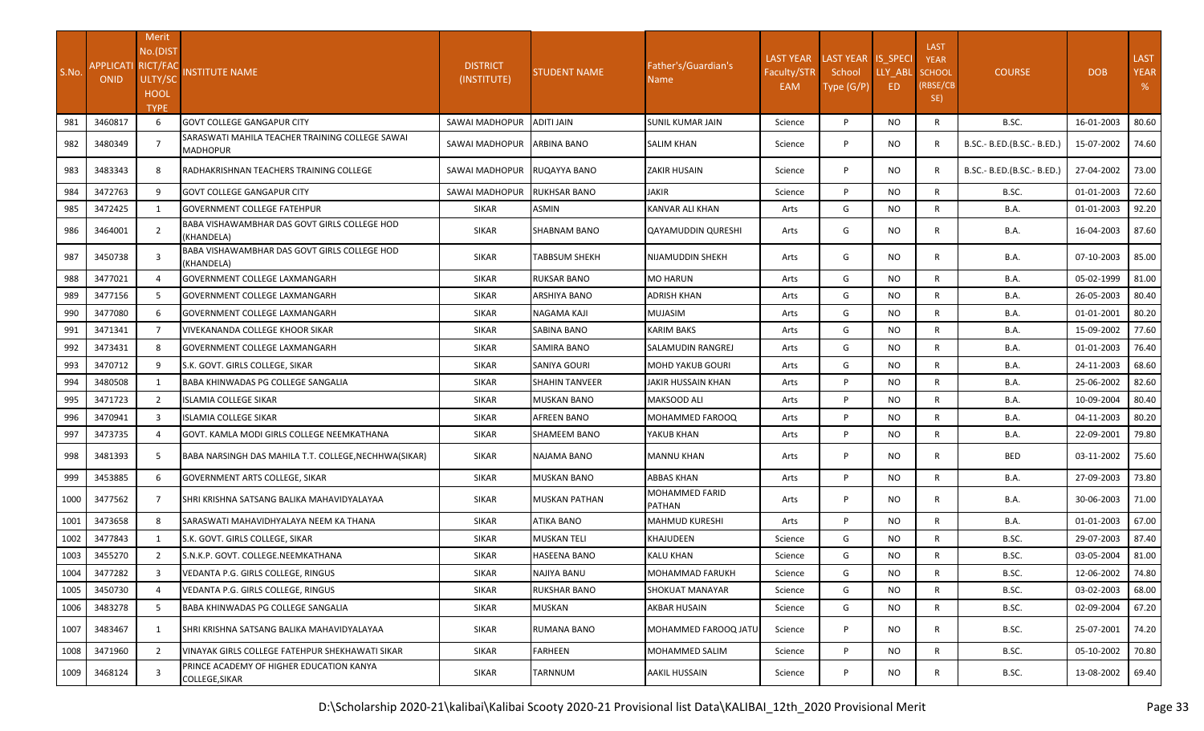| S.No. | APPLICATIONID | Merit No.(DISTRICT/FACULTY/SCHOOL TYPE) | INSTITUTE NAME | DISTRICT (INSTITUTE) | STUDENT NAME | Father's/Guardian's Name | LAST YEAR Faculty/STREAM | LAST YEAR School Type (G/P) | IS_SPECIALLY_ABLED | LAST YEAR SCHOOL (RBSE/CBSE) | COURSE | DOB | LAST YEAR % |
|---|---|---|---|---|---|---|---|---|---|---|---|---|---|
| 981 | 3460817 | 6 | GOVT COLLEGE GANGAPUR CITY | SAWAI MADHOPUR | ADITI JAIN | SUNIL KUMAR JAIN | Science | P | NO | R | B.SC. | 16-01-2003 | 80.60 |
| 982 | 3480349 | 7 | SARASWATI MAHILA TEACHER TRAINING COLLEGE SAWAI MADHOPUR | SAWAI MADHOPUR | ARBINA BANO | SALIM KHAN | Science | P | NO | R | B.SC.- B.ED.(B.SC.- B.ED.) | 15-07-2002 | 74.60 |
| 983 | 3483343 | 8 | RADHAKRISHNAN TEACHERS TRAINING COLLEGE | SAWAI MADHOPUR | RUQAYYA BANO | ZAKIR HUSAIN | Science | P | NO | R | B.SC.- B.ED.(B.SC.- B.ED.) | 27-04-2002 | 73.00 |
| 984 | 3472763 | 9 | GOVT COLLEGE GANGAPUR CITY | SAWAI MADHOPUR | RUKHSAR BANO | JAKIR | Science | P | NO | R | B.SC. | 01-01-2003 | 72.60 |
| 985 | 3472425 | 1 | GOVERNMENT COLLEGE FATEHPUR | SIKAR | ASMIN | KANVAR ALI KHAN | Arts | G | NO | R | B.A. | 01-01-2003 | 92.20 |
| 986 | 3464001 | 2 | BABA VISHAWAMBHAR DAS GOVT GIRLS COLLEGE HOD (KHANDELA) | SIKAR | SHABNAM BANO | QAYAMUDDIN QURESHI | Arts | G | NO | R | B.A. | 16-04-2003 | 87.60 |
| 987 | 3450738 | 3 | BABA VISHAWAMBHAR DAS GOVT GIRLS COLLEGE HOD (KHANDELA) | SIKAR | TABBSUM SHEKH | NIJAMUDDIN SHEKH | Arts | G | NO | R | B.A. | 07-10-2003 | 85.00 |
| 988 | 3477021 | 4 | GOVERNMENT COLLEGE LAXMANGARH | SIKAR | RUKSAR BANO | MO HARUN | Arts | G | NO | R | B.A. | 05-02-1999 | 81.00 |
| 989 | 3477156 | 5 | GOVERNMENT COLLEGE LAXMANGARH | SIKAR | ARSHIYA BANO | ADRISH KHAN | Arts | G | NO | R | B.A. | 26-05-2003 | 80.40 |
| 990 | 3477080 | 6 | GOVERNMENT COLLEGE LAXMANGARH | SIKAR | NAGAMA KAJI | MUJASIM | Arts | G | NO | R | B.A. | 01-01-2001 | 80.20 |
| 991 | 3471341 | 7 | VIVEKANANDA COLLEGE KHOOR SIKAR | SIKAR | SABINA BANO | KARIM BAKS | Arts | G | NO | R | B.A. | 15-09-2002 | 77.60 |
| 992 | 3473431 | 8 | GOVERNMENT COLLEGE LAXMANGARH | SIKAR | SAMIRA BANO | SALAMUDIN RANGREJ | Arts | G | NO | R | B.A. | 01-01-2003 | 76.40 |
| 993 | 3470712 | 9 | S.K. GOVT. GIRLS COLLEGE, SIKAR | SIKAR | SANIYA GOURI | MOHD YAKUB GOURI | Arts | G | NO | R | B.A. | 24-11-2003 | 68.60 |
| 994 | 3480508 | 1 | BABA KHINWADAS PG COLLEGE SANGALIA | SIKAR | SHAHIN TANVEER | JAKIR HUSSAIN KHAN | Arts | P | NO | R | B.A. | 25-06-2002 | 82.60 |
| 995 | 3471723 | 2 | ISLAMIA COLLEGE SIKAR | SIKAR | MUSKAN BANO | MAKSOOD ALI | Arts | P | NO | R | B.A. | 10-09-2004 | 80.40 |
| 996 | 3470941 | 3 | ISLAMIA COLLEGE SIKAR | SIKAR | AFREEN BANO | MOHAMMED FAROOQ | Arts | P | NO | R | B.A. | 04-11-2003 | 80.20 |
| 997 | 3473735 | 4 | GOVT. KAMLA MODI GIRLS COLLEGE NEEMKATHANA | SIKAR | SHAMEEM BANO | YAKUB KHAN | Arts | P | NO | R | B.A. | 22-09-2001 | 79.80 |
| 998 | 3481393 | 5 | BABA NARSINGH DAS MAHILA T.T. COLLEGE,NECHHWA(SIKAR) | SIKAR | NAJAMA BANO | MANNU KHAN | Arts | P | NO | R | BED | 03-11-2002 | 75.60 |
| 999 | 3453885 | 6 | GOVERNMENT ARTS COLLEGE, SIKAR | SIKAR | MUSKAN BANO | ABBAS KHAN | Arts | P | NO | R | B.A. | 27-09-2003 | 73.80 |
| 1000 | 3477562 | 7 | SHRI KRISHNA SATSANG BALIKA MAHAVIDYALAYAA | SIKAR | MUSKAN PATHAN | MOHAMMED FARID PATHAN | Arts | P | NO | R | B.A. | 30-06-2003 | 71.00 |
| 1001 | 3473658 | 8 | SARASWATI MAHAVIDHYALAYA NEEM KA THANA | SIKAR | ATIKA BANO | MAHMUD KURESHI | Arts | P | NO | R | B.A. | 01-01-2003 | 67.00 |
| 1002 | 3477843 | 1 | S.K. GOVT. GIRLS COLLEGE, SIKAR | SIKAR | MUSKAN TELI | KHAJUDEEN | Science | G | NO | R | B.SC. | 29-07-2003 | 87.40 |
| 1003 | 3455270 | 2 | S.N.K.P. GOVT. COLLEGE.NEEMKATHANA | SIKAR | HASEENA BANO | KALU KHAN | Science | G | NO | R | B.SC. | 03-05-2004 | 81.00 |
| 1004 | 3477282 | 3 | VEDANTA P.G. GIRLS COLLEGE, RINGUS | SIKAR | NAJIYA BANU | MOHAMMAD FARUKH | Science | G | NO | R | B.SC. | 12-06-2002 | 74.80 |
| 1005 | 3450730 | 4 | VEDANTA P.G. GIRLS COLLEGE, RINGUS | SIKAR | RUKSHAR BANO | SHOKUAT MANAYAR | Science | G | NO | R | B.SC. | 03-02-2003 | 68.00 |
| 1006 | 3483278 | 5 | BABA KHINWADAS PG COLLEGE SANGALIA | SIKAR | MUSKAN | AKBAR HUSAIN | Science | G | NO | R | B.SC. | 02-09-2004 | 67.20 |
| 1007 | 3483467 | 1 | SHRI KRISHNA SATSANG BALIKA MAHAVIDYALAYAA | SIKAR | RUMANA BANO | MOHAMMED FAROOQ JATU | Science | P | NO | R | B.SC. | 25-07-2001 | 74.20 |
| 1008 | 3471960 | 2 | VINAYAK GIRLS COLLEGE FATEHPUR SHEKHAWATI SIKAR | SIKAR | FARHEEN | MOHAMMED SALIM | Science | P | NO | R | B.SC. | 05-10-2002 | 70.80 |
| 1009 | 3468124 | 3 | PRINCE ACADEMY OF HIGHER EDUCATION KANYA COLLEGE,SIKAR | SIKAR | TARNNUM | AAKIL HUSSAIN | Science | P | NO | R | B.SC. | 13-08-2002 | 69.40 |

D:\Scholarship 2020-21\kalibai\Kalibai Scooty 2020-21 Provisional list Data\KALIBAI_12th_2020 Provisional Merit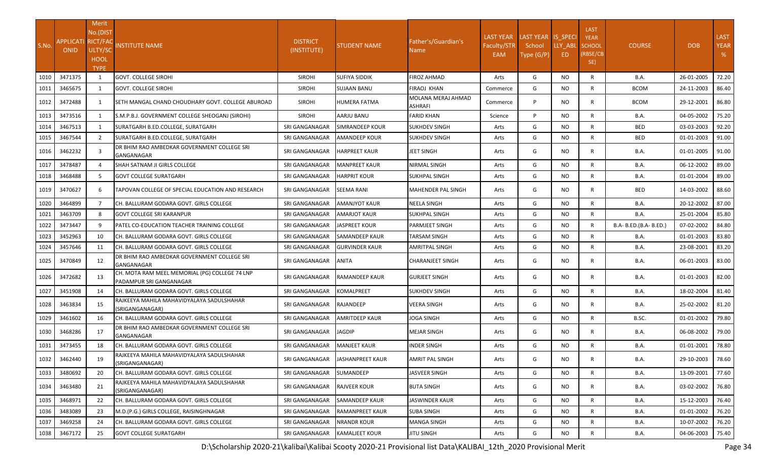| S.No. | APPLICATIONID | Merit No.(DISTRICT/FACULTY/SCHOOL TYPE | INSTITUTE NAME | DISTRICT (INSTITUTE) | STUDENT NAME | Father's/Guardian's Name | LAST YEAR Faculty/STREAM | LAST YEAR School Type (G/P) | IS_SPECIALLY_ABLED | LAST YEAR SCHOOL (RBSE/CBSE) | COURSE | DOB | LAST YEAR % |
|---|---|---|---|---|---|---|---|---|---|---|---|---|---|
| 1010 | 3471375 | 1 | GOVT. COLLEGE SIROHI | SIROHI | SUFIYA SIDDIK | FIROZ AHMAD | Arts | G | NO | R | B.A. | 26-01-2005 | 72.20 |
| 1011 | 3465675 | 1 | GOVT. COLLEGE SIROHI | SIROHI | SUJAAN BANU | FIRAOJ KHAN | Commerce | G | NO | R | BCOM | 24-11-2003 | 86.40 |
| 1012 | 3472488 | 1 | SETH MANGAL CHAND CHOUDHARY GOVT. COLLEGE ABUROAD | SIROHI | HUMERA FATMA | MOLANA MERAJ AHMAD ASHRAFI | Commerce | P | NO | R | BCOM | 29-12-2001 | 86.80 |
| 1013 | 3473516 | 1 | S.M.P.B.J. GOVERNMENT COLLEGE SHEOGANJ (SIROHI) | SIROHI | AARJU BANU | FARID KHAN | Science | P | NO | R | B.A. | 04-05-2002 | 75.20 |
| 1014 | 3467513 | 1 | SURATGARH B.ED.COLLEGE, SURATGARH | SRI GANGANAGAR | SIMRANDEEP KOUR | SUKHDEV SINGH | Arts | G | NO | R | BED | 03-03-2003 | 92.20 |
| 1015 | 3467544 | 2 | SURATGARH B.ED.COLLEGE, SURATGARH | SRI GANGANAGAR | AMANDEEP KOUR | SUKHDEV SINGH | Arts | G | NO | R | BED | 01-01-2003 | 91.00 |
| 1016 | 3462232 | 3 | DR BHIM RAO AMBEDKAR GOVERNMENT COLLEGE SRI GANGANAGAR | SRI GANGANAGAR | HARPREET KAUR | JEET SINGH | Arts | G | NO | R | B.A. | 01-01-2005 | 91.00 |
| 1017 | 3478487 | 4 | SHAH SATNAM JI GIRLS COLLEGE | SRI GANGANAGAR | MANPREET KAUR | NIRMAL SINGH | Arts | G | NO | R | B.A. | 06-12-2002 | 89.00 |
| 1018 | 3468488 | 5 | GOVT COLLEGE SURATGARH | SRI GANGANAGAR | HARPRIT KOUR | SUKHPAL SINGH | Arts | G | NO | R | B.A. | 01-01-2004 | 89.00 |
| 1019 | 3470627 | 6 | TAPOVAN COLLEGE OF SPECIAL EDUCATION AND RESEARCH | SRI GANGANAGAR | SEEMA RANI | MAHENDER PAL SINGH | Arts | G | NO | R | BED | 14-03-2002 | 88.60 |
| 1020 | 3464899 | 7 | CH. BALLURAM GODARA GOVT. GIRLS COLLEGE | SRI GANGANAGAR | AMANJYOT KAUR | NEELA SINGH | Arts | G | NO | R | B.A. | 20-12-2002 | 87.00 |
| 1021 | 3463709 | 8 | GOVT COLLEGE SRI KARANPUR | SRI GANGANAGAR | AMARJOT KAUR | SUKHPAL SINGH | Arts | G | NO | R | B.A. | 25-01-2004 | 85.80 |
| 1022 | 3473447 | 9 | PATEL CO-EDUCATION TEACHER TRAINING COLLEGE | SRI GANGANAGAR | JASPREET KOUR | PARMJEET SINGH | Arts | G | NO | R | B.A- B.ED.(B.A- B.ED.) | 07-02-2002 | 84.80 |
| 1023 | 3452963 | 10 | CH. BALLURAM GODARA GOVT. GIRLS COLLEGE | SRI GANGANAGAR | SAMANDEEP KAUR | TARSAM SINGH | Arts | G | NO | R | B.A. | 01-01-2003 | 83.80 |
| 1024 | 3457646 | 11 | CH. BALLURAM GODARA GOVT. GIRLS COLLEGE | SRI GANGANAGAR | GURVINDER KAUR | AMRITPAL SINGH | Arts | G | NO | R | B.A. | 23-08-2001 | 83.20 |
| 1025 | 3470849 | 12 | DR BHIM RAO AMBEDKAR GOVERNMENT COLLEGE SRI GANGANAGAR | SRI GANGANAGAR | ANITA | CHARANJEET SINGH | Arts | G | NO | R | B.A. | 06-01-2003 | 83.00 |
| 1026 | 3472682 | 13 | CH. MOTA RAM MEEL MEMORIAL (PG) COLLEGE 74 LNP PADAMPUR SRI GANGANAGAR | SRI GANGANAGAR | RAMANDEEP KAUR | GURJEET SINGH | Arts | G | NO | R | B.A. | 01-01-2003 | 82.00 |
| 1027 | 3451908 | 14 | CH. BALLURAM GODARA GOVT. GIRLS COLLEGE | SRI GANGANAGAR | KOMALPREET | SUKHDEV SINGH | Arts | G | NO | R | B.A. | 18-02-2004 | 81.40 |
| 1028 | 3463834 | 15 | RAJKEEYA MAHILA MAHAVIDYALAYA SADULSHAHAR (SRIGANGANAGAR) | SRI GANGANAGAR | RAJANDEEP | VEERA SINGH | Arts | G | NO | R | B.A. | 25-02-2002 | 81.20 |
| 1029 | 3461602 | 16 | CH. BALLURAM GODARA GOVT. GIRLS COLLEGE | SRI GANGANAGAR | AMRITDEEP KAUR | JOGA SINGH | Arts | G | NO | R | B.SC. | 01-01-2002 | 79.80 |
| 1030 | 3468286 | 17 | DR BHIM RAO AMBEDKAR GOVERNMENT COLLEGE SRI GANGANAGAR | SRI GANGANAGAR | JAGDIP | MEJAR SINGH | Arts | G | NO | R | B.A. | 06-08-2002 | 79.00 |
| 1031 | 3473455 | 18 | CH. BALLURAM GODARA GOVT. GIRLS COLLEGE | SRI GANGANAGAR | MANJEET KAUR | INDER SINGH | Arts | G | NO | R | B.A. | 01-01-2001 | 78.80 |
| 1032 | 3462440 | 19 | RAJKEEYA MAHILA MAHAVIDYALAYA SADULSHAHAR (SRIGANGANAGAR) | SRI GANGANAGAR | JASHANPREET KAUR | AMRIT PAL SINGH | Arts | G | NO | R | B.A. | 29-10-2003 | 78.60 |
| 1033 | 3480692 | 20 | CH. BALLURAM GODARA GOVT. GIRLS COLLEGE | SRI GANGANAGAR | SUMANDEEP | JASVEER SINGH | Arts | G | NO | R | B.A. | 13-09-2001 | 77.60 |
| 1034 | 3463480 | 21 | RAJKEEYA MAHILA MAHAVIDYALAYA SADULSHAHAR (SRIGANGANAGAR) | SRI GANGANAGAR | RAJVEER KOUR | BUTA SINGH | Arts | G | NO | R | B.A. | 03-02-2002 | 76.80 |
| 1035 | 3468971 | 22 | CH. BALLURAM GODARA GOVT. GIRLS COLLEGE | SRI GANGANAGAR | SAMANDEEP KAUR | JASWINDER KAUR | Arts | G | NO | R | B.A. | 15-12-2003 | 76.40 |
| 1036 | 3483089 | 23 | M.D.(P.G.) GIRLS COLLEGE, RAISINGHNAGAR | SRI GANGANAGAR | RAMANPREET KAUR | SUBA SINGH | Arts | G | NO | R | B.A. | 01-01-2002 | 76.20 |
| 1037 | 3469258 | 24 | CH. BALLURAM GODARA GOVT. GIRLS COLLEGE | SRI GANGANAGAR | NRANDR KOUR | MANGA SINGH | Arts | G | NO | R | B.A. | 10-07-2002 | 76.20 |
| 1038 | 3467172 | 25 | GOVT COLLEGE SURATGARH | SRI GANGANAGAR | KAMALJEET KOUR | JITU SINGH | Arts | G | NO | R | B.A. | 04-06-2003 | 75.40 |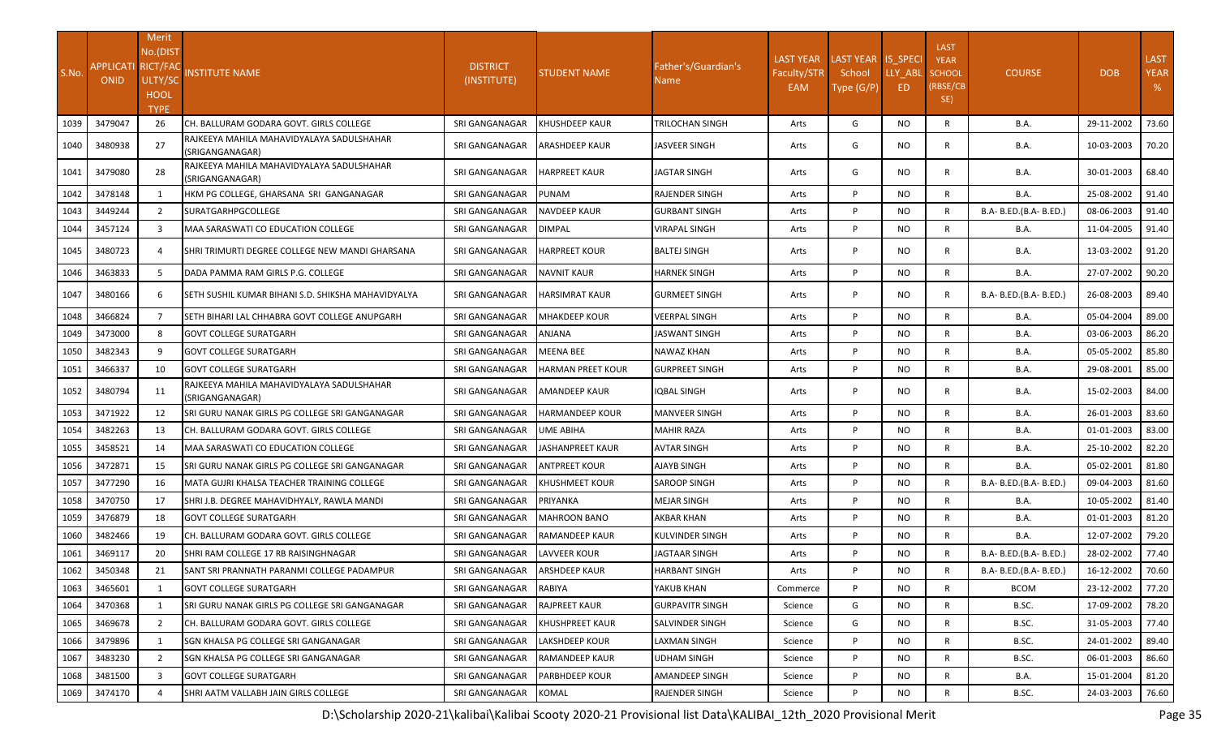| S.No. | APPLICATIONID | Merit No.(DISTRICT/FACULTY/SCHOOL TYPE | INSTITUTE NAME | DISTRICT (INSTITUTE) | STUDENT NAME | Father's/Guardian's Name | LAST YEAR Faculty/STREAM | LAST YEAR School Type (G/P) | IS_SPECIALLY_ABLED | LAST YEAR SCHOOL (RBSE/CBSE) | COURSE | DOB | LAST YEAR % |
|---|---|---|---|---|---|---|---|---|---|---|---|---|---|
| 1039 | 3479047 | 26 | CH. BALLURAM GODARA GOVT. GIRLS COLLEGE | SRI GANGANAGAR | KHUSHDEEP KAUR | TRILOCHAN SINGH | Arts | G | NO | R | B.A. | 29-11-2002 | 73.60 |
| 1040 | 3480938 | 27 | RAJKEEYA MAHILA MAHAVIDYALAYA SADULSHAHAR (SRIGANGANAGAR) | SRI GANGANAGAR | ARASHDEEP KAUR | JASVEER SINGH | Arts | G | NO | R | B.A. | 10-03-2003 | 70.20 |
| 1041 | 3479080 | 28 | RAJKEEYA MAHILA MAHAVIDYALAYA SADULSHAHAR (SRIGANGANAGAR) | SRI GANGANAGAR | HARPREET KAUR | JAGTAR SINGH | Arts | G | NO | R | B.A. | 30-01-2003 | 68.40 |
| 1042 | 3478148 | 1 | HKM PG COLLEGE, GHARSANA SRI GANGANAGAR | SRI GANGANAGAR | PUNAM | RAJENDER SINGH | Arts | P | NO | R | B.A. | 25-08-2002 | 91.40 |
| 1043 | 3449244 | 2 | SURATGARHPGCOLLEGE | SRI GANGANAGAR | NAVDEEP KAUR | GURBANT SINGH | Arts | P | NO | R | B.A- B.ED.(B.A- B.ED.) | 08-06-2003 | 91.40 |
| 1044 | 3457124 | 3 | MAA SARASWATI CO EDUCATION COLLEGE | SRI GANGANAGAR | DIMPAL | VIRAPAL SINGH | Arts | P | NO | R | B.A. | 11-04-2005 | 91.40 |
| 1045 | 3480723 | 4 | SHRI TRIMURTI DEGREE COLLEGE NEW MANDI GHARSANA | SRI GANGANAGAR | HARPREET KOUR | BALTEJ SINGH | Arts | P | NO | R | B.A. | 13-03-2002 | 91.20 |
| 1046 | 3463833 | 5 | DADA PAMMA RAM GIRLS P.G. COLLEGE | SRI GANGANAGAR | NAVNIT KAUR | HARNEK SINGH | Arts | P | NO | R | B.A. | 27-07-2002 | 90.20 |
| 1047 | 3480166 | 6 | SETH SUSHIL KUMAR BIHANI S.D. SHIKSHA MAHAVIDYALYA | SRI GANGANAGAR | HARSIMRAT KAUR | GURMEET SINGH | Arts | P | NO | R | B.A- B.ED.(B.A- B.ED.) | 26-08-2003 | 89.40 |
| 1048 | 3466824 | 7 | SETH BIHARI LAL CHHABRA GOVT COLLEGE ANUPGARH | SRI GANGANAGAR | MHAKDEEP KOUR | VEERPAL SINGH | Arts | P | NO | R | B.A. | 05-04-2004 | 89.00 |
| 1049 | 3473000 | 8 | GOVT COLLEGE SURATGARH | SRI GANGANAGAR | ANJANA | JASWANT SINGH | Arts | P | NO | R | B.A. | 03-06-2003 | 86.20 |
| 1050 | 3482343 | 9 | GOVT COLLEGE SURATGARH | SRI GANGANAGAR | MEENA BEE | NAWAZ KHAN | Arts | P | NO | R | B.A. | 05-05-2002 | 85.80 |
| 1051 | 3466337 | 10 | GOVT COLLEGE SURATGARH | SRI GANGANAGAR | HARMAN PREET KOUR | GURPREET SINGH | Arts | P | NO | R | B.A. | 29-08-2001 | 85.00 |
| 1052 | 3480794 | 11 | RAJKEEYA MAHILA MAHAVIDYALAYA SADULSHAHAR (SRIGANGANAGAR) | SRI GANGANAGAR | AMANDEEP KAUR | IQBAL SINGH | Arts | P | NO | R | B.A. | 15-02-2003 | 84.00 |
| 1053 | 3471922 | 12 | SRI GURU NANAK GIRLS PG COLLEGE SRI GANGANAGAR | SRI GANGANAGAR | HARMANDEEP KOUR | MANVEER SINGH | Arts | P | NO | R | B.A. | 26-01-2003 | 83.60 |
| 1054 | 3482263 | 13 | CH. BALLURAM GODARA GOVT. GIRLS COLLEGE | SRI GANGANAGAR | UME ABIHA | MAHIR RAZA | Arts | P | NO | R | B.A. | 01-01-2003 | 83.00 |
| 1055 | 3458521 | 14 | MAA SARASWATI CO EDUCATION COLLEGE | SRI GANGANAGAR | JASHANPREET KAUR | AVTAR SINGH | Arts | P | NO | R | B.A. | 25-10-2002 | 82.20 |
| 1056 | 3472871 | 15 | SRI GURU NANAK GIRLS PG COLLEGE SRI GANGANAGAR | SRI GANGANAGAR | ANTPREET KOUR | AJAYB SINGH | Arts | P | NO | R | B.A. | 05-02-2001 | 81.80 |
| 1057 | 3477290 | 16 | MATA GUJRI KHALSA TEACHER TRAINING COLLEGE | SRI GANGANAGAR | KHUSHMEET KOUR | SAROOP SINGH | Arts | P | NO | R | B.A- B.ED.(B.A- B.ED.) | 09-04-2003 | 81.60 |
| 1058 | 3470750 | 17 | SHRI J.B. DEGREE MAHAVIDHYALY, RAWLA MANDI | SRI GANGANAGAR | PRIYANKA | MEJAR SINGH | Arts | P | NO | R | B.A. | 10-05-2002 | 81.40 |
| 1059 | 3476879 | 18 | GOVT COLLEGE SURATGARH | SRI GANGANAGAR | MAHROON BANO | AKBAR KHAN | Arts | P | NO | R | B.A. | 01-01-2003 | 81.20 |
| 1060 | 3482466 | 19 | CH. BALLURAM GODARA GOVT. GIRLS COLLEGE | SRI GANGANAGAR | RAMANDEEP KAUR | KULVINDER SINGH | Arts | P | NO | R | B.A. | 12-07-2002 | 79.20 |
| 1061 | 3469117 | 20 | SHRI RAM COLLEGE 17 RB RAISINGHNAGAR | SRI GANGANAGAR | LAVVEER KOUR | JAGTAAR SINGH | Arts | P | NO | R | B.A- B.ED.(B.A- B.ED.) | 28-02-2002 | 77.40 |
| 1062 | 3450348 | 21 | SANT SRI PRANNATH PARANMI COLLEGE PADAMPUR | SRI GANGANAGAR | ARSHDEEP KAUR | HARBANT SINGH | Arts | P | NO | R | B.A- B.ED.(B.A- B.ED.) | 16-12-2002 | 70.60 |
| 1063 | 3465601 | 1 | GOVT COLLEGE SURATGARH | SRI GANGANAGAR | RABIYA | YAKUB KHAN | Commerce | P | NO | R | BCOM | 23-12-2002 | 77.20 |
| 1064 | 3470368 | 1 | SRI GURU NANAK GIRLS PG COLLEGE SRI GANGANAGAR | SRI GANGANAGAR | RAJPREET KAUR | GURPAVITR SINGH | Science | G | NO | R | B.SC. | 17-09-2002 | 78.20 |
| 1065 | 3469678 | 2 | CH. BALLURAM GODARA GOVT. GIRLS COLLEGE | SRI GANGANAGAR | KHUSHPREET KAUR | SALVINDER SINGH | Science | G | NO | R | B.SC. | 31-05-2003 | 77.40 |
| 1066 | 3479896 | 1 | SGN KHALSA PG COLLEGE SRI GANGANAGAR | SRI GANGANAGAR | LAKSHDEEP KOUR | LAXMAN SINGH | Science | P | NO | R | B.SC. | 24-01-2002 | 89.40 |
| 1067 | 3483230 | 2 | SGN KHALSA PG COLLEGE SRI GANGANAGAR | SRI GANGANAGAR | RAMANDEEP KAUR | UDHAM SINGH | Science | P | NO | R | B.SC. | 06-01-2003 | 86.60 |
| 1068 | 3481500 | 3 | GOVT COLLEGE SURATGARH | SRI GANGANAGAR | PARBHDEEP KOUR | AMANDEEP SINGH | Science | P | NO | R | B.A. | 15-01-2004 | 81.20 |
| 1069 | 3474170 | 4 | SHRI AATM VALLABH JAIN GIRLS COLLEGE | SRI GANGANAGAR | KOMAL | RAJENDER SINGH | Science | P | NO | R | B.SC. | 24-03-2003 | 76.60 |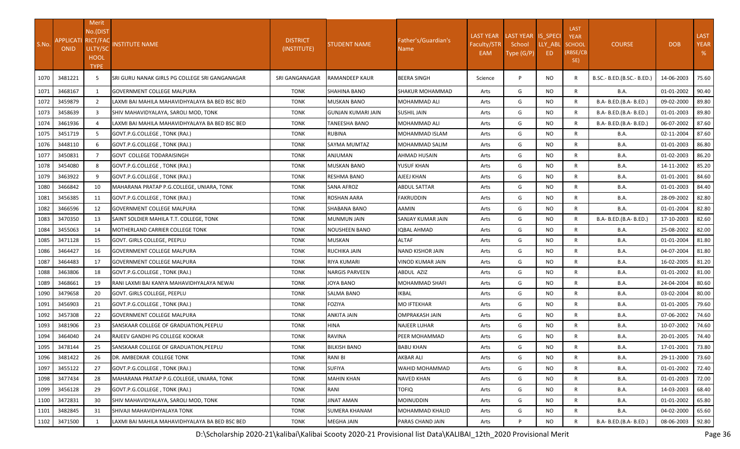| S.No. | APPLICATIONID | Merit No.(DISTRICT/FACULTY/SCHOOL TYPE | INSTITUTE NAME | DISTRICT (INSTITUTE) | STUDENT NAME | Father's/Guardian's Name | LAST YEAR Faculty/STREAM | LAST YEAR School Type (G/P) | IS_SPECIALLY_ABLED | LAST YEAR SCHOOL (RBSE/CBSE) | COURSE | DOB | LAST YEAR % |
|---|---|---|---|---|---|---|---|---|---|---|---|---|---|
| 1070 | 3481221 | 5 | SRI GURU NANAK GIRLS PG COLLEGE SRI GANGANAGAR | SRI GANGANAGAR | RAMANDEEP KAUR | BEERA SINGH | Science | P | NO | R | B.SC.- B.ED.(B.SC.- B.ED.) | 14-06-2003 | 75.60 |
| 1071 | 3468167 | 1 | GOVERNMENT COLLEGE MALPURA | TONK | SHAHINA BANO | SHAKUR MOHAMMAD | Arts | G | NO | R | B.A. | 01-01-2002 | 90.40 |
| 1072 | 3459879 | 2 | LAXMI BAI MAHILA MAHAVIDHYALAYA BA BED BSC BED | TONK | MUSKAN BANO | MOHAMMAD ALI | Arts | G | NO | R | B.A- B.ED.(B.A- B.ED.) | 09-02-2000 | 89.80 |
| 1073 | 3458639 | 3 | SHIV MAHAVIDYALAYA, SAROLI MOD, TONK | TONK | GUNJAN KUMARI JAIN | SUSHIL JAIN | Arts | G | NO | R | B.A- B.ED.(B.A- B.ED.) | 01-01-2003 | 89.80 |
| 1074 | 3461936 | 4 | LAXMI BAI MAHILA MAHAVIDHYALAYA BA BED BSC BED | TONK | TANEESHA BANO | MOHAMMAD ALI | Arts | G | NO | R | B.A- B.ED.(B.A- B.ED.) | 06-07-2002 | 87.60 |
| 1075 | 3451719 | 5 | GOVT.P.G.COLLEGE , TONK (RAJ.) | TONK | RUBINA | MOHAMMAD ISLAM | Arts | G | NO | R | B.A. | 02-11-2004 | 87.60 |
| 1076 | 3448110 | 6 | GOVT.P.G.COLLEGE , TONK (RAJ.) | TONK | SAYMA MUMTAZ | MOHAMMAD SALIM | Arts | G | NO | R | B.A. | 01-01-2003 | 86.80 |
| 1077 | 3450831 | 7 | GOVT COLLEGE TODARAISINGH | TONK | ANJUMAN | AHMAD HUSAIN | Arts | G | NO | R | B.A. | 01-02-2003 | 86.20 |
| 1078 | 3454080 | 8 | GOVT.P.G.COLLEGE , TONK (RAJ.) | TONK | MUSKAN BANO | YUSUF KHAN | Arts | G | NO | R | B.A. | 14-11-2002 | 85.20 |
| 1079 | 3463922 | 9 | GOVT.P.G.COLLEGE , TONK (RAJ.) | TONK | RESHMA BANO | AJEEJ KHAN | Arts | G | NO | R | B.A. | 01-01-2001 | 84.60 |
| 1080 | 3466842 | 10 | MAHARANA PRATAP P.G.COLLEGE, UNIARA, TONK | TONK | SANA AFROZ | ABDUL SATTAR | Arts | G | NO | R | B.A. | 01-01-2003 | 84.40 |
| 1081 | 3456385 | 11 | GOVT.P.G.COLLEGE , TONK (RAJ.) | TONK | ROSHAN AARA | FAKRUDDIN | Arts | G | NO | R | B.A. | 28-09-2002 | 82.80 |
| 1082 | 3466596 | 12 | GOVERNMENT COLLEGE MALPURA | TONK | SHABANA BANO | AAMIN | Arts | G | NO | R | B.A. | 01-01-2004 | 82.80 |
| 1083 | 3470350 | 13 | SAINT SOLDIER MAHILA T.T. COLLEGE, TONK | TONK | MUNMUN JAIN | SANJAY KUMAR JAIN | Arts | G | NO | R | B.A- B.ED.(B.A- B.ED.) | 17-10-2003 | 82.60 |
| 1084 | 3455063 | 14 | MOTHERLAND CARRIER COLLEGE TONK | TONK | NOUSHEEN BANO | IQBAL AHMAD | Arts | G | NO | R | B.A. | 25-08-2002 | 82.00 |
| 1085 | 3471128 | 15 | GOVT. GIRLS COLLEGE, PEEPLU | TONK | MUSKAN | ALTAF | Arts | G | NO | R | B.A. | 01-01-2004 | 81.80 |
| 1086 | 3464427 | 16 | GOVERNMENT COLLEGE MALPURA | TONK | RUCHIKA JAIN | NAND KISHOR JAIN | Arts | G | NO | R | B.A. | 04-07-2004 | 81.80 |
| 1087 | 3464483 | 17 | GOVERNMENT COLLEGE MALPURA | TONK | RIYA KUMARI | VINOD KUMAR JAIN | Arts | G | NO | R | B.A. | 16-02-2005 | 81.20 |
| 1088 | 3463806 | 18 | GOVT.P.G.COLLEGE , TONK (RAJ.) | TONK | NARGIS PARVEEN | ABDUL AZIZ | Arts | G | NO | R | B.A. | 01-01-2002 | 81.00 |
| 1089 | 3468661 | 19 | RANI LAXMI BAI KANYA MAHAVIDHYALAYA NEWAI | TONK | JOYA BANO | MOHAMMAD SHAFI | Arts | G | NO | R | B.A. | 24-04-2004 | 80.60 |
| 1090 | 3479658 | 20 | GOVT. GIRLS COLLEGE, PEEPLU | TONK | SALMA BANO | IKBAL | Arts | G | NO | R | B.A. | 03-02-2004 | 80.00 |
| 1091 | 3456903 | 21 | GOVT.P.G.COLLEGE , TONK (RAJ.) | TONK | FOZIYA | MO IFTEKHAR | Arts | G | NO | R | B.A. | 01-01-2005 | 79.60 |
| 1092 | 3457308 | 22 | GOVERNMENT COLLEGE MALPURA | TONK | ANKITA JAIN | OMPRAKASH JAIN | Arts | G | NO | R | B.A. | 07-06-2002 | 74.60 |
| 1093 | 3481906 | 23 | SANSKAAR COLLEGE OF GRADUATION,PEEPLU | TONK | HINA | NAJEER LUHAR | Arts | G | NO | R | B.A. | 10-07-2002 | 74.60 |
| 1094 | 3464040 | 24 | RAJEEV GANDHI PG COLLEGE KOOKAR | TONK | RAVINA | PEER MOHAMMAD | Arts | G | NO | R | B.A. | 20-01-2005 | 74.40 |
| 1095 | 3478144 | 25 | SANSKAAR COLLEGE OF GRADUATION,PEEPLU | TONK | BILKISH BANO | BABU KHAN | Arts | G | NO | R | B.A. | 17-01-2001 | 73.80 |
| 1096 | 3481422 | 26 | DR. AMBEDKAR COLLEGE TONK | TONK | RANI BI | AKBAR ALI | Arts | G | NO | R | B.A. | 29-11-2000 | 73.60 |
| 1097 | 3455122 | 27 | GOVT.P.G.COLLEGE , TONK (RAJ.) | TONK | SUFIYA | WAHID MOHAMMAD | Arts | G | NO | R | B.A. | 01-01-2002 | 72.40 |
| 1098 | 3477434 | 28 | MAHARANA PRATAP P.G.COLLEGE, UNIARA, TONK | TONK | MAHIN KHAN | NAVED KHAN | Arts | G | NO | R | B.A. | 01-01-2003 | 72.00 |
| 1099 | 3456128 | 29 | GOVT.P.G.COLLEGE , TONK (RAJ.) | TONK | RANI | TOFIQ | Arts | G | NO | R | B.A. | 14-03-2003 | 68.40 |
| 1100 | 3472831 | 30 | SHIV MAHAVIDYALAYA, SAROLI MOD, TONK | TONK | JINAT AMAN | MOINUDDIN | Arts | G | NO | R | B.A. | 01-01-2002 | 65.80 |
| 1101 | 3482845 | 31 | SHIVAJI MAHAVIDHYALAYA TONK | TONK | SUMERA KHANAM | MOHAMMAD KHALID | Arts | G | NO | R | B.A. | 04-02-2000 | 65.60 |
| 1102 | 3471500 | 1 | LAXMI BAI MAHILA MAHAVIDHYALAYA BA BED BSC BED | TONK | MEGHA JAIN | PARAS CHAND JAIN | Arts | P | NO | R | B.A- B.ED.(B.A- B.ED.) | 08-06-2003 | 92.80 |

D:\Scholarship 2020-21\kalibai\Kalibai Scooty 2020-21 Provisional list Data\KALIBAI_12th_2020 Provisional Merit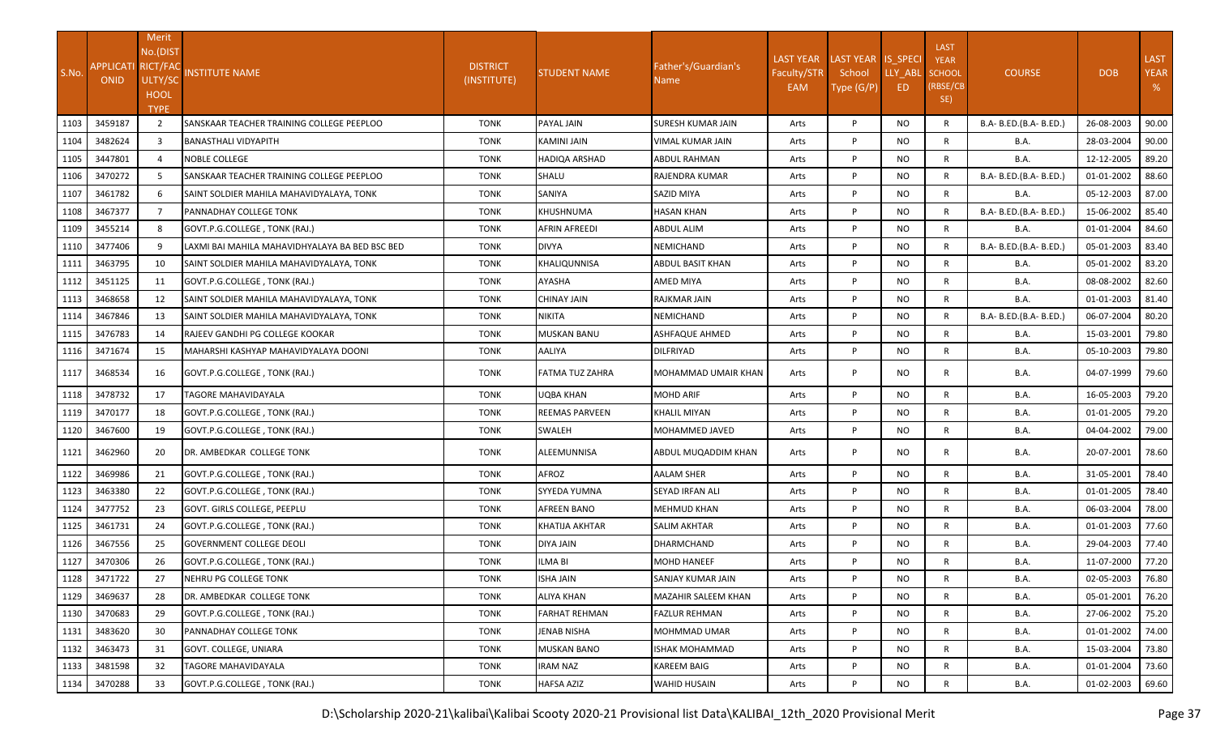| S.No. | APPLICATI ONID | Merit No.(DIST RICT/FAC ULTY/SC HOOL TYPE | INSTITUTE NAME | DISTRICT (INSTITUTE) | STUDENT NAME | Father's/Guardian's Name | LAST YEAR Faculty/STR EAM | LAST YEAR School Type (G/P) | IS_SPECI LLY_ABL ED | LAST YEAR SCHOOL (RBSE/CB SE) | COURSE | DOB | LAST YEAR % |
|---|---|---|---|---|---|---|---|---|---|---|---|---|---|
| 1103 | 3459187 | 2 | SANSKAAR TEACHER TRAINING COLLEGE PEEPLOO | TONK | PAYAL JAIN | SURESH KUMAR JAIN | Arts | P | NO | R | B.A- B.ED.(B.A- B.ED.) | 26-08-2003 | 90.00 |
| 1104 | 3482624 | 3 | BANASTHALI VIDYAPITH | TONK | KAMINI JAIN | VIMAL KUMAR JAIN | Arts | P | NO | R | B.A. | 28-03-2004 | 90.00 |
| 1105 | 3447801 | 4 | NOBLE COLLEGE | TONK | HADIQA ARSHAD | ABDUL RAHMAN | Arts | P | NO | R | B.A. | 12-12-2005 | 89.20 |
| 1106 | 3470272 | 5 | SANSKAAR TEACHER TRAINING COLLEGE PEEPLOO | TONK | SHALU | RAJENDRA KUMAR | Arts | P | NO | R | B.A- B.ED.(B.A- B.ED.) | 01-01-2002 | 88.60 |
| 1107 | 3461782 | 6 | SAINT SOLDIER MAHILA MAHAVIDYALAYA, TONK | TONK | SANIYA | SAZID MIYA | Arts | P | NO | R | B.A. | 05-12-2003 | 87.00 |
| 1108 | 3467377 | 7 | PANNADHAY COLLEGE TONK | TONK | KHUSHNUMA | HASAN KHAN | Arts | P | NO | R | B.A- B.ED.(B.A- B.ED.) | 15-06-2002 | 85.40 |
| 1109 | 3455214 | 8 | GOVT.P.G.COLLEGE , TONK (RAJ.) | TONK | AFRIN AFREEDI | ABDUL ALIM | Arts | P | NO | R | B.A. | 01-01-2004 | 84.60 |
| 1110 | 3477406 | 9 | LAXMI BAI MAHILA MAHAVIDHYALAYA BA BED BSC BED | TONK | DIVYA | NEMICHAND | Arts | P | NO | R | B.A- B.ED.(B.A- B.ED.) | 05-01-2003 | 83.40 |
| 1111 | 3463795 | 10 | SAINT SOLDIER MAHILA MAHAVIDYALAYA, TONK | TONK | KHALIQUNNISA | ABDUL BASIT KHAN | Arts | P | NO | R | B.A. | 05-01-2002 | 83.20 |
| 1112 | 3451125 | 11 | GOVT.P.G.COLLEGE , TONK (RAJ.) | TONK | AYASHA | AMED MIYA | Arts | P | NO | R | B.A. | 08-08-2002 | 82.60 |
| 1113 | 3468658 | 12 | SAINT SOLDIER MAHILA MAHAVIDYALAYA, TONK | TONK | CHINAY JAIN | RAJKMAR JAIN | Arts | P | NO | R | B.A. | 01-01-2003 | 81.40 |
| 1114 | 3467846 | 13 | SAINT SOLDIER MAHILA MAHAVIDYALAYA, TONK | TONK | NIKITA | NEMICHAND | Arts | P | NO | R | B.A- B.ED.(B.A- B.ED.) | 06-07-2004 | 80.20 |
| 1115 | 3476783 | 14 | RAJEEV GANDHI PG COLLEGE KOOKAR | TONK | MUSKAN BANU | ASHFAQUE AHMED | Arts | P | NO | R | B.A. | 15-03-2001 | 79.80 |
| 1116 | 3471674 | 15 | MAHARSHI KASHYAP MAHAVIDYALAYA DOONI | TONK | AALIYA | DILFRIYAD | Arts | P | NO | R | B.A. | 05-10-2003 | 79.80 |
| 1117 | 3468534 | 16 | GOVT.P.G.COLLEGE , TONK (RAJ.) | TONK | FATMA TUZ ZAHRA | MOHAMMAD UMAIR KHAN | Arts | P | NO | R | B.A. | 04-07-1999 | 79.60 |
| 1118 | 3478732 | 17 | TAGORE MAHAVIDAYALA | TONK | UQBA KHAN | MOHD ARIF | Arts | P | NO | R | B.A. | 16-05-2003 | 79.20 |
| 1119 | 3470177 | 18 | GOVT.P.G.COLLEGE , TONK (RAJ.) | TONK | REEMAS PARVEEN | KHALIL MIYAN | Arts | P | NO | R | B.A. | 01-01-2005 | 79.20 |
| 1120 | 3467600 | 19 | GOVT.P.G.COLLEGE , TONK (RAJ.) | TONK | SWALEH | MOHAMMED JAVED | Arts | P | NO | R | B.A. | 04-04-2002 | 79.00 |
| 1121 | 3462960 | 20 | DR. AMBEDKAR COLLEGE TONK | TONK | ALEEMUNNISA | ABDUL MUQADDIM KHAN | Arts | P | NO | R | B.A. | 20-07-2001 | 78.60 |
| 1122 | 3469986 | 21 | GOVT.P.G.COLLEGE , TONK (RAJ.) | TONK | AFROZ | AALAM SHER | Arts | P | NO | R | B.A. | 31-05-2001 | 78.40 |
| 1123 | 3463380 | 22 | GOVT.P.G.COLLEGE , TONK (RAJ.) | TONK | SYYEDA YUMNA | SEYAD IRFAN ALI | Arts | P | NO | R | B.A. | 01-01-2005 | 78.40 |
| 1124 | 3477752 | 23 | GOVT. GIRLS COLLEGE, PEEPLU | TONK | AFREEN BANO | MEHMUD KHAN | Arts | P | NO | R | B.A. | 06-03-2004 | 78.00 |
| 1125 | 3461731 | 24 | GOVT.P.G.COLLEGE , TONK (RAJ.) | TONK | KHATIJA AKHTAR | SALIM AKHTAR | Arts | P | NO | R | B.A. | 01-01-2003 | 77.60 |
| 1126 | 3467556 | 25 | GOVERNMENT COLLEGE DEOLI | TONK | DIYA JAIN | DHARMCHAND | Arts | P | NO | R | B.A. | 29-04-2003 | 77.40 |
| 1127 | 3470306 | 26 | GOVT.P.G.COLLEGE , TONK (RAJ.) | TONK | ILMA BI | MOHD HANEEF | Arts | P | NO | R | B.A. | 11-07-2000 | 77.20 |
| 1128 | 3471722 | 27 | NEHRU PG COLLEGE TONK | TONK | ISHA JAIN | SANJAY KUMAR JAIN | Arts | P | NO | R | B.A. | 02-05-2003 | 76.80 |
| 1129 | 3469637 | 28 | DR. AMBEDKAR COLLEGE TONK | TONK | ALIYA KHAN | MAZAHIR SALEEM KHAN | Arts | P | NO | R | B.A. | 05-01-2001 | 76.20 |
| 1130 | 3470683 | 29 | GOVT.P.G.COLLEGE , TONK (RAJ.) | TONK | FARHAT REHMAN | FAZLUR REHMAN | Arts | P | NO | R | B.A. | 27-06-2002 | 75.20 |
| 1131 | 3483620 | 30 | PANNADHAY COLLEGE TONK | TONK | JENAB NISHA | MOHMMAD UMAR | Arts | P | NO | R | B.A. | 01-01-2002 | 74.00 |
| 1132 | 3463473 | 31 | GOVT. COLLEGE, UNIARA | TONK | MUSKAN BANO | ISHAK MOHAMMAD | Arts | P | NO | R | B.A. | 15-03-2004 | 73.80 |
| 1133 | 3481598 | 32 | TAGORE MAHAVIDAYALA | TONK | IRAM NAZ | KAREEM BAIG | Arts | P | NO | R | B.A. | 01-01-2004 | 73.60 |
| 1134 | 3470288 | 33 | GOVT.P.G.COLLEGE , TONK (RAJ.) | TONK | HAFSA AZIZ | WAHID HUSAIN | Arts | P | NO | R | B.A. | 01-02-2003 | 69.60 |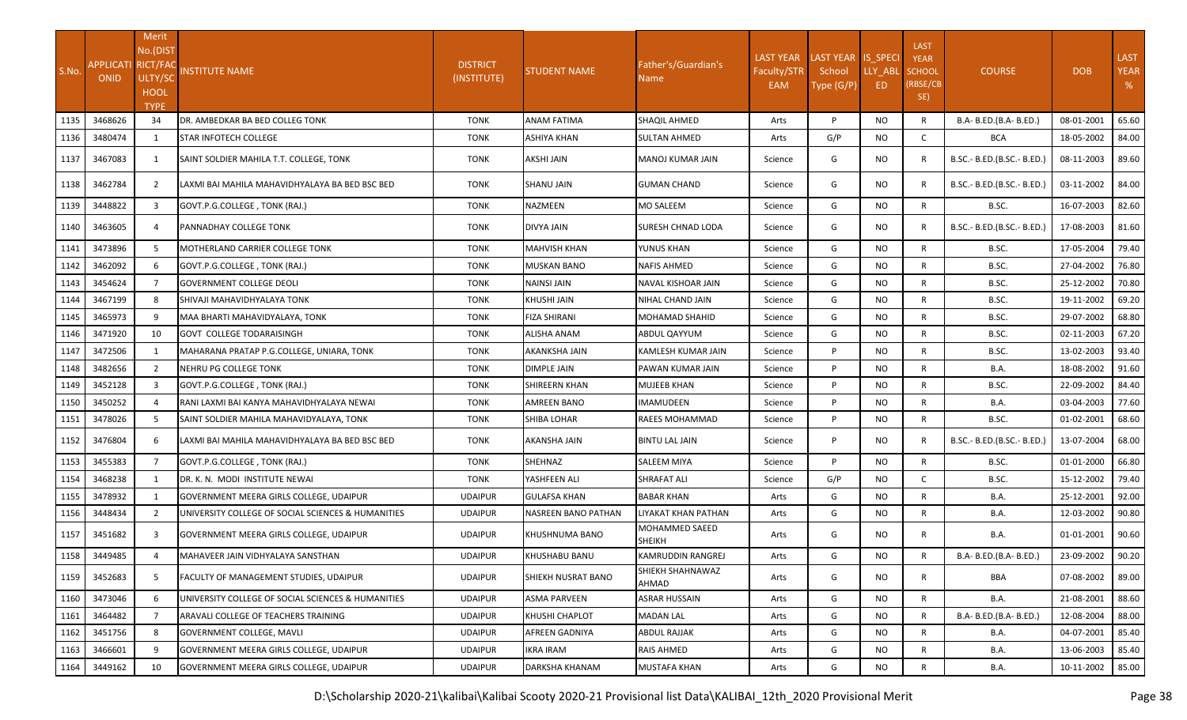| S.No. | APPLICATIONID | Merit No.(DISTRICT/FACULTY/SCHOOL TYPE) | INSTITUTE NAME | DISTRICT (INSTITUTE) | STUDENT NAME | Father's/Guardian's Name | LAST YEAR Faculty/STREAM | LAST YEAR School Type (G/P) | IS_SPECIALLY_ABLED | LAST YEAR SCHOOL (RBSE/CBSE) | COURSE | DOB | LAST YEAR % |
|---|---|---|---|---|---|---|---|---|---|---|---|---|---|
| 1135 | 3468626 | 34 | DR. AMBEDKAR BA BED COLLEG TONK | TONK | ANAM FATIMA | SHAQIL AHMED | Arts | P | NO | R | B.A- B.ED.(B.A- B.ED.) | 08-01-2001 | 65.60 |
| 1136 | 3480474 | 1 | STAR INFOTECH COLLEGE | TONK | ASHIYA KHAN | SULTAN AHMED | Arts | G/P | NO | C | BCA | 18-05-2002 | 84.00 |
| 1137 | 3467083 | 1 | SAINT SOLDIER MAHILA T.T. COLLEGE, TONK | TONK | AKSHI JAIN | MANOJ KUMAR JAIN | Science | G | NO | R | B.SC.- B.ED.(B.SC.- B.ED.) | 08-11-2003 | 89.60 |
| 1138 | 3462784 | 2 | LAXMI BAI MAHILA MAHAVIDHYALAYA BA BED BSC BED | TONK | SHANU JAIN | GUMAN CHAND | Science | G | NO | R | B.SC.- B.ED.(B.SC.- B.ED.) | 03-11-2002 | 84.00 |
| 1139 | 3448822 | 3 | GOVT.P.G.COLLEGE , TONK (RAJ.) | TONK | NAZMEEN | MO SALEEM | Science | G | NO | R | B.SC. | 16-07-2003 | 82.60 |
| 1140 | 3463605 | 4 | PANNADHAY COLLEGE TONK | TONK | DIVYA JAIN | SURESH CHNAD LODA | Science | G | NO | R | B.SC.- B.ED.(B.SC.- B.ED.) | 17-08-2003 | 81.60 |
| 1141 | 3473896 | 5 | MOTHERLAND CARRIER COLLEGE TONK | TONK | MAHVISH KHAN | YUNUS KHAN | Science | G | NO | R | B.SC. | 17-05-2004 | 79.40 |
| 1142 | 3462092 | 6 | GOVT.P.G.COLLEGE , TONK (RAJ.) | TONK | MUSKAN BANO | NAFIS AHMED | Science | G | NO | R | B.SC. | 27-04-2002 | 76.80 |
| 1143 | 3454624 | 7 | GOVERNMENT COLLEGE DEOLI | TONK | NAINSI JAIN | NAVAL KISHOAR JAIN | Science | G | NO | R | B.SC. | 25-12-2002 | 70.80 |
| 1144 | 3467199 | 8 | SHIVAJI MAHAVIDHYALAYA TONK | TONK | KHUSHI JAIN | NIHAL CHAND JAIN | Science | G | NO | R | B.SC. | 19-11-2002 | 69.20 |
| 1145 | 3465973 | 9 | MAA BHARTI MAHAVIDYALAYA, TONK | TONK | FIZA SHIRANI | MOHAMAD SHAHID | Science | G | NO | R | B.SC. | 29-07-2002 | 68.80 |
| 1146 | 3471920 | 10 | GOVT COLLEGE TODARAISINGH | TONK | ALISHA ANAM | ABDUL QAYYUM | Science | G | NO | R | B.SC. | 02-11-2003 | 67.20 |
| 1147 | 3472506 | 1 | MAHARANA PRATAP P.G.COLLEGE, UNIARA, TONK | TONK | AKANKSHA JAIN | KAMLESH KUMAR JAIN | Science | P | NO | R | B.SC. | 13-02-2003 | 93.40 |
| 1148 | 3482656 | 2 | NEHRU PG COLLEGE TONK | TONK | DIMPLE JAIN | PAWAN KUMAR JAIN | Science | P | NO | R | B.A. | 18-08-2002 | 91.60 |
| 1149 | 3452128 | 3 | GOVT.P.G.COLLEGE , TONK (RAJ.) | TONK | SHIREERN KHAN | MUJEEB KHAN | Science | P | NO | R | B.SC. | 22-09-2002 | 84.40 |
| 1150 | 3450252 | 4 | RANI LAXMI BAI KANYA MAHAVIDHYALAYA NEWAI | TONK | AMREEN BANO | IMAMUDEEN | Science | P | NO | R | B.A. | 03-04-2003 | 77.60 |
| 1151 | 3478026 | 5 | SAINT SOLDIER MAHILA MAHAVIDYALAYA, TONK | TONK | SHIBA LOHAR | RAEES MOHAMMAD | Science | P | NO | R | B.SC. | 01-02-2001 | 68.60 |
| 1152 | 3476804 | 6 | LAXMI BAI MAHILA MAHAVIDHYALAYA BA BED BSC BED | TONK | AKANSHA JAIN | BINTU LAL JAIN | Science | P | NO | R | B.SC.- B.ED.(B.SC.- B.ED.) | 13-07-2004 | 68.00 |
| 1153 | 3455383 | 7 | GOVT.P.G.COLLEGE , TONK (RAJ.) | TONK | SHEHNAZ | SALEEM MIYA | Science | P | NO | R | B.SC. | 01-01-2000 | 66.80 |
| 1154 | 3468238 | 1 | DR. K. N. MODI INSTITUTE NEWAI | TONK | YASHFEEN ALI | SHRAFAT ALI | Science | G/P | NO | C | B.SC. | 15-12-2002 | 79.40 |
| 1155 | 3478932 | 1 | GOVERNMENT MEERA GIRLS COLLEGE, UDAIPUR | UDAIPUR | GULAFSA KHAN | BABAR KHAN | Arts | G | NO | R | B.A. | 25-12-2001 | 92.00 |
| 1156 | 3448434 | 2 | UNIVERSITY COLLEGE OF SOCIAL SCIENCES & HUMANITIES | UDAIPUR | NASREEN BANO PATHAN | LIYAKAT KHAN PATHAN | Arts | G | NO | R | B.A. | 12-03-2002 | 90.80 |
| 1157 | 3451682 | 3 | GOVERNMENT MEERA GIRLS COLLEGE, UDAIPUR | UDAIPUR | KHUSHNUMA BANO | MOHAMMED SAEED SHEIKH | Arts | G | NO | R | B.A. | 01-01-2001 | 90.60 |
| 1158 | 3449485 | 4 | MAHAVEER JAIN VIDHYALAYA SANSTHAN | UDAIPUR | KHUSHABU BANU | KAMRUDDIN RANGREJ | Arts | G | NO | R | B.A- B.ED.(B.A- B.ED.) | 23-09-2002 | 90.20 |
| 1159 | 3452683 | 5 | FACULTY OF MANAGEMENT STUDIES, UDAIPUR | UDAIPUR | SHIEKH NUSRAT BANO | SHIEKH SHAHNAWAZ AHMAD | Arts | G | NO | R | BBA | 07-08-2002 | 89.00 |
| 1160 | 3473046 | 6 | UNIVERSITY COLLEGE OF SOCIAL SCIENCES & HUMANITIES | UDAIPUR | ASMA PARVEEN | ASRAR HUSSAIN | Arts | G | NO | R | B.A. | 21-08-2001 | 88.60 |
| 1161 | 3464482 | 7 | ARAVALI COLLEGE OF TEACHERS TRAINING | UDAIPUR | KHUSHI CHAPLOT | MADAN LAL | Arts | G | NO | R | B.A- B.ED.(B.A- B.ED.) | 12-08-2004 | 88.00 |
| 1162 | 3451756 | 8 | GOVERNMENT COLLEGE, MAVLI | UDAIPUR | AFREEN GADNIYA | ABDUL RAJJAK | Arts | G | NO | R | B.A. | 04-07-2001 | 85.40 |
| 1163 | 3466601 | 9 | GOVERNMENT MEERA GIRLS COLLEGE, UDAIPUR | UDAIPUR | IKRA IRAM | RAIS AHMED | Arts | G | NO | R | B.A. | 13-06-2003 | 85.40 |
| 1164 | 3449162 | 10 | GOVERNMENT MEERA GIRLS COLLEGE, UDAIPUR | UDAIPUR | DARKSHA KHANAM | MUSTAFA KHAN | Arts | G | NO | R | B.A. | 10-11-2002 | 85.00 |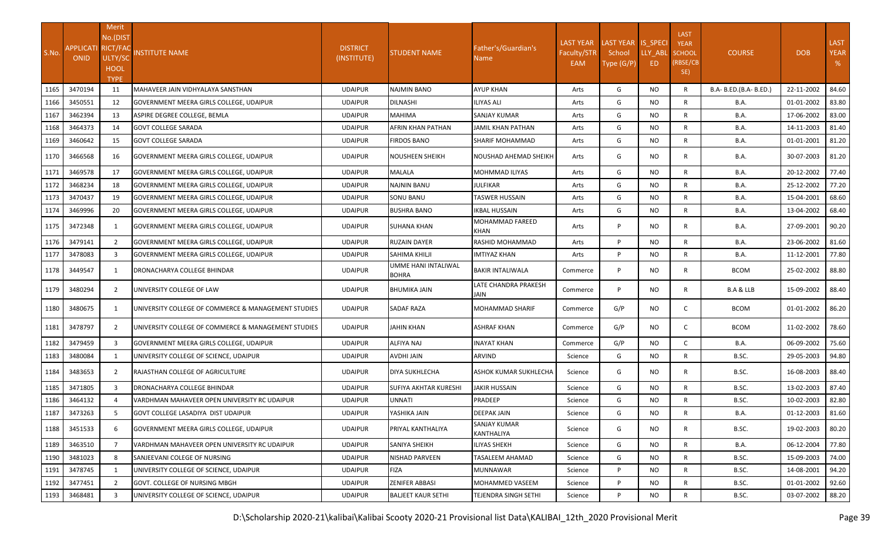| S.No. | APPLICATIONID | Merit No.(DISTRICT/FACULTY/SCHOOL TYPE) | INSTITUTE NAME | DISTRICT (INSTITUTE) | STUDENT NAME | Father's/Guardian's Name | LAST YEAR Faculty/STREAM | LAST YEAR School Type (G/P) | IS_SPECIALLY_ABLED | LAST YEAR SCHOOL (RBSE/CBSE) | COURSE | DOB | LAST YEAR % |
|---|---|---|---|---|---|---|---|---|---|---|---|---|---|
| 1165 | 3470194 | 11 | MAHAVEER JAIN VIDHYALAYA SANSTHAN | UDAIPUR | NAJMIN BANO | AYUP KHAN | Arts | G | NO | R | B.A- B.ED.(B.A- B.ED.) | 22-11-2002 | 84.60 |
| 1166 | 3450551 | 12 | GOVERNMENT MEERA GIRLS COLLEGE, UDAIPUR | UDAIPUR | DILNASHI | ILIYAS ALI | Arts | G | NO | R | B.A. | 01-01-2002 | 83.80 |
| 1167 | 3462394 | 13 | ASPIRE DEGREE COLLEGE, BEMLA | UDAIPUR | MAHIMA | SANJAY KUMAR | Arts | G | NO | R | B.A. | 17-06-2002 | 83.00 |
| 1168 | 3464373 | 14 | GOVT COLLEGE SARADA | UDAIPUR | AFRIN KHAN PATHAN | JAMIL KHAN PATHAN | Arts | G | NO | R | B.A. | 14-11-2003 | 81.40 |
| 1169 | 3460642 | 15 | GOVT COLLEGE SARADA | UDAIPUR | FIRDOS BANO | SHARIF MOHAMMAD | Arts | G | NO | R | B.A. | 01-01-2001 | 81.20 |
| 1170 | 3466568 | 16 | GOVERNMENT MEERA GIRLS COLLEGE, UDAIPUR | UDAIPUR | NOUSHEEN SHEIKH | NOUSHAD AHEMAD SHEIKH | Arts | G | NO | R | B.A. | 30-07-2003 | 81.20 |
| 1171 | 3469578 | 17 | GOVERNMENT MEERA GIRLS COLLEGE, UDAIPUR | UDAIPUR | MALALA | MOHMMAD ILIYAS | Arts | G | NO | R | B.A. | 20-12-2002 | 77.40 |
| 1172 | 3468234 | 18 | GOVERNMENT MEERA GIRLS COLLEGE, UDAIPUR | UDAIPUR | NAJNIN BANU | JULFIKAR | Arts | G | NO | R | B.A. | 25-12-2002 | 77.20 |
| 1173 | 3470437 | 19 | GOVERNMENT MEERA GIRLS COLLEGE, UDAIPUR | UDAIPUR | SONU BANU | TASWER HUSSAIN | Arts | G | NO | R | B.A. | 15-04-2001 | 68.60 |
| 1174 | 3469996 | 20 | GOVERNMENT MEERA GIRLS COLLEGE, UDAIPUR | UDAIPUR | BUSHRA BANO | IKBAL HUSSAIN | Arts | G | NO | R | B.A. | 13-04-2002 | 68.40 |
| 1175 | 3472348 | 1 | GOVERNMENT MEERA GIRLS COLLEGE, UDAIPUR | UDAIPUR | SUHANA KHAN | MOHAMMAD FAREED KHAN | Arts | P | NO | R | B.A. | 27-09-2001 | 90.20 |
| 1176 | 3479141 | 2 | GOVERNMENT MEERA GIRLS COLLEGE, UDAIPUR | UDAIPUR | RUZAIN DAYER | RASHID MOHAMMAD | Arts | P | NO | R | B.A. | 23-06-2002 | 81.60 |
| 1177 | 3478083 | 3 | GOVERNMENT MEERA GIRLS COLLEGE, UDAIPUR | UDAIPUR | SAHIMA KHILJI | IMTIYAZ KHAN | Arts | P | NO | R | B.A. | 11-12-2001 | 77.80 |
| 1178 | 3449547 | 1 | DRONACHARYA COLLEGE BHINDAR | UDAIPUR | UMME HANI INTALIWAL BOHRA | BAKIR INTALIWALA | Commerce | P | NO | R | BCOM | 25-02-2002 | 88.80 |
| 1179 | 3480294 | 2 | UNIVERSITY COLLEGE OF LAW | UDAIPUR | BHUMIKA JAIN | LATE CHANDRA PRAKESH JAIN | Commerce | P | NO | R | B.A & LLB | 15-09-2002 | 88.40 |
| 1180 | 3480675 | 1 | UNIVERSITY COLLEGE OF COMMERCE & MANAGEMENT STUDIES | UDAIPUR | SADAF RAZA | MOHAMMAD SHARIF | Commerce | G/P | NO | C | BCOM | 01-01-2002 | 86.20 |
| 1181 | 3478797 | 2 | UNIVERSITY COLLEGE OF COMMERCE & MANAGEMENT STUDIES | UDAIPUR | JAHIN KHAN | ASHRAF KHAN | Commerce | G/P | NO | C | BCOM | 11-02-2002 | 78.60 |
| 1182 | 3479459 | 3 | GOVERNMENT MEERA GIRLS COLLEGE, UDAIPUR | UDAIPUR | ALFIYA NAJ | INAYAT KHAN | Commerce | G/P | NO | C | B.A. | 06-09-2002 | 75.60 |
| 1183 | 3480084 | 1 | UNIVERSITY COLLEGE OF SCIENCE, UDAIPUR | UDAIPUR | AVDHI JAIN | ARVIND | Science | G | NO | R | B.SC. | 29-05-2003 | 94.80 |
| 1184 | 3483653 | 2 | RAJASTHAN COLLEGE OF AGRICULTURE | UDAIPUR | DIYA SUKHLECHA | ASHOK KUMAR SUKHLECHA | Science | G | NO | R | B.SC. | 16-08-2003 | 88.40 |
| 1185 | 3471805 | 3 | DRONACHARYA COLLEGE BHINDAR | UDAIPUR | SUFIYA AKHTAR KURESHI | JAKIR HUSSAIN | Science | G | NO | R | B.SC. | 13-02-2003 | 87.40 |
| 1186 | 3464132 | 4 | VARDHMAN MAHAVEER OPEN UNIVERSITY RC UDAIPUR | UDAIPUR | UNNATI | PRADEEP | Science | G | NO | R | B.SC. | 10-02-2003 | 82.80 |
| 1187 | 3473263 | 5 | GOVT COLLEGE LASADIYA DIST UDAIPUR | UDAIPUR | YASHIKA JAIN | DEEPAK JAIN | Science | G | NO | R | B.A. | 01-12-2003 | 81.60 |
| 1188 | 3451533 | 6 | GOVERNMENT MEERA GIRLS COLLEGE, UDAIPUR | UDAIPUR | PRIYAL KANTHALIYA | SANJAY KUMAR KANTHALIYA | Science | G | NO | R | B.SC. | 19-02-2003 | 80.20 |
| 1189 | 3463510 | 7 | VARDHMAN MAHAVEER OPEN UNIVERSITY RC UDAIPUR | UDAIPUR | SANIYA SHEIKH | ILIYAS SHEKH | Science | G | NO | R | B.A. | 06-12-2004 | 77.80 |
| 1190 | 3481023 | 8 | SANJEEVANI COLEGE OF NURSING | UDAIPUR | NISHAD PARVEEN | TASALEEM AHAMAD | Science | G | NO | R | B.SC. | 15-09-2003 | 74.00 |
| 1191 | 3478745 | 1 | UNIVERSITY COLLEGE OF SCIENCE, UDAIPUR | UDAIPUR | FIZA | MUNNAWAR | Science | P | NO | R | B.SC. | 14-08-2001 | 94.20 |
| 1192 | 3477451 | 2 | GOVT. COLLEGE OF NURSING MBGH | UDAIPUR | ZENIFER ABBASI | MOHAMMED VASEEM | Science | P | NO | R | B.SC. | 01-01-2002 | 92.60 |
| 1193 | 3468481 | 3 | UNIVERSITY COLLEGE OF SCIENCE, UDAIPUR | UDAIPUR | BALJEET KAUR SETHI | TEJENDRA SINGH SETHI | Science | P | NO | R | B.SC. | 03-07-2002 | 88.20 |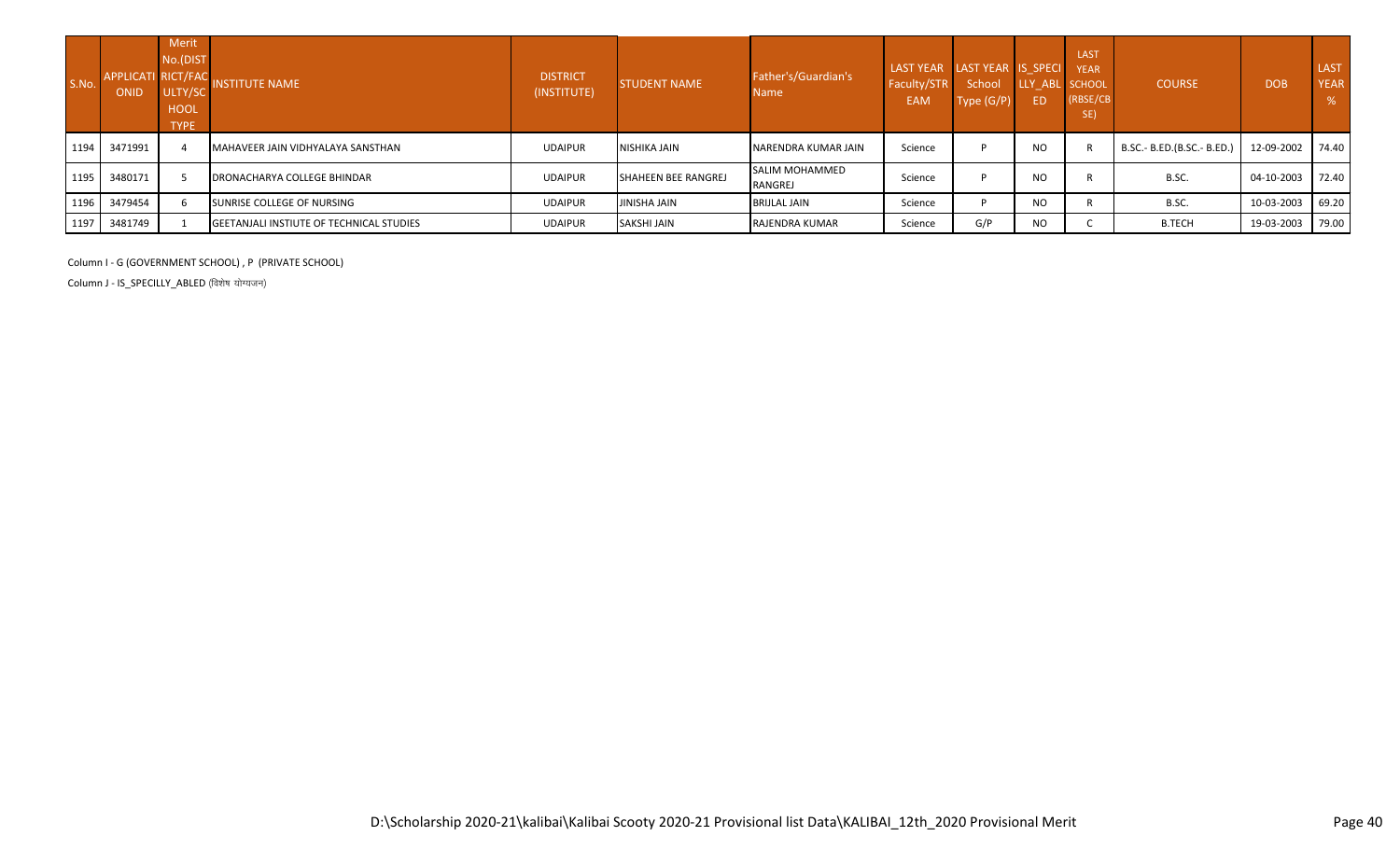| S.No. | APPLICATIONID | Merit No.(DISTRICT/FACULTY/SCHOOL TYPE | INSTITUTE NAME | DISTRICT (INSTITUTE) | STUDENT NAME | Father's/Guardian's Name | LAST YEAR Faculty/STREAM | LAST YEAR School Type (G/P) | IS_SPECILLY_ABLED | LAST YEAR SCHOOL (RBSE/CBSE) | COURSE | DOB | LAST YEAR % |
|---|---|---|---|---|---|---|---|---|---|---|---|---|---|
| 1194 | 3471991 | 4 | MAHAVEER JAIN VIDHYALAYA SANSTHAN | UDAIPUR | NISHIKA JAIN | NARENDRA KUMAR JAIN | Science | P | NO | R | B.SC.- B.ED.(B.SC.- B.ED.) | 12-09-2002 | 74.40 |
| 1195 | 3480171 | 5 | DRONACHARYA COLLEGE BHINDAR | UDAIPUR | SHAHEEN BEE RANGREJ | SALIM MOHAMMED RANGREJ | Science | P | NO | R | B.SC. | 04-10-2003 | 72.40 |
| 1196 | 3479454 | 6 | SUNRISE COLLEGE OF NURSING | UDAIPUR | JINISHA JAIN | BRIJLAL JAIN | Science | P | NO | R | B.SC. | 10-03-2003 | 69.20 |
| 1197 | 3481749 | 1 | GEETANJALI INSTIUTE OF TECHNICAL STUDIES | UDAIPUR | SAKSHI JAIN | RAJENDRA KUMAR | Science | G/P | NO | C | B.TECH | 19-03-2003 | 79.00 |

Column I - G (GOVERNMENT SCHOOL) , P (PRIVATE SCHOOL)

Column J - IS_SPECILLY_ABLED (विशेष योग्यजन)